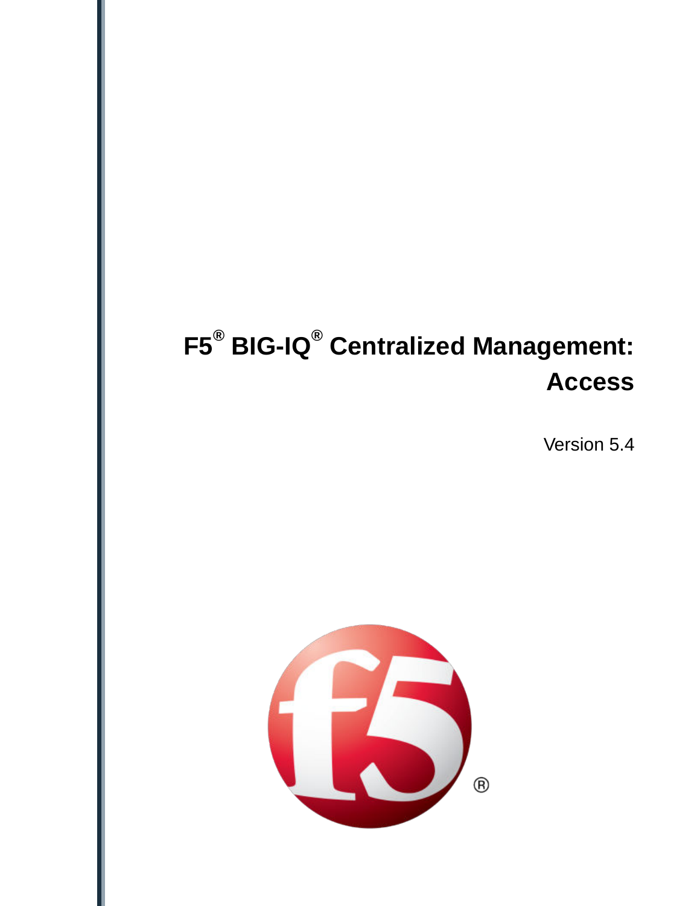# F5® BIG-IQ® Centralized Management: Access

Version 5.4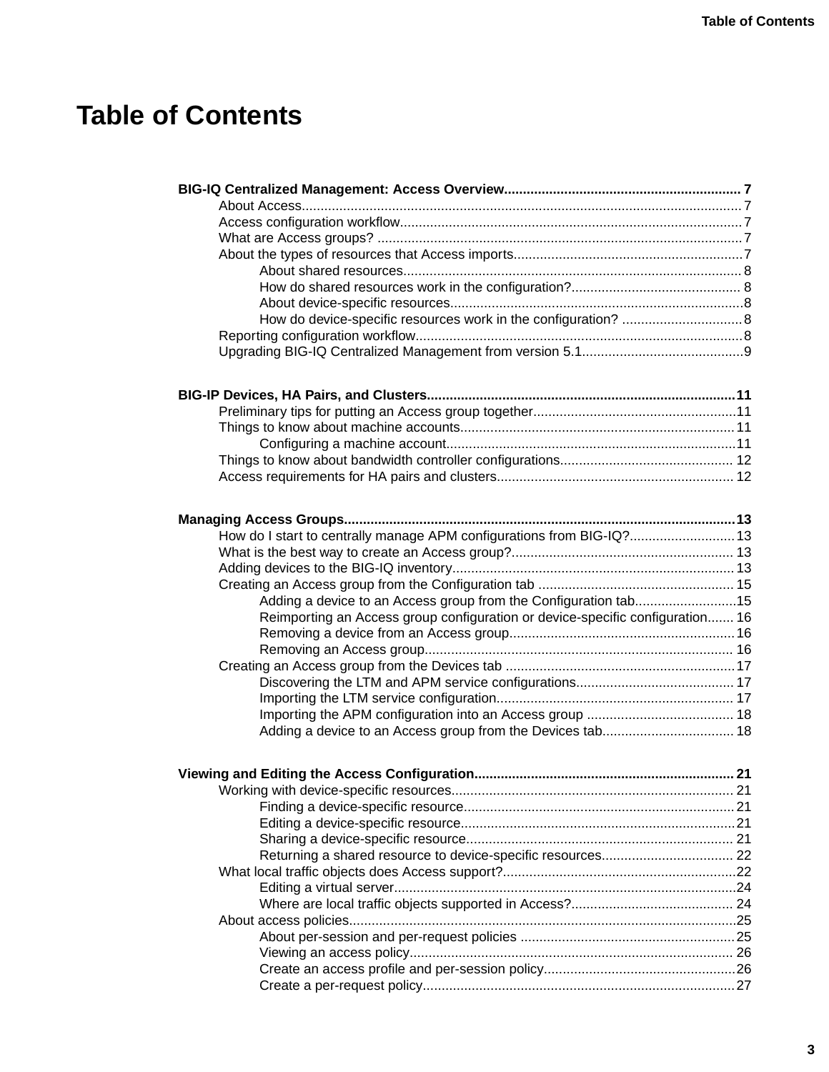# Table of Contents

**BIG-IQ Centralized Management: Access Overview...... 7**

- About Access...... 7
- Access configuration workflow...... 7
- What are Access groups? ...... 7
- About the types of resources that Access imports...... 7
  - About shared resources...... 8
  - How do shared resources work in the configuration?...... 8
  - About device-specific resources...... 8
  - How do device-specific resources work in the configuration? ...... 8
- Reporting configuration workflow...... 8
- Upgrading BIG-IQ Centralized Management from version 5.1...... 9

**BIG-IP Devices, HA Pairs, and Clusters...... 11**

- Preliminary tips for putting an Access group together...... 11
- Things to know about machine accounts...... 11
  - Configuring a machine account...... 11
- Things to know about bandwidth controller configurations...... 12
- Access requirements for HA pairs and clusters...... 12

**Managing Access Groups...... 13**

- How do I start to centrally manage APM configurations from BIG-IQ?...... 13
- What is the best way to create an Access group?...... 13
- Adding devices to the BIG-IQ inventory...... 13
- Creating an Access group from the Configuration tab ...... 15
  - Adding a device to an Access group from the Configuration tab...... 15
  - Reimporting an Access group configuration or device-specific configuration...... 16
  - Removing a device from an Access group...... 16
  - Removing an Access group...... 16
- Creating an Access group from the Devices tab ...... 17
  - Discovering the LTM and APM service configurations...... 17
  - Importing the LTM service configuration...... 17
  - Importing the APM configuration into an Access group ...... 18
  - Adding a device to an Access group from the Devices tab...... 18

**Viewing and Editing the Access Configuration...... 21**

- Working with device-specific resources...... 21
  - Finding a device-specific resource...... 21
  - Editing a device-specific resource...... 21
  - Sharing a device-specific resource...... 21
  - Returning a shared resource to device-specific resources...... 22
- What local traffic objects does Access support?...... 22
  - Editing a virtual server...... 24
  - Where are local traffic objects supported in Access?...... 24
- About access policies...... 25
  - About per-session and per-request policies ...... 25
  - Viewing an access policy...... 26
  - Create an access profile and per-session policy...... 26
  - Create a per-request policy...... 27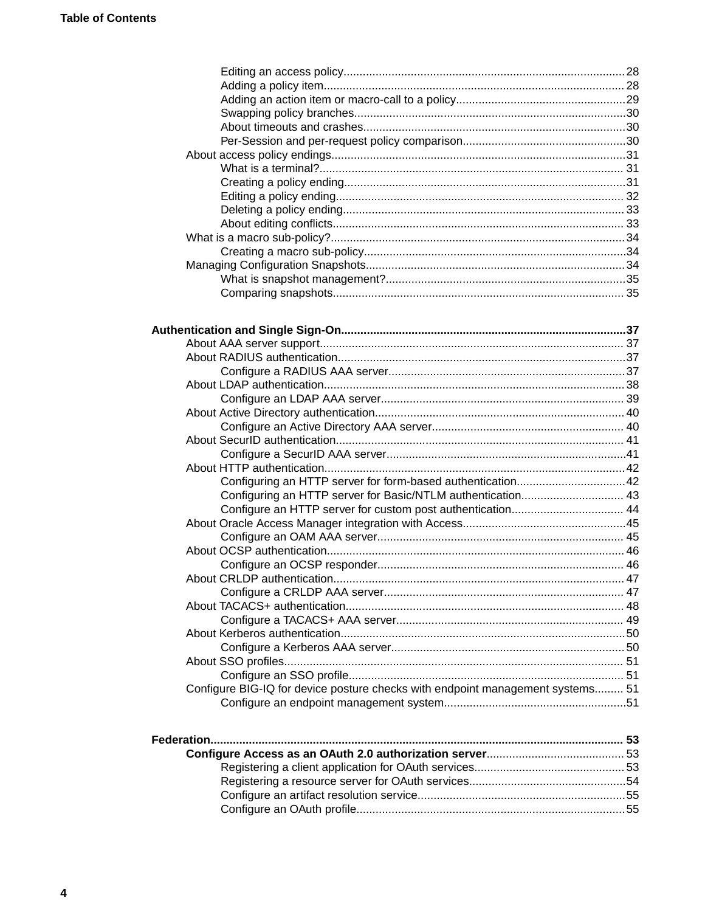Editing an access policy........................................................................................28
Adding a policy item..............................................................................................28
Adding an action item or macro-call to a policy.....................................................29
Swapping policy branches.....................................................................................30
About timeouts and crashes..................................................................................30
Per-Session and per-request policy comparison...................................................30

About access policy endings............................................................................................31
What is a terminal?...............................................................................................31
Creating a policy ending........................................................................................31
Editing a policy ending..........................................................................................32
Deleting a policy ending........................................................................................33
About editing conflicts...........................................................................................33

What is a macro sub-policy?............................................................................................34
Creating a macro sub-policy..................................................................................34

Managing Configuration Snapshots.................................................................................34
What is snapshot management?...........................................................................35
Comparing snapshots............................................................................................35

**Authentication and Single Sign-On.........................................................................................37**

About AAA server support...............................................................................................37

About RADIUS authentication..........................................................................................37
Configure a RADIUS AAA server..........................................................................37

About LDAP authentication..............................................................................................38
Configure an LDAP AAA server............................................................................39

About Active Directory authentication..............................................................................40
Configure an Active Directory AAA server............................................................40

About SecurID authentication..........................................................................................41
Configure a SecurID AAA server...........................................................................41

About HTTP authentication..............................................................................................42
Configuring an HTTP server for form-based authentication..................................42
Configuring an HTTP server for Basic/NTLM authentication................................43
Configure an HTTP server for custom post authentication...................................44

About Oracle Access Manager integration with Access...................................................45
Configure an OAM AAA server.............................................................................45

About OCSP authentication.............................................................................................46
Configure an OCSP responder.............................................................................46

About CRLDP authentication...........................................................................................47
Configure a CRLDP AAA server...........................................................................47

About TACACS+ authentication.......................................................................................48
Configure a TACACS+ AAA server.......................................................................49

About Kerberos authentication.........................................................................................50
Configure a Kerberos AAA server.........................................................................50

About SSO profiles..........................................................................................................51
Configure an SSO profile......................................................................................51

Configure BIG-IQ for device posture checks with endpoint management systems.........51
Configure an endpoint management system.........................................................51

**Federation.................................................................................................................................53**

**Configure Access as an OAuth 2.0 authorization server**...........................................53
Registering a client application for OAuth services...............................................53
Registering a resource server for OAuth services.................................................54
Configure an artifact resolution service.................................................................55
Configure an OAuth profile....................................................................................55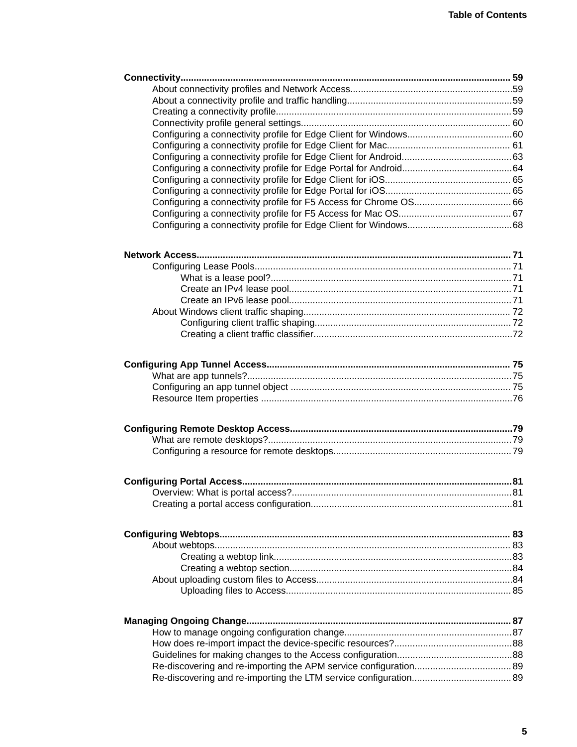**Connectivity** ... **59**

- About connectivity profiles and Network Access ... 59
- About a connectivity profile and traffic handling ... 59
- Creating a connectivity profile ... 59
- Connectivity profile general settings ... 60
- Configuring a connectivity profile for Edge Client for Windows ... 60
- Configuring a connectivity profile for Edge Client for Mac ... 61
- Configuring a connectivity profile for Edge Client for Android ... 63
- Configuring a connectivity profile for Edge Portal for Android ... 64
- Configuring a connectivity profile for Edge Client for iOS ... 65
- Configuring a connectivity profile for Edge Portal for iOS ... 65
- Configuring a connectivity profile for F5 Access for Chrome OS ... 66
- Configuring a connectivity profile for F5 Access for Mac OS ... 67
- Configuring a connectivity profile for Edge Client for Windows ... 68

**Network Access** ... **71**

- Configuring Lease Pools ... 71
  - What is a lease pool? ... 71
  - Create an IPv4 lease pool ... 71
  - Create an IPv6 lease pool ... 71
- About Windows client traffic shaping ... 72
  - Configuring client traffic shaping ... 72
  - Creating a client traffic classifier ... 72

**Configuring App Tunnel Access** ... **75**

- What are app tunnels? ... 75
- Configuring an app tunnel object ... 75
- Resource Item properties ... 76

**Configuring Remote Desktop Access** ... **79**

- What are remote desktops? ... 79
- Configuring a resource for remote desktops ... 79

**Configuring Portal Access** ... **81**

- Overview: What is portal access? ... 81
- Creating a portal access configuration ... 81

**Configuring Webtops** ... **83**

- About webtops ... 83
  - Creating a webtop link ... 83
  - Creating a webtop section ... 84
- About uploading custom files to Access ... 84
  - Uploading files to Access ... 85

**Managing Ongoing Change** ... **87**

- How to manage ongoing configuration change ... 87
- How does re-import impact the device-specific resources? ... 88
- Guidelines for making changes to the Access configuration ... 88
- Re-discovering and re-importing the APM service configuration ... 89
- Re-discovering and re-importing the LTM service configuration ... 89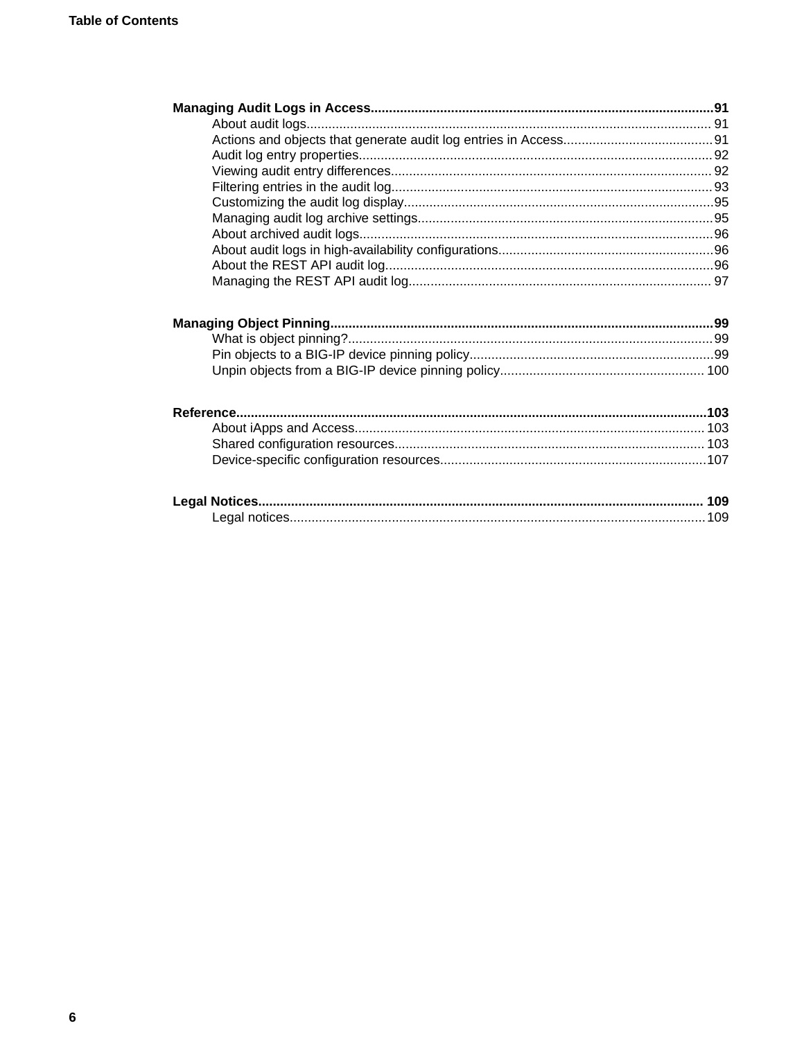**Managing Audit Logs in Access....................................................................................91**

- About audit logs....................................................................................................91
- Actions and objects that generate audit log entries in Access........................................91
- Audit log entry properties.......................................................................................92
- Viewing audit entry differences...............................................................................92
- Filtering entries in the audit log..............................................................................93
- Customizing the audit log display............................................................................95
- Managing audit log archive settings.........................................................................95
- About archived audit logs........................................................................................96
- About audit logs in high-availability configurations....................................................96
- About the REST API audit log..................................................................................96
- Managing the REST API audit log............................................................................97

**Managing Object Pinning.............................................................................................99**

- What is object pinning?..........................................................................................99
- Pin objects to a BIG-IP device pinning policy.............................................................99
- Unpin objects from a BIG-IP device pinning policy....................................................100

**Reference...................................................................................................................103**

- About iApps and Access.......................................................................................103
- Shared configuration resources.............................................................................103
- Device-specific configuration resources..................................................................107

**Legal Notices.............................................................................................................109**

- Legal notices......................................................................................................109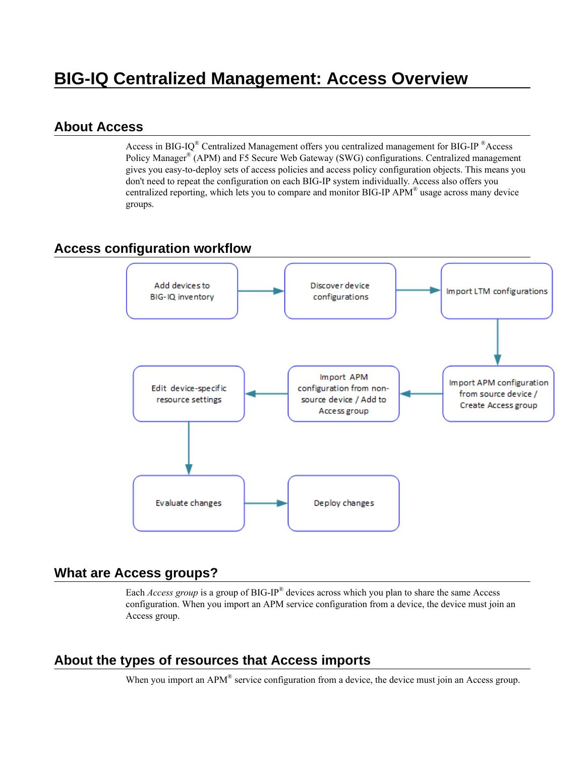# BIG-IQ Centralized Management: Access Overview

## About Access

Access in BIG-IQ® Centralized Management offers you centralized management for BIG-IP ®Access Policy Manager® (APM) and F5 Secure Web Gateway (SWG) configurations. Centralized management gives you easy-to-deploy sets of access policies and access policy configuration objects. This means you don't need to repeat the configuration on each BIG-IP system individually. Access also offers you centralized reporting, which lets you to compare and monitor BIG-IP APM® usage across many device groups.

## Access configuration workflow

Add devices to BIG-IQ inventory → Discover device configurations → Import LTM configurations → Import APM configuration from source device / Create Access group → Import APM configuration from non-source device / Add to Access group → Edit device-specific resource settings → Evaluate changes → Deploy changes

## What are Access groups?

Each *Access group* is a group of BIG-IP® devices across which you plan to share the same Access configuration. When you import an APM service configuration from a device, the device must join an Access group.

## About the types of resources that Access imports

When you import an APM® service configuration from a device, the device must join an Access group.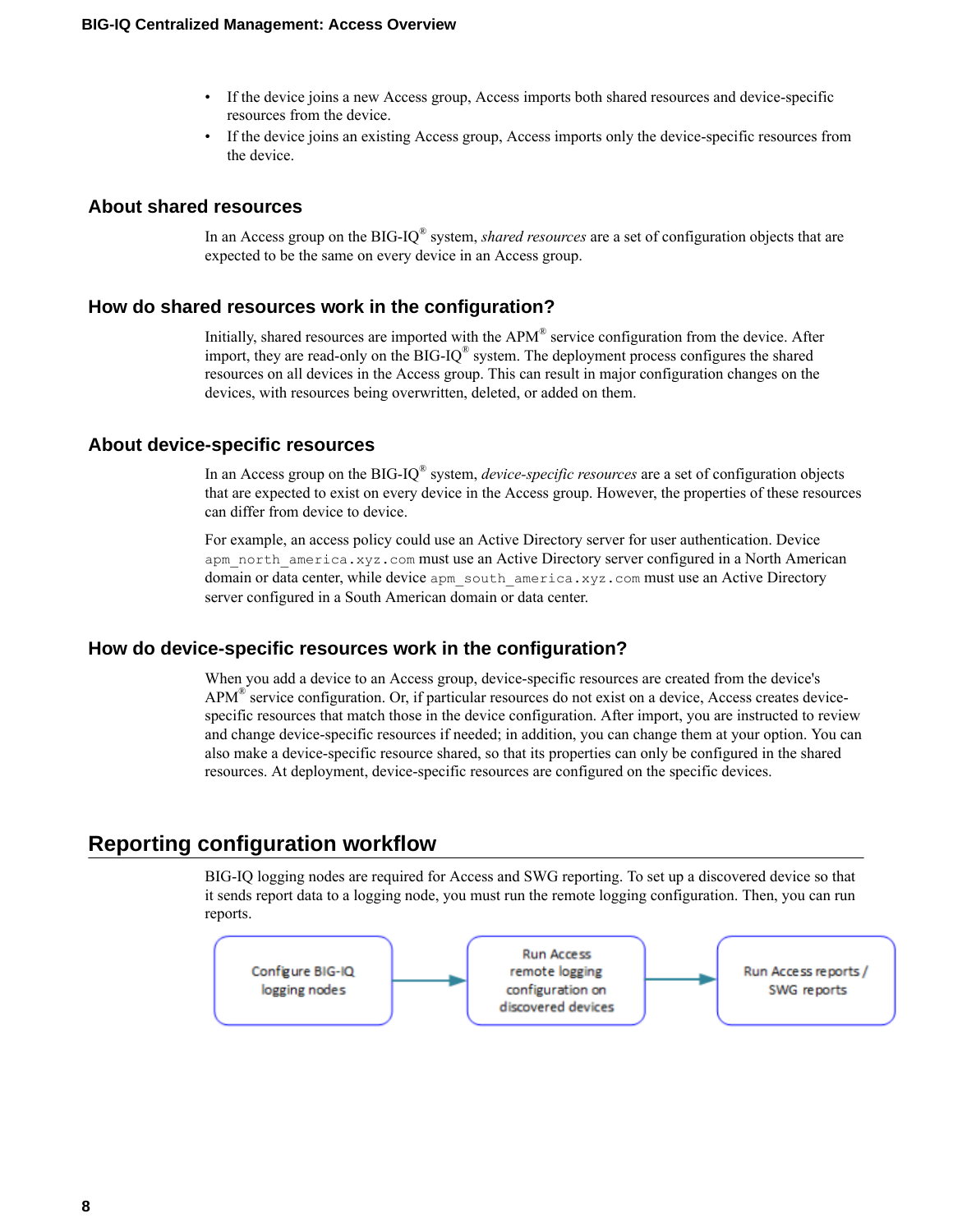- If the device joins a new Access group, Access imports both shared resources and device-specific resources from the device.
- If the device joins an existing Access group, Access imports only the device-specific resources from the device.

### About shared resources

In an Access group on the BIG-IQ® system, *shared resources* are a set of configuration objects that are expected to be the same on every device in an Access group.

### How do shared resources work in the configuration?

Initially, shared resources are imported with the APM® service configuration from the device. After import, they are read-only on the BIG-IQ® system. The deployment process configures the shared resources on all devices in the Access group. This can result in major configuration changes on the devices, with resources being overwritten, deleted, or added on them.

### About device-specific resources

In an Access group on the BIG-IQ® system, *device-specific resources* are a set of configuration objects that are expected to exist on every device in the Access group. However, the properties of these resources can differ from device to device.

For example, an access policy could use an Active Directory server for user authentication. Device `apm_north_america.xyz.com` must use an Active Directory server configured in a North American domain or data center, while device `apm_south_america.xyz.com` must use an Active Directory server configured in a South American domain or data center.

### How do device-specific resources work in the configuration?

When you add a device to an Access group, device-specific resources are created from the device's APM® service configuration. Or, if particular resources do not exist on a device, Access creates device-specific resources that match those in the device configuration. After import, you are instructed to review and change device-specific resources if needed; in addition, you can change them at your option. You can also make a device-specific resource shared, so that its properties can only be configured in the shared resources. At deployment, device-specific resources are configured on the specific devices.

## Reporting configuration workflow

BIG-IQ logging nodes are required for Access and SWG reporting. To set up a discovered device so that it sends report data to a logging node, you must run the remote logging configuration. Then, you can run reports.

Configure BIG-IQ logging nodes → Run Access remote logging configuration on discovered devices → Run Access reports / SWG reports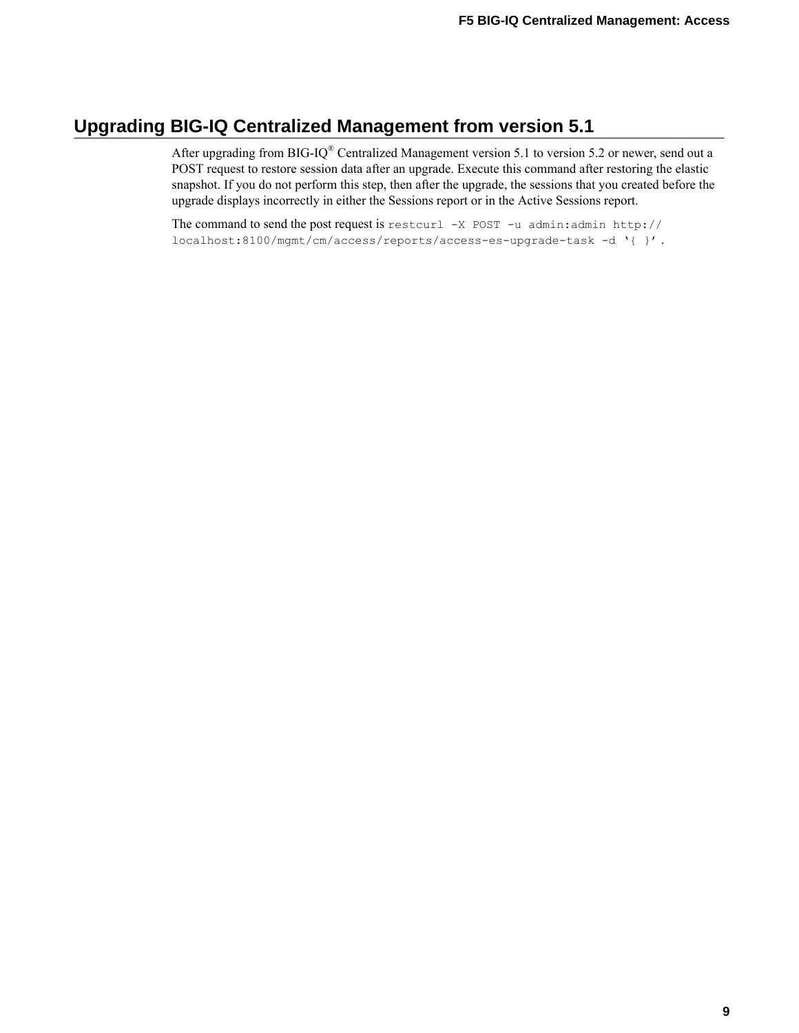## Upgrading BIG-IQ Centralized Management from version 5.1

After upgrading from BIG-IQ® Centralized Management version 5.1 to version 5.2 or newer, send out a POST request to restore session data after an upgrade. Execute this command after restoring the elastic snapshot. If you do not perform this step, then after the upgrade, the sessions that you created before the upgrade displays incorrectly in either the Sessions report or in the Active Sessions report.

The command to send the post request is `restcurl -X POST -u admin:admin http://localhost:8100/mgmt/cm/access/reports/access-es-upgrade-task -d '{ }'`.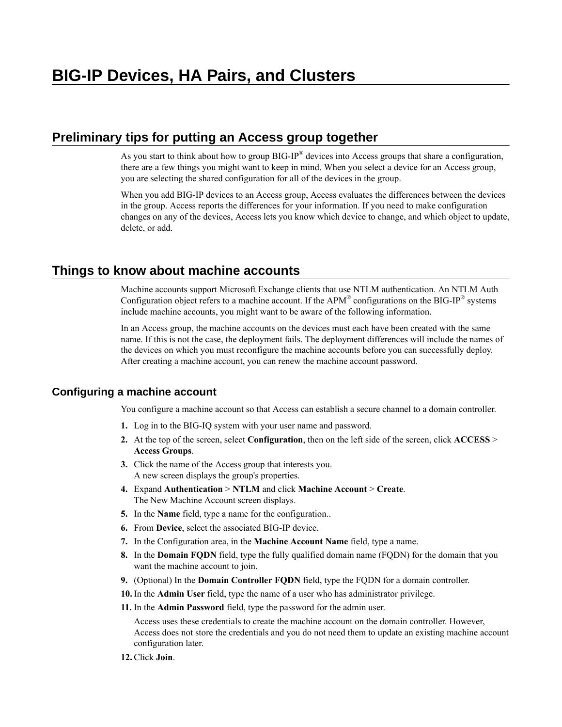# BIG-IP Devices, HA Pairs, and Clusters

## Preliminary tips for putting an Access group together

As you start to think about how to group BIG-IP® devices into Access groups that share a configuration, there are a few things you might want to keep in mind. When you select a device for an Access group, you are selecting the shared configuration for all of the devices in the group.

When you add BIG-IP devices to an Access group, Access evaluates the differences between the devices in the group. Access reports the differences for your information. If you need to make configuration changes on any of the devices, Access lets you know which device to change, and which object to update, delete, or add.

## Things to know about machine accounts

Machine accounts support Microsoft Exchange clients that use NTLM authentication. An NTLM Auth Configuration object refers to a machine account. If the APM® configurations on the BIG-IP® systems include machine accounts, you might want to be aware of the following information.

In an Access group, the machine accounts on the devices must each have been created with the same name. If this is not the case, the deployment fails. The deployment differences will include the names of the devices on which you must reconfigure the machine accounts before you can successfully deploy. After creating a machine account, you can renew the machine account password.

### Configuring a machine account

You configure a machine account so that Access can establish a secure channel to a domain controller.

1. Log in to the BIG-IQ system with your user name and password.
2. At the top of the screen, select **Configuration**, then on the left side of the screen, click **ACCESS** > **Access Groups**.
3. Click the name of the Access group that interests you.
   A new screen displays the group's properties.
4. Expand **Authentication** > **NTLM** and click **Machine Account** > **Create**.
   The New Machine Account screen displays.
5. In the **Name** field, type a name for the configuration..
6. From **Device**, select the associated BIG-IP device.
7. In the Configuration area, in the **Machine Account Name** field, type a name.
8. In the **Domain FQDN** field, type the fully qualified domain name (FQDN) for the domain that you want the machine account to join.
9. (Optional) In the **Domain Controller FQDN** field, type the FQDN for a domain controller.
10. In the **Admin User** field, type the name of a user who has administrator privilege.
11. In the **Admin Password** field, type the password for the admin user.

    Access uses these credentials to create the machine account on the domain controller. However, Access does not store the credentials and you do not need them to update an existing machine account configuration later.
12. Click **Join**.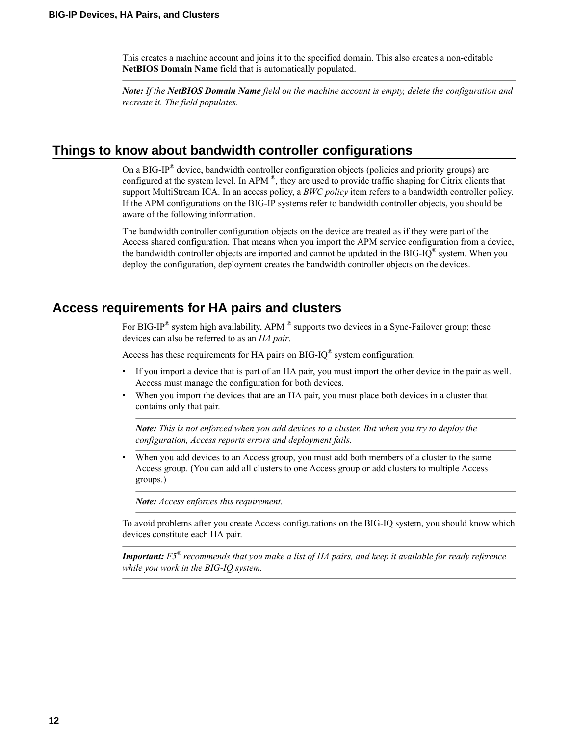This creates a machine account and joins it to the specified domain. This also creates a non-editable **NetBIOS Domain Name** field that is automatically populated.

*Note: If the* ***NetBIOS Domain Name*** *field on the machine account is empty, delete the configuration and recreate it. The field populates.*

## Things to know about bandwidth controller configurations

On a BIG-IP® device, bandwidth controller configuration objects (policies and priority groups) are configured at the system level. In APM ®, they are used to provide traffic shaping for Citrix clients that support MultiStream ICA. In an access policy, a *BWC policy* item refers to a bandwidth controller policy. If the APM configurations on the BIG-IP systems refer to bandwidth controller objects, you should be aware of the following information.

The bandwidth controller configuration objects on the device are treated as if they were part of the Access shared configuration. That means when you import the APM service configuration from a device, the bandwidth controller objects are imported and cannot be updated in the BIG-IQ® system. When you deploy the configuration, deployment creates the bandwidth controller objects on the devices.

## Access requirements for HA pairs and clusters

For BIG-IP® system high availability, APM ® supports two devices in a Sync-Failover group; these devices can also be referred to as an *HA pair*.

Access has these requirements for HA pairs on BIG-IQ® system configuration:

- If you import a device that is part of an HA pair, you must import the other device in the pair as well. Access must manage the configuration for both devices.
- When you import the devices that are an HA pair, you must place both devices in a cluster that contains only that pair.

  ***Note:*** *This is not enforced when you add devices to a cluster. But when you try to deploy the configuration, Access reports errors and deployment fails.*

- When you add devices to an Access group, you must add both members of a cluster to the same Access group. (You can add all clusters to one Access group or add clusters to multiple Access groups.)

  ***Note:*** *Access enforces this requirement.*

To avoid problems after you create Access configurations on the BIG-IQ system, you should know which devices constitute each HA pair.

***Important:*** *F5® recommends that you make a list of HA pairs, and keep it available for ready reference while you work in the BIG-IQ system.*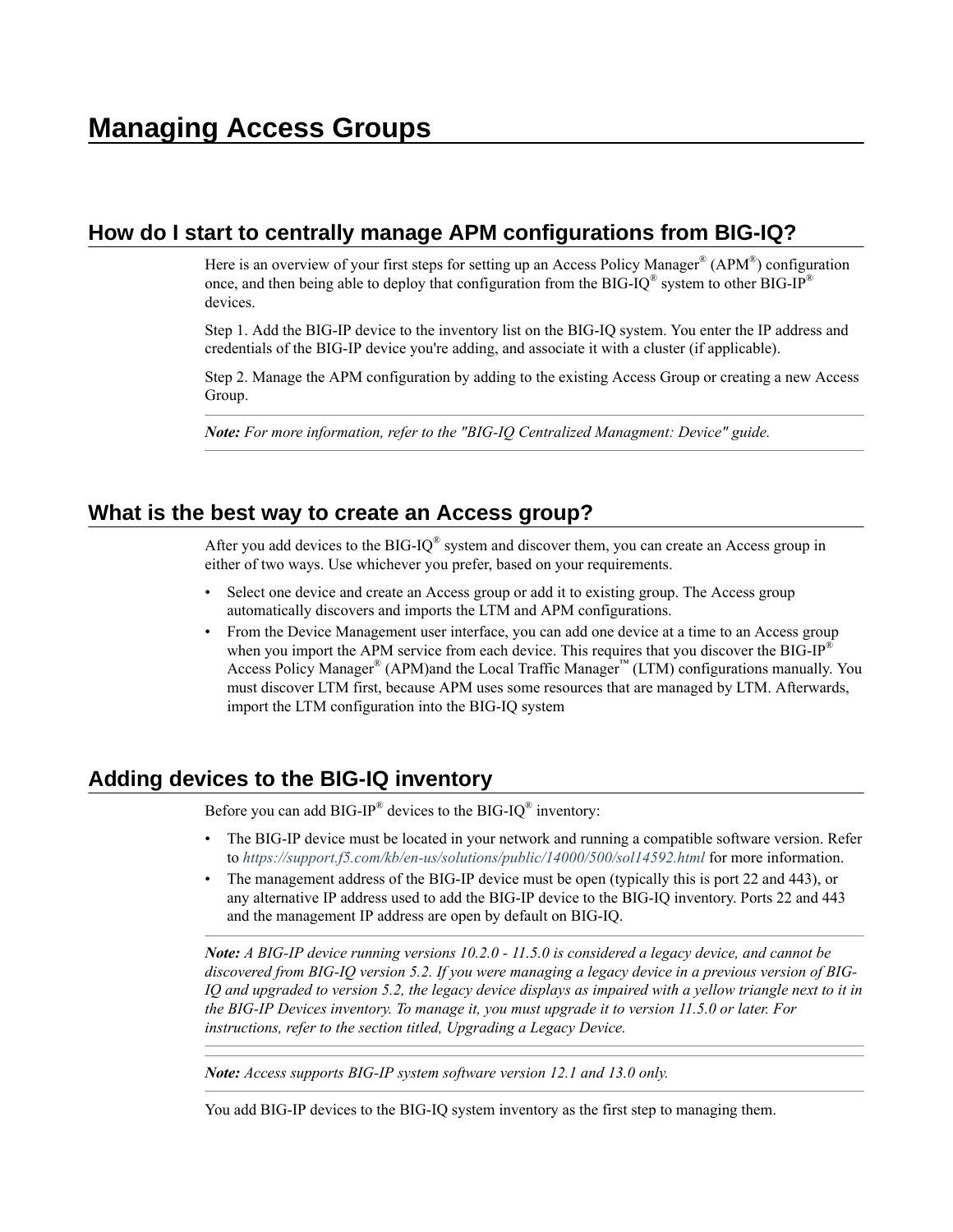# Managing Access Groups

## How do I start to centrally manage APM configurations from BIG-IQ?

Here is an overview of your first steps for setting up an Access Policy Manager® (APM®) configuration once, and then being able to deploy that configuration from the BIG-IQ® system to other BIG-IP® devices.

Step 1. Add the BIG-IP device to the inventory list on the BIG-IQ system. You enter the IP address and credentials of the BIG-IP device you're adding, and associate it with a cluster (if applicable).

Step 2. Manage the APM configuration by adding to the existing Access Group or creating a new Access Group.

---

***Note:*** *For more information, refer to the "BIG-IQ Centralized Managment: Device" guide.*

---

## What is the best way to create an Access group?

After you add devices to the BIG-IQ® system and discover them, you can create an Access group in either of two ways. Use whichever you prefer, based on your requirements.

- Select one device and create an Access group or add it to existing group. The Access group automatically discovers and imports the LTM and APM configurations.
- From the Device Management user interface, you can add one device at a time to an Access group when you import the APM service from each device. This requires that you discover the BIG-IP® Access Policy Manager® (APM)and the Local Traffic Manager™ (LTM) configurations manually. You must discover LTM first, because APM uses some resources that are managed by LTM. Afterwards, import the LTM configuration into the BIG-IQ system

## Adding devices to the BIG-IQ inventory

Before you can add BIG-IP® devices to the BIG-IQ® inventory:

- The BIG-IP device must be located in your network and running a compatible software version. Refer to *https://support.f5.com/kb/en-us/solutions/public/14000/500/sol14592.html* for more information.
- The management address of the BIG-IP device must be open (typically this is port 22 and 443), or any alternative IP address used to add the BIG-IP device to the BIG-IQ inventory. Ports 22 and 443 and the management IP address are open by default on BIG-IQ.

---

***Note:*** *A BIG-IP device running versions 10.2.0 - 11.5.0 is considered a legacy device, and cannot be discovered from BIG-IQ version 5.2. If you were managing a legacy device in a previous version of BIG-IQ and upgraded to version 5.2, the legacy device displays as impaired with a yellow triangle next to it in the BIG-IP Devices inventory. To manage it, you must upgrade it to version 11.5.0 or later. For instructions, refer to the section titled, Upgrading a Legacy Device.*

---

***Note:*** *Access supports BIG-IP system software version 12.1 and 13.0 only.*

---

You add BIG-IP devices to the BIG-IQ system inventory as the first step to managing them.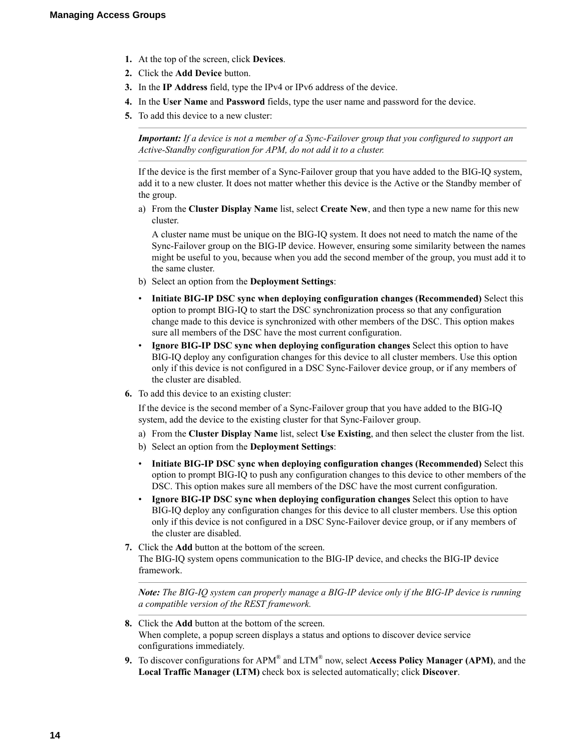1. At the top of the screen, click **Devices**.
2. Click the **Add Device** button.
3. In the **IP Address** field, type the IPv4 or IPv6 address of the device.
4. In the **User Name** and **Password** fields, type the user name and password for the device.
5. To add this device to a new cluster:

   ***Important:*** *If a device is not a member of a Sync-Failover group that you configured to support an Active-Standby configuration for APM, do not add it to a cluster.*

   If the device is the first member of a Sync-Failover group that you have added to the BIG-IQ system, add it to a new cluster. It does not matter whether this device is the Active or the Standby member of the group.

   a) From the **Cluster Display Name** list, select **Create New**, and then type a new name for this new cluster.

      A cluster name must be unique on the BIG-IQ system. It does not need to match the name of the Sync-Failover group on the BIG-IP device. However, ensuring some similarity between the names might be useful to you, because when you add the second member of the group, you must add it to the same cluster.

   b) Select an option from the **Deployment Settings**:

   - **Initiate BIG-IP DSC sync when deploying configuration changes (Recommended)** Select this option to prompt BIG-IQ to start the DSC synchronization process so that any configuration change made to this device is synchronized with other members of the DSC. This option makes sure all members of the DSC have the most current configuration.
   - **Ignore BIG-IP DSC sync when deploying configuration changes** Select this option to have BIG-IQ deploy any configuration changes for this device to all cluster members. Use this option only if this device is not configured in a DSC Sync-Failover device group, or if any members of the cluster are disabled.
6. To add this device to an existing cluster:

   If the device is the second member of a Sync-Failover group that you have added to the BIG-IQ system, add the device to the existing cluster for that Sync-Failover group.

   a) From the **Cluster Display Name** list, select **Use Existing**, and then select the cluster from the list.

   b) Select an option from the **Deployment Settings**:

   - **Initiate BIG-IP DSC sync when deploying configuration changes (Recommended)** Select this option to prompt BIG-IQ to push any configuration changes to this device to other members of the DSC. This option makes sure all members of the DSC have the most current configuration.
   - **Ignore BIG-IP DSC sync when deploying configuration changes** Select this option to have BIG-IQ deploy any configuration changes for this device to all cluster members. Use this option only if this device is not configured in a DSC Sync-Failover device group, or if any members of the cluster are disabled.
7. Click the **Add** button at the bottom of the screen.
   The BIG-IQ system opens communication to the BIG-IP device, and checks the BIG-IP device framework.

   ***Note:*** *The BIG-IQ system can properly manage a BIG-IP device only if the BIG-IP device is running a compatible version of the REST framework.*
8. Click the **Add** button at the bottom of the screen.
   When complete, a popup screen displays a status and options to discover device service configurations immediately.
9. To discover configurations for APM® and LTM® now, select **Access Policy Manager (APM)**, and the **Local Traffic Manager (LTM)** check box is selected automatically; click **Discover**.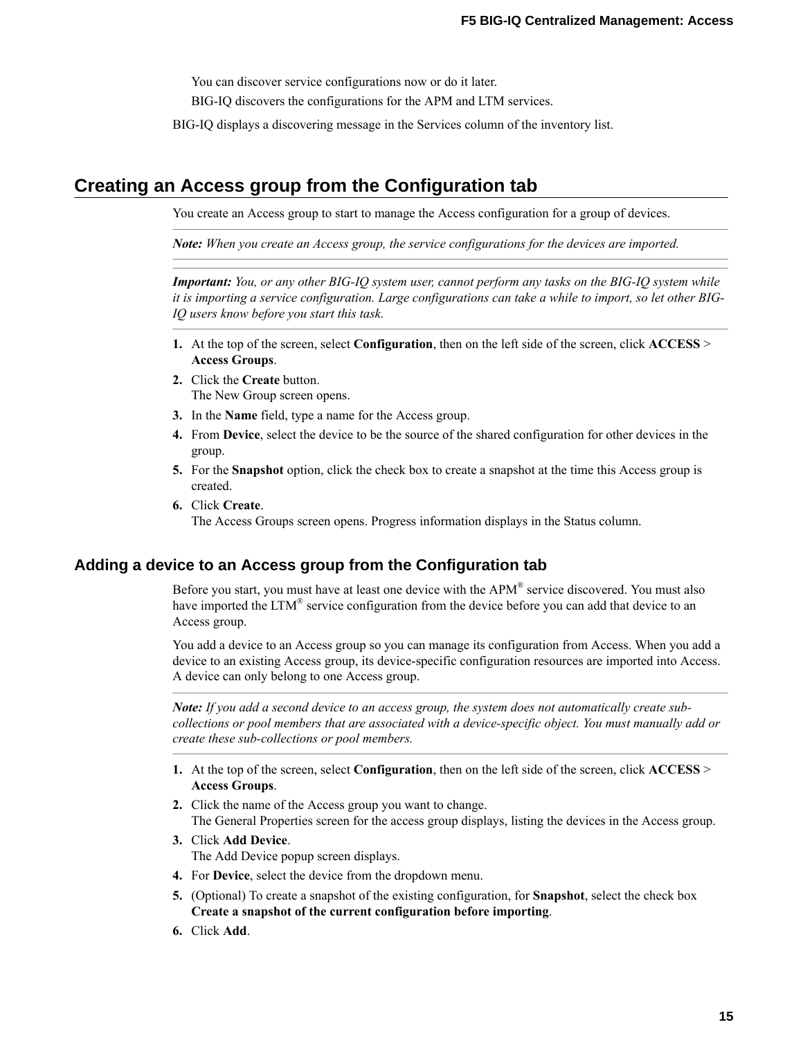You can discover service configurations now or do it later.

BIG-IQ discovers the configurations for the APM and LTM services.

BIG-IQ displays a discovering message in the Services column of the inventory list.

## Creating an Access group from the Configuration tab

You create an Access group to start to manage the Access configuration for a group of devices.

***Note:*** *When you create an Access group, the service configurations for the devices are imported.*

***Important:*** *You, or any other BIG-IQ system user, cannot perform any tasks on the BIG-IQ system while it is importing a service configuration. Large configurations can take a while to import, so let other BIG-IQ users know before you start this task.*

1. At the top of the screen, select **Configuration**, then on the left side of the screen, click **ACCESS** > **Access Groups**.
2. Click the **Create** button.
   The New Group screen opens.
3. In the **Name** field, type a name for the Access group.
4. From **Device**, select the device to be the source of the shared configuration for other devices in the group.
5. For the **Snapshot** option, click the check box to create a snapshot at the time this Access group is created.
6. Click **Create**.
   The Access Groups screen opens. Progress information displays in the Status column.

### Adding a device to an Access group from the Configuration tab

Before you start, you must have at least one device with the APM® service discovered. You must also have imported the LTM® service configuration from the device before you can add that device to an Access group.

You add a device to an Access group so you can manage its configuration from Access. When you add a device to an existing Access group, its device-specific configuration resources are imported into Access. A device can only belong to one Access group.

***Note:*** *If you add a second device to an access group, the system does not automatically create sub-collections or pool members that are associated with a device-specific object. You must manually add or create these sub-collections or pool members.*

1. At the top of the screen, select **Configuration**, then on the left side of the screen, click **ACCESS** > **Access Groups**.
2. Click the name of the Access group you want to change.
   The General Properties screen for the access group displays, listing the devices in the Access group.
3. Click **Add Device**.
   The Add Device popup screen displays.
4. For **Device**, select the device from the dropdown menu.
5. (Optional) To create a snapshot of the existing configuration, for **Snapshot**, select the check box **Create a snapshot of the current configuration before importing**.
6. Click **Add**.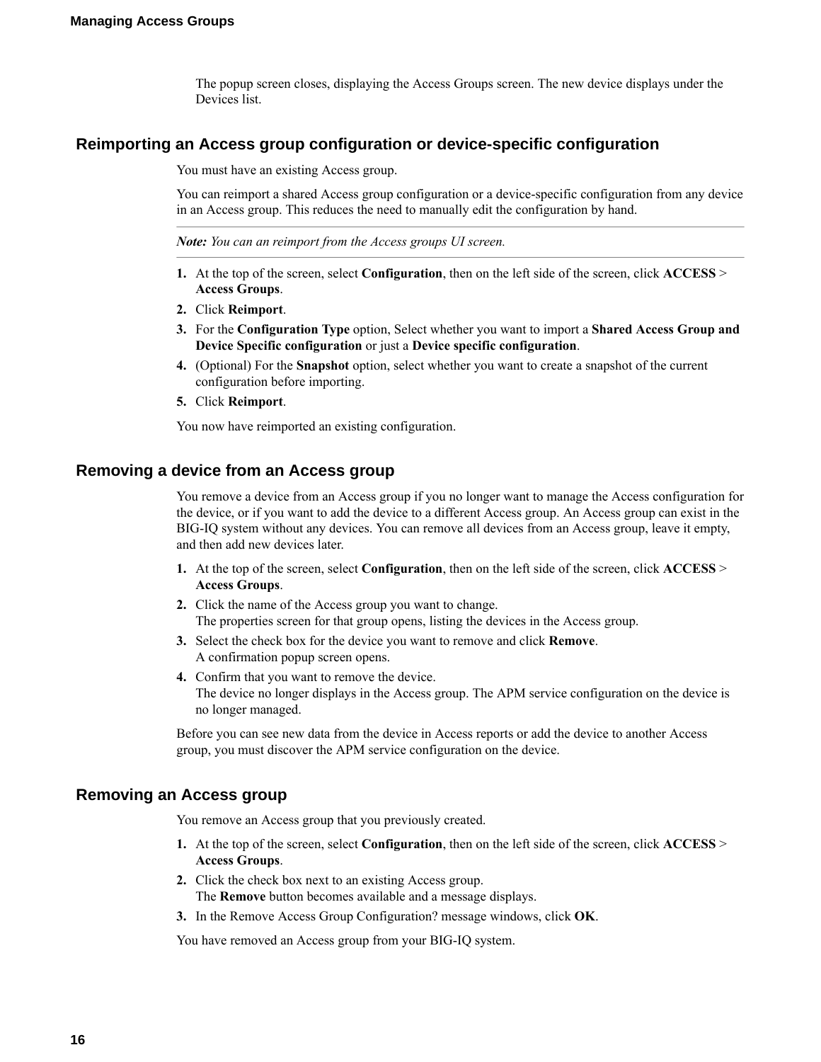The popup screen closes, displaying the Access Groups screen. The new device displays under the Devices list.

## Reimporting an Access group configuration or device-specific configuration

You must have an existing Access group.

You can reimport a shared Access group configuration or a device-specific configuration from any device in an Access group. This reduces the need to manually edit the configuration by hand.

---

***Note:** You can an reimport from the Access groups UI screen.*

---

1. At the top of the screen, select **Configuration**, then on the left side of the screen, click **ACCESS** > **Access Groups**.
2. Click **Reimport**.
3. For the **Configuration Type** option, Select whether you want to import a **Shared Access Group and Device Specific configuration** or just a **Device specific configuration**.
4. (Optional) For the **Snapshot** option, select whether you want to create a snapshot of the current configuration before importing.
5. Click **Reimport**.

You now have reimported an existing configuration.

## Removing a device from an Access group

You remove a device from an Access group if you no longer want to manage the Access configuration for the device, or if you want to add the device to a different Access group. An Access group can exist in the BIG-IQ system without any devices. You can remove all devices from an Access group, leave it empty, and then add new devices later.

1. At the top of the screen, select **Configuration**, then on the left side of the screen, click **ACCESS** > **Access Groups**.
2. Click the name of the Access group you want to change.
   The properties screen for that group opens, listing the devices in the Access group.
3. Select the check box for the device you want to remove and click **Remove**.
   A confirmation popup screen opens.
4. Confirm that you want to remove the device.
   The device no longer displays in the Access group. The APM service configuration on the device is no longer managed.

Before you can see new data from the device in Access reports or add the device to another Access group, you must discover the APM service configuration on the device.

## Removing an Access group

You remove an Access group that you previously created.

1. At the top of the screen, select **Configuration**, then on the left side of the screen, click **ACCESS** > **Access Groups**.
2. Click the check box next to an existing Access group.
   The **Remove** button becomes available and a message displays.
3. In the Remove Access Group Configuration? message windows, click **OK**.

You have removed an Access group from your BIG-IQ system.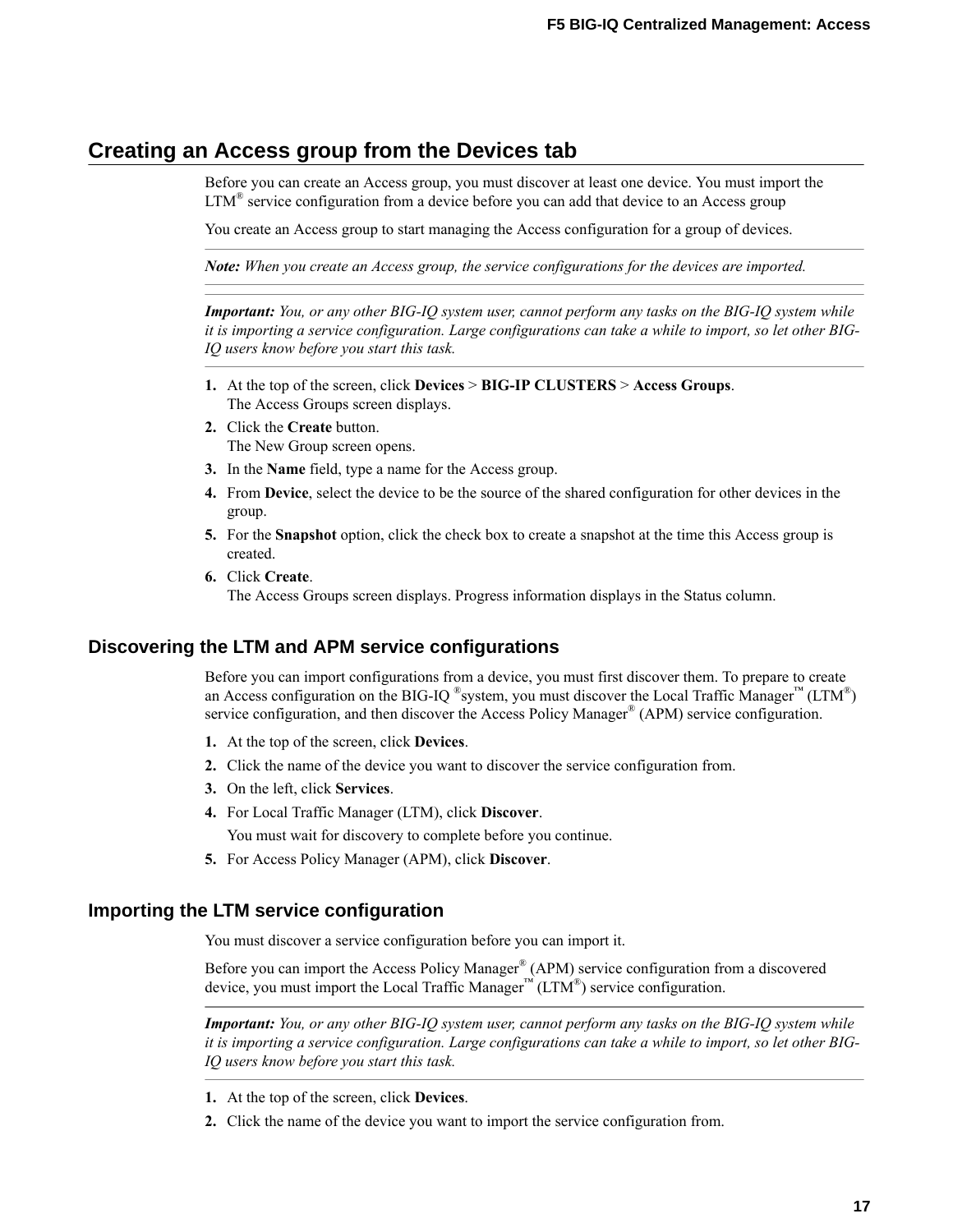## Creating an Access group from the Devices tab

Before you can create an Access group, you must discover at least one device. You must import the LTM® service configuration from a device before you can add that device to an Access group

You create an Access group to start managing the Access configuration for a group of devices.

---

***Note:*** *When you create an Access group, the service configurations for the devices are imported.*

---

***Important:*** *You, or any other BIG-IQ system user, cannot perform any tasks on the BIG-IQ system while it is importing a service configuration. Large configurations can take a while to import, so let other BIG-IQ users know before you start this task.*

---

1. At the top of the screen, click **Devices** > **BIG-IP CLUSTERS** > **Access Groups**.
   The Access Groups screen displays.
2. Click the **Create** button.
   The New Group screen opens.
3. In the **Name** field, type a name for the Access group.
4. From **Device**, select the device to be the source of the shared configuration for other devices in the group.
5. For the **Snapshot** option, click the check box to create a snapshot at the time this Access group is created.
6. Click **Create**.
   The Access Groups screen displays. Progress information displays in the Status column.

### Discovering the LTM and APM service configurations

Before you can import configurations from a device, you must first discover them. To prepare to create an Access configuration on the BIG-IQ ®system, you must discover the Local Traffic Manager™ (LTM®) service configuration, and then discover the Access Policy Manager® (APM) service configuration.

1. At the top of the screen, click **Devices**.
2. Click the name of the device you want to discover the service configuration from.
3. On the left, click **Services**.
4. For Local Traffic Manager (LTM), click **Discover**.

   You must wait for discovery to complete before you continue.
5. For Access Policy Manager (APM), click **Discover**.

### Importing the LTM service configuration

You must discover a service configuration before you can import it.

Before you can import the Access Policy Manager® (APM) service configuration from a discovered device, you must import the Local Traffic Manager™ (LTM®) service configuration.

---

***Important:*** *You, or any other BIG-IQ system user, cannot perform any tasks on the BIG-IQ system while it is importing a service configuration. Large configurations can take a while to import, so let other BIG-IQ users know before you start this task.*

---

1. At the top of the screen, click **Devices**.
2. Click the name of the device you want to import the service configuration from.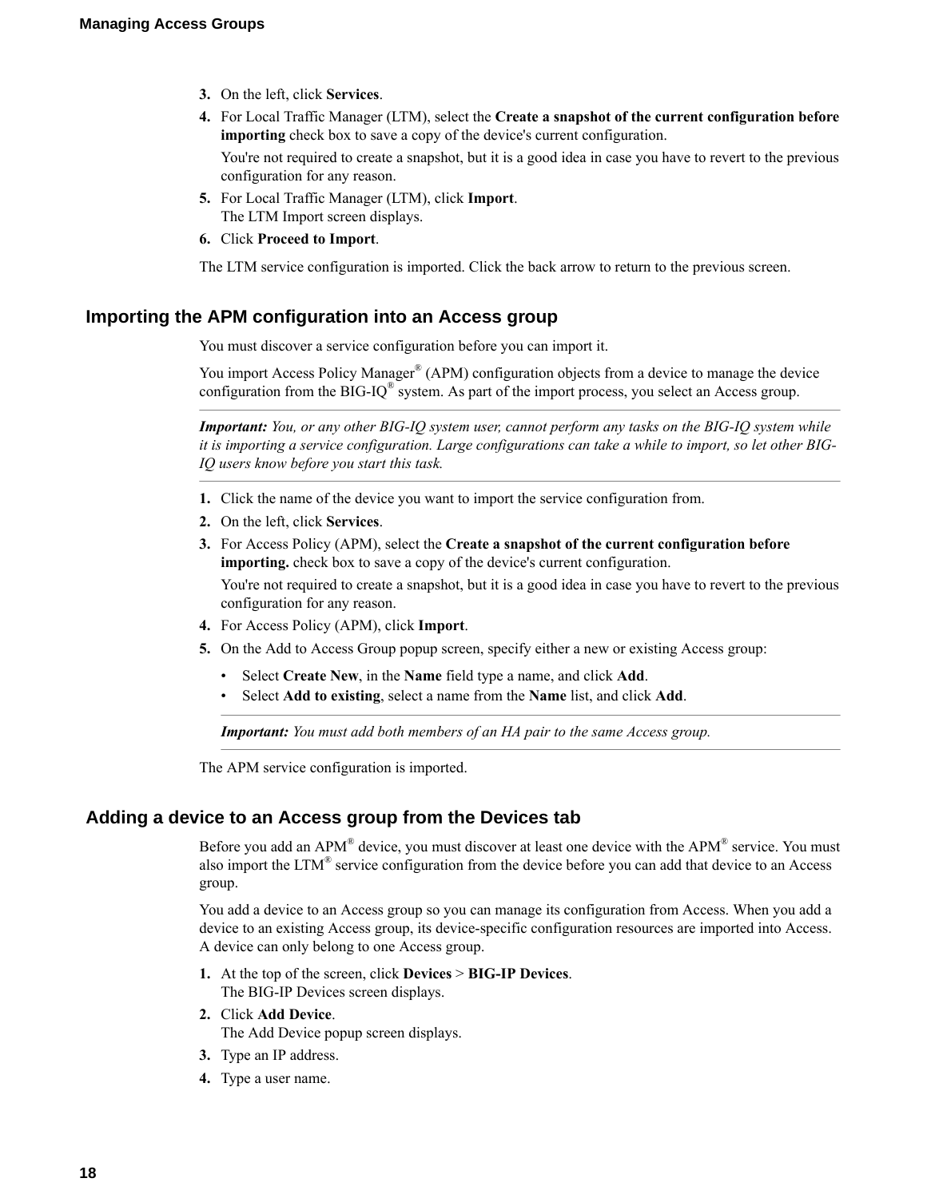3. On the left, click **Services**.
4. For Local Traffic Manager (LTM), select the **Create a snapshot of the current configuration before importing** check box to save a copy of the device's current configuration.

   You're not required to create a snapshot, but it is a good idea in case you have to revert to the previous configuration for any reason.
5. For Local Traffic Manager (LTM), click **Import**.
   The LTM Import screen displays.
6. Click **Proceed to Import**.

The LTM service configuration is imported. Click the back arrow to return to the previous screen.

## Importing the APM configuration into an Access group

You must discover a service configuration before you can import it.

You import Access Policy Manager® (APM) configuration objects from a device to manage the device configuration from the BIG-IQ® system. As part of the import process, you select an Access group.

---

***Important:*** *You, or any other BIG-IQ system user, cannot perform any tasks on the BIG-IQ system while it is importing a service configuration. Large configurations can take a while to import, so let other BIG-IQ users know before you start this task.*

---

1. Click the name of the device you want to import the service configuration from.
2. On the left, click **Services**.
3. For Access Policy (APM), select the **Create a snapshot of the current configuration before importing.** check box to save a copy of the device's current configuration.

   You're not required to create a snapshot, but it is a good idea in case you have to revert to the previous configuration for any reason.
4. For Access Policy (APM), click **Import**.
5. On the Add to Access Group popup screen, specify either a new or existing Access group:
   - Select **Create New**, in the **Name** field type a name, and click **Add**.
   - Select **Add to existing**, select a name from the **Name** list, and click **Add**.

   ---

   ***Important:*** *You must add both members of an HA pair to the same Access group.*

   ---

The APM service configuration is imported.

## Adding a device to an Access group from the Devices tab

Before you add an APM® device, you must discover at least one device with the APM® service. You must also import the LTM® service configuration from the device before you can add that device to an Access group.

You add a device to an Access group so you can manage its configuration from Access. When you add a device to an existing Access group, its device-specific configuration resources are imported into Access. A device can only belong to one Access group.

1. At the top of the screen, click **Devices** > **BIG-IP Devices**.
   The BIG-IP Devices screen displays.
2. Click **Add Device**.
   The Add Device popup screen displays.
3. Type an IP address.
4. Type a user name.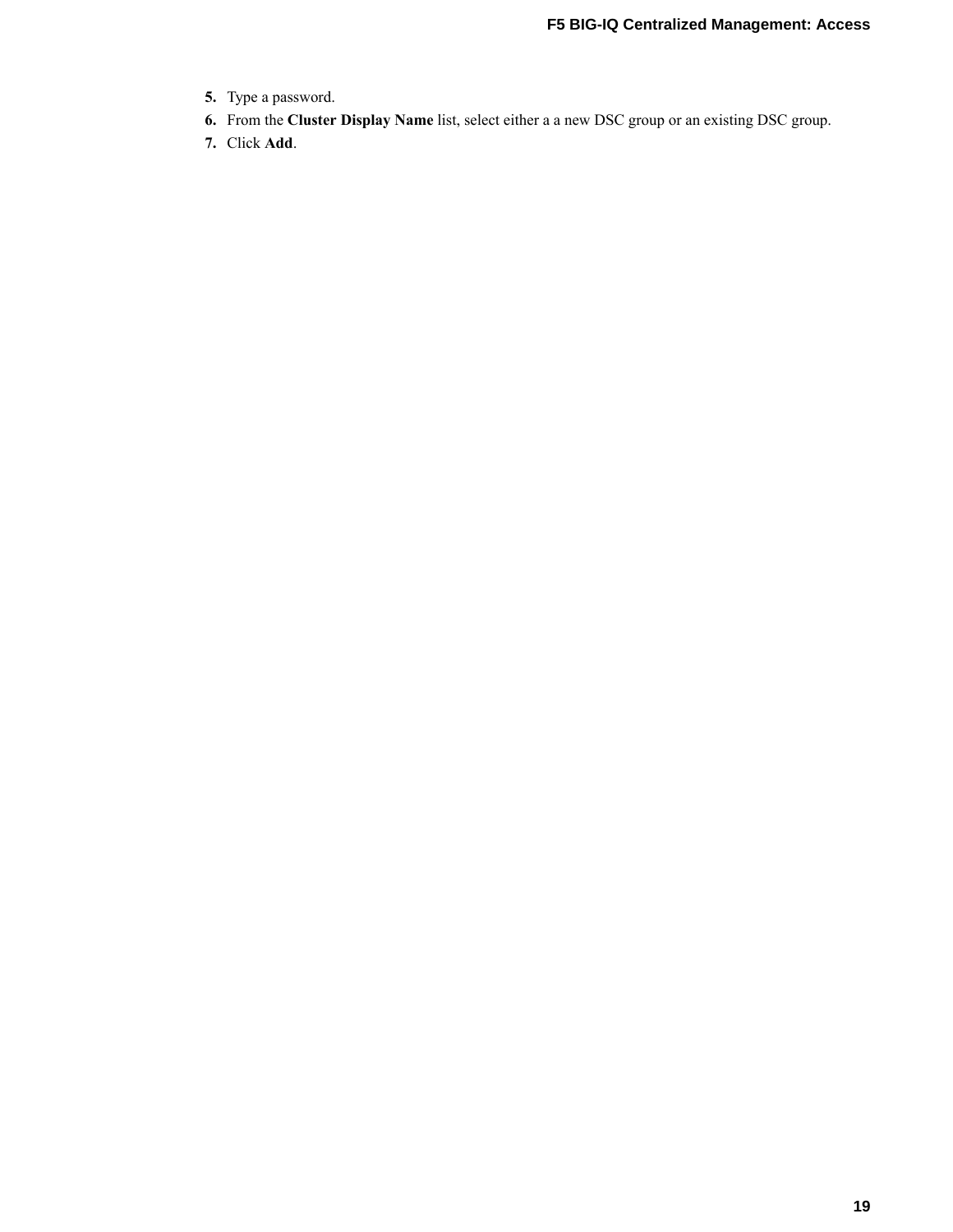5. Type a password.
6. From the **Cluster Display Name** list, select either a a new DSC group or an existing DSC group.
7. Click **Add**.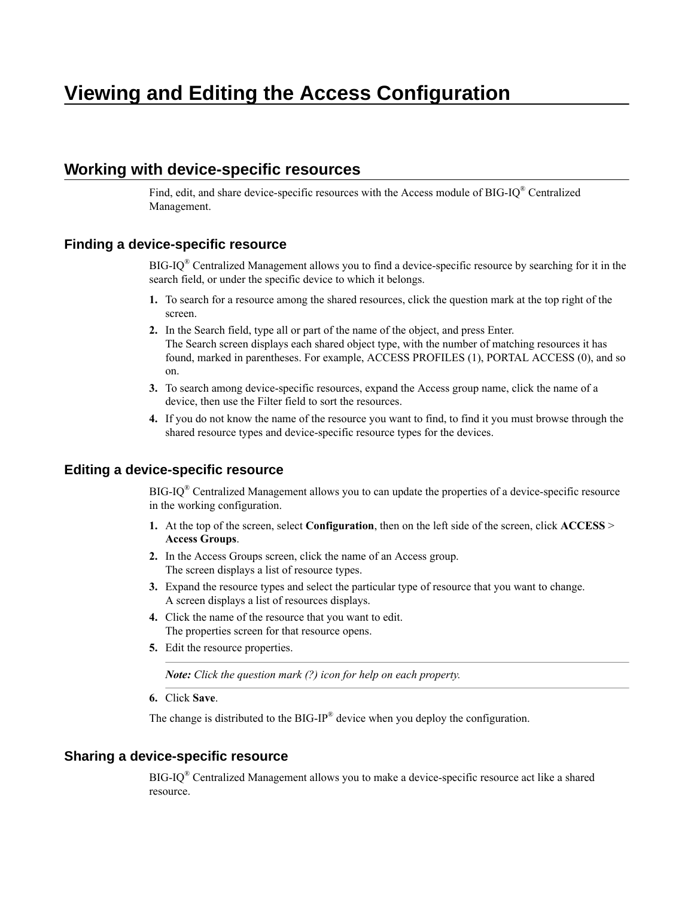# Viewing and Editing the Access Configuration

## Working with device-specific resources

Find, edit, and share device-specific resources with the Access module of BIG-IQ® Centralized Management.

### Finding a device-specific resource

BIG-IQ® Centralized Management allows you to find a device-specific resource by searching for it in the search field, or under the specific device to which it belongs.

1. To search for a resource among the shared resources, click the question mark at the top right of the screen.
2. In the Search field, type all or part of the name of the object, and press Enter.
   The Search screen displays each shared object type, with the number of matching resources it has found, marked in parentheses. For example, ACCESS PROFILES (1), PORTAL ACCESS (0), and so on.
3. To search among device-specific resources, expand the Access group name, click the name of a device, then use the Filter field to sort the resources.
4. If you do not know the name of the resource you want to find, to find it you must browse through the shared resource types and device-specific resource types for the devices.

### Editing a device-specific resource

BIG-IQ® Centralized Management allows you to can update the properties of a device-specific resource in the working configuration.

1. At the top of the screen, select **Configuration**, then on the left side of the screen, click **ACCESS** > **Access Groups**.
2. In the Access Groups screen, click the name of an Access group.
   The screen displays a list of resource types.
3. Expand the resource types and select the particular type of resource that you want to change.
   A screen displays a list of resources displays.
4. Click the name of the resource that you want to edit.
   The properties screen for that resource opens.
5. Edit the resource properties.

   ***Note:*** *Click the question mark (?) icon for help on each property.*

6. Click **Save**.

The change is distributed to the BIG-IP® device when you deploy the configuration.

### Sharing a device-specific resource

BIG-IQ® Centralized Management allows you to make a device-specific resource act like a shared resource.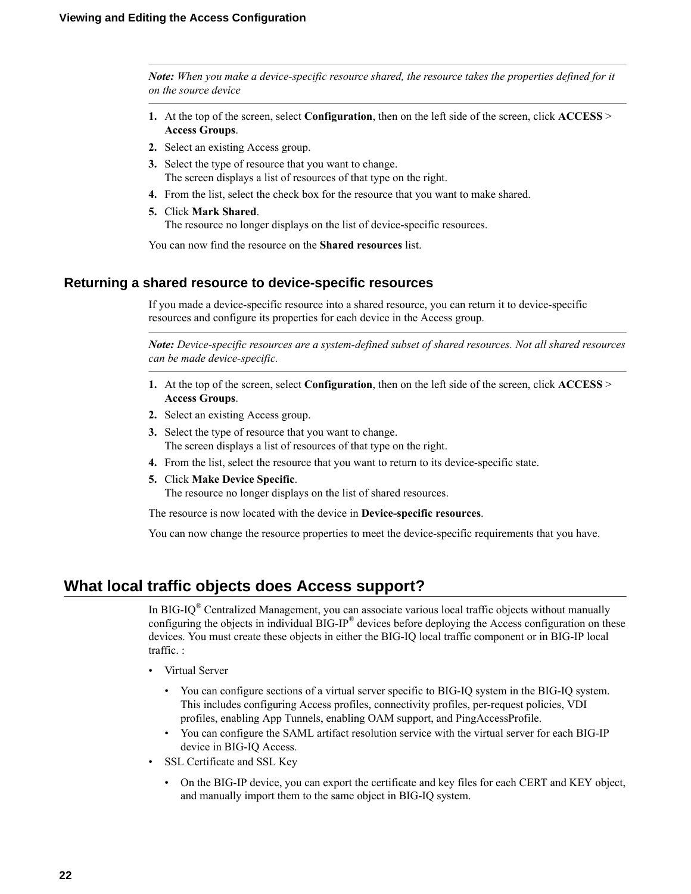*Note: When you make a device-specific resource shared, the resource takes the properties defined for it on the source device*

1. At the top of the screen, select **Configuration**, then on the left side of the screen, click **ACCESS** > **Access Groups**.
2. Select an existing Access group.
3. Select the type of resource that you want to change.
   The screen displays a list of resources of that type on the right.
4. From the list, select the check box for the resource that you want to make shared.
5. Click **Mark Shared**.
   The resource no longer displays on the list of device-specific resources.

You can now find the resource on the **Shared resources** list.

### Returning a shared resource to device-specific resources

If you made a device-specific resource into a shared resource, you can return it to device-specific resources and configure its properties for each device in the Access group.

*Note: Device-specific resources are a system-defined subset of shared resources. Not all shared resources can be made device-specific.*

1. At the top of the screen, select **Configuration**, then on the left side of the screen, click **ACCESS** > **Access Groups**.
2. Select an existing Access group.
3. Select the type of resource that you want to change.
   The screen displays a list of resources of that type on the right.
4. From the list, select the resource that you want to return to its device-specific state.
5. Click **Make Device Specific**.
   The resource no longer displays on the list of shared resources.

The resource is now located with the device in **Device-specific resources**.

You can now change the resource properties to meet the device-specific requirements that you have.

## What local traffic objects does Access support?

In BIG-IQ® Centralized Management, you can associate various local traffic objects without manually configuring the objects in individual BIG-IP® devices before deploying the Access configuration on these devices. You must create these objects in either the BIG-IQ local traffic component or in BIG-IP local traffic. :

- Virtual Server
  - You can configure sections of a virtual server specific to BIG-IQ system in the BIG-IQ system. This includes configuring Access profiles, connectivity profiles, per-request policies, VDI profiles, enabling App Tunnels, enabling OAM support, and PingAccessProfile.
  - You can configure the SAML artifact resolution service with the virtual server for each BIG-IP device in BIG-IQ Access.
- SSL Certificate and SSL Key
  - On the BIG-IP device, you can export the certificate and key files for each CERT and KEY object, and manually import them to the same object in BIG-IQ system.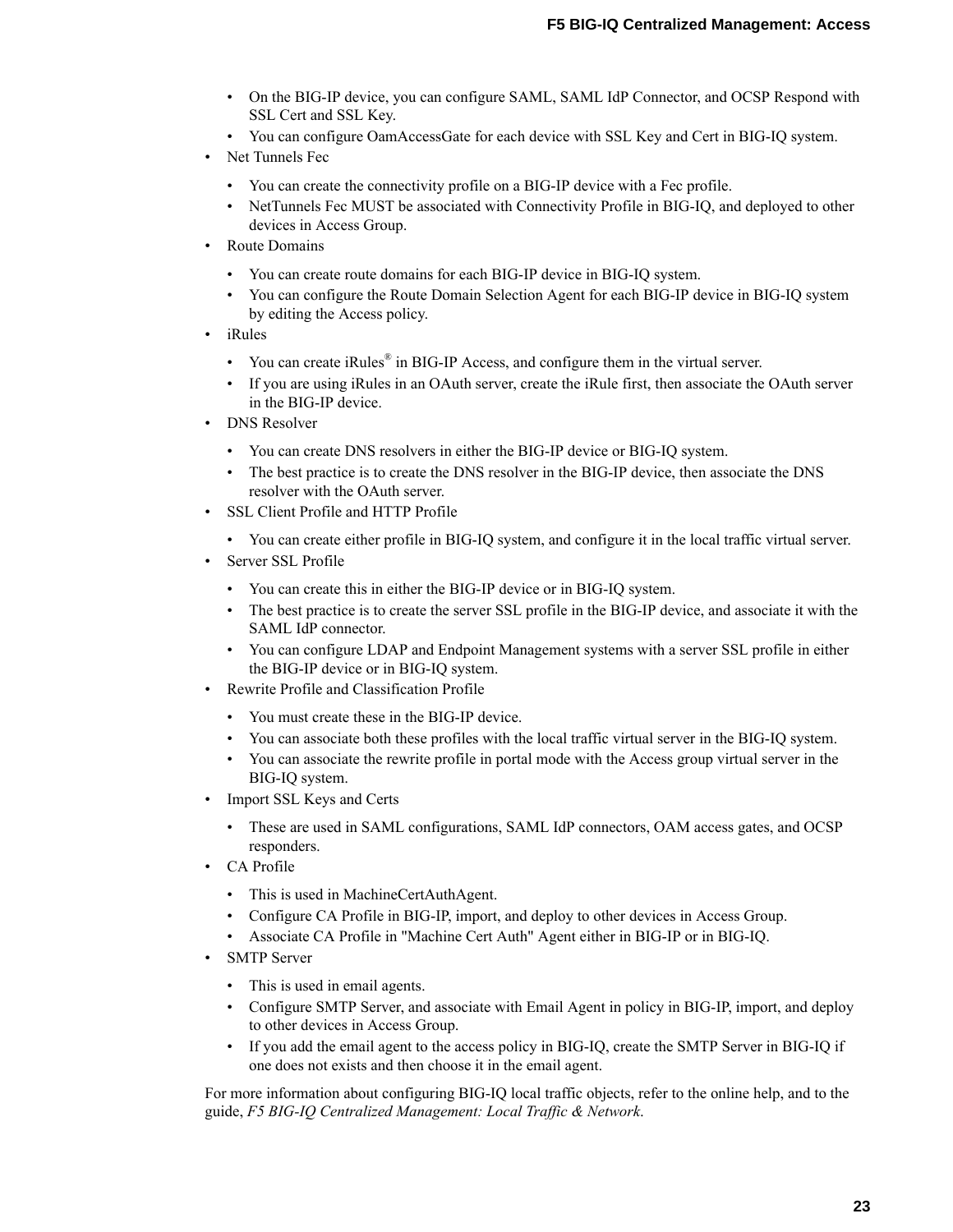- On the BIG-IP device, you can configure SAML, SAML IdP Connector, and OCSP Respond with SSL Cert and SSL Key.
    - You can configure OamAccessGate for each device with SSL Key and Cert in BIG-IQ system.
- Net Tunnels Fec
    - You can create the connectivity profile on a BIG-IP device with a Fec profile.
    - NetTunnels Fec MUST be associated with Connectivity Profile in BIG-IQ, and deployed to other devices in Access Group.
- Route Domains
    - You can create route domains for each BIG-IP device in BIG-IQ system.
    - You can configure the Route Domain Selection Agent for each BIG-IP device in BIG-IQ system by editing the Access policy.
- iRules
    - You can create iRules® in BIG-IP Access, and configure them in the virtual server.
    - If you are using iRules in an OAuth server, create the iRule first, then associate the OAuth server in the BIG-IP device.
- DNS Resolver
    - You can create DNS resolvers in either the BIG-IP device or BIG-IQ system.
    - The best practice is to create the DNS resolver in the BIG-IP device, then associate the DNS resolver with the OAuth server.
- SSL Client Profile and HTTP Profile
    - You can create either profile in BIG-IQ system, and configure it in the local traffic virtual server.
- Server SSL Profile
    - You can create this in either the BIG-IP device or in BIG-IQ system.
    - The best practice is to create the server SSL profile in the BIG-IP device, and associate it with the SAML IdP connector.
    - You can configure LDAP and Endpoint Management systems with a server SSL profile in either the BIG-IP device or in BIG-IQ system.
- Rewrite Profile and Classification Profile
    - You must create these in the BIG-IP device.
    - You can associate both these profiles with the local traffic virtual server in the BIG-IQ system.
    - You can associate the rewrite profile in portal mode with the Access group virtual server in the BIG-IQ system.
- Import SSL Keys and Certs
    - These are used in SAML configurations, SAML IdP connectors, OAM access gates, and OCSP responders.
- CA Profile
    - This is used in MachineCertAuthAgent.
    - Configure CA Profile in BIG-IP, import, and deploy to other devices in Access Group.
    - Associate CA Profile in "Machine Cert Auth" Agent either in BIG-IP or in BIG-IQ.
- SMTP Server
    - This is used in email agents.
    - Configure SMTP Server, and associate with Email Agent in policy in BIG-IP, import, and deploy to other devices in Access Group.
    - If you add the email agent to the access policy in BIG-IQ, create the SMTP Server in BIG-IQ if one does not exists and then choose it in the email agent.

For more information about configuring BIG-IQ local traffic objects, refer to the online help, and to the guide, *F5 BIG-IQ Centralized Management: Local Traffic & Network*.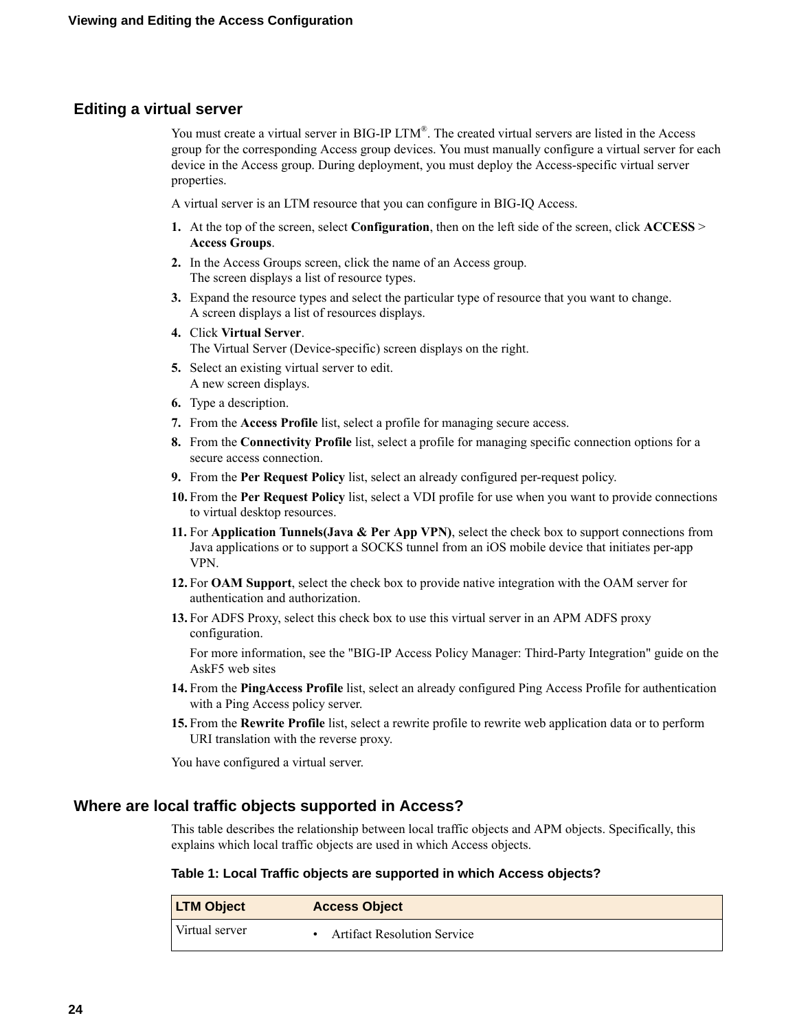## Editing a virtual server

You must create a virtual server in BIG-IP LTM®. The created virtual servers are listed in the Access group for the corresponding Access group devices. You must manually configure a virtual server for each device in the Access group. During deployment, you must deploy the Access-specific virtual server properties.

A virtual server is an LTM resource that you can configure in BIG-IQ Access.

1. At the top of the screen, select **Configuration**, then on the left side of the screen, click **ACCESS** > **Access Groups**.
2. In the Access Groups screen, click the name of an Access group.
   The screen displays a list of resource types.
3. Expand the resource types and select the particular type of resource that you want to change.
   A screen displays a list of resources displays.
4. Click **Virtual Server**.
   The Virtual Server (Device-specific) screen displays on the right.
5. Select an existing virtual server to edit.
   A new screen displays.
6. Type a description.
7. From the **Access Profile** list, select a profile for managing secure access.
8. From the **Connectivity Profile** list, select a profile for managing specific connection options for a secure access connection.
9. From the **Per Request Policy** list, select an already configured per-request policy.
10. From the **Per Request Policy** list, select a VDI profile for use when you want to provide connections to virtual desktop resources.
11. For **Application Tunnels(Java & Per App VPN)**, select the check box to support connections from Java applications or to support a SOCKS tunnel from an iOS mobile device that initiates per-app VPN.
12. For **OAM Support**, select the check box to provide native integration with the OAM server for authentication and authorization.
13. For ADFS Proxy, select this check box to use this virtual server in an APM ADFS proxy configuration.

    For more information, see the "BIG-IP Access Policy Manager: Third-Party Integration" guide on the AskF5 web sites
14. From the **PingAccess Profile** list, select an already configured Ping Access Profile for authentication with a Ping Access policy server.
15. From the **Rewrite Profile** list, select a rewrite profile to rewrite web application data or to perform URI translation with the reverse proxy.

You have configured a virtual server.

## Where are local traffic objects supported in Access?

This table describes the relationship between local traffic objects and APM objects. Specifically, this explains which local traffic objects are used in which Access objects.

**Table 1: Local Traffic objects are supported in which Access objects?**

| LTM Object | Access Object |
| --- | --- |
| Virtual server | • Artifact Resolution Service |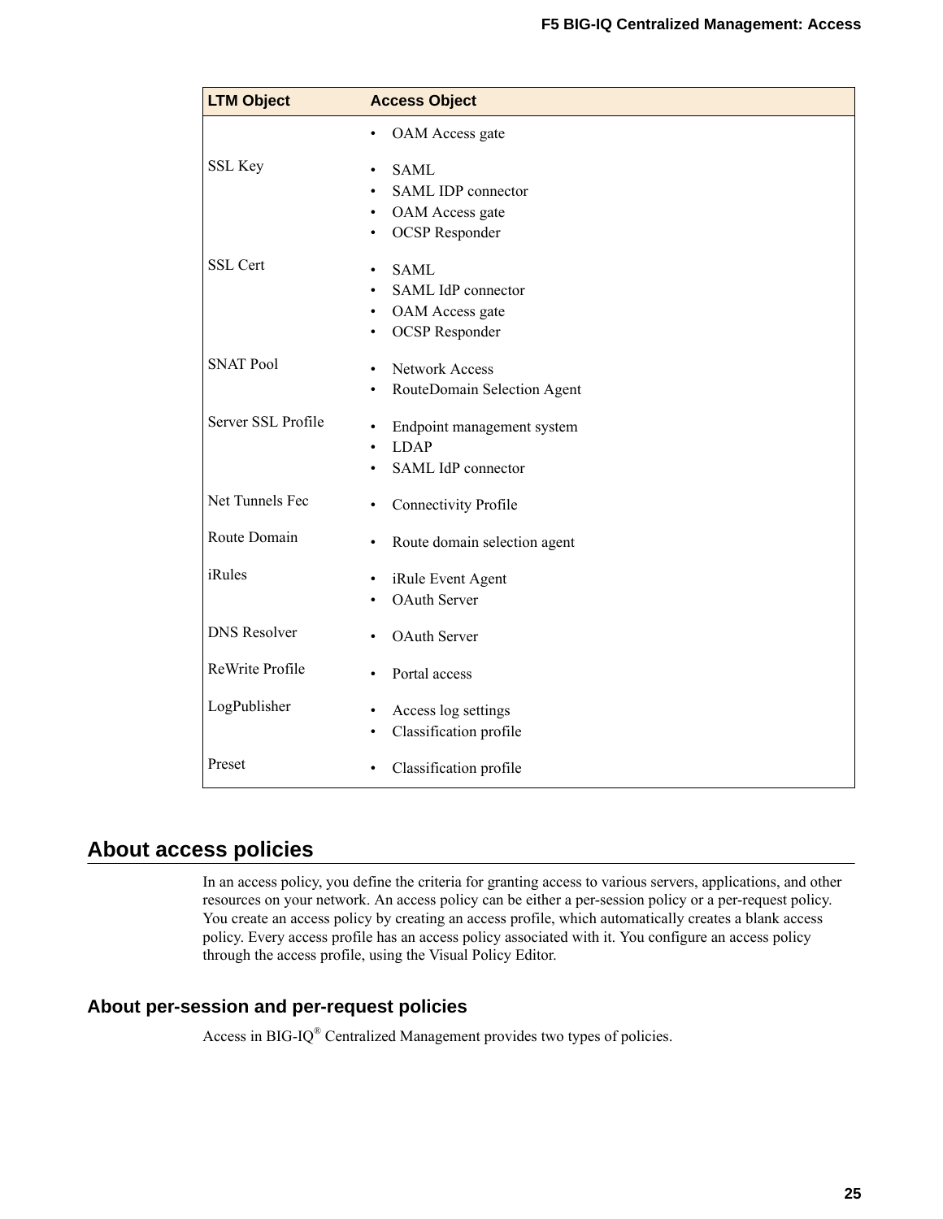| LTM Object | Access Object |
| --- | --- |
| | • OAM Access gate |
| SSL Key | • SAML<br>• SAML IDP connector<br>• OAM Access gate<br>• OCSP Responder |
| SSL Cert | • SAML<br>• SAML IdP connector<br>• OAM Access gate<br>• OCSP Responder |
| SNAT Pool | • Network Access<br>• RouteDomain Selection Agent |
| Server SSL Profile | • Endpoint management system<br>• LDAP<br>• SAML IdP connector |
| Net Tunnels Fec | • Connectivity Profile |
| Route Domain | • Route domain selection agent |
| iRules | • iRule Event Agent<br>• OAuth Server |
| DNS Resolver | • OAuth Server |
| ReWrite Profile | • Portal access |
| LogPublisher | • Access log settings<br>• Classification profile |
| Preset | • Classification profile |

## About access policies

In an access policy, you define the criteria for granting access to various servers, applications, and other resources on your network. An access policy can be either a per-session policy or a per-request policy. You create an access policy by creating an access profile, which automatically creates a blank access policy. Every access profile has an access policy associated with it. You configure an access policy through the access profile, using the Visual Policy Editor.

### About per-session and per-request policies

Access in BIG-IQ® Centralized Management provides two types of policies.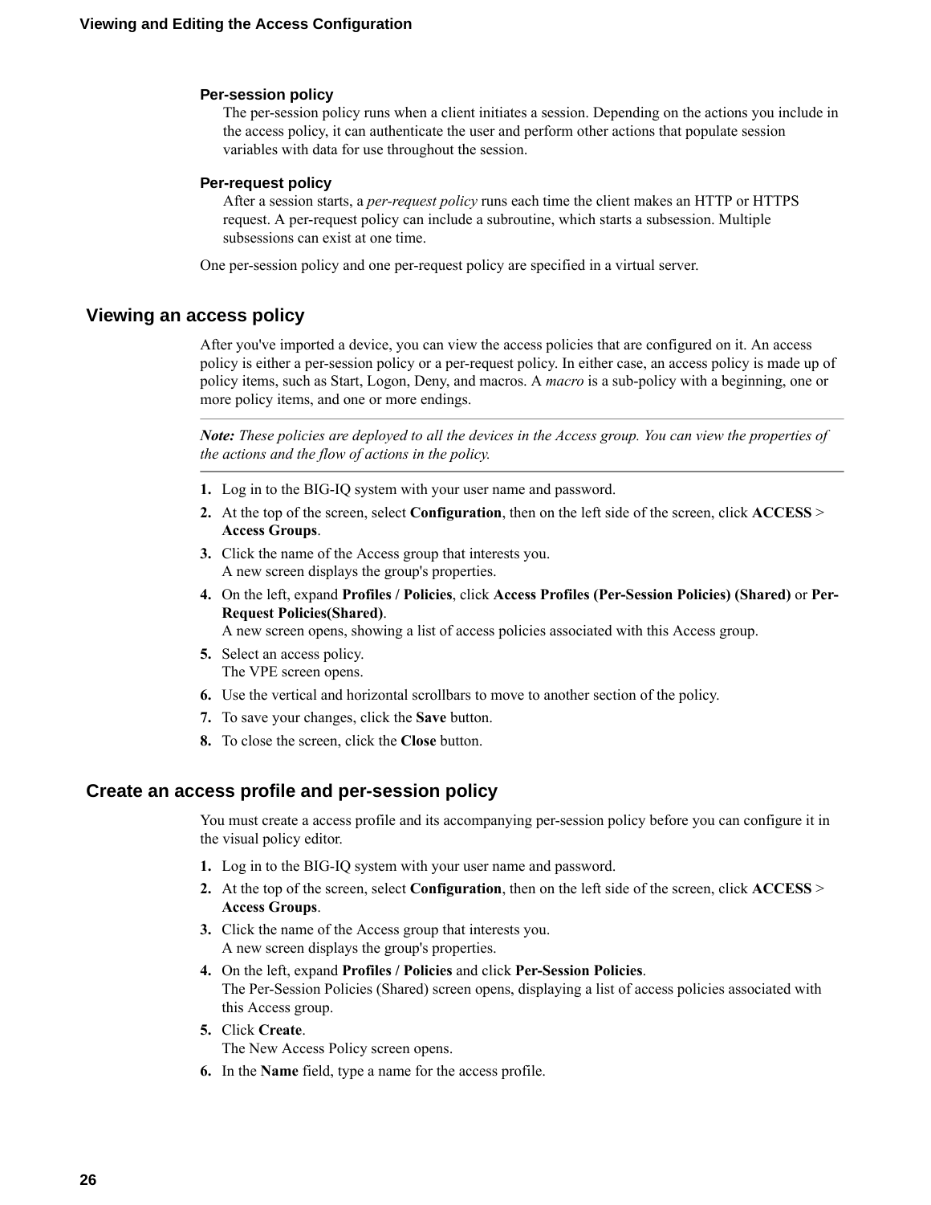**Per-session policy**

The per-session policy runs when a client initiates a session. Depending on the actions you include in the access policy, it can authenticate the user and perform other actions that populate session variables with data for use throughout the session.

**Per-request policy**

After a session starts, a *per-request policy* runs each time the client makes an HTTP or HTTPS request. A per-request policy can include a subroutine, which starts a subsession. Multiple subsessions can exist at one time.

One per-session policy and one per-request policy are specified in a virtual server.

## Viewing an access policy

After you've imported a device, you can view the access policies that are configured on it. An access policy is either a per-session policy or a per-request policy. In either case, an access policy is made up of policy items, such as Start, Logon, Deny, and macros. A *macro* is a sub-policy with a beginning, one or more policy items, and one or more endings.

---

***Note:*** *These policies are deployed to all the devices in the Access group. You can view the properties of the actions and the flow of actions in the policy.*

---

1. Log in to the BIG-IQ system with your user name and password.
2. At the top of the screen, select **Configuration**, then on the left side of the screen, click **ACCESS** > **Access Groups**.
3. Click the name of the Access group that interests you.
   A new screen displays the group's properties.
4. On the left, expand **Profiles / Policies**, click **Access Profiles (Per-Session Policies) (Shared)** or **Per-Request Policies(Shared)**.
   A new screen opens, showing a list of access policies associated with this Access group.
5. Select an access policy.
   The VPE screen opens.
6. Use the vertical and horizontal scrollbars to move to another section of the policy.
7. To save your changes, click the **Save** button.
8. To close the screen, click the **Close** button.

## Create an access profile and per-session policy

You must create a access profile and its accompanying per-session policy before you can configure it in the visual policy editor.

1. Log in to the BIG-IQ system with your user name and password.
2. At the top of the screen, select **Configuration**, then on the left side of the screen, click **ACCESS** > **Access Groups**.
3. Click the name of the Access group that interests you.
   A new screen displays the group's properties.
4. On the left, expand **Profiles / Policies** and click **Per-Session Policies**.
   The Per-Session Policies (Shared) screen opens, displaying a list of access policies associated with this Access group.
5. Click **Create**.
   The New Access Policy screen opens.
6. In the **Name** field, type a name for the access profile.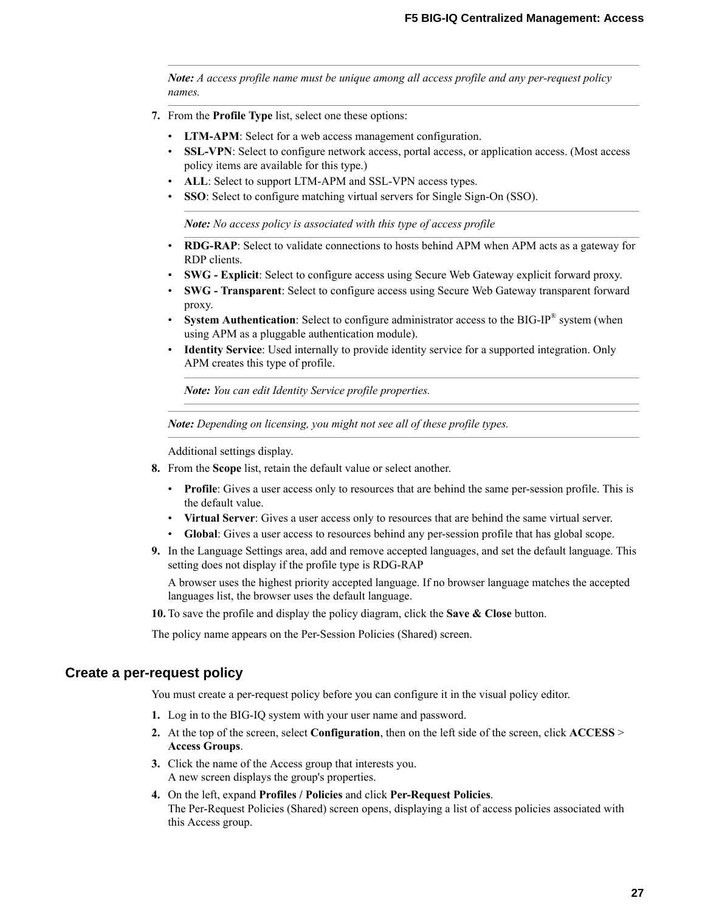*Note: A access profile name must be unique among all access profile and any per-request policy names.*

7. From the **Profile Type** list, select one these options:
   - **LTM-APM**: Select for a web access management configuration.
   - **SSL-VPN**: Select to configure network access, portal access, or application access. (Most access policy items are available for this type.)
   - **ALL**: Select to support LTM-APM and SSL-VPN access types.
   - **SSO**: Select to configure matching virtual servers for Single Sign-On (SSO).

     *Note: No access policy is associated with this type of access profile*

   - **RDG-RAP**: Select to validate connections to hosts behind APM when APM acts as a gateway for RDP clients.
   - **SWG - Explicit**: Select to configure access using Secure Web Gateway explicit forward proxy.
   - **SWG - Transparent**: Select to configure access using Secure Web Gateway transparent forward proxy.
   - **System Authentication**: Select to configure administrator access to the BIG-IP® system (when using APM as a pluggable authentication module).
   - **Identity Service**: Used internally to provide identity service for a supported integration. Only APM creates this type of profile.

     *Note: You can edit Identity Service profile properties.*

   *Note: Depending on licensing, you might not see all of these profile types.*

   Additional settings display.
8. From the **Scope** list, retain the default value or select another.
   - **Profile**: Gives a user access only to resources that are behind the same per-session profile. This is the default value.
   - **Virtual Server**: Gives a user access only to resources that are behind the same virtual server.
   - **Global**: Gives a user access to resources behind any per-session profile that has global scope.
9. In the Language Settings area, add and remove accepted languages, and set the default language. This setting does not display if the profile type is RDG-RAP

   A browser uses the highest priority accepted language. If no browser language matches the accepted languages list, the browser uses the default language.
10. To save the profile and display the policy diagram, click the **Save & Close** button.

The policy name appears on the Per-Session Policies (Shared) screen.

## Create a per-request policy

You must create a per-request policy before you can configure it in the visual policy editor.

1. Log in to the BIG-IQ system with your user name and password.
2. At the top of the screen, select **Configuration**, then on the left side of the screen, click **ACCESS** > **Access Groups**.
3. Click the name of the Access group that interests you.
   A new screen displays the group's properties.
4. On the left, expand **Profiles / Policies** and click **Per-Request Policies**.
   The Per-Request Policies (Shared) screen opens, displaying a list of access policies associated with this Access group.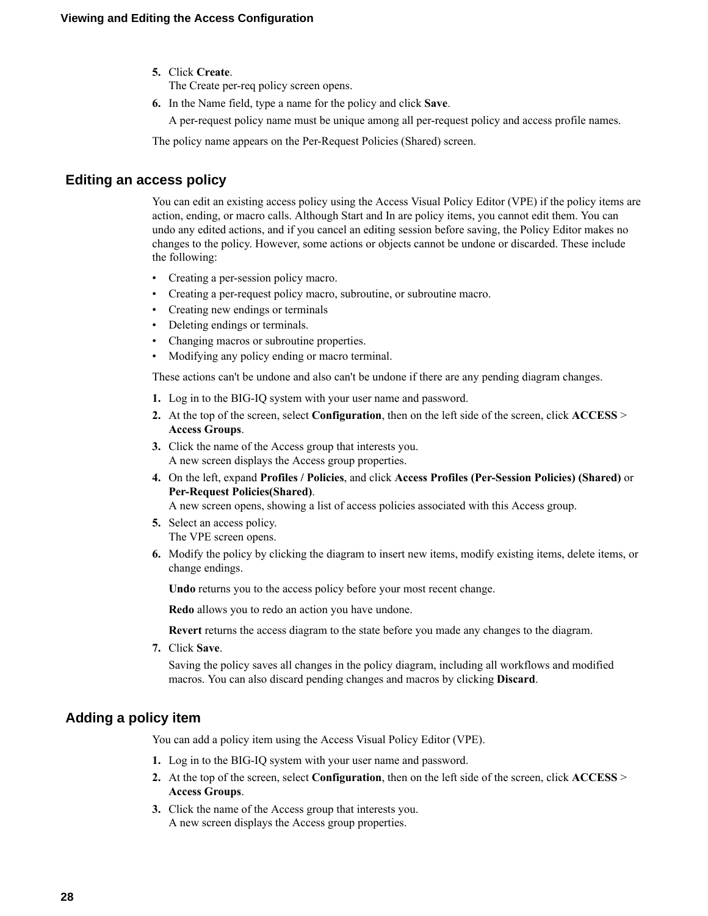5. Click **Create**.
   The Create per-req policy screen opens.
6. In the Name field, type a name for the policy and click **Save**.

   A per-request policy name must be unique among all per-request policy and access profile names.

The policy name appears on the Per-Request Policies (Shared) screen.

## Editing an access policy

You can edit an existing access policy using the Access Visual Policy Editor (VPE) if the policy items are action, ending, or macro calls. Although Start and In are policy items, you cannot edit them. You can undo any edited actions, and if you cancel an editing session before saving, the Policy Editor makes no changes to the policy. However, some actions or objects cannot be undone or discarded. These include the following:

- Creating a per-session policy macro.
- Creating a per-request policy macro, subroutine, or subroutine macro.
- Creating new endings or terminals
- Deleting endings or terminals.
- Changing macros or subroutine properties.
- Modifying any policy ending or macro terminal.

These actions can't be undone and also can't be undone if there are any pending diagram changes.

1. Log in to the BIG-IQ system with your user name and password.
2. At the top of the screen, select **Configuration**, then on the left side of the screen, click **ACCESS** > **Access Groups**.
3. Click the name of the Access group that interests you.
   A new screen displays the Access group properties.
4. On the left, expand **Profiles / Policies**, and click **Access Profiles (Per-Session Policies) (Shared)** or **Per-Request Policies(Shared)**.
   A new screen opens, showing a list of access policies associated with this Access group.
5. Select an access policy.
   The VPE screen opens.
6. Modify the policy by clicking the diagram to insert new items, modify existing items, delete items, or change endings.

   **Undo** returns you to the access policy before your most recent change.

   **Redo** allows you to redo an action you have undone.

   **Revert** returns the access diagram to the state before you made any changes to the diagram.
7. Click **Save**.

   Saving the policy saves all changes in the policy diagram, including all workflows and modified macros. You can also discard pending changes and macros by clicking **Discard**.

## Adding a policy item

You can add a policy item using the Access Visual Policy Editor (VPE).

1. Log in to the BIG-IQ system with your user name and password.
2. At the top of the screen, select **Configuration**, then on the left side of the screen, click **ACCESS** > **Access Groups**.
3. Click the name of the Access group that interests you.
   A new screen displays the Access group properties.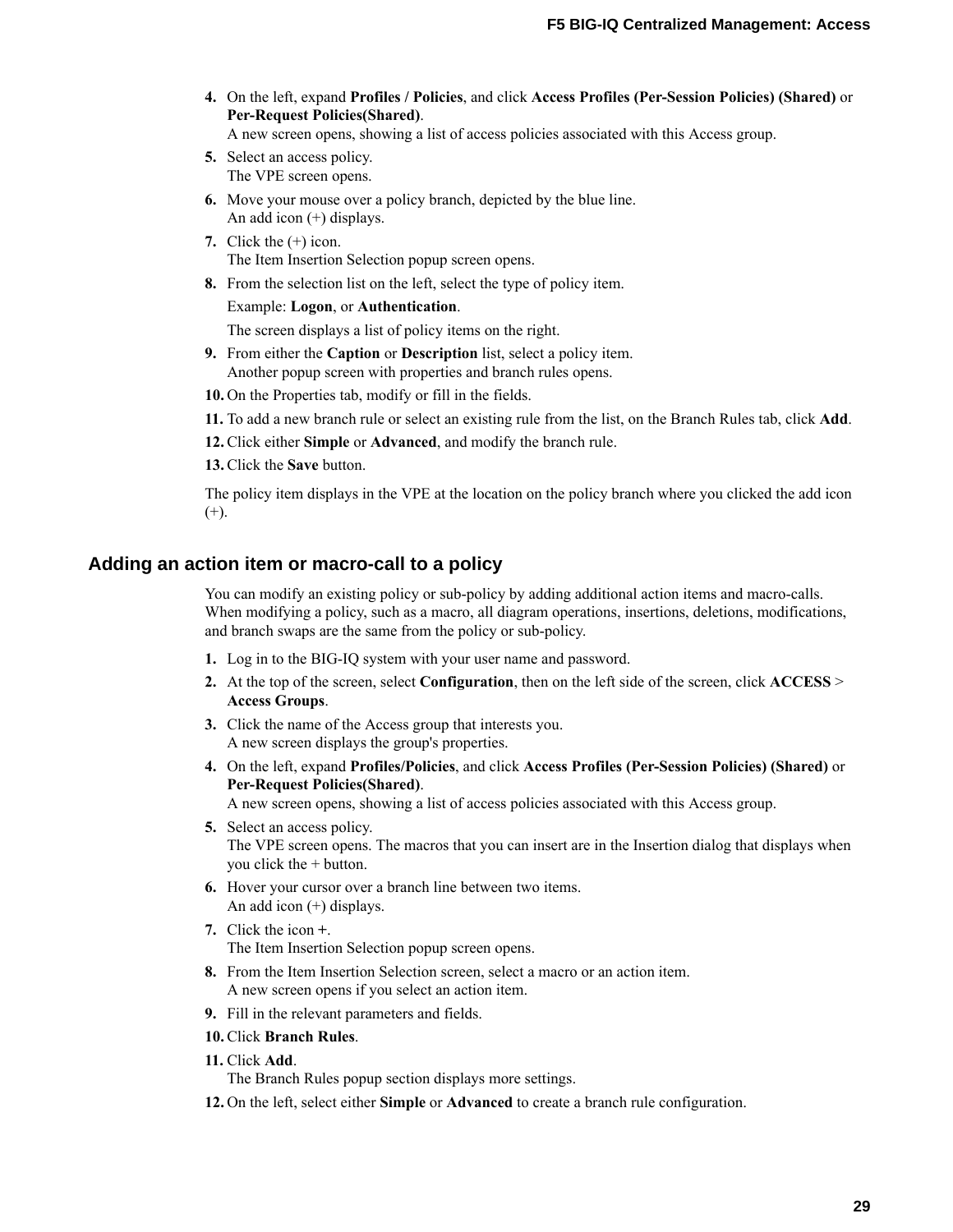4. On the left, expand **Profiles / Policies**, and click **Access Profiles (Per-Session Policies) (Shared)** or **Per-Request Policies(Shared)**.
   A new screen opens, showing a list of access policies associated with this Access group.
5. Select an access policy.
   The VPE screen opens.
6. Move your mouse over a policy branch, depicted by the blue line.
   An add icon (+) displays.
7. Click the (+) icon.
   The Item Insertion Selection popup screen opens.
8. From the selection list on the left, select the type of policy item.

   Example: **Logon**, or **Authentication**.

   The screen displays a list of policy items on the right.
9. From either the **Caption** or **Description** list, select a policy item.
   Another popup screen with properties and branch rules opens.
10. On the Properties tab, modify or fill in the fields.
11. To add a new branch rule or select an existing rule from the list, on the Branch Rules tab, click **Add**.
12. Click either **Simple** or **Advanced**, and modify the branch rule.
13. Click the **Save** button.

The policy item displays in the VPE at the location on the policy branch where you clicked the add icon (+).

## Adding an action item or macro-call to a policy

You can modify an existing policy or sub-policy by adding additional action items and macro-calls. When modifying a policy, such as a macro, all diagram operations, insertions, deletions, modifications, and branch swaps are the same from the policy or sub-policy.

1. Log in to the BIG-IQ system with your user name and password.
2. At the top of the screen, select **Configuration**, then on the left side of the screen, click **ACCESS** > **Access Groups**.
3. Click the name of the Access group that interests you.
   A new screen displays the group's properties.
4. On the left, expand **Profiles/Policies**, and click **Access Profiles (Per-Session Policies) (Shared)** or **Per-Request Policies(Shared)**.
   A new screen opens, showing a list of access policies associated with this Access group.
5. Select an access policy.
   The VPE screen opens. The macros that you can insert are in the Insertion dialog that displays when you click the + button.
6. Hover your cursor over a branch line between two items.
   An add icon (+) displays.
7. Click the icon **+**.
   The Item Insertion Selection popup screen opens.
8. From the Item Insertion Selection screen, select a macro or an action item.
   A new screen opens if you select an action item.
9. Fill in the relevant parameters and fields.
10. Click **Branch Rules**.
11. Click **Add**.
    The Branch Rules popup section displays more settings.
12. On the left, select either **Simple** or **Advanced** to create a branch rule configuration.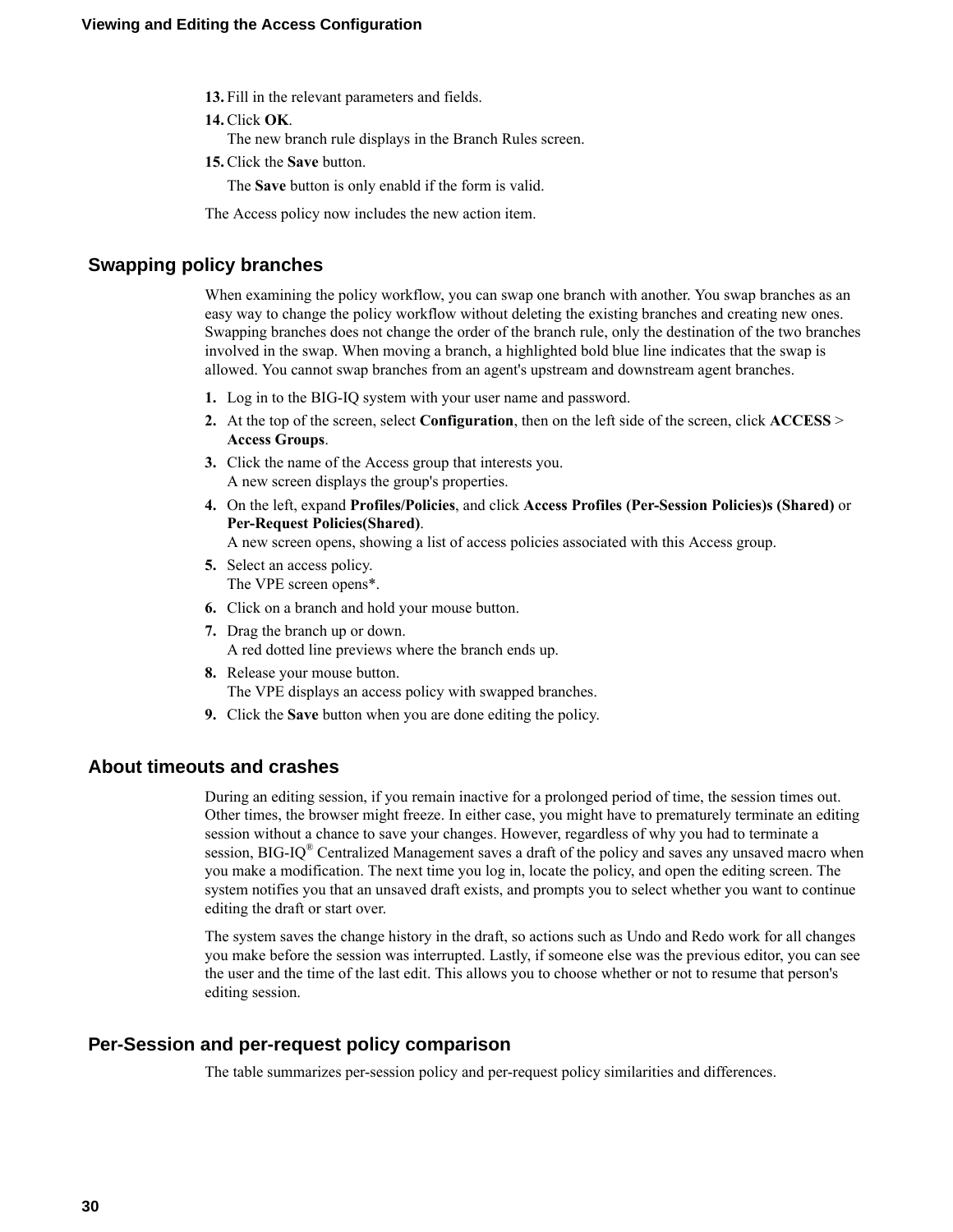13. Fill in the relevant parameters and fields.
14. Click **OK**.
    The new branch rule displays in the Branch Rules screen.
15. Click the **Save** button.

    The **Save** button is only enabld if the form is valid.

The Access policy now includes the new action item.

## Swapping policy branches

When examining the policy workflow, you can swap one branch with another. You swap branches as an easy way to change the policy workflow without deleting the existing branches and creating new ones. Swapping branches does not change the order of the branch rule, only the destination of the two branches involved in the swap. When moving a branch, a highlighted bold blue line indicates that the swap is allowed. You cannot swap branches from an agent's upstream and downstream agent branches.

1. Log in to the BIG-IQ system with your user name and password.
2. At the top of the screen, select **Configuration**, then on the left side of the screen, click **ACCESS** > **Access Groups**.
3. Click the name of the Access group that interests you.
   A new screen displays the group's properties.
4. On the left, expand **Profiles/Policies**, and click **Access Profiles (Per-Session Policies)s (Shared)** or **Per-Request Policies(Shared)**.
   A new screen opens, showing a list of access policies associated with this Access group.
5. Select an access policy.
   The VPE screen opens*.
6. Click on a branch and hold your mouse button.
7. Drag the branch up or down.
   A red dotted line previews where the branch ends up.
8. Release your mouse button.
   The VPE displays an access policy with swapped branches.
9. Click the **Save** button when you are done editing the policy.

## About timeouts and crashes

During an editing session, if you remain inactive for a prolonged period of time, the session times out. Other times, the browser might freeze. In either case, you might have to prematurely terminate an editing session without a chance to save your changes. However, regardless of why you had to terminate a session, BIG-IQ® Centralized Management saves a draft of the policy and saves any unsaved macro when you make a modification. The next time you log in, locate the policy, and open the editing screen. The system notifies you that an unsaved draft exists, and prompts you to select whether you want to continue editing the draft or start over.

The system saves the change history in the draft, so actions such as Undo and Redo work for all changes you make before the session was interrupted. Lastly, if someone else was the previous editor, you can see the user and the time of the last edit. This allows you to choose whether or not to resume that person's editing session.

## Per-Session and per-request policy comparison

The table summarizes per-session policy and per-request policy similarities and differences.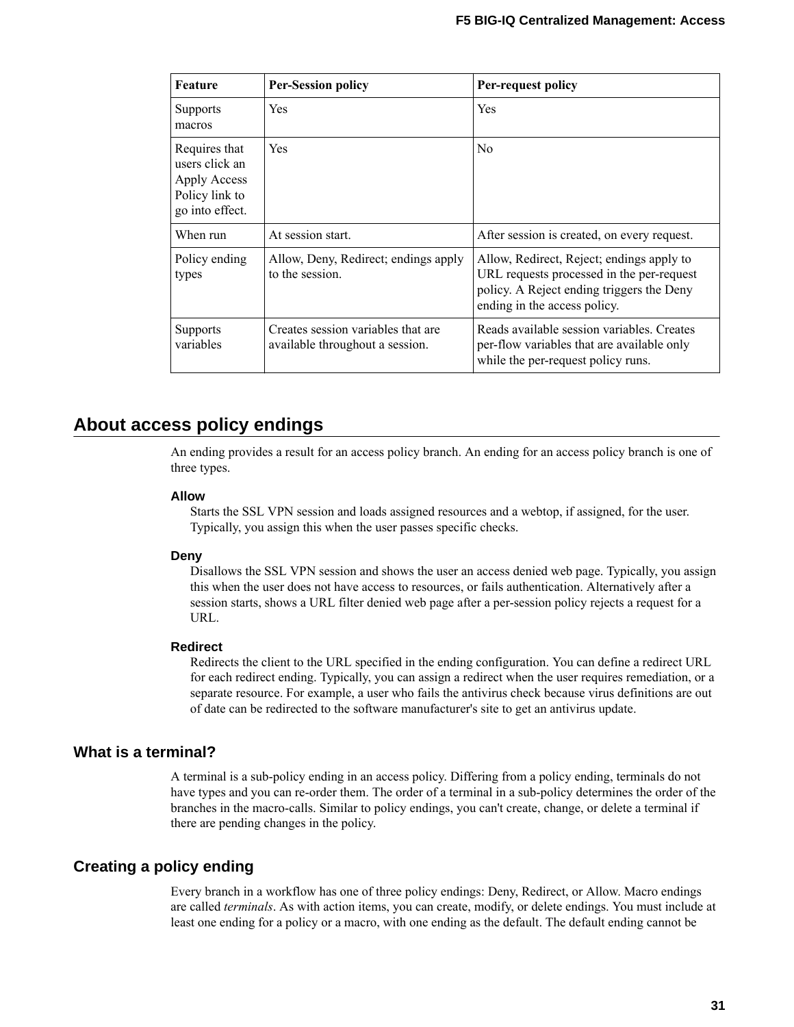| Feature | Per-Session policy | Per-request policy |
| --- | --- | --- |
| Supports macros | Yes | Yes |
| Requires that users click an Apply Access Policy link to go into effect. | Yes | No |
| When run | At session start. | After session is created, on every request. |
| Policy ending types | Allow, Deny, Redirect; endings apply to the session. | Allow, Redirect, Reject; endings apply to URL requests processed in the per-request policy. A Reject ending triggers the Deny ending in the access policy. |
| Supports variables | Creates session variables that are available throughout a session. | Reads available session variables. Creates per-flow variables that are available only while the per-request policy runs. |

## About access policy endings

An ending provides a result for an access policy branch. An ending for an access policy branch is one of three types.

**Allow**
Starts the SSL VPN session and loads assigned resources and a webtop, if assigned, for the user. Typically, you assign this when the user passes specific checks.

**Deny**
Disallows the SSL VPN session and shows the user an access denied web page. Typically, you assign this when the user does not have access to resources, or fails authentication. Alternatively after a session starts, shows a URL filter denied web page after a per-session policy rejects a request for a URL.

**Redirect**
Redirects the client to the URL specified in the ending configuration. You can define a redirect URL for each redirect ending. Typically, you can assign a redirect when the user requires remediation, or a separate resource. For example, a user who fails the antivirus check because virus definitions are out of date can be redirected to the software manufacturer's site to get an antivirus update.

### What is a terminal?

A terminal is a sub-policy ending in an access policy. Differing from a policy ending, terminals do not have types and you can re-order them. The order of a terminal in a sub-policy determines the order of the branches in the macro-calls. Similar to policy endings, you can't create, change, or delete a terminal if there are pending changes in the policy.

### Creating a policy ending

Every branch in a workflow has one of three policy endings: Deny, Redirect, or Allow. Macro endings are called *terminals*. As with action items, you can create, modify, or delete endings. You must include at least one ending for a policy or a macro, with one ending as the default. The default ending cannot be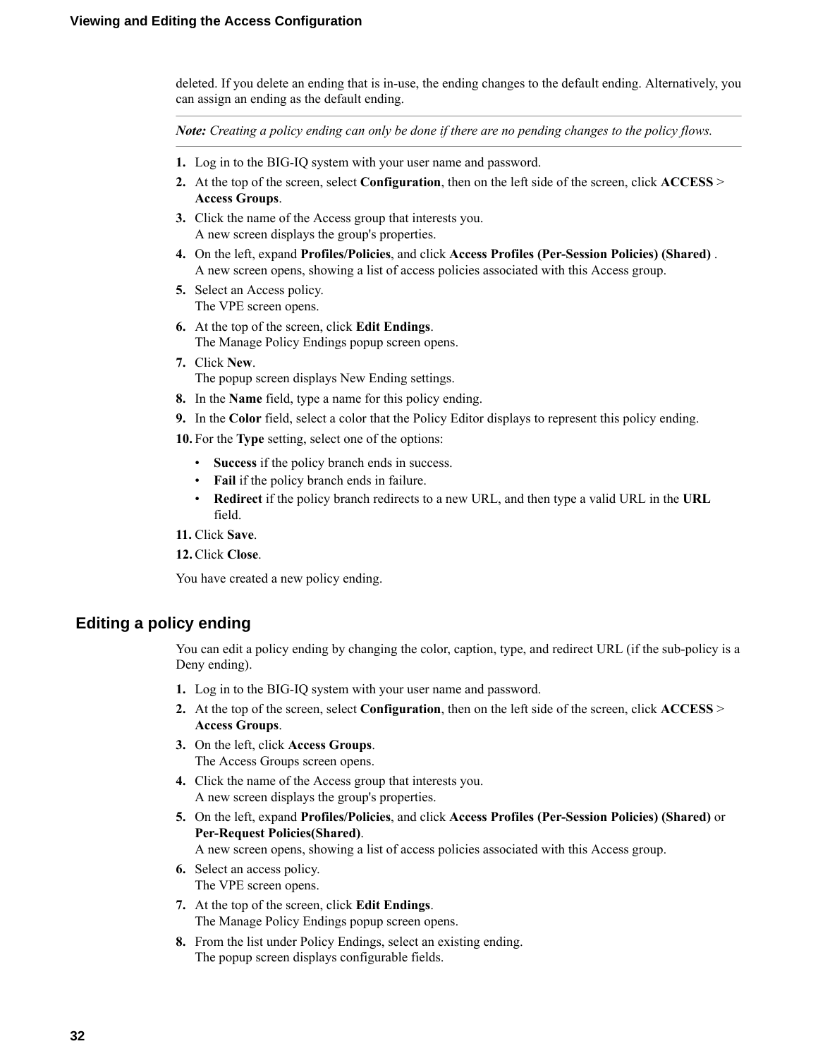deleted. If you delete an ending that is in-use, the ending changes to the default ending. Alternatively, you can assign an ending as the default ending.

---

***Note:*** *Creating a policy ending can only be done if there are no pending changes to the policy flows.*

---

1. Log in to the BIG-IQ system with your user name and password.
2. At the top of the screen, select **Configuration**, then on the left side of the screen, click **ACCESS** > **Access Groups**.
3. Click the name of the Access group that interests you.
   A new screen displays the group's properties.
4. On the left, expand **Profiles/Policies**, and click **Access Profiles (Per-Session Policies) (Shared)** .
   A new screen opens, showing a list of access policies associated with this Access group.
5. Select an Access policy.
   The VPE screen opens.
6. At the top of the screen, click **Edit Endings**.
   The Manage Policy Endings popup screen opens.
7. Click **New**.
   The popup screen displays New Ending settings.
8. In the **Name** field, type a name for this policy ending.
9. In the **Color** field, select a color that the Policy Editor displays to represent this policy ending.
10. For the **Type** setting, select one of the options:
    - **Success** if the policy branch ends in success.
    - **Fail** if the policy branch ends in failure.
    - **Redirect** if the policy branch redirects to a new URL, and then type a valid URL in the **URL** field.
11. Click **Save**.
12. Click **Close**.

You have created a new policy ending.

## Editing a policy ending

You can edit a policy ending by changing the color, caption, type, and redirect URL (if the sub-policy is a Deny ending).

1. Log in to the BIG-IQ system with your user name and password.
2. At the top of the screen, select **Configuration**, then on the left side of the screen, click **ACCESS** > **Access Groups**.
3. On the left, click **Access Groups**.
   The Access Groups screen opens.
4. Click the name of the Access group that interests you.
   A new screen displays the group's properties.
5. On the left, expand **Profiles/Policies**, and click **Access Profiles (Per-Session Policies) (Shared)** or **Per-Request Policies(Shared)**.
   A new screen opens, showing a list of access policies associated with this Access group.
6. Select an access policy.
   The VPE screen opens.
7. At the top of the screen, click **Edit Endings**.
   The Manage Policy Endings popup screen opens.
8. From the list under Policy Endings, select an existing ending.
   The popup screen displays configurable fields.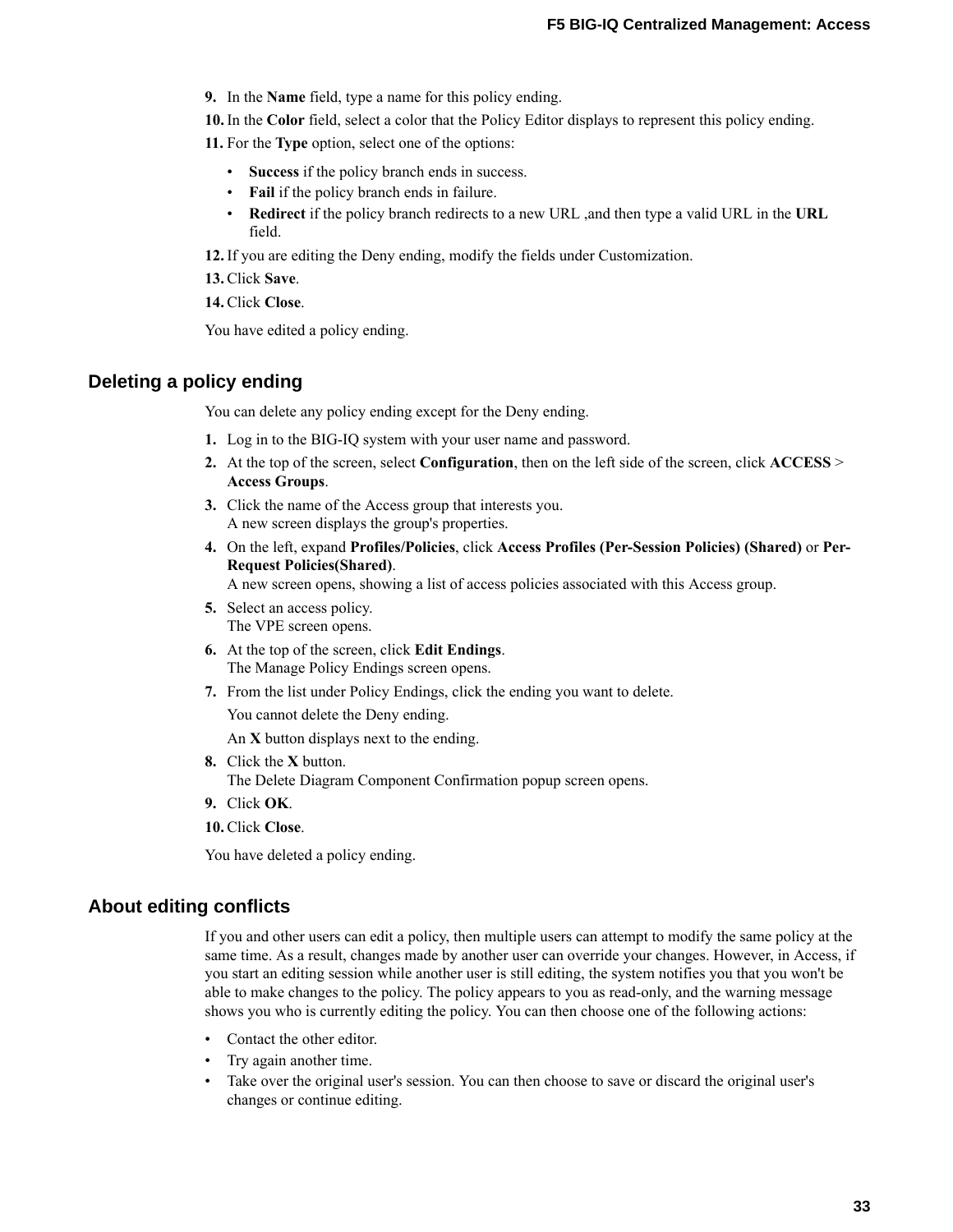9. In the **Name** field, type a name for this policy ending.
10. In the **Color** field, select a color that the Policy Editor displays to represent this policy ending.
11. For the **Type** option, select one of the options:
    - **Success** if the policy branch ends in success.
    - **Fail** if the policy branch ends in failure.
    - **Redirect** if the policy branch redirects to a new URL ,and then type a valid URL in the **URL** field.
12. If you are editing the Deny ending, modify the fields under Customization.
13. Click **Save**.
14. Click **Close**.

You have edited a policy ending.

## Deleting a policy ending

You can delete any policy ending except for the Deny ending.

1. Log in to the BIG-IQ system with your user name and password.
2. At the top of the screen, select **Configuration**, then on the left side of the screen, click **ACCESS** > **Access Groups**.
3. Click the name of the Access group that interests you.
   A new screen displays the group's properties.
4. On the left, expand **Profiles/Policies**, click **Access Profiles (Per-Session Policies) (Shared)** or **Per-Request Policies(Shared)**.
   A new screen opens, showing a list of access policies associated with this Access group.
5. Select an access policy.
   The VPE screen opens.
6. At the top of the screen, click **Edit Endings**.
   The Manage Policy Endings screen opens.
7. From the list under Policy Endings, click the ending you want to delete.

   You cannot delete the Deny ending.

   An **X** button displays next to the ending.
8. Click the **X** button.
   The Delete Diagram Component Confirmation popup screen opens.
9. Click **OK**.
10. Click **Close**.

You have deleted a policy ending.

## About editing conflicts

If you and other users can edit a policy, then multiple users can attempt to modify the same policy at the same time. As a result, changes made by another user can override your changes. However, in Access, if you start an editing session while another user is still editing, the system notifies you that you won't be able to make changes to the policy. The policy appears to you as read-only, and the warning message shows you who is currently editing the policy. You can then choose one of the following actions:

- Contact the other editor.
- Try again another time.
- Take over the original user's session. You can then choose to save or discard the original user's changes or continue editing.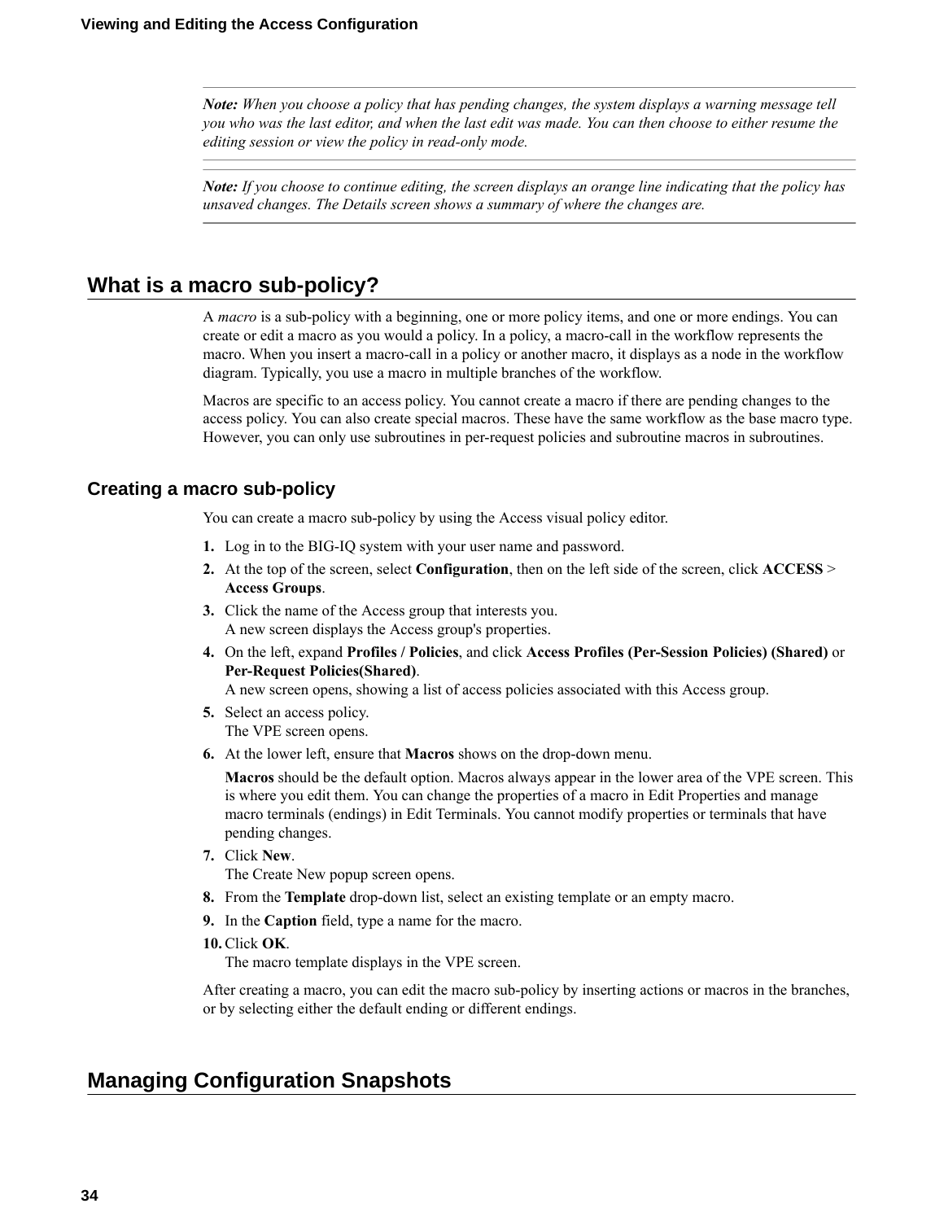**Note:** *When you choose a policy that has pending changes, the system displays a warning message tell you who was the last editor, and when the last edit was made. You can then choose to either resume the editing session or view the policy in read-only mode.*

**Note:** *If you choose to continue editing, the screen displays an orange line indicating that the policy has unsaved changes. The Details screen shows a summary of where the changes are.*

## What is a macro sub-policy?

A *macro* is a sub-policy with a beginning, one or more policy items, and one or more endings. You can create or edit a macro as you would a policy. In a policy, a macro-call in the workflow represents the macro. When you insert a macro-call in a policy or another macro, it displays as a node in the workflow diagram. Typically, you use a macro in multiple branches of the workflow.

Macros are specific to an access policy. You cannot create a macro if there are pending changes to the access policy. You can also create special macros. These have the same workflow as the base macro type. However, you can only use subroutines in per-request policies and subroutine macros in subroutines.

### Creating a macro sub-policy

You can create a macro sub-policy by using the Access visual policy editor.

1. Log in to the BIG-IQ system with your user name and password.
2. At the top of the screen, select **Configuration**, then on the left side of the screen, click **ACCESS** > **Access Groups**.
3. Click the name of the Access group that interests you.
   A new screen displays the Access group's properties.
4. On the left, expand **Profiles / Policies**, and click **Access Profiles (Per-Session Policies) (Shared)** or **Per-Request Policies(Shared)**.
   A new screen opens, showing a list of access policies associated with this Access group.
5. Select an access policy.
   The VPE screen opens.
6. At the lower left, ensure that **Macros** shows on the drop-down menu.

   **Macros** should be the default option. Macros always appear in the lower area of the VPE screen. This is where you edit them. You can change the properties of a macro in Edit Properties and manage macro terminals (endings) in Edit Terminals. You cannot modify properties or terminals that have pending changes.
7. Click **New**.
   The Create New popup screen opens.
8. From the **Template** drop-down list, select an existing template or an empty macro.
9. In the **Caption** field, type a name for the macro.
10. Click **OK**.
    The macro template displays in the VPE screen.

After creating a macro, you can edit the macro sub-policy by inserting actions or macros in the branches, or by selecting either the default ending or different endings.

## Managing Configuration Snapshots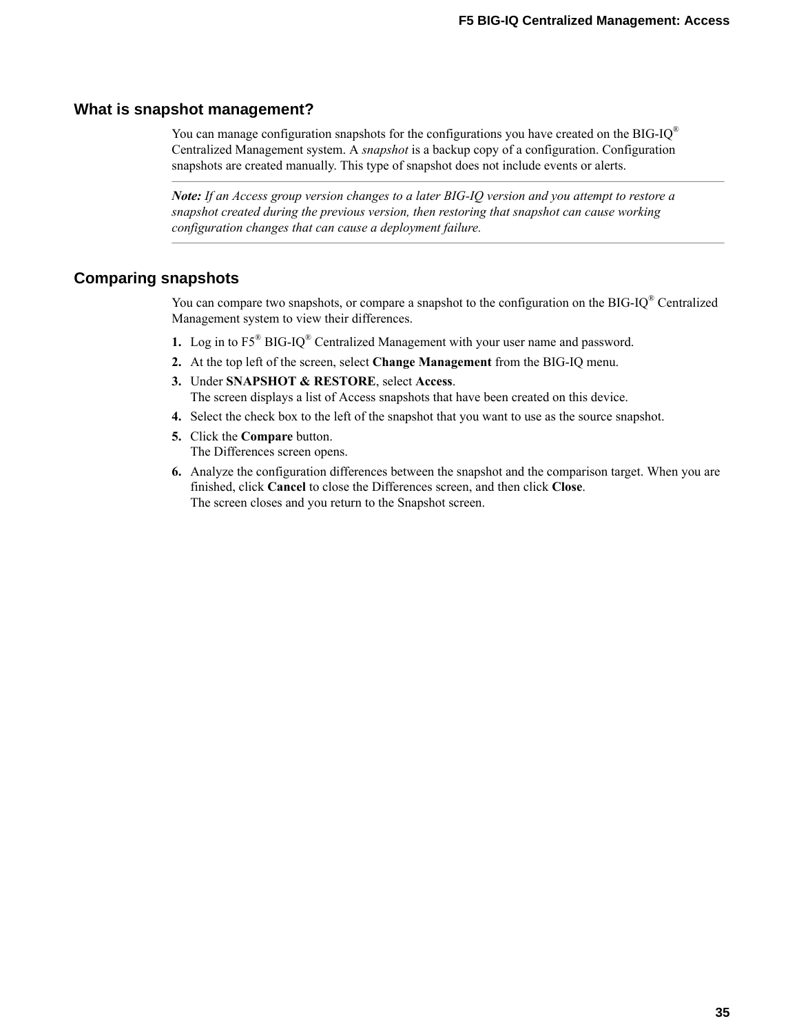## What is snapshot management?

You can manage configuration snapshots for the configurations you have created on the BIG-IQ® Centralized Management system. A *snapshot* is a backup copy of a configuration. Configuration snapshots are created manually. This type of snapshot does not include events or alerts.

---

***Note:*** *If an Access group version changes to a later BIG-IQ version and you attempt to restore a snapshot created during the previous version, then restoring that snapshot can cause working configuration changes that can cause a deployment failure.*

---

## Comparing snapshots

You can compare two snapshots, or compare a snapshot to the configuration on the BIG-IQ® Centralized Management system to view their differences.

1. Log in to F5® BIG-IQ® Centralized Management with your user name and password.
2. At the top left of the screen, select **Change Management** from the BIG-IQ menu.
3. Under **SNAPSHOT & RESTORE**, select **Access**.
   The screen displays a list of Access snapshots that have been created on this device.
4. Select the check box to the left of the snapshot that you want to use as the source snapshot.
5. Click the **Compare** button.
   The Differences screen opens.
6. Analyze the configuration differences between the snapshot and the comparison target. When you are finished, click **Cancel** to close the Differences screen, and then click **Close**.
   The screen closes and you return to the Snapshot screen.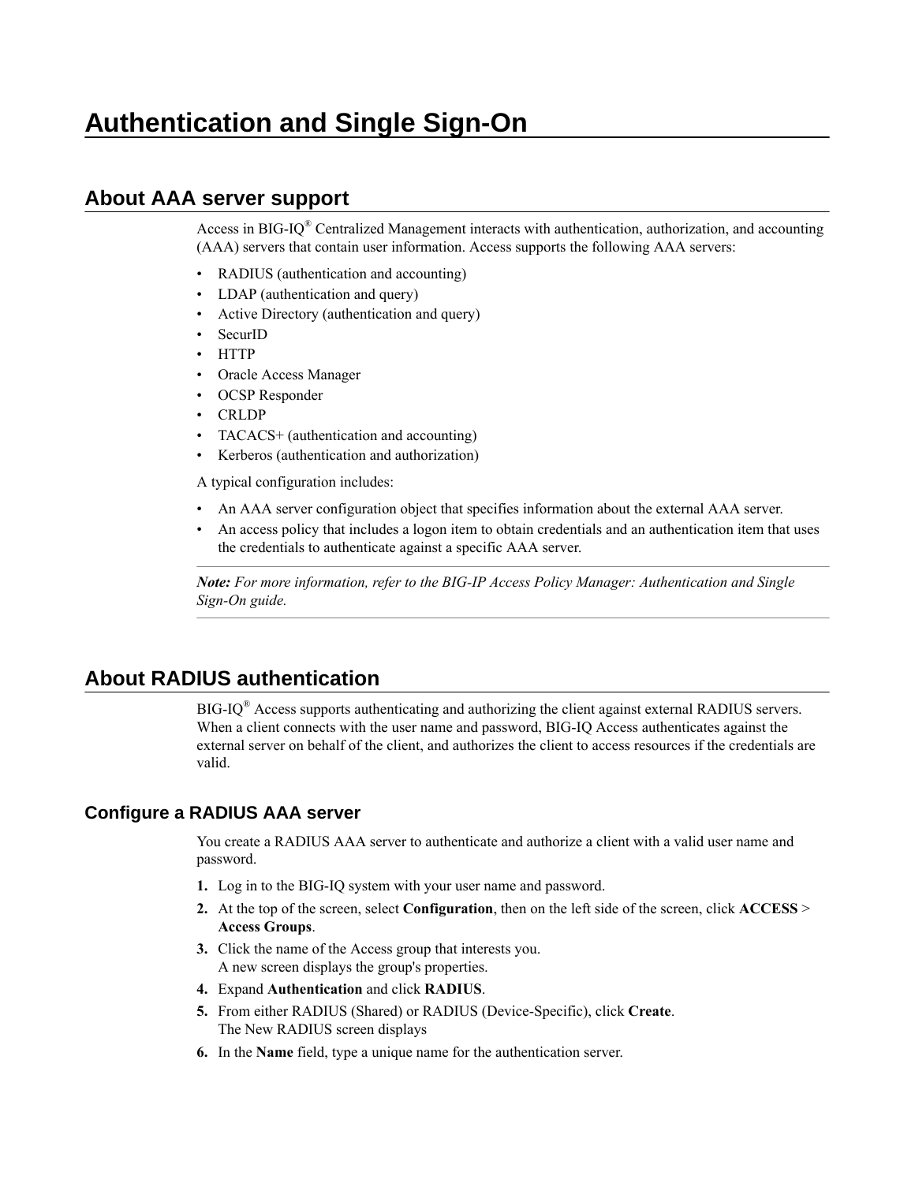# Authentication and Single Sign-On

## About AAA server support

Access in BIG-IQ® Centralized Management interacts with authentication, authorization, and accounting (AAA) servers that contain user information. Access supports the following AAA servers:

- RADIUS (authentication and accounting)
- LDAP (authentication and query)
- Active Directory (authentication and query)
- SecurID
- HTTP
- Oracle Access Manager
- OCSP Responder
- CRLDP
- TACACS+ (authentication and accounting)
- Kerberos (authentication and authorization)

A typical configuration includes:

- An AAA server configuration object that specifies information about the external AAA server.
- An access policy that includes a logon item to obtain credentials and an authentication item that uses the credentials to authenticate against a specific AAA server.

---

***Note:*** *For more information, refer to the BIG-IP Access Policy Manager: Authentication and Single Sign-On guide.*

---

## About RADIUS authentication

BIG-IQ® Access supports authenticating and authorizing the client against external RADIUS servers. When a client connects with the user name and password, BIG-IQ Access authenticates against the external server on behalf of the client, and authorizes the client to access resources if the credentials are valid.

### Configure a RADIUS AAA server

You create a RADIUS AAA server to authenticate and authorize a client with a valid user name and password.

1. Log in to the BIG-IQ system with your user name and password.
2. At the top of the screen, select **Configuration**, then on the left side of the screen, click **ACCESS** > **Access Groups**.
3. Click the name of the Access group that interests you.
   A new screen displays the group's properties.
4. Expand **Authentication** and click **RADIUS**.
5. From either RADIUS (Shared) or RADIUS (Device-Specific), click **Create**.
   The New RADIUS screen displays
6. In the **Name** field, type a unique name for the authentication server.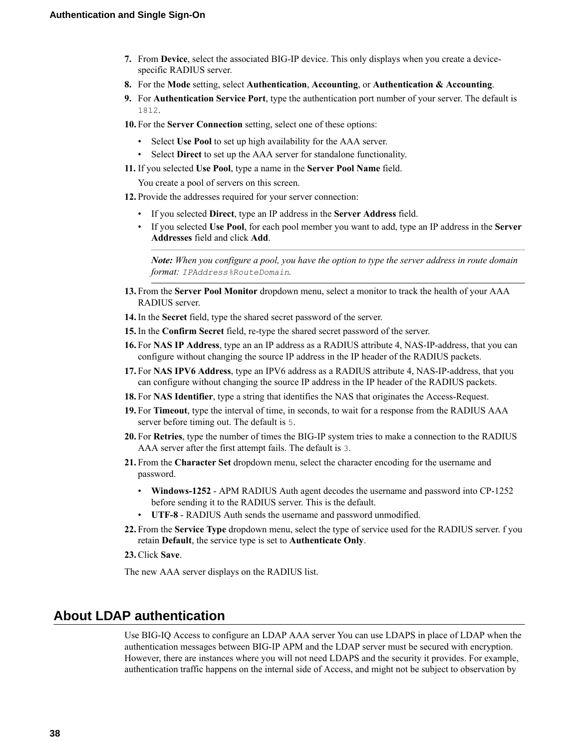7. From **Device**, select the associated BIG-IP device. This only displays when you create a device-specific RADIUS server.
8. For the **Mode** setting, select **Authentication**, **Accounting**, or **Authentication & Accounting**.
9. For **Authentication Service Port**, type the authentication port number of your server. The default is `1812`.
10. For the **Server Connection** setting, select one of these options:
    - Select **Use Pool** to set up high availability for the AAA server.
    - Select **Direct** to set up the AAA server for standalone functionality.
11. If you selected **Use Pool**, type a name in the **Server Pool Name** field.

    You create a pool of servers on this screen.
12. Provide the addresses required for your server connection:
    - If you selected **Direct**, type an IP address in the **Server Address** field.
    - If you selected **Use Pool**, for each pool member you want to add, type an IP address in the **Server Addresses** field and click **Add**.

    ---

    ***Note:*** *When you configure a pool, you have the option to type the server address in route domain format:* `IPAddress%RouteDomain`*.*

    ---
13. From the **Server Pool Monitor** dropdown menu, select a monitor to track the health of your AAA RADIUS server.
14. In the **Secret** field, type the shared secret password of the server.
15. In the **Confirm Secret** field, re-type the shared secret password of the server.
16. For **NAS IP Address**, type an an IP address as a RADIUS attribute 4, NAS-IP-address, that you can configure without changing the source IP address in the IP header of the RADIUS packets.
17. For **NAS IPV6 Address**, type an IPV6 address as a RADIUS attribute 4, NAS-IP-address, that you can configure without changing the source IP address in the IP header of the RADIUS packets.
18. For **NAS Identifier**, type a string that identifies the NAS that originates the Access-Request.
19. For **Timeout**, type the interval of time, in seconds, to wait for a response from the RADIUS AAA server before timing out. The default is `5`.
20. For **Retries**, type the number of times the BIG-IP system tries to make a connection to the RADIUS AAA server after the first attempt fails. The default is `3`.
21. From the **Character Set** dropdown menu, select the character encoding for the username and password.
    - **Windows-1252** - APM RADIUS Auth agent decodes the username and password into CP-1252 before sending it to the RADIUS server. This is the default.
    - **UTF-8** - RADIUS Auth sends the username and password unmodified.
22. From the **Service Type** dropdown menu, select the type of service used for the RADIUS server. f you retain **Default**, the service type is set to **Authenticate Only**.
23. Click **Save**.

The new AAA server displays on the RADIUS list.

## About LDAP authentication

Use BIG-IQ Access to configure an LDAP AAA server You can use LDAPS in place of LDAP when the authentication messages between BIG-IP APM and the LDAP server must be secured with encryption. However, there are instances where you will not need LDAPS and the security it provides. For example, authentication traffic happens on the internal side of Access, and might not be subject to observation by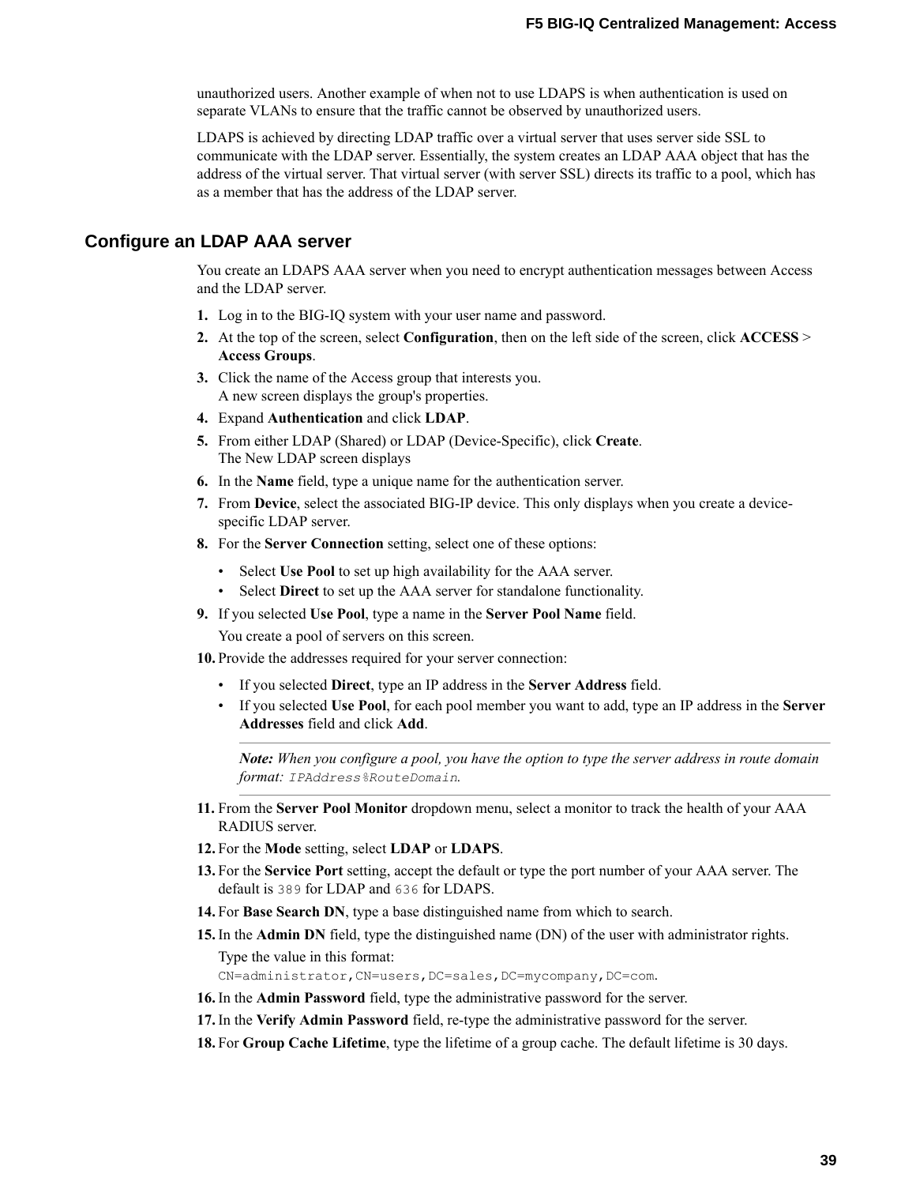unauthorized users. Another example of when not to use LDAPS is when authentication is used on separate VLANs to ensure that the traffic cannot be observed by unauthorized users.

LDAPS is achieved by directing LDAP traffic over a virtual server that uses server side SSL to communicate with the LDAP server. Essentially, the system creates an LDAP AAA object that has the address of the virtual server. That virtual server (with server SSL) directs its traffic to a pool, which has as a member that has the address of the LDAP server.

## Configure an LDAP AAA server

You create an LDAPS AAA server when you need to encrypt authentication messages between Access and the LDAP server.

1. Log in to the BIG-IQ system with your user name and password.
2. At the top of the screen, select **Configuration**, then on the left side of the screen, click **ACCESS** > **Access Groups**.
3. Click the name of the Access group that interests you.
   A new screen displays the group's properties.
4. Expand **Authentication** and click **LDAP**.
5. From either LDAP (Shared) or LDAP (Device-Specific), click **Create**.
   The New LDAP screen displays
6. In the **Name** field, type a unique name for the authentication server.
7. From **Device**, select the associated BIG-IP device. This only displays when you create a device-specific LDAP server.
8. For the **Server Connection** setting, select one of these options:
   - Select **Use Pool** to set up high availability for the AAA server.
   - Select **Direct** to set up the AAA server for standalone functionality.
9. If you selected **Use Pool**, type a name in the **Server Pool Name** field.

   You create a pool of servers on this screen.
10. Provide the addresses required for your server connection:
    - If you selected **Direct**, type an IP address in the **Server Address** field.
    - If you selected **Use Pool**, for each pool member you want to add, type an IP address in the **Server Addresses** field and click **Add**.

    ---

    ***Note:*** *When you configure a pool, you have the option to type the server address in route domain format:* `IPAddress%RouteDomain`.

    ---
11. From the **Server Pool Monitor** dropdown menu, select a monitor to track the health of your AAA RADIUS server.
12. For the **Mode** setting, select **LDAP** or **LDAPS**.
13. For the **Service Port** setting, accept the default or type the port number of your AAA server. The default is `389` for LDAP and `636` for LDAPS.
14. For **Base Search DN**, type a base distinguished name from which to search.
15. In the **Admin DN** field, type the distinguished name (DN) of the user with administrator rights.

    Type the value in this format:
    `CN=administrator,CN=users,DC=sales,DC=mycompany,DC=com`.
16. In the **Admin Password** field, type the administrative password for the server.
17. In the **Verify Admin Password** field, re-type the administrative password for the server.
18. For **Group Cache Lifetime**, type the lifetime of a group cache. The default lifetime is 30 days.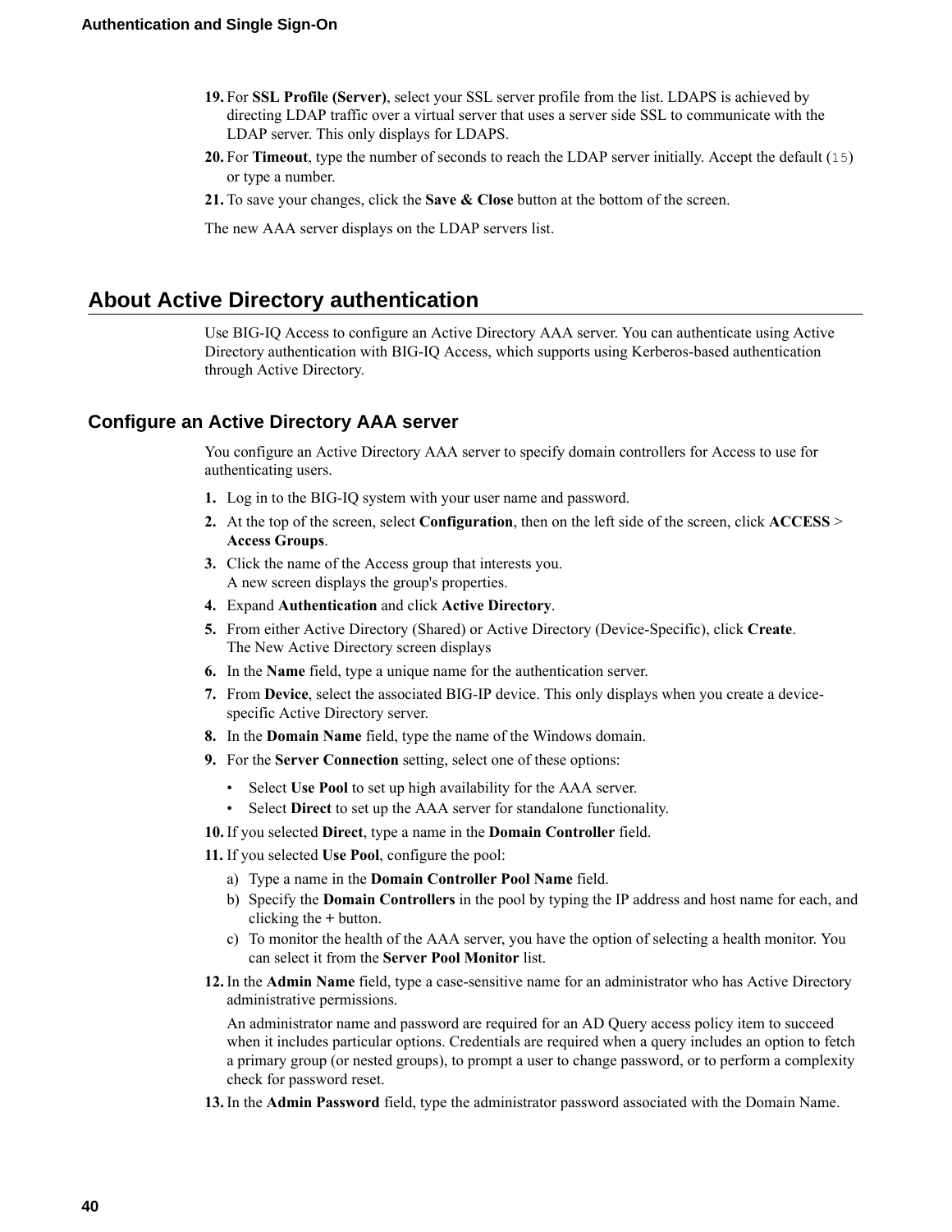19. For **SSL Profile (Server)**, select your SSL server profile from the list. LDAPS is achieved by directing LDAP traffic over a virtual server that uses a server side SSL to communicate with the LDAP server. This only displays for LDAPS.
20. For **Timeout**, type the number of seconds to reach the LDAP server initially. Accept the default (`15`) or type a number.
21. To save your changes, click the **Save & Close** button at the bottom of the screen.

The new AAA server displays on the LDAP servers list.

## About Active Directory authentication

Use BIG-IQ Access to configure an Active Directory AAA server. You can authenticate using Active Directory authentication with BIG-IQ Access, which supports using Kerberos-based authentication through Active Directory.

### Configure an Active Directory AAA server

You configure an Active Directory AAA server to specify domain controllers for Access to use for authenticating users.

1. Log in to the BIG-IQ system with your user name and password.
2. At the top of the screen, select **Configuration**, then on the left side of the screen, click **ACCESS** > **Access Groups**.
3. Click the name of the Access group that interests you.
   A new screen displays the group's properties.
4. Expand **Authentication** and click **Active Directory**.
5. From either Active Directory (Shared) or Active Directory (Device-Specific), click **Create**.
   The New Active Directory screen displays
6. In the **Name** field, type a unique name for the authentication server.
7. From **Device**, select the associated BIG-IP device. This only displays when you create a device-specific Active Directory server.
8. In the **Domain Name** field, type the name of the Windows domain.
9. For the **Server Connection** setting, select one of these options:
   - Select **Use Pool** to set up high availability for the AAA server.
   - Select **Direct** to set up the AAA server for standalone functionality.
10. If you selected **Direct**, type a name in the **Domain Controller** field.
11. If you selected **Use Pool**, configure the pool:
    a) Type a name in the **Domain Controller Pool Name** field.
    b) Specify the **Domain Controllers** in the pool by typing the IP address and host name for each, and clicking the **+** button.
    c) To monitor the health of the AAA server, you have the option of selecting a health monitor. You can select it from the **Server Pool Monitor** list.
12. In the **Admin Name** field, type a case-sensitive name for an administrator who has Active Directory administrative permissions.

    An administrator name and password are required for an AD Query access policy item to succeed when it includes particular options. Credentials are required when a query includes an option to fetch a primary group (or nested groups), to prompt a user to change password, or to perform a complexity check for password reset.
13. In the **Admin Password** field, type the administrator password associated with the Domain Name.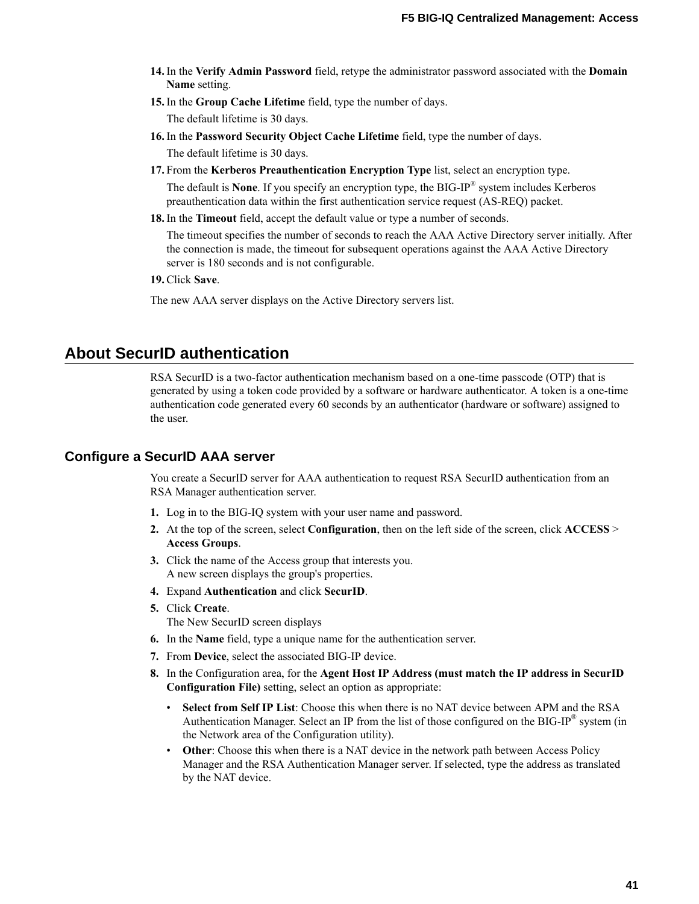14. In the **Verify Admin Password** field, retype the administrator password associated with the **Domain Name** setting.
15. In the **Group Cache Lifetime** field, type the number of days.

    The default lifetime is 30 days.
16. In the **Password Security Object Cache Lifetime** field, type the number of days.

    The default lifetime is 30 days.
17. From the **Kerberos Preauthentication Encryption Type** list, select an encryption type.

    The default is **None**. If you specify an encryption type, the BIG-IP® system includes Kerberos preauthentication data within the first authentication service request (AS-REQ) packet.
18. In the **Timeout** field, accept the default value or type a number of seconds.

    The timeout specifies the number of seconds to reach the AAA Active Directory server initially. After the connection is made, the timeout for subsequent operations against the AAA Active Directory server is 180 seconds and is not configurable.
19. Click **Save**.

The new AAA server displays on the Active Directory servers list.

## About SecurID authentication

RSA SecurID is a two-factor authentication mechanism based on a one-time passcode (OTP) that is generated by using a token code provided by a software or hardware authenticator. A token is a one-time authentication code generated every 60 seconds by an authenticator (hardware or software) assigned to the user.

### Configure a SecurID AAA server

You create a SecurID server for AAA authentication to request RSA SecurID authentication from an RSA Manager authentication server.

1. Log in to the BIG-IQ system with your user name and password.
2. At the top of the screen, select **Configuration**, then on the left side of the screen, click **ACCESS** > **Access Groups**.
3. Click the name of the Access group that interests you.
   A new screen displays the group's properties.
4. Expand **Authentication** and click **SecurID**.
5. Click **Create**.
   The New SecurID screen displays
6. In the **Name** field, type a unique name for the authentication server.
7. From **Device**, select the associated BIG-IP device.
8. In the Configuration area, for the **Agent Host IP Address (must match the IP address in SecurID Configuration File)** setting, select an option as appropriate:
   - **Select from Self IP List**: Choose this when there is no NAT device between APM and the RSA Authentication Manager. Select an IP from the list of those configured on the BIG-IP® system (in the Network area of the Configuration utility).
   - **Other**: Choose this when there is a NAT device in the network path between Access Policy Manager and the RSA Authentication Manager server. If selected, type the address as translated by the NAT device.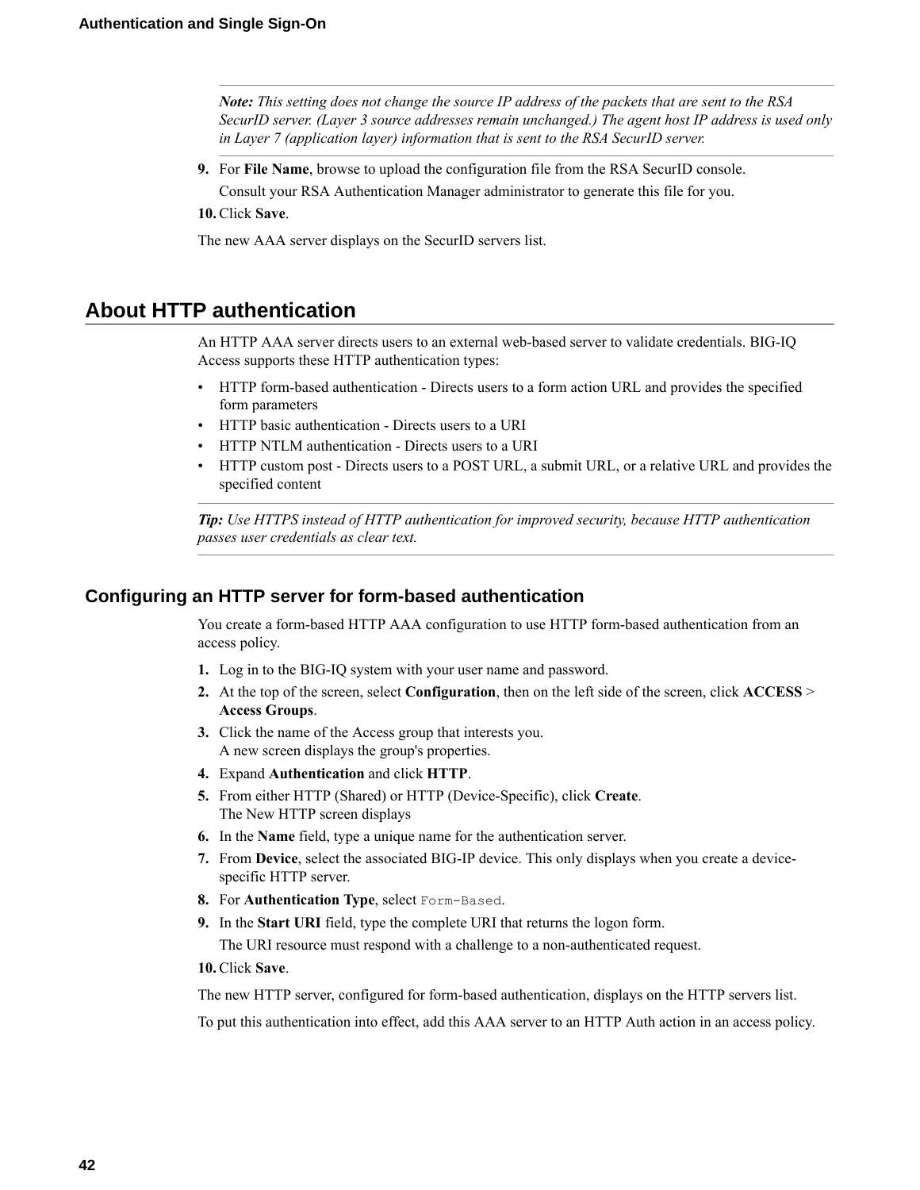*Note: This setting does not change the source IP address of the packets that are sent to the RSA SecurID server. (Layer 3 source addresses remain unchanged.) The agent host IP address is used only in Layer 7 (application layer) information that is sent to the RSA SecurID server.*

9. For **File Name**, browse to upload the configuration file from the RSA SecurID console.

   Consult your RSA Authentication Manager administrator to generate this file for you.
10. Click **Save**.

The new AAA server displays on the SecurID servers list.

## About HTTP authentication

An HTTP AAA server directs users to an external web-based server to validate credentials. BIG-IQ Access supports these HTTP authentication types:

- HTTP form-based authentication - Directs users to a form action URL and provides the specified form parameters
- HTTP basic authentication - Directs users to a URI
- HTTP NTLM authentication - Directs users to a URI
- HTTP custom post - Directs users to a POST URL, a submit URL, or a relative URL and provides the specified content

***Tip:*** *Use HTTPS instead of HTTP authentication for improved security, because HTTP authentication passes user credentials as clear text.*

### Configuring an HTTP server for form-based authentication

You create a form-based HTTP AAA configuration to use HTTP form-based authentication from an access policy.

1. Log in to the BIG-IQ system with your user name and password.
2. At the top of the screen, select **Configuration**, then on the left side of the screen, click **ACCESS** > **Access Groups**.
3. Click the name of the Access group that interests you.
   A new screen displays the group's properties.
4. Expand **Authentication** and click **HTTP**.
5. From either HTTP (Shared) or HTTP (Device-Specific), click **Create**.
   The New HTTP screen displays
6. In the **Name** field, type a unique name for the authentication server.
7. From **Device**, select the associated BIG-IP device. This only displays when you create a device-specific HTTP server.
8. For **Authentication Type**, select `Form-Based`.
9. In the **Start URI** field, type the complete URI that returns the logon form.

   The URI resource must respond with a challenge to a non-authenticated request.
10. Click **Save**.

The new HTTP server, configured for form-based authentication, displays on the HTTP servers list.

To put this authentication into effect, add this AAA server to an HTTP Auth action in an access policy.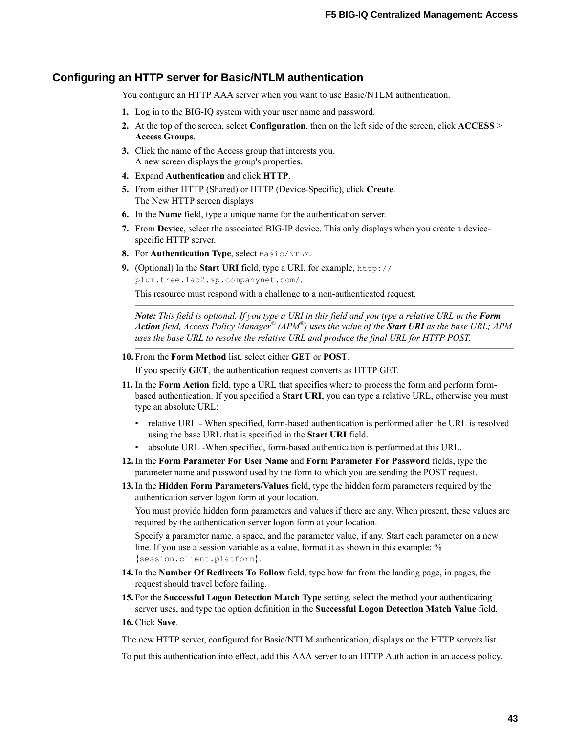## Configuring an HTTP server for Basic/NTLM authentication

You configure an HTTP AAA server when you want to use Basic/NTLM authentication.

1. Log in to the BIG-IQ system with your user name and password.
2. At the top of the screen, select **Configuration**, then on the left side of the screen, click **ACCESS** > **Access Groups**.
3. Click the name of the Access group that interests you.
   A new screen displays the group's properties.
4. Expand **Authentication** and click **HTTP**.
5. From either HTTP (Shared) or HTTP (Device-Specific), click **Create**.
   The New HTTP screen displays
6. In the **Name** field, type a unique name for the authentication server.
7. From **Device**, select the associated BIG-IP device. This only displays when you create a device-specific HTTP server.
8. For **Authentication Type**, select `Basic/NTLM`.
9. (Optional) In the **Start URI** field, type a URI, for example, `http://plum.tree.lab2.sp.companynet.com/`.

   This resource must respond with a challenge to a non-authenticated request.

   ---

   ***Note:*** *This field is optional. If you type a URI in this field and you type a relative URL in the* ***Form Action*** *field, Access Policy Manager® (APM®) uses the value of the* ***Start URI*** *as the base URL; APM uses the base URL to resolve the relative URL and produce the final URL for HTTP POST.*

   ---

10. From the **Form Method** list, select either **GET** or **POST**.

    If you specify **GET**, the authentication request converts as HTTP GET.
11. In the **Form Action** field, type a URL that specifies where to process the form and perform form-based authentication. If you specified a **Start URI**, you can type a relative URL, otherwise you must type an absolute URL:
    - relative URL - When specified, form-based authentication is performed after the URL is resolved using the base URL that is specified in the **Start URI** field.
    - absolute URL -When specified, form-based authentication is performed at this URL.
12. In the **Form Parameter For User Name** and **Form Parameter For Password** fields, type the parameter name and password used by the form to which you are sending the POST request.
13. In the **Hidden Form Parameters/Values** field, type the hidden form parameters required by the authentication server logon form at your location.

    You must provide hidden form parameters and values if there are any. When present, these values are required by the authentication server logon form at your location.

    Specify a parameter name, a space, and the parameter value, if any. Start each parameter on a new line. If you use a session variable as a value, format it as shown in this example: `%{session.client.platform}`.
14. In the **Number Of Redirects To Follow** field, type how far from the landing page, in pages, the request should travel before failing.
15. For the **Successful Logon Detection Match Type** setting, select the method your authenticating server uses, and type the option definition in the **Successful Logon Detection Match Value** field.
16. Click **Save**.

The new HTTP server, configured for Basic/NTLM authentication, displays on the HTTP servers list.

To put this authentication into effect, add this AAA server to an HTTP Auth action in an access policy.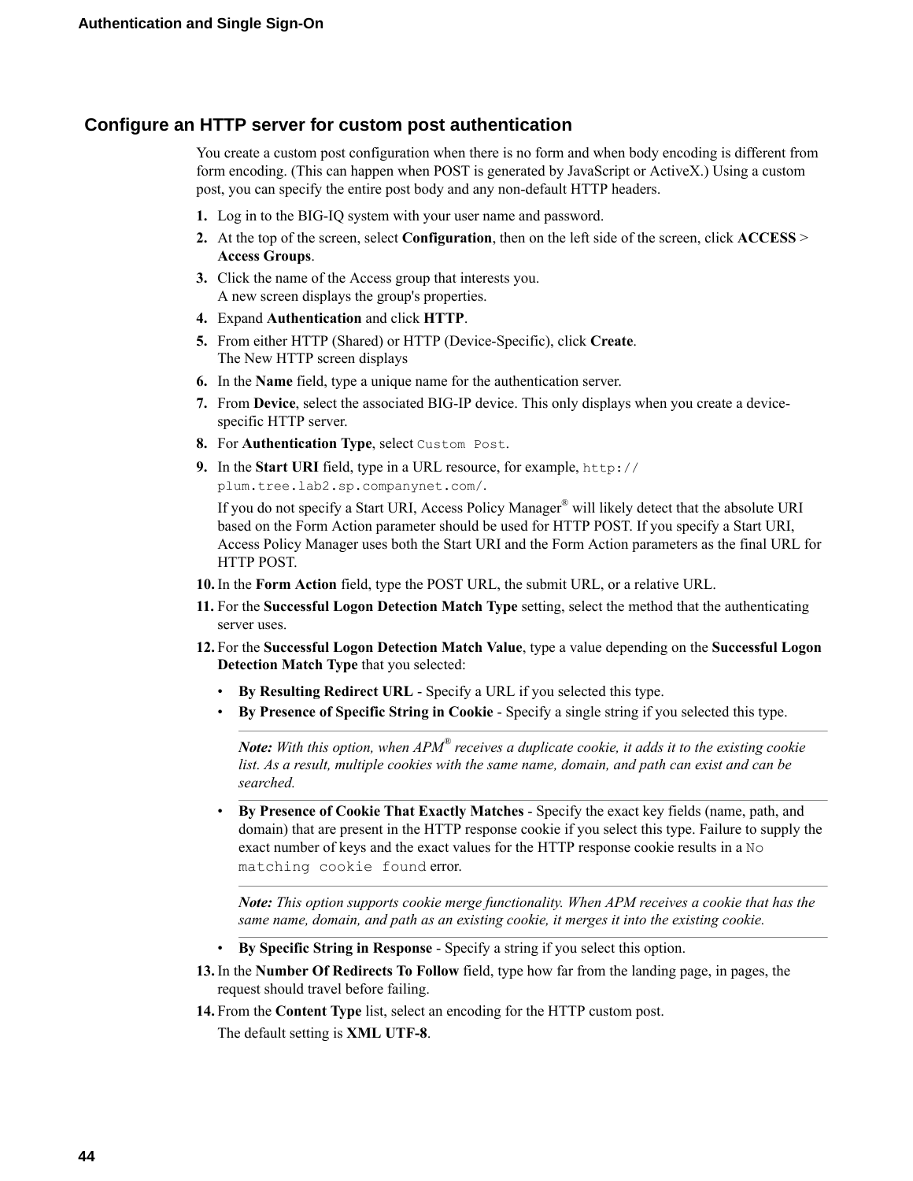## Configure an HTTP server for custom post authentication

You create a custom post configuration when there is no form and when body encoding is different from form encoding. (This can happen when POST is generated by JavaScript or ActiveX.) Using a custom post, you can specify the entire post body and any non-default HTTP headers.

1. Log in to the BIG-IQ system with your user name and password.
2. At the top of the screen, select **Configuration**, then on the left side of the screen, click **ACCESS** > **Access Groups**.
3. Click the name of the Access group that interests you.
   A new screen displays the group's properties.
4. Expand **Authentication** and click **HTTP**.
5. From either HTTP (Shared) or HTTP (Device-Specific), click **Create**.
   The New HTTP screen displays
6. In the **Name** field, type a unique name for the authentication server.
7. From **Device**, select the associated BIG-IP device. This only displays when you create a device-specific HTTP server.
8. For **Authentication Type**, select `Custom Post`.
9. In the **Start URI** field, type in a URL resource, for example, `http://plum.tree.lab2.sp.companynet.com/`.

   If you do not specify a Start URI, Access Policy Manager® will likely detect that the absolute URI based on the Form Action parameter should be used for HTTP POST. If you specify a Start URI, Access Policy Manager uses both the Start URI and the Form Action parameters as the final URL for HTTP POST.
10. In the **Form Action** field, type the POST URL, the submit URL, or a relative URL.
11. For the **Successful Logon Detection Match Type** setting, select the method that the authenticating server uses.
12. For the **Successful Logon Detection Match Value**, type a value depending on the **Successful Logon Detection Match Type** that you selected:
    - **By Resulting Redirect URL** - Specify a URL if you selected this type.
    - **By Presence of Specific String in Cookie** - Specify a single string if you selected this type.

      ***Note:*** *With this option, when APM® receives a duplicate cookie, it adds it to the existing cookie list. As a result, multiple cookies with the same name, domain, and path can exist and can be searched.*
    - **By Presence of Cookie That Exactly Matches** - Specify the exact key fields (name, path, and domain) that are present in the HTTP response cookie if you select this type. Failure to supply the exact number of keys and the exact values for the HTTP response cookie results in a `No matching cookie found` error.

      ***Note:*** *This option supports cookie merge functionality. When APM receives a cookie that has the same name, domain, and path as an existing cookie, it merges it into the existing cookie.*
    - **By Specific String in Response** - Specify a string if you select this option.
13. In the **Number Of Redirects To Follow** field, type how far from the landing page, in pages, the request should travel before failing.
14. From the **Content Type** list, select an encoding for the HTTP custom post.

    The default setting is **XML UTF-8**.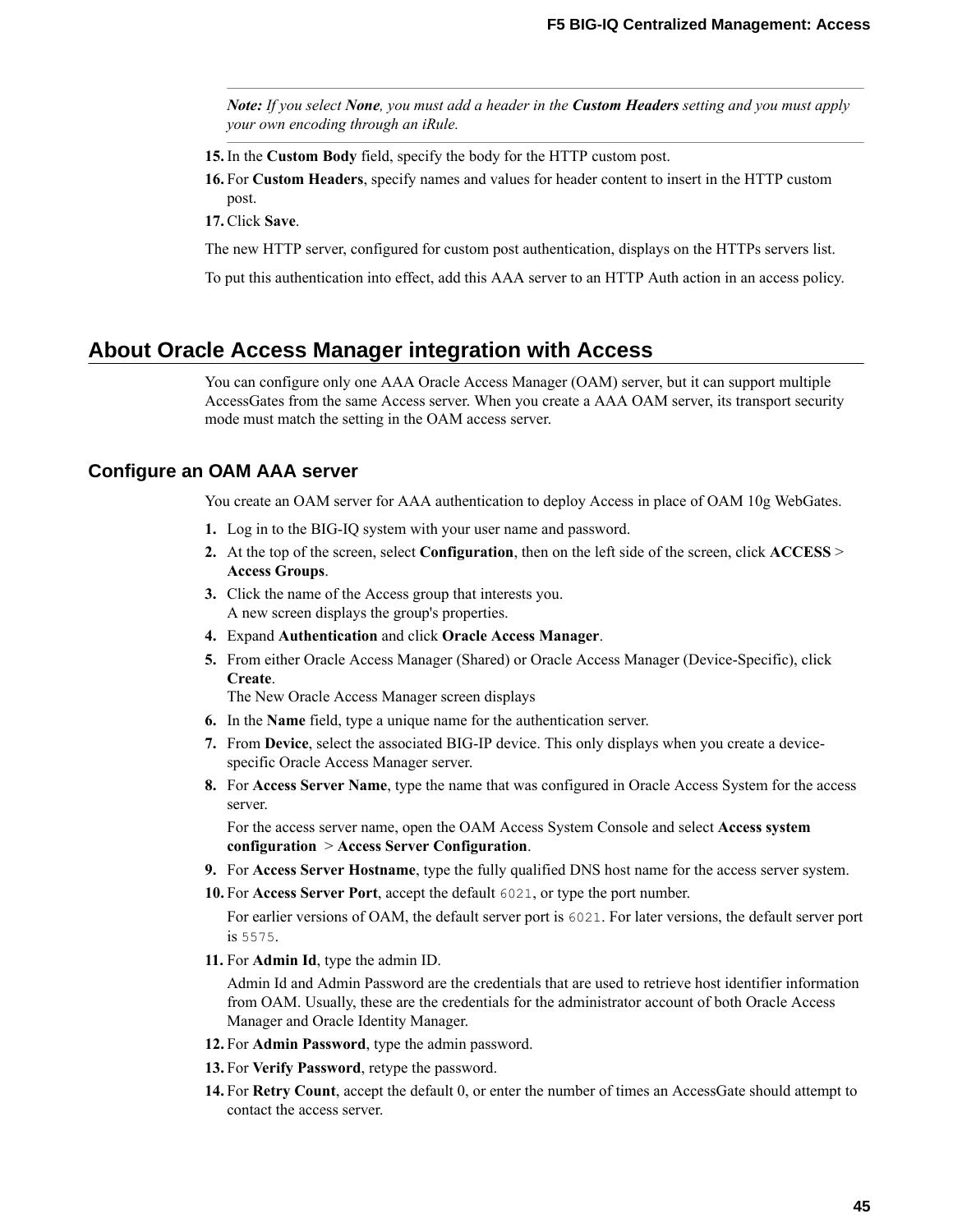**Note:** *If you select* ***None****, you must add a header in the* ***Custom Headers*** *setting and you must apply your own encoding through an iRule.*

15. In the **Custom Body** field, specify the body for the HTTP custom post.
16. For **Custom Headers**, specify names and values for header content to insert in the HTTP custom post.
17. Click **Save**.

The new HTTP server, configured for custom post authentication, displays on the HTTPs servers list.

To put this authentication into effect, add this AAA server to an HTTP Auth action in an access policy.

## About Oracle Access Manager integration with Access

You can configure only one AAA Oracle Access Manager (OAM) server, but it can support multiple AccessGates from the same Access server. When you create a AAA OAM server, its transport security mode must match the setting in the OAM access server.

### Configure an OAM AAA server

You create an OAM server for AAA authentication to deploy Access in place of OAM 10g WebGates.

1. Log in to the BIG-IQ system with your user name and password.
2. At the top of the screen, select **Configuration**, then on the left side of the screen, click **ACCESS** > **Access Groups**.
3. Click the name of the Access group that interests you.
   A new screen displays the group's properties.
4. Expand **Authentication** and click **Oracle Access Manager**.
5. From either Oracle Access Manager (Shared) or Oracle Access Manager (Device-Specific), click **Create**.
   The New Oracle Access Manager screen displays
6. In the **Name** field, type a unique name for the authentication server.
7. From **Device**, select the associated BIG-IP device. This only displays when you create a device-specific Oracle Access Manager server.
8. For **Access Server Name**, type the name that was configured in Oracle Access System for the access server.

   For the access server name, open the OAM Access System Console and select **Access system configuration** > **Access Server Configuration**.
9. For **Access Server Hostname**, type the fully qualified DNS host name for the access server system.
10. For **Access Server Port**, accept the default `6021`, or type the port number.

    For earlier versions of OAM, the default server port is `6021`. For later versions, the default server port is `5575`.
11. For **Admin Id**, type the admin ID.

    Admin Id and Admin Password are the credentials that are used to retrieve host identifier information from OAM. Usually, these are the credentials for the administrator account of both Oracle Access Manager and Oracle Identity Manager.
12. For **Admin Password**, type the admin password.
13. For **Verify Password**, retype the password.
14. For **Retry Count**, accept the default 0, or enter the number of times an AccessGate should attempt to contact the access server.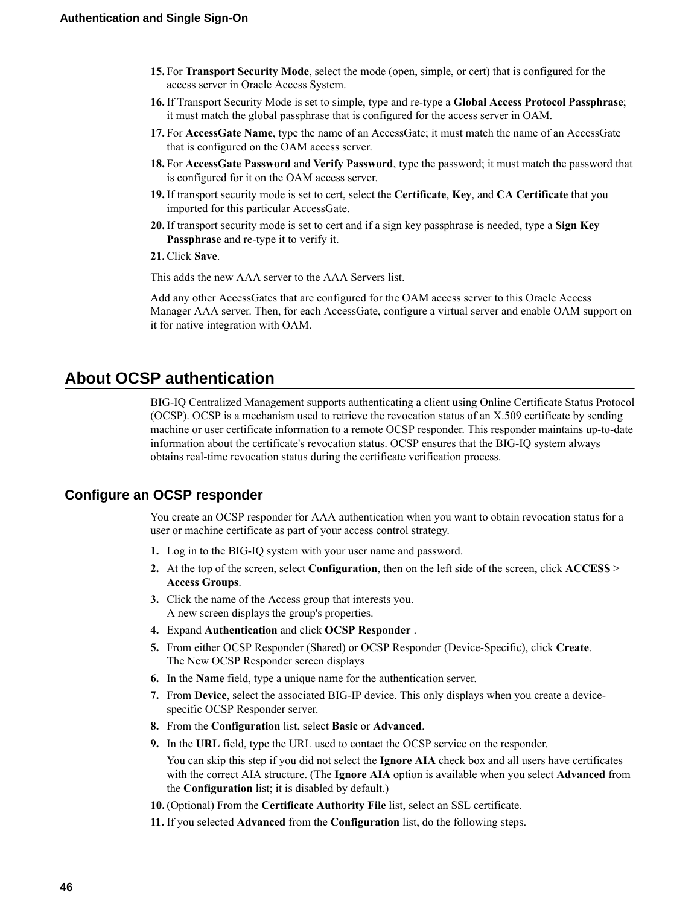15. For **Transport Security Mode**, select the mode (open, simple, or cert) that is configured for the access server in Oracle Access System.
16. If Transport Security Mode is set to simple, type and re-type a **Global Access Protocol Passphrase**; it must match the global passphrase that is configured for the access server in OAM.
17. For **AccessGate Name**, type the name of an AccessGate; it must match the name of an AccessGate that is configured on the OAM access server.
18. For **AccessGate Password** and **Verify Password**, type the password; it must match the password that is configured for it on the OAM access server.
19. If transport security mode is set to cert, select the **Certificate**, **Key**, and **CA Certificate** that you imported for this particular AccessGate.
20. If transport security mode is set to cert and if a sign key passphrase is needed, type a **Sign Key Passphrase** and re-type it to verify it.
21. Click **Save**.

This adds the new AAA server to the AAA Servers list.

Add any other AccessGates that are configured for the OAM access server to this Oracle Access Manager AAA server. Then, for each AccessGate, configure a virtual server and enable OAM support on it for native integration with OAM.

## About OCSP authentication

BIG-IQ Centralized Management supports authenticating a client using Online Certificate Status Protocol (OCSP). OCSP is a mechanism used to retrieve the revocation status of an X.509 certificate by sending machine or user certificate information to a remote OCSP responder. This responder maintains up-to-date information about the certificate's revocation status. OCSP ensures that the BIG-IQ system always obtains real-time revocation status during the certificate verification process.

### Configure an OCSP responder

You create an OCSP responder for AAA authentication when you want to obtain revocation status for a user or machine certificate as part of your access control strategy.

1. Log in to the BIG-IQ system with your user name and password.
2. At the top of the screen, select **Configuration**, then on the left side of the screen, click **ACCESS** > **Access Groups**.
3. Click the name of the Access group that interests you.
   A new screen displays the group's properties.
4. Expand **Authentication** and click **OCSP Responder** .
5. From either OCSP Responder (Shared) or OCSP Responder (Device-Specific), click **Create**.
   The New OCSP Responder screen displays
6. In the **Name** field, type a unique name for the authentication server.
7. From **Device**, select the associated BIG-IP device. This only displays when you create a device-specific OCSP Responder server.
8. From the **Configuration** list, select **Basic** or **Advanced**.
9. In the **URL** field, type the URL used to contact the OCSP service on the responder.

   You can skip this step if you did not select the **Ignore AIA** check box and all users have certificates with the correct AIA structure. (The **Ignore AIA** option is available when you select **Advanced** from the **Configuration** list; it is disabled by default.)
10. (Optional) From the **Certificate Authority File** list, select an SSL certificate.
11. If you selected **Advanced** from the **Configuration** list, do the following steps.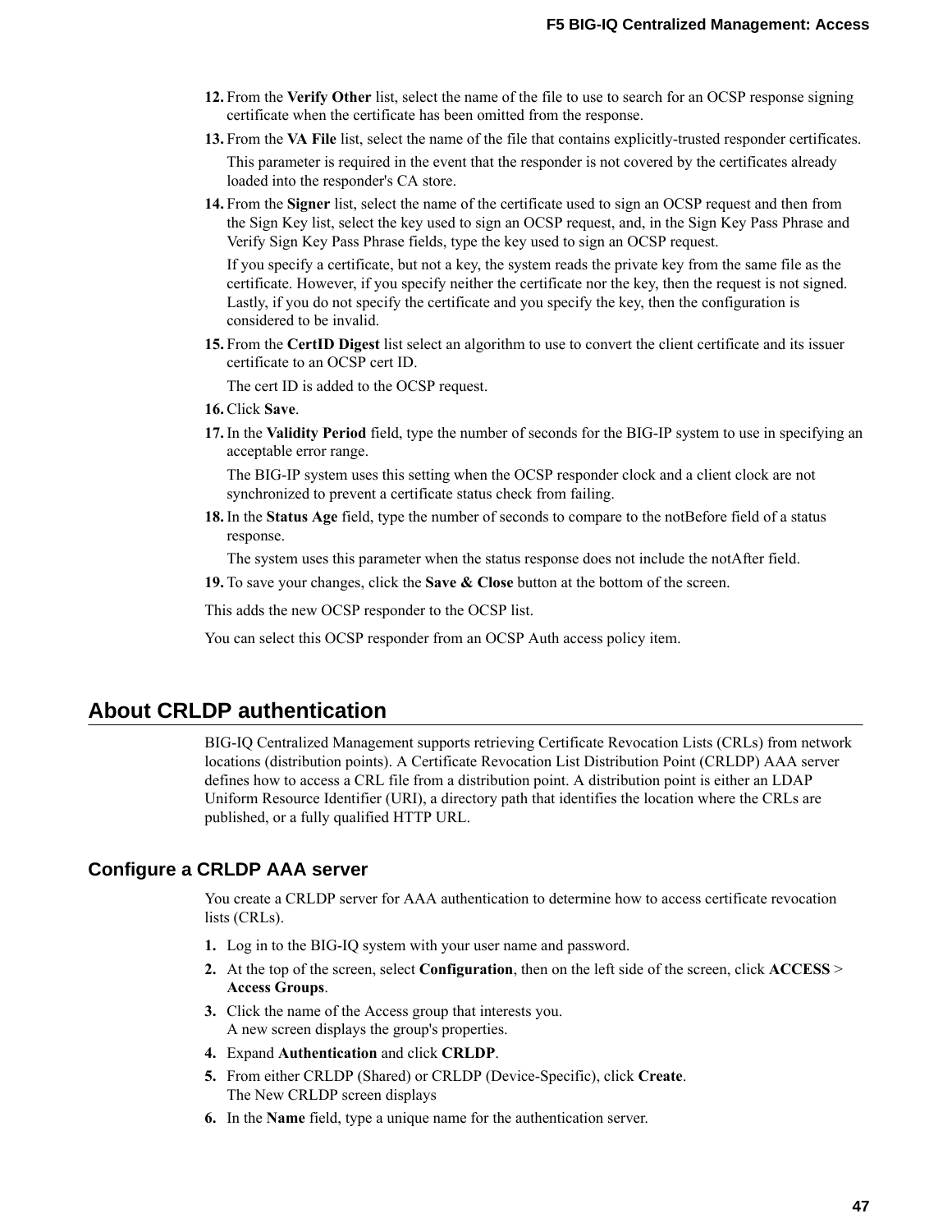12. From the **Verify Other** list, select the name of the file to use to search for an OCSP response signing certificate when the certificate has been omitted from the response.
13. From the **VA File** list, select the name of the file that contains explicitly-trusted responder certificates.

    This parameter is required in the event that the responder is not covered by the certificates already loaded into the responder's CA store.
14. From the **Signer** list, select the name of the certificate used to sign an OCSP request and then from the Sign Key list, select the key used to sign an OCSP request, and, in the Sign Key Pass Phrase and Verify Sign Key Pass Phrase fields, type the key used to sign an OCSP request.

    If you specify a certificate, but not a key, the system reads the private key from the same file as the certificate. However, if you specify neither the certificate nor the key, then the request is not signed. Lastly, if you do not specify the certificate and you specify the key, then the configuration is considered to be invalid.
15. From the **CertID Digest** list select an algorithm to use to convert the client certificate and its issuer certificate to an OCSP cert ID.

    The cert ID is added to the OCSP request.
16. Click **Save**.
17. In the **Validity Period** field, type the number of seconds for the BIG-IP system to use in specifying an acceptable error range.

    The BIG-IP system uses this setting when the OCSP responder clock and a client clock are not synchronized to prevent a certificate status check from failing.
18. In the **Status Age** field, type the number of seconds to compare to the notBefore field of a status response.

    The system uses this parameter when the status response does not include the notAfter field.
19. To save your changes, click the **Save & Close** button at the bottom of the screen.

This adds the new OCSP responder to the OCSP list.

You can select this OCSP responder from an OCSP Auth access policy item.

## About CRLDP authentication

BIG-IQ Centralized Management supports retrieving Certificate Revocation Lists (CRLs) from network locations (distribution points). A Certificate Revocation List Distribution Point (CRLDP) AAA server defines how to access a CRL file from a distribution point. A distribution point is either an LDAP Uniform Resource Identifier (URI), a directory path that identifies the location where the CRLs are published, or a fully qualified HTTP URL.

### Configure a CRLDP AAA server

You create a CRLDP server for AAA authentication to determine how to access certificate revocation lists (CRLs).

1. Log in to the BIG-IQ system with your user name and password.
2. At the top of the screen, select **Configuration**, then on the left side of the screen, click **ACCESS** > **Access Groups**.
3. Click the name of the Access group that interests you.
   A new screen displays the group's properties.
4. Expand **Authentication** and click **CRLDP**.
5. From either CRLDP (Shared) or CRLDP (Device-Specific), click **Create**.
   The New CRLDP screen displays
6. In the **Name** field, type a unique name for the authentication server.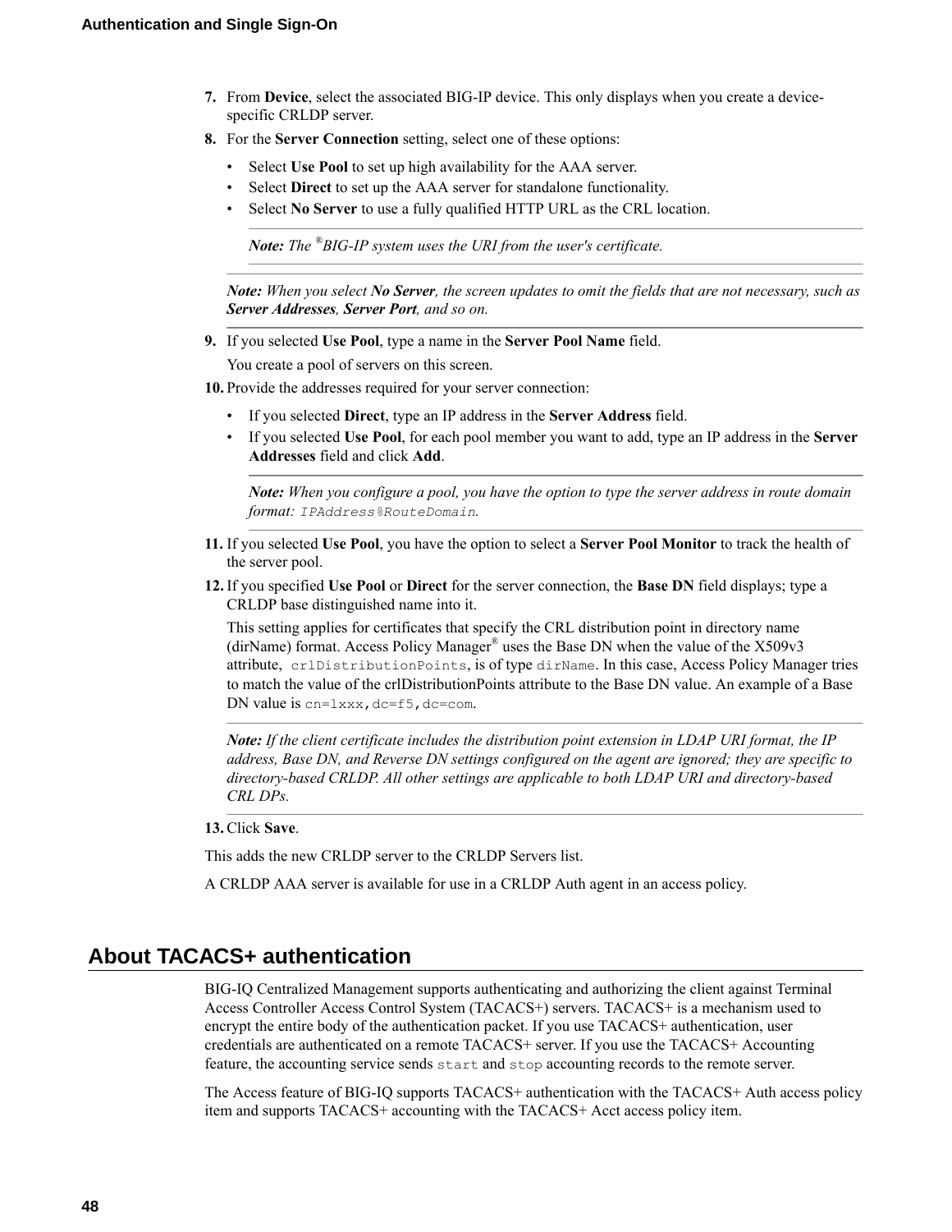7. From **Device**, select the associated BIG-IP device. This only displays when you create a device-specific CRLDP server.
8. For the **Server Connection** setting, select one of these options:
   - Select **Use Pool** to set up high availability for the AAA server.
   - Select **Direct** to set up the AAA server for standalone functionality.
   - Select **No Server** to use a fully qualified HTTP URL as the CRL location.

     ---

     ***Note:*** *The ®BIG-IP system uses the URI from the user's certificate.*

     ---

   ---

   ***Note:*** *When you select* ***No Server****, the screen updates to omit the fields that are not necessary, such as* ***Server Addresses****,* ***Server Port****, and so on.*

   ---

9. If you selected **Use Pool**, type a name in the **Server Pool Name** field.

   You create a pool of servers on this screen.
10. Provide the addresses required for your server connection:
    - If you selected **Direct**, type an IP address in the **Server Address** field.
    - If you selected **Use Pool**, for each pool member you want to add, type an IP address in the **Server Addresses** field and click **Add**.

      ---

      ***Note:*** *When you configure a pool, you have the option to type the server address in route domain format:* `IPAddress%RouteDomain`.

      ---

11. If you selected **Use Pool**, you have the option to select a **Server Pool Monitor** to track the health of the server pool.
12. If you specified **Use Pool** or **Direct** for the server connection, the **Base DN** field displays; type a CRLDP base distinguished name into it.

    This setting applies for certificates that specify the CRL distribution point in directory name (dirName) format. Access Policy Manager® uses the Base DN when the value of the X509v3 attribute, `crlDistributionPoints`, is of type `dirName`. In this case, Access Policy Manager tries to match the value of the crlDistributionPoints attribute to the Base DN value. An example of a Base DN value is `cn=lxxx,dc=f5,dc=com`.

    ---

    ***Note:*** *If the client certificate includes the distribution point extension in LDAP URI format, the IP address, Base DN, and Reverse DN settings configured on the agent are ignored; they are specific to directory-based CRLDP. All other settings are applicable to both LDAP URI and directory-based CRL DPs.*

    ---

13. Click **Save**.

This adds the new CRLDP server to the CRLDP Servers list.

A CRLDP AAA server is available for use in a CRLDP Auth agent in an access policy.

## About TACACS+ authentication

BIG-IQ Centralized Management supports authenticating and authorizing the client against Terminal Access Controller Access Control System (TACACS+) servers. TACACS+ is a mechanism used to encrypt the entire body of the authentication packet. If you use TACACS+ authentication, user credentials are authenticated on a remote TACACS+ server. If you use the TACACS+ Accounting feature, the accounting service sends `start` and `stop` accounting records to the remote server.

The Access feature of BIG-IQ supports TACACS+ authentication with the TACACS+ Auth access policy item and supports TACACS+ accounting with the TACACS+ Acct access policy item.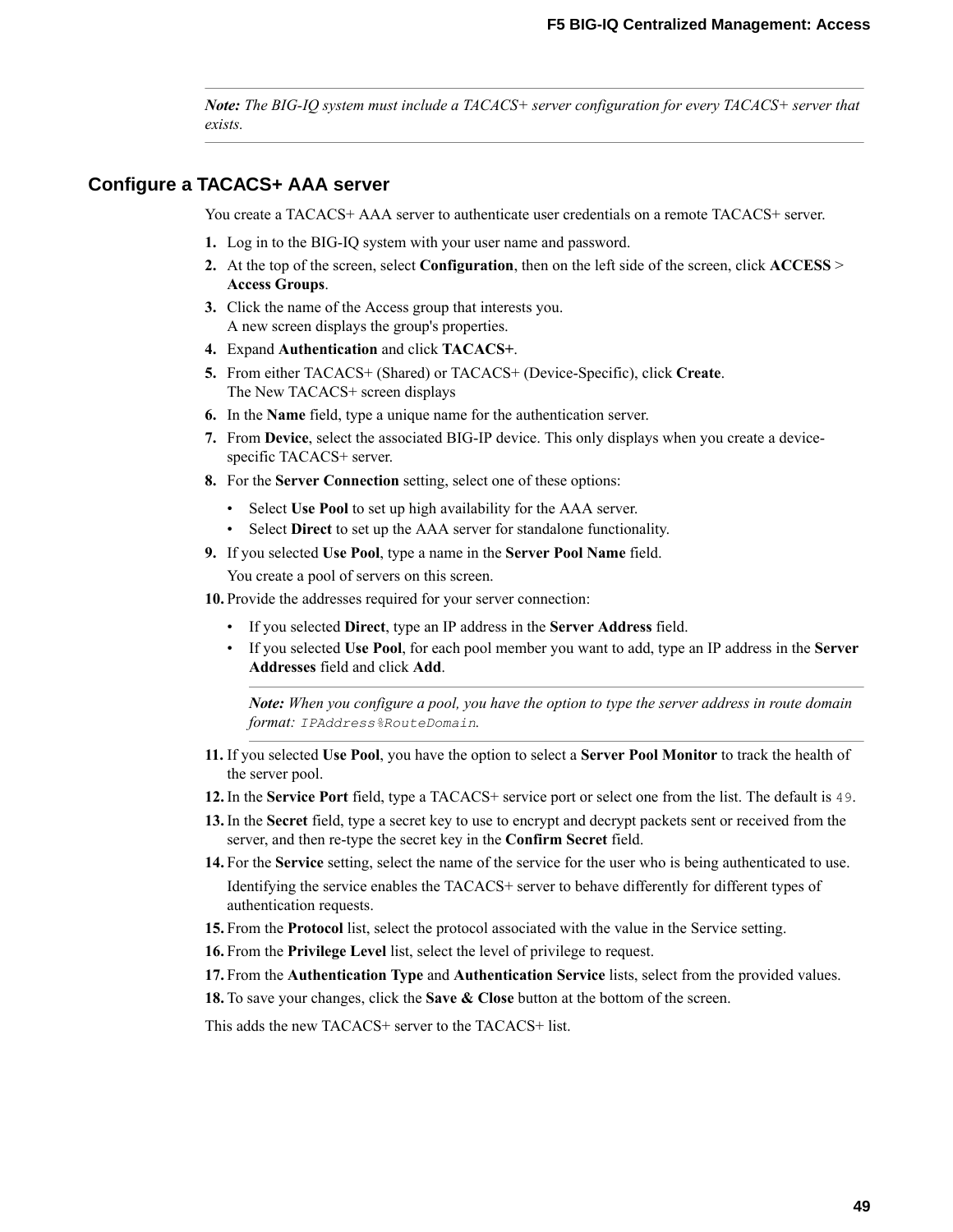*Note: The BIG-IQ system must include a TACACS+ server configuration for every TACACS+ server that exists.*

## Configure a TACACS+ AAA server

You create a TACACS+ AAA server to authenticate user credentials on a remote TACACS+ server.

1. Log in to the BIG-IQ system with your user name and password.
2. At the top of the screen, select **Configuration**, then on the left side of the screen, click **ACCESS** > **Access Groups**.
3. Click the name of the Access group that interests you.
   A new screen displays the group's properties.
4. Expand **Authentication** and click **TACACS+**.
5. From either TACACS+ (Shared) or TACACS+ (Device-Specific), click **Create**.
   The New TACACS+ screen displays
6. In the **Name** field, type a unique name for the authentication server.
7. From **Device**, select the associated BIG-IP device. This only displays when you create a device-specific TACACS+ server.
8. For the **Server Connection** setting, select one of these options:
   - Select **Use Pool** to set up high availability for the AAA server.
   - Select **Direct** to set up the AAA server for standalone functionality.
9. If you selected **Use Pool**, type a name in the **Server Pool Name** field.

   You create a pool of servers on this screen.
10. Provide the addresses required for your server connection:
    - If you selected **Direct**, type an IP address in the **Server Address** field.
    - If you selected **Use Pool**, for each pool member you want to add, type an IP address in the **Server Addresses** field and click **Add**.

    *Note: When you configure a pool, you have the option to type the server address in route domain format:* `IPAddress%RouteDomain`.
11. If you selected **Use Pool**, you have the option to select a **Server Pool Monitor** to track the health of the server pool.
12. In the **Service Port** field, type a TACACS+ service port or select one from the list. The default is `49`.
13. In the **Secret** field, type a secret key to use to encrypt and decrypt packets sent or received from the server, and then re-type the secret key in the **Confirm Secret** field.
14. For the **Service** setting, select the name of the service for the user who is being authenticated to use.

    Identifying the service enables the TACACS+ server to behave differently for different types of authentication requests.
15. From the **Protocol** list, select the protocol associated with the value in the Service setting.
16. From the **Privilege Level** list, select the level of privilege to request.
17. From the **Authentication Type** and **Authentication Service** lists, select from the provided values.
18. To save your changes, click the **Save & Close** button at the bottom of the screen.

This adds the new TACACS+ server to the TACACS+ list.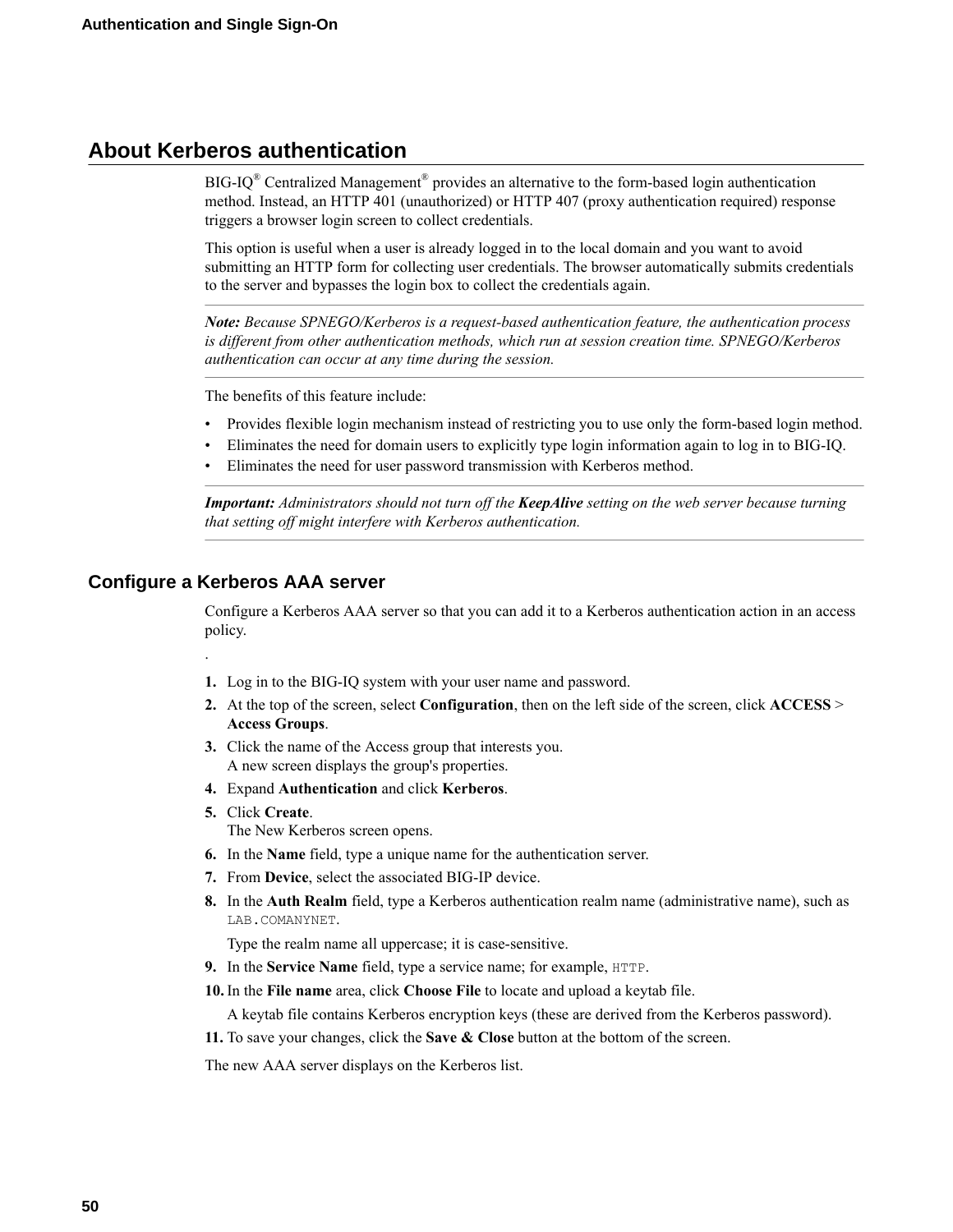## About Kerberos authentication

BIG-IQ® Centralized Management® provides an alternative to the form-based login authentication method. Instead, an HTTP 401 (unauthorized) or HTTP 407 (proxy authentication required) response triggers a browser login screen to collect credentials.

This option is useful when a user is already logged in to the local domain and you want to avoid submitting an HTTP form for collecting user credentials. The browser automatically submits credentials to the server and bypasses the login box to collect the credentials again.

***Note:*** *Because SPNEGO/Kerberos is a request-based authentication feature, the authentication process is different from other authentication methods, which run at session creation time. SPNEGO/Kerberos authentication can occur at any time during the session.*

The benefits of this feature include:

- Provides flexible login mechanism instead of restricting you to use only the form-based login method.
- Eliminates the need for domain users to explicitly type login information again to log in to BIG-IQ.
- Eliminates the need for user password transmission with Kerberos method.

***Important:*** *Administrators should not turn off the* ***KeepAlive*** *setting on the web server because turning that setting off might interfere with Kerberos authentication.*

### Configure a Kerberos AAA server

Configure a Kerberos AAA server so that you can add it to a Kerberos authentication action in an access policy.

.

1. Log in to the BIG-IQ system with your user name and password.
2. At the top of the screen, select **Configuration**, then on the left side of the screen, click **ACCESS** > **Access Groups**.
3. Click the name of the Access group that interests you.
   A new screen displays the group's properties.
4. Expand **Authentication** and click **Kerberos**.
5. Click **Create**.
   The New Kerberos screen opens.
6. In the **Name** field, type a unique name for the authentication server.
7. From **Device**, select the associated BIG-IP device.
8. In the **Auth Realm** field, type a Kerberos authentication realm name (administrative name), such as `LAB.COMANYNET`.

   Type the realm name all uppercase; it is case-sensitive.
9. In the **Service Name** field, type a service name; for example, `HTTP`.
10. In the **File name** area, click **Choose File** to locate and upload a keytab file.

    A keytab file contains Kerberos encryption keys (these are derived from the Kerberos password).
11. To save your changes, click the **Save & Close** button at the bottom of the screen.

The new AAA server displays on the Kerberos list.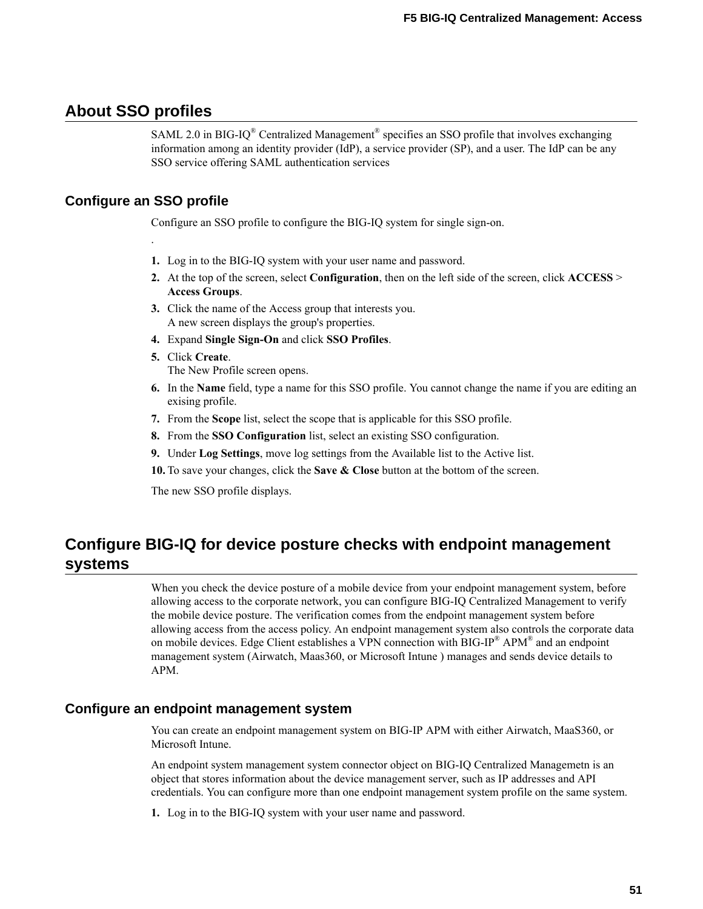## About SSO profiles

SAML 2.0 in BIG-IQ® Centralized Management® specifies an SSO profile that involves exchanging information among an identity provider (IdP), a service provider (SP), and a user. The IdP can be any SSO service offering SAML authentication services

### Configure an SSO profile

Configure an SSO profile to configure the BIG-IQ system for single sign-on.

.

1. Log in to the BIG-IQ system with your user name and password.
2. At the top of the screen, select **Configuration**, then on the left side of the screen, click **ACCESS** > **Access Groups**.
3. Click the name of the Access group that interests you.
   A new screen displays the group's properties.
4. Expand **Single Sign-On** and click **SSO Profiles**.
5. Click **Create**.
   The New Profile screen opens.
6. In the **Name** field, type a name for this SSO profile. You cannot change the name if you are editing an exising profile.
7. From the **Scope** list, select the scope that is applicable for this SSO profile.
8. From the **SSO Configuration** list, select an existing SSO configuration.
9. Under **Log Settings**, move log settings from the Available list to the Active list.
10. To save your changes, click the **Save & Close** button at the bottom of the screen.

The new SSO profile displays.

## Configure BIG-IQ for device posture checks with endpoint management systems

When you check the device posture of a mobile device from your endpoint management system, before allowing access to the corporate network, you can configure BIG-IQ Centralized Management to verify the mobile device posture. The verification comes from the endpoint management system before allowing access from the access policy. An endpoint management system also controls the corporate data on mobile devices. Edge Client establishes a VPN connection with BIG-IP® APM® and an endpoint management system (Airwatch, Maas360, or Microsoft Intune ) manages and sends device details to APM.

### Configure an endpoint management system

You can create an endpoint management system on BIG-IP APM with either Airwatch, MaaS360, or Microsoft Intune.

An endpoint system management system connector object on BIG-IQ Centralized Managemetn is an object that stores information about the device management server, such as IP addresses and API credentials. You can configure more than one endpoint management system profile on the same system.

1. Log in to the BIG-IQ system with your user name and password.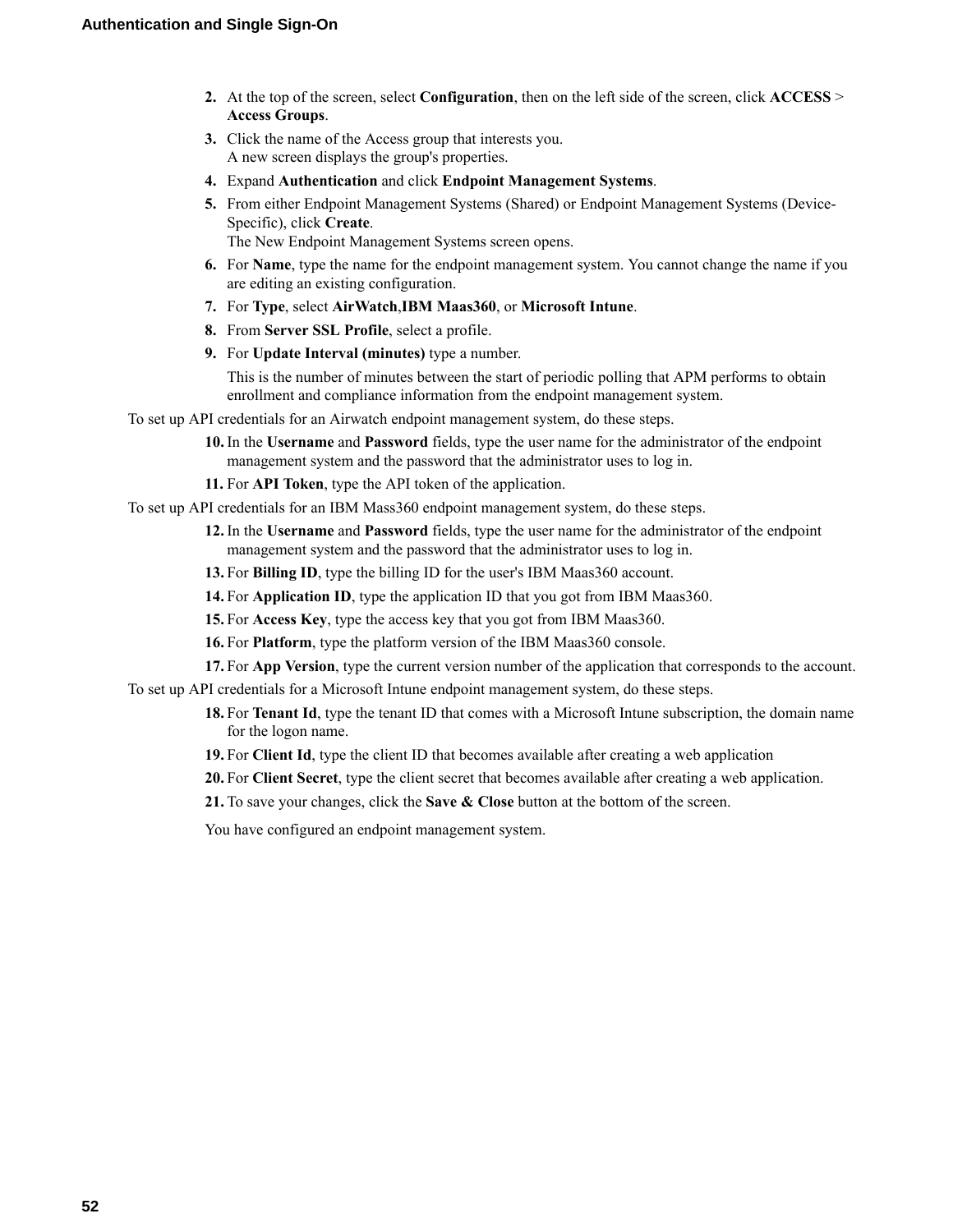2. At the top of the screen, select **Configuration**, then on the left side of the screen, click **ACCESS** > **Access Groups**.
3. Click the name of the Access group that interests you.
   A new screen displays the group's properties.
4. Expand **Authentication** and click **Endpoint Management Systems**.
5. From either Endpoint Management Systems (Shared) or Endpoint Management Systems (Device-Specific), click **Create**.
   The New Endpoint Management Systems screen opens.
6. For **Name**, type the name for the endpoint management system. You cannot change the name if you are editing an existing configuration.
7. For **Type**, select **AirWatch**,**IBM Maas360**, or **Microsoft Intune**.
8. From **Server SSL Profile**, select a profile.
9. For **Update Interval (minutes)** type a number.

   This is the number of minutes between the start of periodic polling that APM performs to obtain enrollment and compliance information from the endpoint management system.

To set up API credentials for an Airwatch endpoint management system, do these steps.

10. In the **Username** and **Password** fields, type the user name for the administrator of the endpoint management system and the password that the administrator uses to log in.
11. For **API Token**, type the API token of the application.

To set up API credentials for an IBM Mass360 endpoint management system, do these steps.

12. In the **Username** and **Password** fields, type the user name for the administrator of the endpoint management system and the password that the administrator uses to log in.
13. For **Billing ID**, type the billing ID for the user's IBM Maas360 account.
14. For **Application ID**, type the application ID that you got from IBM Maas360.
15. For **Access Key**, type the access key that you got from IBM Maas360.
16. For **Platform**, type the platform version of the IBM Maas360 console.
17. For **App Version**, type the current version number of the application that corresponds to the account.

To set up API credentials for a Microsoft Intune endpoint management system, do these steps.

18. For **Tenant Id**, type the tenant ID that comes with a Microsoft Intune subscription, the domain name for the logon name.
19. For **Client Id**, type the client ID that becomes available after creating a web application
20. For **Client Secret**, type the client secret that becomes available after creating a web application.
21. To save your changes, click the **Save & Close** button at the bottom of the screen.

You have configured an endpoint management system.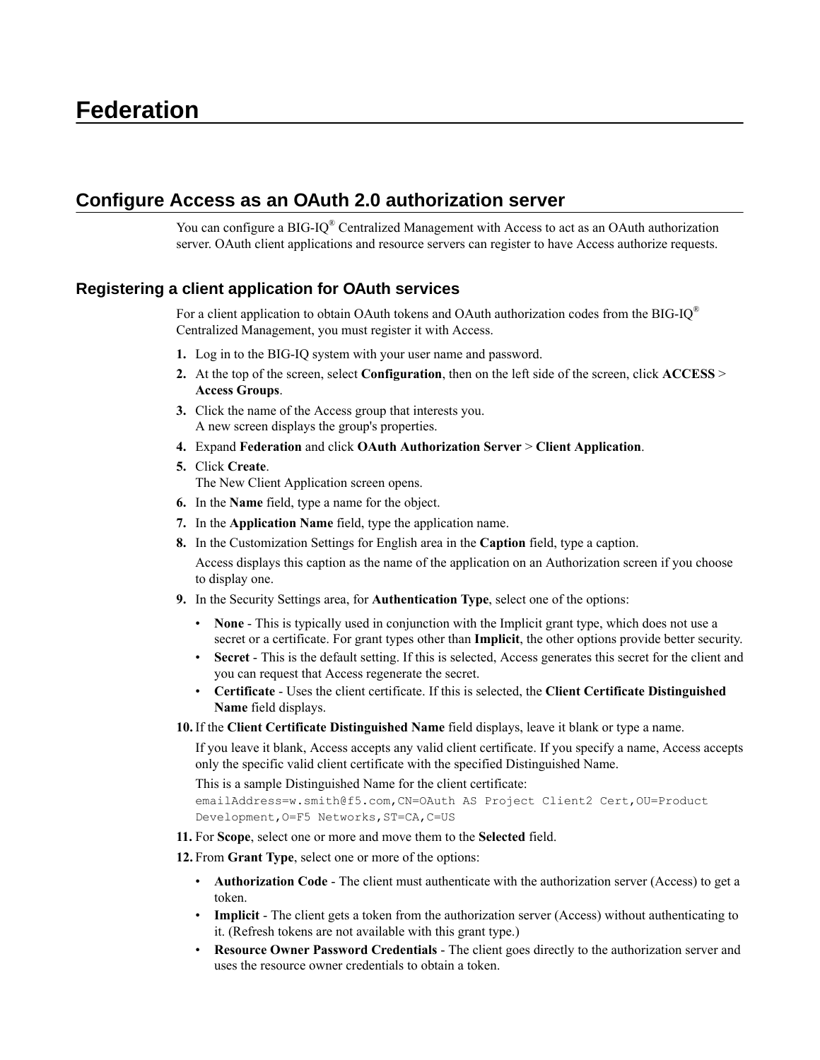# Federation

## Configure Access as an OAuth 2.0 authorization server

You can configure a BIG-IQ® Centralized Management with Access to act as an OAuth authorization server. OAuth client applications and resource servers can register to have Access authorize requests.

### Registering a client application for OAuth services

For a client application to obtain OAuth tokens and OAuth authorization codes from the BIG-IQ® Centralized Management, you must register it with Access.

1. Log in to the BIG-IQ system with your user name and password.
2. At the top of the screen, select **Configuration**, then on the left side of the screen, click **ACCESS** > **Access Groups**.
3. Click the name of the Access group that interests you.
   A new screen displays the group's properties.
4. Expand **Federation** and click **OAuth Authorization Server** > **Client Application**.
5. Click **Create**.
   The New Client Application screen opens.
6. In the **Name** field, type a name for the object.
7. In the **Application Name** field, type the application name.
8. In the Customization Settings for English area in the **Caption** field, type a caption.

   Access displays this caption as the name of the application on an Authorization screen if you choose to display one.
9. In the Security Settings area, for **Authentication Type**, select one of the options:
   - **None** - This is typically used in conjunction with the Implicit grant type, which does not use a secret or a certificate. For grant types other than **Implicit**, the other options provide better security.
   - **Secret** - This is the default setting. If this is selected, Access generates this secret for the client and you can request that Access regenerate the secret.
   - **Certificate** - Uses the client certificate. If this is selected, the **Client Certificate Distinguished Name** field displays.
10. If the **Client Certificate Distinguished Name** field displays, leave it blank or type a name.

    If you leave it blank, Access accepts any valid client certificate. If you specify a name, Access accepts only the specific valid client certificate with the specified Distinguished Name.

    This is a sample Distinguished Name for the client certificate:
    `emailAddress=w.smith@f5.com,CN=OAuth AS Project Client2 Cert,OU=Product Development,O=F5 Networks,ST=CA,C=US`
11. For **Scope**, select one or more and move them to the **Selected** field.
12. From **Grant Type**, select one or more of the options:
    - **Authorization Code** - The client must authenticate with the authorization server (Access) to get a token.
    - **Implicit** - The client gets a token from the authorization server (Access) without authenticating to it. (Refresh tokens are not available with this grant type.)
    - **Resource Owner Password Credentials** - The client goes directly to the authorization server and uses the resource owner credentials to obtain a token.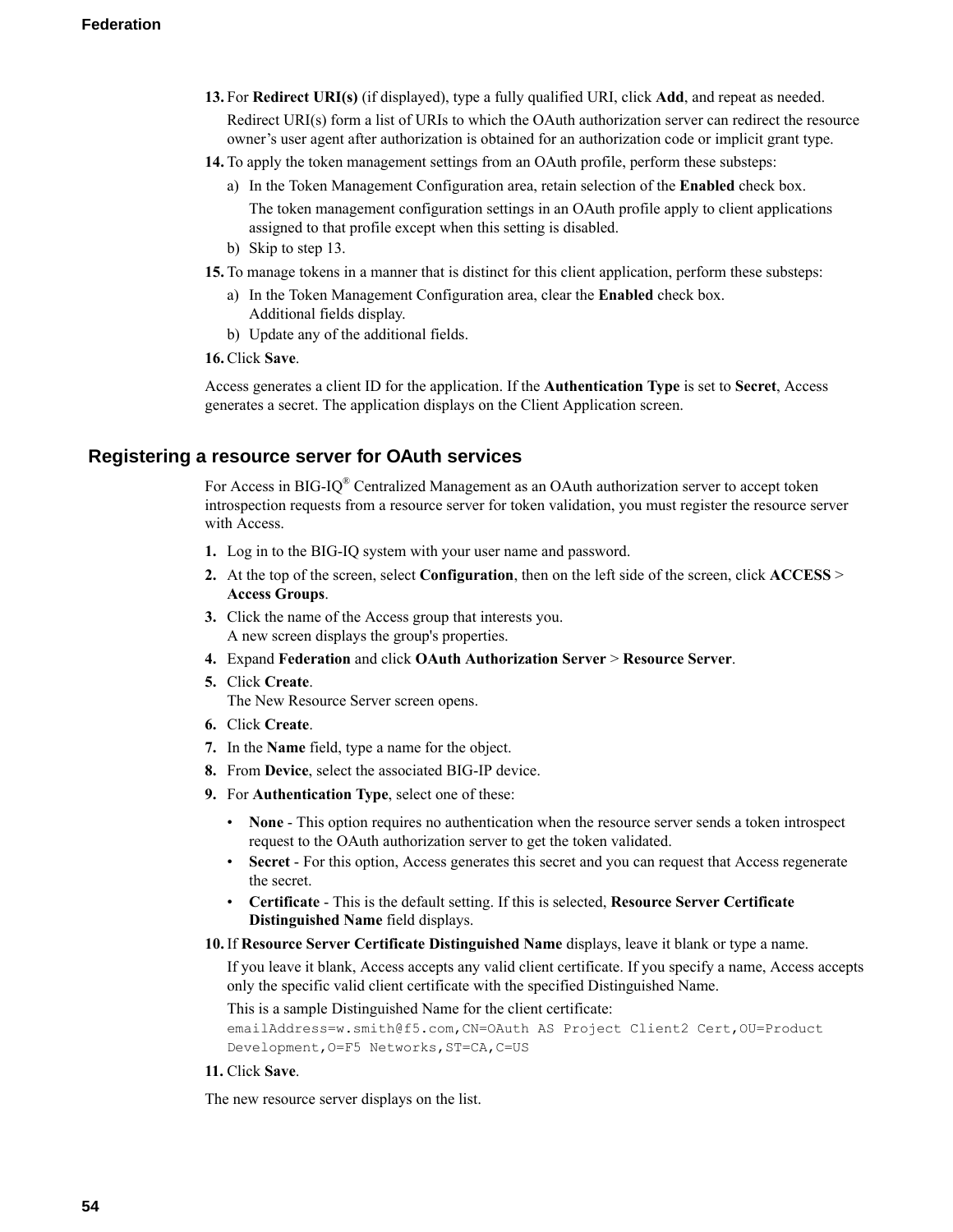13. For **Redirect URI(s)** (if displayed), type a fully qualified URI, click **Add**, and repeat as needed.

    Redirect URI(s) form a list of URIs to which the OAuth authorization server can redirect the resource owner's user agent after authorization is obtained for an authorization code or implicit grant type.

14. To apply the token management settings from an OAuth profile, perform these substeps:
    a) In the Token Management Configuration area, retain selection of the **Enabled** check box.

       The token management configuration settings in an OAuth profile apply to client applications assigned to that profile except when this setting is disabled.
    b) Skip to step 13.
15. To manage tokens in a manner that is distinct for this client application, perform these substeps:
    a) In the Token Management Configuration area, clear the **Enabled** check box.
       Additional fields display.
    b) Update any of the additional fields.
16. Click **Save**.

Access generates a client ID for the application. If the **Authentication Type** is set to **Secret**, Access generates a secret. The application displays on the Client Application screen.

## Registering a resource server for OAuth services

For Access in BIG-IQ® Centralized Management as an OAuth authorization server to accept token introspection requests from a resource server for token validation, you must register the resource server with Access.

1. Log in to the BIG-IQ system with your user name and password.
2. At the top of the screen, select **Configuration**, then on the left side of the screen, click **ACCESS** > **Access Groups**.
3. Click the name of the Access group that interests you.
   A new screen displays the group's properties.
4. Expand **Federation** and click **OAuth Authorization Server** > **Resource Server**.
5. Click **Create**.
   The New Resource Server screen opens.
6. Click **Create**.
7. In the **Name** field, type a name for the object.
8. From **Device**, select the associated BIG-IP device.
9. For **Authentication Type**, select one of these:
   - **None** - This option requires no authentication when the resource server sends a token introspect request to the OAuth authorization server to get the token validated.
   - **Secret** - For this option, Access generates this secret and you can request that Access regenerate the secret.
   - **Certificate** - This is the default setting. If this is selected, **Resource Server Certificate Distinguished Name** field displays.
10. If **Resource Server Certificate Distinguished Name** displays, leave it blank or type a name.

    If you leave it blank, Access accepts any valid client certificate. If you specify a name, Access accepts only the specific valid client certificate with the specified Distinguished Name.

    This is a sample Distinguished Name for the client certificate:
    `emailAddress=w.smith@f5.com,CN=OAuth AS Project Client2 Cert,OU=Product Development,O=F5 Networks,ST=CA,C=US`
11. Click **Save**.

The new resource server displays on the list.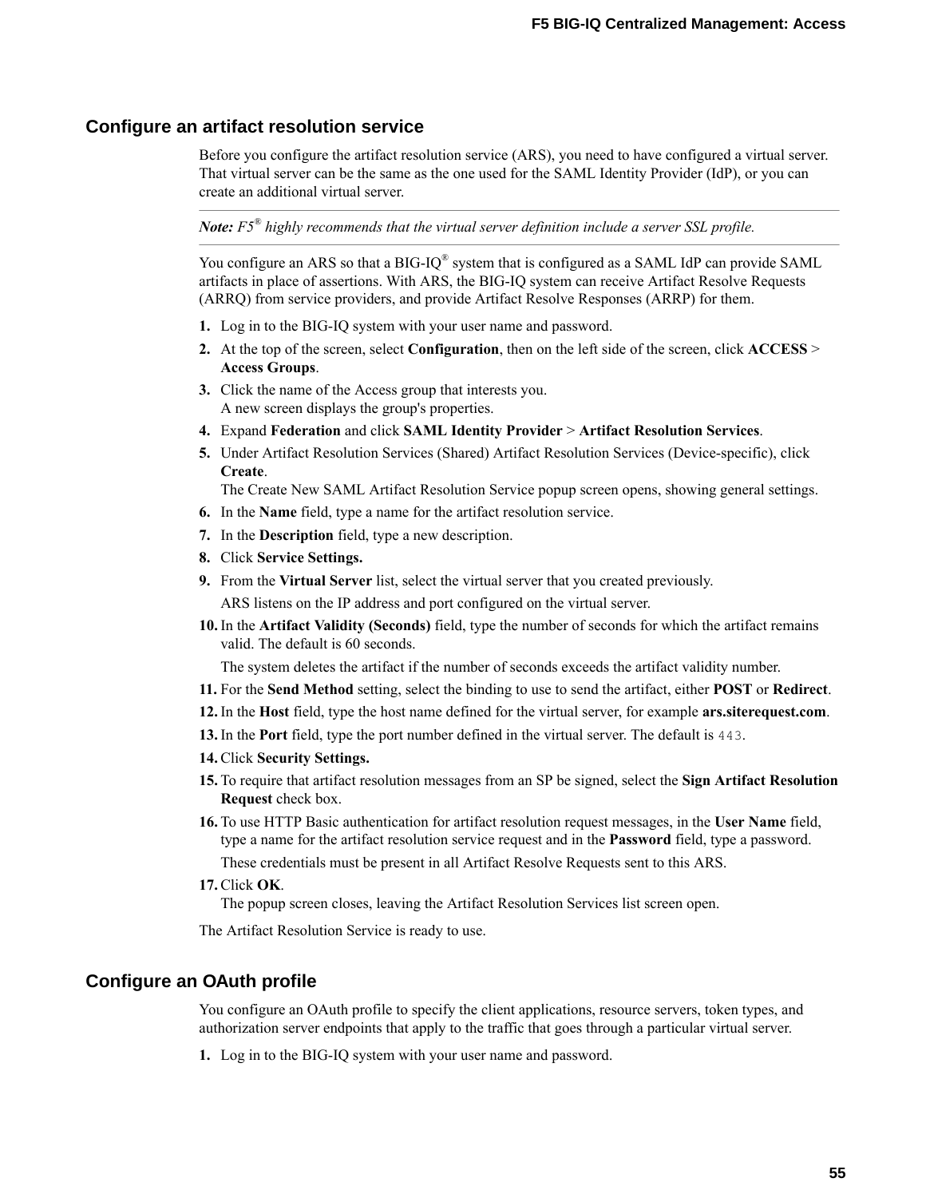## Configure an artifact resolution service

Before you configure the artifact resolution service (ARS), you need to have configured a virtual server. That virtual server can be the same as the one used for the SAML Identity Provider (IdP), or you can create an additional virtual server.

***Note:*** *F5® highly recommends that the virtual server definition include a server SSL profile.*

You configure an ARS so that a BIG-IQ® system that is configured as a SAML IdP can provide SAML artifacts in place of assertions. With ARS, the BIG-IQ system can receive Artifact Resolve Requests (ARRQ) from service providers, and provide Artifact Resolve Responses (ARRP) for them.

1. Log in to the BIG-IQ system with your user name and password.
2. At the top of the screen, select **Configuration**, then on the left side of the screen, click **ACCESS** > **Access Groups**.
3. Click the name of the Access group that interests you.
   A new screen displays the group's properties.
4. Expand **Federation** and click **SAML Identity Provider** > **Artifact Resolution Services**.
5. Under Artifact Resolution Services (Shared) Artifact Resolution Services (Device-specific), click **Create**.
   The Create New SAML Artifact Resolution Service popup screen opens, showing general settings.
6. In the **Name** field, type a name for the artifact resolution service.
7. In the **Description** field, type a new description.
8. Click **Service Settings.**
9. From the **Virtual Server** list, select the virtual server that you created previously.

   ARS listens on the IP address and port configured on the virtual server.
10. In the **Artifact Validity (Seconds)** field, type the number of seconds for which the artifact remains valid. The default is 60 seconds.

    The system deletes the artifact if the number of seconds exceeds the artifact validity number.
11. For the **Send Method** setting, select the binding to use to send the artifact, either **POST** or **Redirect**.
12. In the **Host** field, type the host name defined for the virtual server, for example **ars.siterequest.com**.
13. In the **Port** field, type the port number defined in the virtual server. The default is `443`.
14. Click **Security Settings.**
15. To require that artifact resolution messages from an SP be signed, select the **Sign Artifact Resolution Request** check box.
16. To use HTTP Basic authentication for artifact resolution request messages, in the **User Name** field, type a name for the artifact resolution service request and in the **Password** field, type a password.

    These credentials must be present in all Artifact Resolve Requests sent to this ARS.
17. Click **OK**.
    The popup screen closes, leaving the Artifact Resolution Services list screen open.

The Artifact Resolution Service is ready to use.

## Configure an OAuth profile

You configure an OAuth profile to specify the client applications, resource servers, token types, and authorization server endpoints that apply to the traffic that goes through a particular virtual server.

1. Log in to the BIG-IQ system with your user name and password.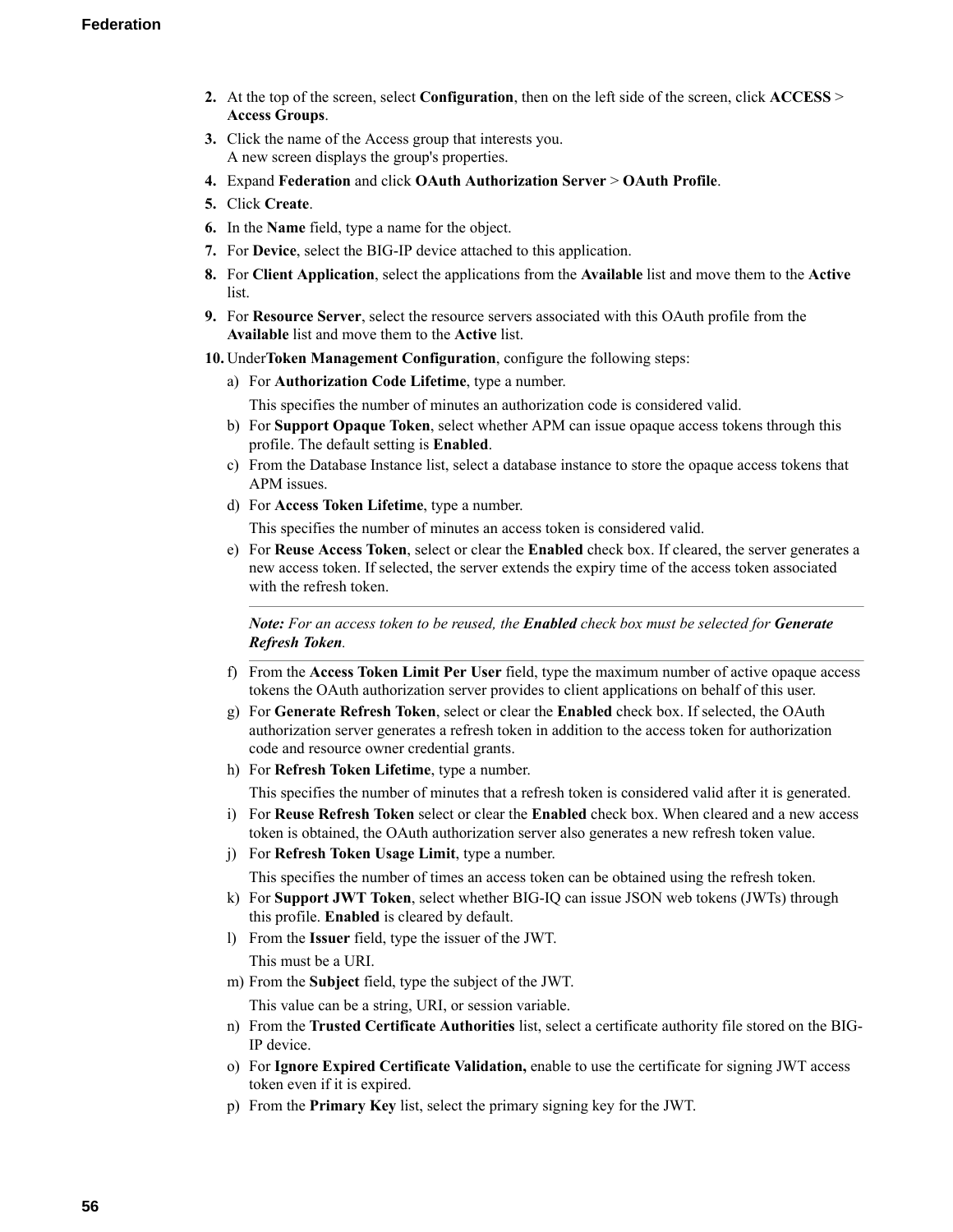2. At the top of the screen, select **Configuration**, then on the left side of the screen, click **ACCESS** > **Access Groups**.
3. Click the name of the Access group that interests you.
   A new screen displays the group's properties.
4. Expand **Federation** and click **OAuth Authorization Server** > **OAuth Profile**.
5. Click **Create**.
6. In the **Name** field, type a name for the object.
7. For **Device**, select the BIG-IP device attached to this application.
8. For **Client Application**, select the applications from the **Available** list and move them to the **Active** list.
9. For **Resource Server**, select the resource servers associated with this OAuth profile from the **Available** list and move them to the **Active** list.
10. Under**Token Management Configuration**, configure the following steps:
    a) For **Authorization Code Lifetime**, type a number.

       This specifies the number of minutes an authorization code is considered valid.
    b) For **Support Opaque Token**, select whether APM can issue opaque access tokens through this profile. The default setting is **Enabled**.
    c) From the Database Instance list, select a database instance to store the opaque access tokens that APM issues.
    d) For **Access Token Lifetime**, type a number.

       This specifies the number of minutes an access token is considered valid.
    e) For **Reuse Access Token**, select or clear the **Enabled** check box. If cleared, the server generates a new access token. If selected, the server extends the expiry time of the access token associated with the refresh token.

       ***Note:*** *For an access token to be reused, the* ***Enabled*** *check box must be selected for* ***Generate Refresh Token****.*
    f) From the **Access Token Limit Per User** field, type the maximum number of active opaque access tokens the OAuth authorization server provides to client applications on behalf of this user.
    g) For **Generate Refresh Token**, select or clear the **Enabled** check box. If selected, the OAuth authorization server generates a refresh token in addition to the access token for authorization code and resource owner credential grants.
    h) For **Refresh Token Lifetime**, type a number.

       This specifies the number of minutes that a refresh token is considered valid after it is generated.
    i) For **Reuse Refresh Token** select or clear the **Enabled** check box. When cleared and a new access token is obtained, the OAuth authorization server also generates a new refresh token value.
    j) For **Refresh Token Usage Limit**, type a number.

       This specifies the number of times an access token can be obtained using the refresh token.
    k) For **Support JWT Token**, select whether BIG-IQ can issue JSON web tokens (JWTs) through this profile. **Enabled** is cleared by default.
    l) From the **Issuer** field, type the issuer of the JWT.

       This must be a URI.
    m) From the **Subject** field, type the subject of the JWT.

       This value can be a string, URI, or session variable.
    n) From the **Trusted Certificate Authorities** list, select a certificate authority file stored on the BIG-IP device.
    o) For **Ignore Expired Certificate Validation,** enable to use the certificate for signing JWT access token even if it is expired.
    p) From the **Primary Key** list, select the primary signing key for the JWT.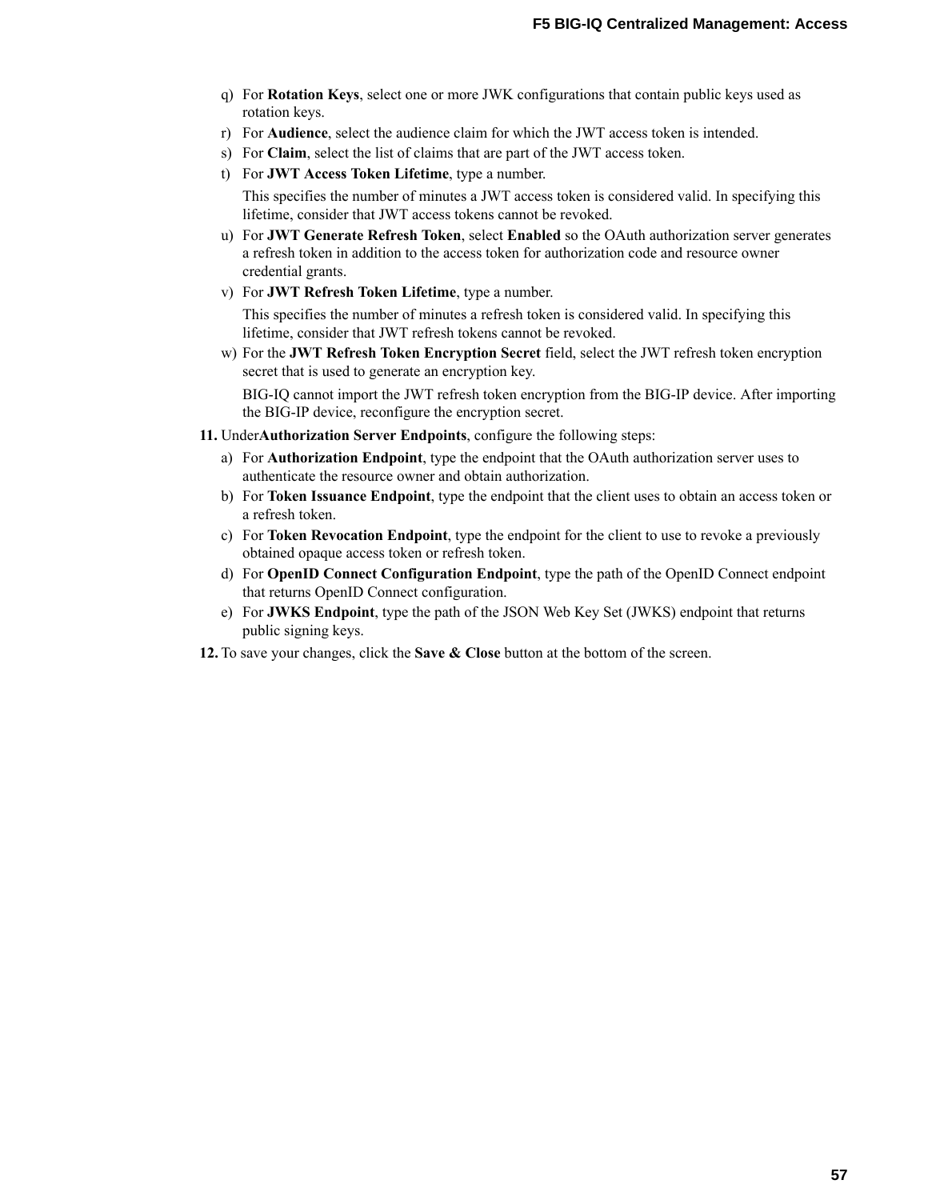q) For **Rotation Keys**, select one or more JWK configurations that contain public keys used as rotation keys.
r) For **Audience**, select the audience claim for which the JWT access token is intended.
s) For **Claim**, select the list of claims that are part of the JWT access token.
t) For **JWT Access Token Lifetime**, type a number.

   This specifies the number of minutes a JWT access token is considered valid. In specifying this lifetime, consider that JWT access tokens cannot be revoked.
u) For **JWT Generate Refresh Token**, select **Enabled** so the OAuth authorization server generates a refresh token in addition to the access token for authorization code and resource owner credential grants.
v) For **JWT Refresh Token Lifetime**, type a number.

   This specifies the number of minutes a refresh token is considered valid. In specifying this lifetime, consider that JWT refresh tokens cannot be revoked.
w) For the **JWT Refresh Token Encryption Secret** field, select the JWT refresh token encryption secret that is used to generate an encryption key.

   BIG-IQ cannot import the JWT refresh token encryption from the BIG-IP device. After importing the BIG-IP device, reconfigure the encryption secret.

**11.** Under**Authorization Server Endpoints**, configure the following steps:

a) For **Authorization Endpoint**, type the endpoint that the OAuth authorization server uses to authenticate the resource owner and obtain authorization.
b) For **Token Issuance Endpoint**, type the endpoint that the client uses to obtain an access token or a refresh token.
c) For **Token Revocation Endpoint**, type the endpoint for the client to use to revoke a previously obtained opaque access token or refresh token.
d) For **OpenID Connect Configuration Endpoint**, type the path of the OpenID Connect endpoint that returns OpenID Connect configuration.
e) For **JWKS Endpoint**, type the path of the JSON Web Key Set (JWKS) endpoint that returns public signing keys.

**12.** To save your changes, click the **Save & Close** button at the bottom of the screen.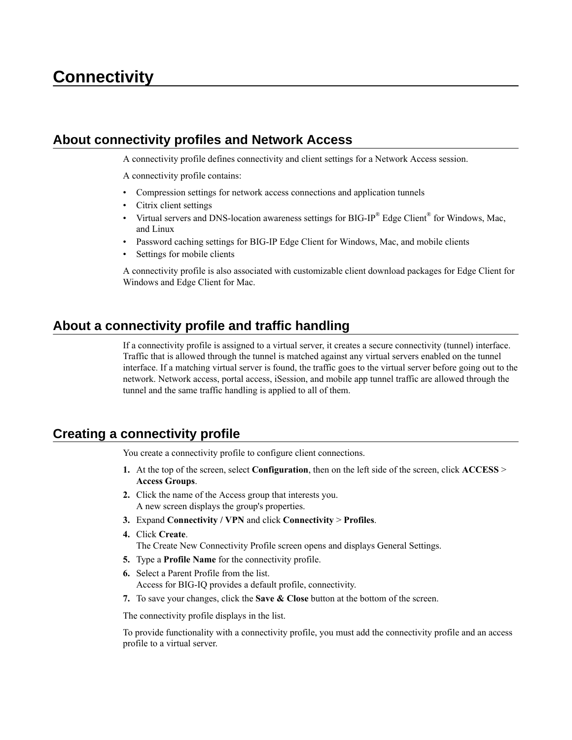# Connectivity

## About connectivity profiles and Network Access

A connectivity profile defines connectivity and client settings for a Network Access session.

A connectivity profile contains:

- Compression settings for network access connections and application tunnels
- Citrix client settings
- Virtual servers and DNS-location awareness settings for BIG-IP® Edge Client® for Windows, Mac, and Linux
- Password caching settings for BIG-IP Edge Client for Windows, Mac, and mobile clients
- Settings for mobile clients

A connectivity profile is also associated with customizable client download packages for Edge Client for Windows and Edge Client for Mac.

## About a connectivity profile and traffic handling

If a connectivity profile is assigned to a virtual server, it creates a secure connectivity (tunnel) interface. Traffic that is allowed through the tunnel is matched against any virtual servers enabled on the tunnel interface. If a matching virtual server is found, the traffic goes to the virtual server before going out to the network. Network access, portal access, iSession, and mobile app tunnel traffic are allowed through the tunnel and the same traffic handling is applied to all of them.

## Creating a connectivity profile

You create a connectivity profile to configure client connections.

1. At the top of the screen, select **Configuration**, then on the left side of the screen, click **ACCESS** > **Access Groups**.
2. Click the name of the Access group that interests you.
   A new screen displays the group's properties.
3. Expand **Connectivity / VPN** and click **Connectivity** > **Profiles**.
4. Click **Create**.
   The Create New Connectivity Profile screen opens and displays General Settings.
5. Type a **Profile Name** for the connectivity profile.
6. Select a Parent Profile from the list.
   Access for BIG-IQ provides a default profile, connectivity.
7. To save your changes, click the **Save & Close** button at the bottom of the screen.

The connectivity profile displays in the list.

To provide functionality with a connectivity profile, you must add the connectivity profile and an access profile to a virtual server.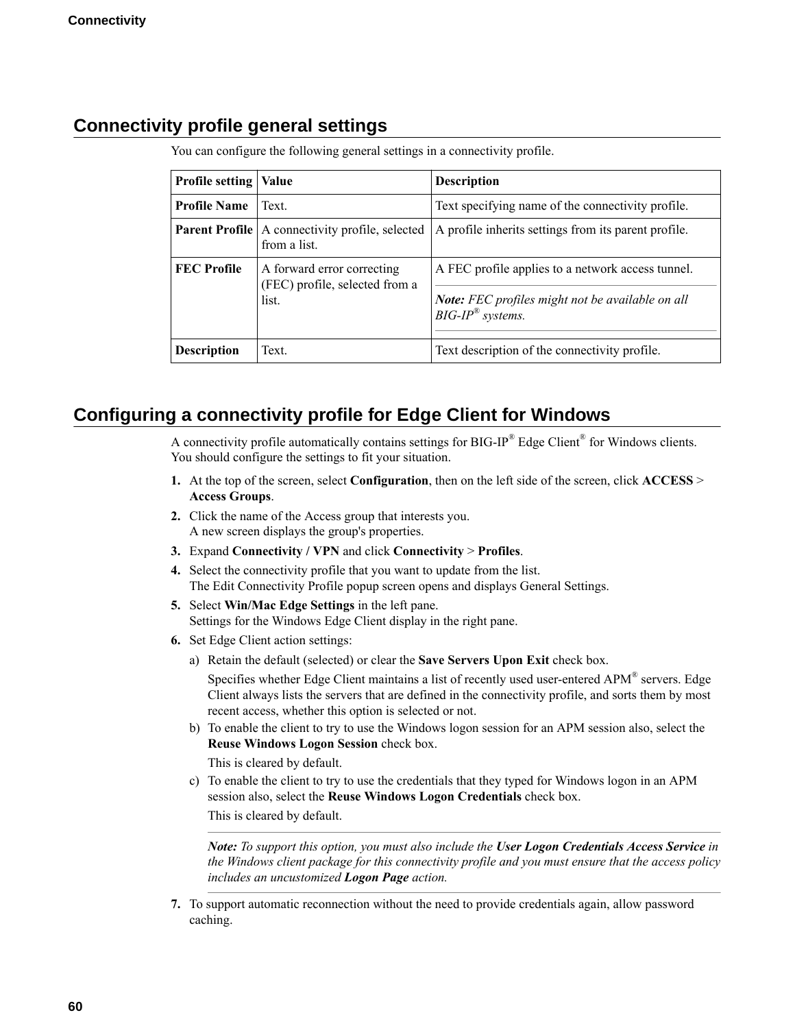## Connectivity profile general settings

You can configure the following general settings in a connectivity profile.

| Profile setting | Value | Description |
|---|---|---|
| **Profile Name** | Text. | Text specifying name of the connectivity profile. |
| **Parent Profile** | A connectivity profile, selected from a list. | A profile inherits settings from its parent profile. |
| **FEC Profile** | A forward error correcting (FEC) profile, selected from a list. | A FEC profile applies to a network access tunnel. ***Note:*** *FEC profiles might not be available on all BIG-IP® systems.* |
| **Description** | Text. | Text description of the connectivity profile. |

## Configuring a connectivity profile for Edge Client for Windows

A connectivity profile automatically contains settings for BIG-IP® Edge Client® for Windows clients. You should configure the settings to fit your situation.

1. At the top of the screen, select **Configuration**, then on the left side of the screen, click **ACCESS** > **Access Groups**.
2. Click the name of the Access group that interests you.
   A new screen displays the group's properties.
3. Expand **Connectivity / VPN** and click **Connectivity** > **Profiles**.
4. Select the connectivity profile that you want to update from the list.
   The Edit Connectivity Profile popup screen opens and displays General Settings.
5. Select **Win/Mac Edge Settings** in the left pane.
   Settings for the Windows Edge Client display in the right pane.
6. Set Edge Client action settings:
   a) Retain the default (selected) or clear the **Save Servers Upon Exit** check box.

      Specifies whether Edge Client maintains a list of recently used user-entered APM® servers. Edge Client always lists the servers that are defined in the connectivity profile, and sorts them by most recent access, whether this option is selected or not.

   b) To enable the client to try to use the Windows logon session for an APM session also, select the **Reuse Windows Logon Session** check box.

      This is cleared by default.

   c) To enable the client to try to use the credentials that they typed for Windows logon in an APM session also, select the **Reuse Windows Logon Credentials** check box.

      This is cleared by default.

      ***Note:*** *To support this option, you must also include the* ***User Logon Credentials Access Service*** *in the Windows client package for this connectivity profile and you must ensure that the access policy includes an uncustomized* ***Logon Page*** *action.*

7. To support automatic reconnection without the need to provide credentials again, allow password caching.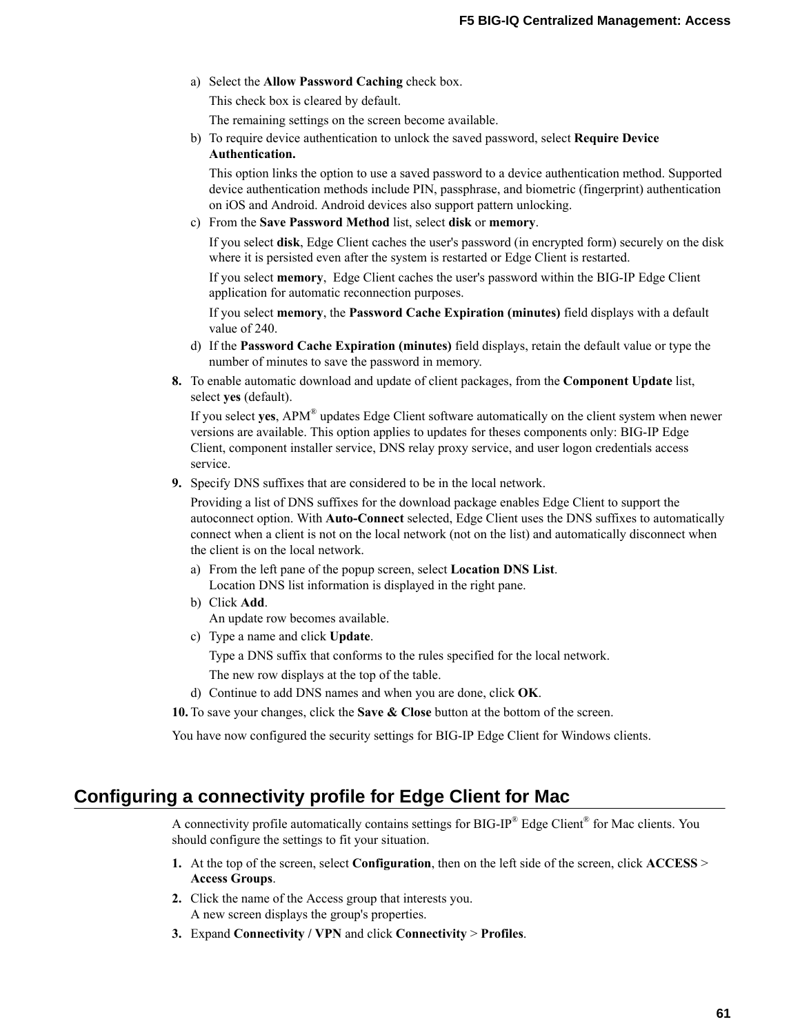a) Select the **Allow Password Caching** check box.

   This check box is cleared by default.

   The remaining settings on the screen become available.

b) To require device authentication to unlock the saved password, select **Require Device Authentication.**

   This option links the option to use a saved password to a device authentication method. Supported device authentication methods include PIN, passphrase, and biometric (fingerprint) authentication on iOS and Android. Android devices also support pattern unlocking.

c) From the **Save Password Method** list, select **disk** or **memory**.

   If you select **disk**, Edge Client caches the user's password (in encrypted form) securely on the disk where it is persisted even after the system is restarted or Edge Client is restarted.

   If you select **memory**, Edge Client caches the user's password within the BIG-IP Edge Client application for automatic reconnection purposes.

   If you select **memory**, the **Password Cache Expiration (minutes)** field displays with a default value of 240.

d) If the **Password Cache Expiration (minutes)** field displays, retain the default value or type the number of minutes to save the password in memory.

**8.** To enable automatic download and update of client packages, from the **Component Update** list, select **yes** (default).

   If you select **yes**, APM® updates Edge Client software automatically on the client system when newer versions are available. This option applies to updates for theses components only: BIG-IP Edge Client, component installer service, DNS relay proxy service, and user logon credentials access service.

**9.** Specify DNS suffixes that are considered to be in the local network.

   Providing a list of DNS suffixes for the download package enables Edge Client to support the autoconnect option. With **Auto-Connect** selected, Edge Client uses the DNS suffixes to automatically connect when a client is not on the local network (not on the list) and automatically disconnect when the client is on the local network.

   a) From the left pane of the popup screen, select **Location DNS List**.
      Location DNS list information is displayed in the right pane.

   b) Click **Add**.
      An update row becomes available.

   c) Type a name and click **Update**.

      Type a DNS suffix that conforms to the rules specified for the local network.

      The new row displays at the top of the table.

   d) Continue to add DNS names and when you are done, click **OK**.

**10.** To save your changes, click the **Save & Close** button at the bottom of the screen.

You have now configured the security settings for BIG-IP Edge Client for Windows clients.

## Configuring a connectivity profile for Edge Client for Mac

A connectivity profile automatically contains settings for BIG-IP® Edge Client® for Mac clients. You should configure the settings to fit your situation.

**1.** At the top of the screen, select **Configuration**, then on the left side of the screen, click **ACCESS** > **Access Groups**.

**2.** Click the name of the Access group that interests you.
   A new screen displays the group's properties.

**3.** Expand **Connectivity / VPN** and click **Connectivity** > **Profiles**.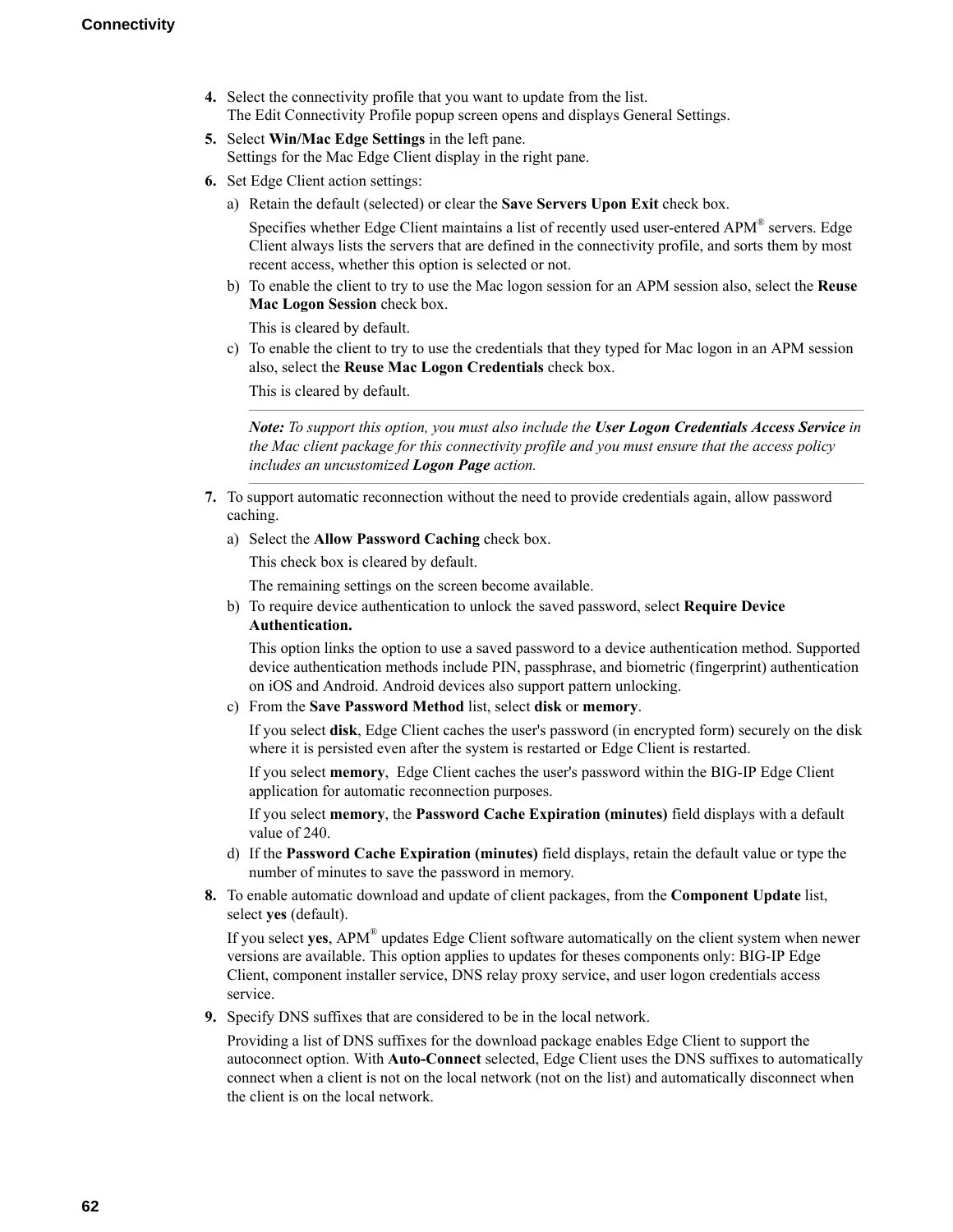4. Select the connectivity profile that you want to update from the list.
   The Edit Connectivity Profile popup screen opens and displays General Settings.
5. Select **Win/Mac Edge Settings** in the left pane.
   Settings for the Mac Edge Client display in the right pane.
6. Set Edge Client action settings:
   a) Retain the default (selected) or clear the **Save Servers Upon Exit** check box.

      Specifies whether Edge Client maintains a list of recently used user-entered APM® servers. Edge Client always lists the servers that are defined in the connectivity profile, and sorts them by most recent access, whether this option is selected or not.
   b) To enable the client to try to use the Mac logon session for an APM session also, select the **Reuse Mac Logon Session** check box.

      This is cleared by default.
   c) To enable the client to try to use the credentials that they typed for Mac logon in an APM session also, select the **Reuse Mac Logon Credentials** check box.

      This is cleared by default.

      ---

      ***Note:** To support this option, you must also include the **User Logon Credentials Access Service** in the Mac client package for this connectivity profile and you must ensure that the access policy includes an uncustomized **Logon Page** action.*

      ---
7. To support automatic reconnection without the need to provide credentials again, allow password caching.
   a) Select the **Allow Password Caching** check box.

      This check box is cleared by default.

      The remaining settings on the screen become available.
   b) To require device authentication to unlock the saved password, select **Require Device Authentication.**

      This option links the option to use a saved password to a device authentication method. Supported device authentication methods include PIN, passphrase, and biometric (fingerprint) authentication on iOS and Android. Android devices also support pattern unlocking.
   c) From the **Save Password Method** list, select **disk** or **memory**.

      If you select **disk**, Edge Client caches the user's password (in encrypted form) securely on the disk where it is persisted even after the system is restarted or Edge Client is restarted.

      If you select **memory**, Edge Client caches the user's password within the BIG-IP Edge Client application for automatic reconnection purposes.

      If you select **memory**, the **Password Cache Expiration (minutes)** field displays with a default value of 240.
   d) If the **Password Cache Expiration (minutes)** field displays, retain the default value or type the number of minutes to save the password in memory.
8. To enable automatic download and update of client packages, from the **Component Update** list, select **yes** (default).

   If you select **yes**, APM® updates Edge Client software automatically on the client system when newer versions are available. This option applies to updates for theses components only: BIG-IP Edge Client, component installer service, DNS relay proxy service, and user logon credentials access service.
9. Specify DNS suffixes that are considered to be in the local network.

   Providing a list of DNS suffixes for the download package enables Edge Client to support the autoconnect option. With **Auto-Connect** selected, Edge Client uses the DNS suffixes to automatically connect when a client is not on the local network (not on the list) and automatically disconnect when the client is on the local network.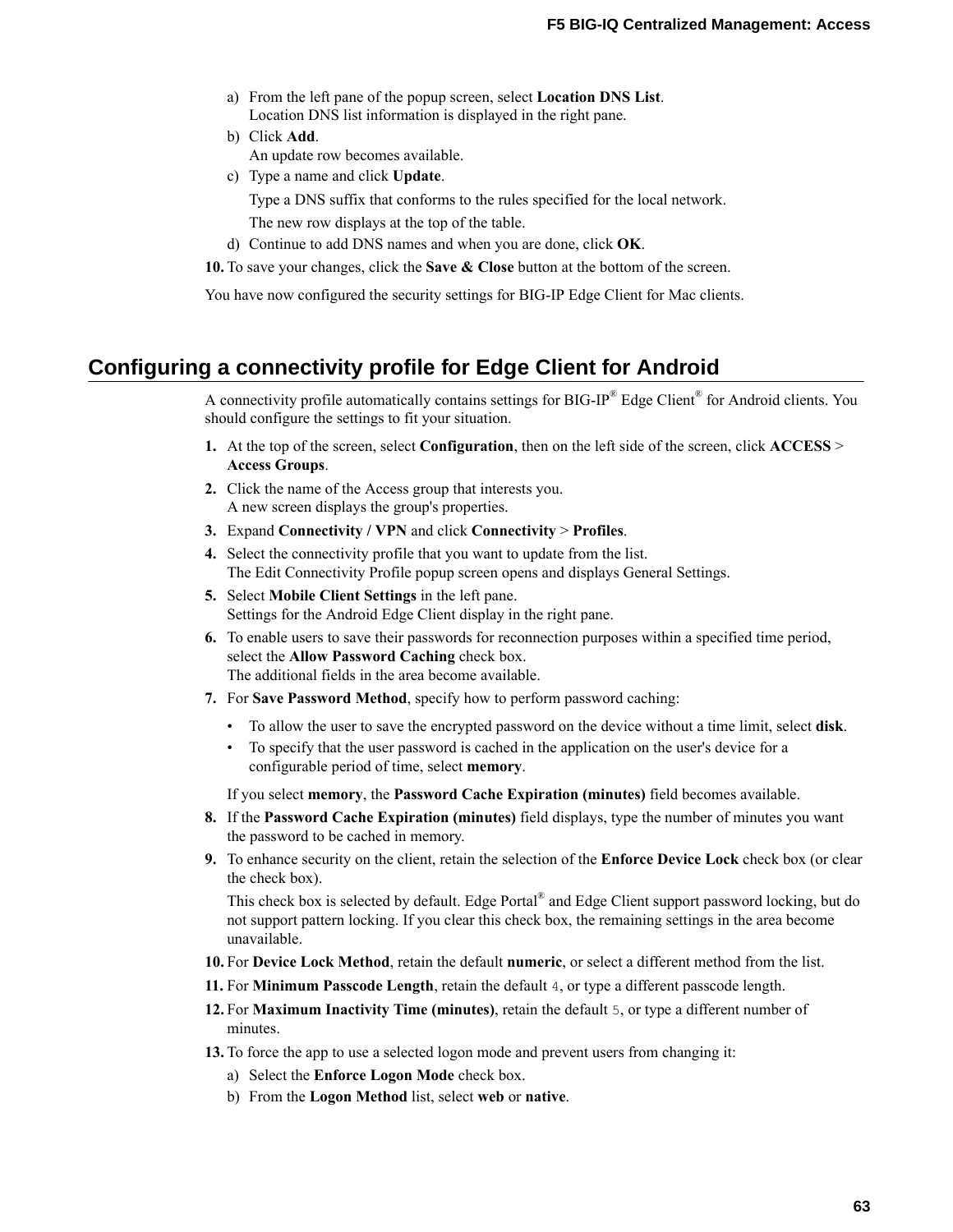a) From the left pane of the popup screen, select **Location DNS List**.
   Location DNS list information is displayed in the right pane.
b) Click **Add**.
   An update row becomes available.
c) Type a name and click **Update**.

   Type a DNS suffix that conforms to the rules specified for the local network.

   The new row displays at the top of the table.
d) Continue to add DNS names and when you are done, click **OK**.

10. To save your changes, click the **Save & Close** button at the bottom of the screen.

You have now configured the security settings for BIG-IP Edge Client for Mac clients.

## Configuring a connectivity profile for Edge Client for Android

A connectivity profile automatically contains settings for BIG-IP® Edge Client® for Android clients. You should configure the settings to fit your situation.

1. At the top of the screen, select **Configuration**, then on the left side of the screen, click **ACCESS** > **Access Groups**.
2. Click the name of the Access group that interests you.
   A new screen displays the group's properties.
3. Expand **Connectivity / VPN** and click **Connectivity** > **Profiles**.
4. Select the connectivity profile that you want to update from the list.
   The Edit Connectivity Profile popup screen opens and displays General Settings.
5. Select **Mobile Client Settings** in the left pane.
   Settings for the Android Edge Client display in the right pane.
6. To enable users to save their passwords for reconnection purposes within a specified time period, select the **Allow Password Caching** check box.
   The additional fields in the area become available.
7. For **Save Password Method**, specify how to perform password caching:
   - To allow the user to save the encrypted password on the device without a time limit, select **disk**.
   - To specify that the user password is cached in the application on the user's device for a configurable period of time, select **memory**.

   If you select **memory**, the **Password Cache Expiration (minutes)** field becomes available.
8. If the **Password Cache Expiration (minutes)** field displays, type the number of minutes you want the password to be cached in memory.
9. To enhance security on the client, retain the selection of the **Enforce Device Lock** check box (or clear the check box).

   This check box is selected by default. Edge Portal® and Edge Client support password locking, but do not support pattern locking. If you clear this check box, the remaining settings in the area become unavailable.
10. For **Device Lock Method**, retain the default **numeric**, or select a different method from the list.
11. For **Minimum Passcode Length**, retain the default `4`, or type a different passcode length.
12. For **Maximum Inactivity Time (minutes)**, retain the default `5`, or type a different number of minutes.
13. To force the app to use a selected logon mode and prevent users from changing it:
    a) Select the **Enforce Logon Mode** check box.
    b) From the **Logon Method** list, select **web** or **native**.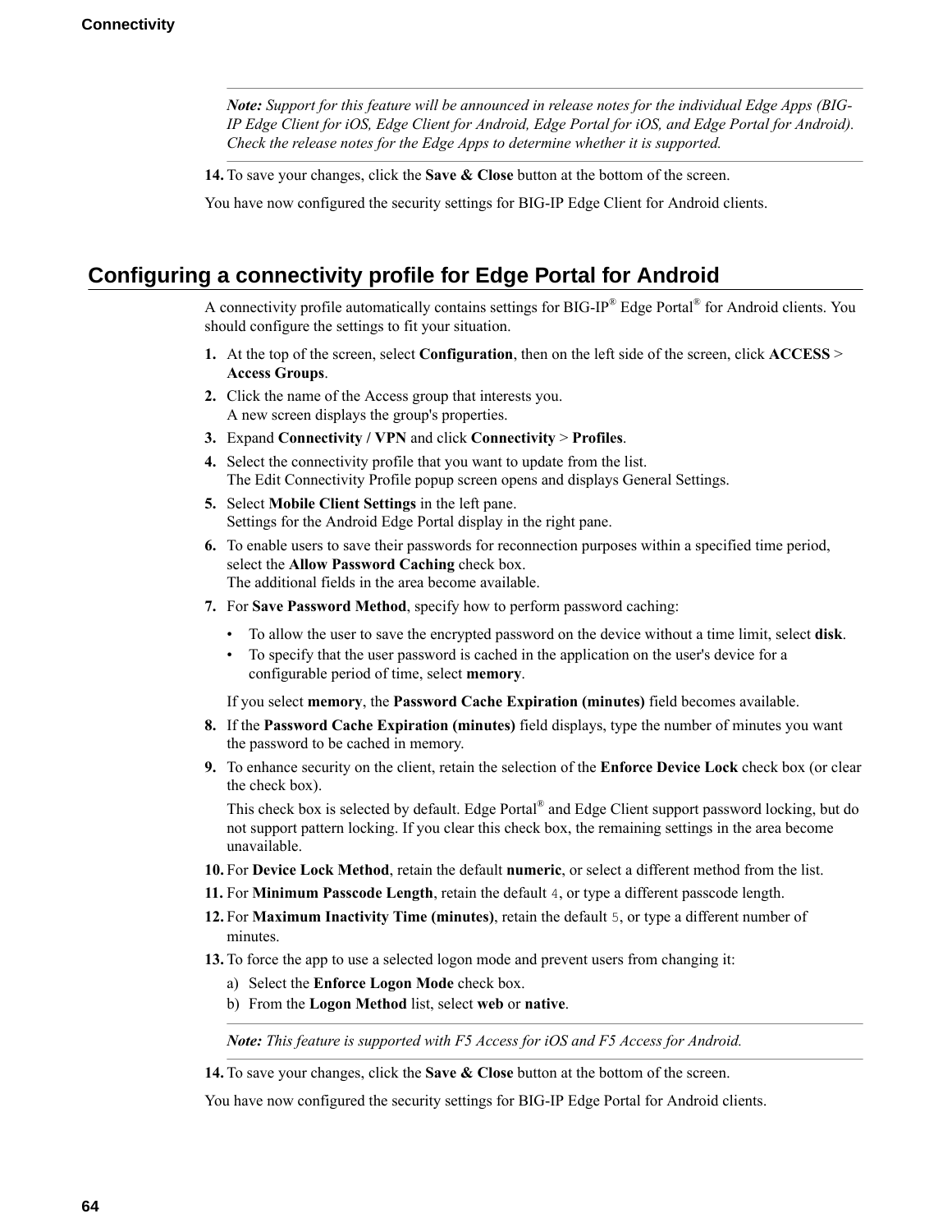*Note: Support for this feature will be announced in release notes for the individual Edge Apps (BIG-IP Edge Client for iOS, Edge Client for Android, Edge Portal for iOS, and Edge Portal for Android). Check the release notes for the Edge Apps to determine whether it is supported.*

14. To save your changes, click the **Save & Close** button at the bottom of the screen.

You have now configured the security settings for BIG-IP Edge Client for Android clients.

## Configuring a connectivity profile for Edge Portal for Android

A connectivity profile automatically contains settings for BIG-IP® Edge Portal® for Android clients. You should configure the settings to fit your situation.

1. At the top of the screen, select **Configuration**, then on the left side of the screen, click **ACCESS** > **Access Groups**.
2. Click the name of the Access group that interests you.
   A new screen displays the group's properties.
3. Expand **Connectivity / VPN** and click **Connectivity** > **Profiles**.
4. Select the connectivity profile that you want to update from the list.
   The Edit Connectivity Profile popup screen opens and displays General Settings.
5. Select **Mobile Client Settings** in the left pane.
   Settings for the Android Edge Portal display in the right pane.
6. To enable users to save their passwords for reconnection purposes within a specified time period, select the **Allow Password Caching** check box.
   The additional fields in the area become available.
7. For **Save Password Method**, specify how to perform password caching:
   - To allow the user to save the encrypted password on the device without a time limit, select **disk**.
   - To specify that the user password is cached in the application on the user's device for a configurable period of time, select **memory**.

   If you select **memory**, the **Password Cache Expiration (minutes)** field becomes available.
8. If the **Password Cache Expiration (minutes)** field displays, type the number of minutes you want the password to be cached in memory.
9. To enhance security on the client, retain the selection of the **Enforce Device Lock** check box (or clear the check box).

   This check box is selected by default. Edge Portal® and Edge Client support password locking, but do not support pattern locking. If you clear this check box, the remaining settings in the area become unavailable.
10. For **Device Lock Method**, retain the default **numeric**, or select a different method from the list.
11. For **Minimum Passcode Length**, retain the default `4`, or type a different passcode length.
12. For **Maximum Inactivity Time (minutes)**, retain the default `5`, or type a different number of minutes.
13. To force the app to use a selected logon mode and prevent users from changing it:
    a) Select the **Enforce Logon Mode** check box.
    b) From the **Logon Method** list, select **web** or **native**.

    *Note: This feature is supported with F5 Access for iOS and F5 Access for Android.*
14. To save your changes, click the **Save & Close** button at the bottom of the screen.

You have now configured the security settings for BIG-IP Edge Portal for Android clients.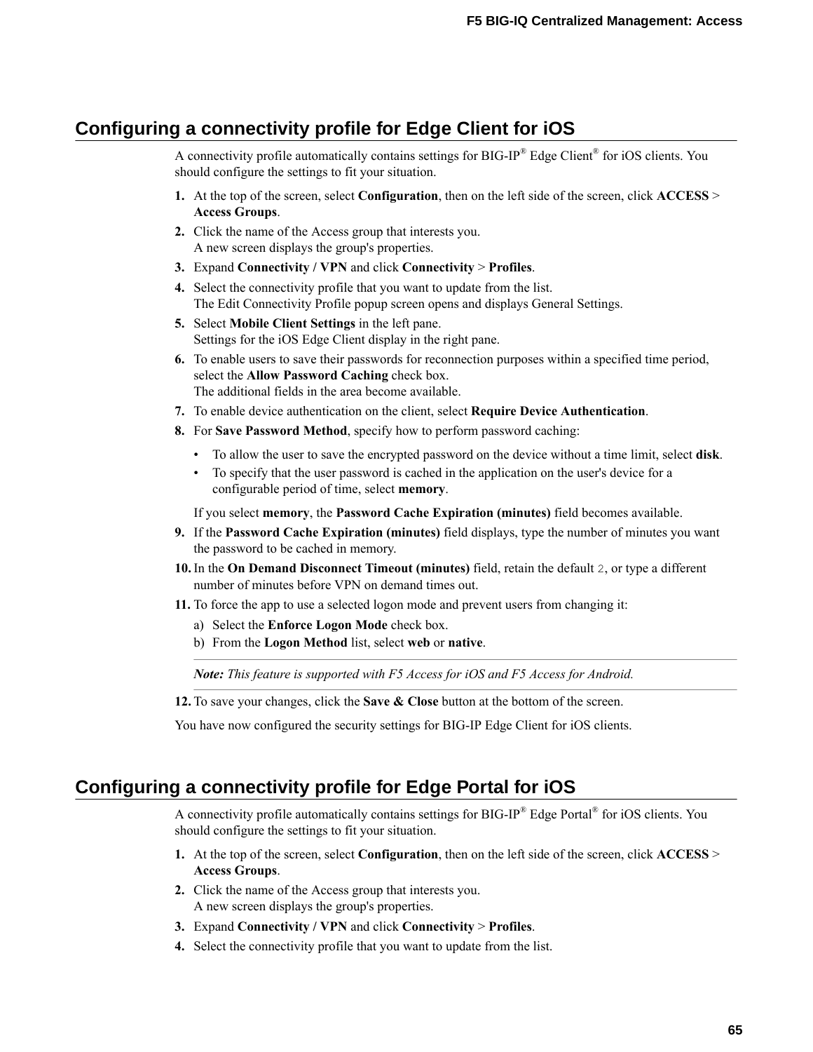## Configuring a connectivity profile for Edge Client for iOS

A connectivity profile automatically contains settings for BIG-IP® Edge Client® for iOS clients. You should configure the settings to fit your situation.

1. At the top of the screen, select **Configuration**, then on the left side of the screen, click **ACCESS** > **Access Groups**.
2. Click the name of the Access group that interests you.
   A new screen displays the group's properties.
3. Expand **Connectivity / VPN** and click **Connectivity** > **Profiles**.
4. Select the connectivity profile that you want to update from the list.
   The Edit Connectivity Profile popup screen opens and displays General Settings.
5. Select **Mobile Client Settings** in the left pane.
   Settings for the iOS Edge Client display in the right pane.
6. To enable users to save their passwords for reconnection purposes within a specified time period, select the **Allow Password Caching** check box.
   The additional fields in the area become available.
7. To enable device authentication on the client, select **Require Device Authentication**.
8. For **Save Password Method**, specify how to perform password caching:
   - To allow the user to save the encrypted password on the device without a time limit, select **disk**.
   - To specify that the user password is cached in the application on the user's device for a configurable period of time, select **memory**.

   If you select **memory**, the **Password Cache Expiration (minutes)** field becomes available.
9. If the **Password Cache Expiration (minutes)** field displays, type the number of minutes you want the password to be cached in memory.
10. In the **On Demand Disconnect Timeout (minutes)** field, retain the default `2`, or type a different number of minutes before VPN on demand times out.
11. To force the app to use a selected logon mode and prevent users from changing it:
    a) Select the **Enforce Logon Mode** check box.
    b) From the **Logon Method** list, select **web** or **native**.

    ***Note:*** *This feature is supported with F5 Access for iOS and F5 Access for Android.*
12. To save your changes, click the **Save & Close** button at the bottom of the screen.

You have now configured the security settings for BIG-IP Edge Client for iOS clients.

## Configuring a connectivity profile for Edge Portal for iOS

A connectivity profile automatically contains settings for BIG-IP® Edge Portal® for iOS clients. You should configure the settings to fit your situation.

1. At the top of the screen, select **Configuration**, then on the left side of the screen, click **ACCESS** > **Access Groups**.
2. Click the name of the Access group that interests you.
   A new screen displays the group's properties.
3. Expand **Connectivity / VPN** and click **Connectivity** > **Profiles**.
4. Select the connectivity profile that you want to update from the list.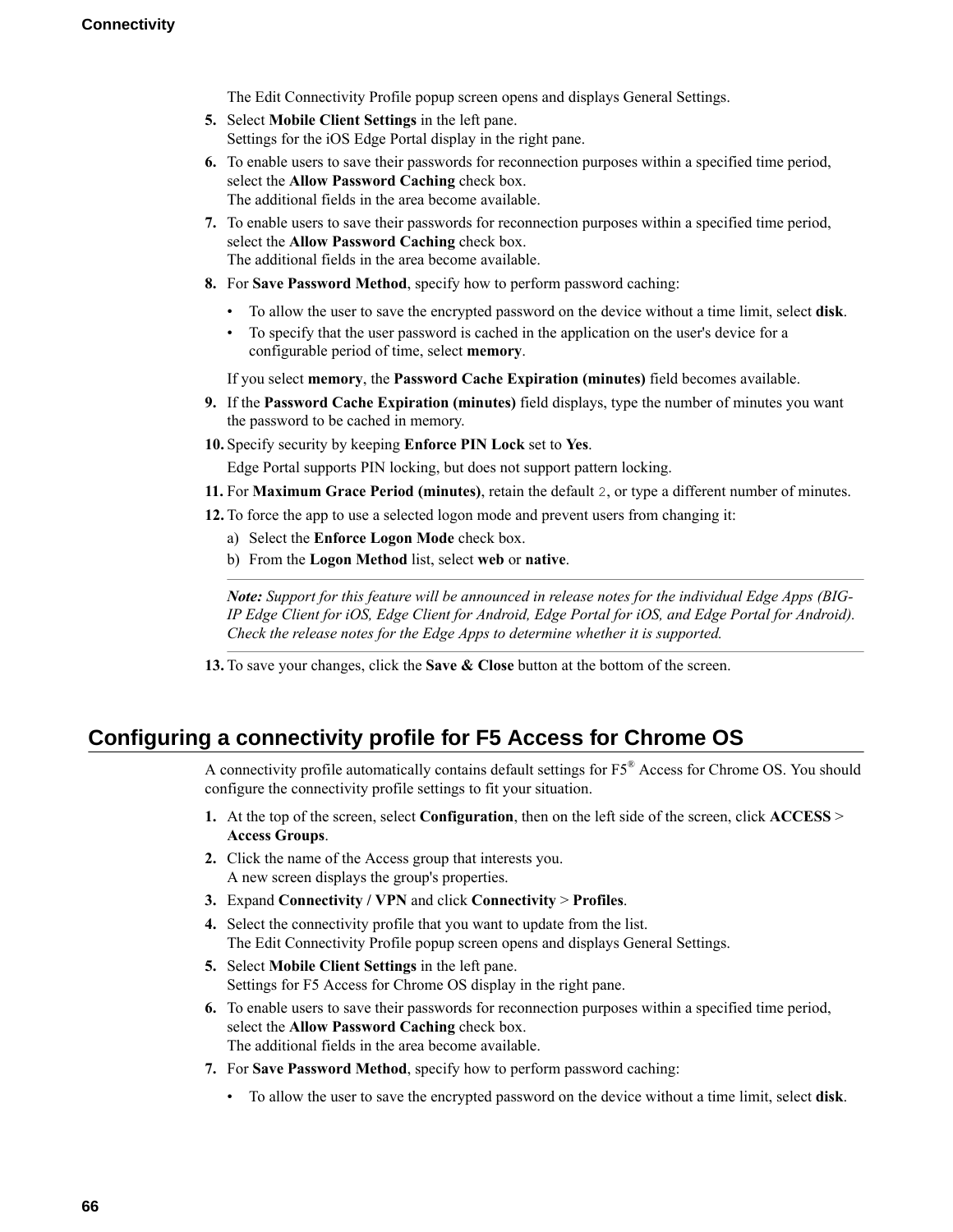The Edit Connectivity Profile popup screen opens and displays General Settings.

5. Select **Mobile Client Settings** in the left pane.
   Settings for the iOS Edge Portal display in the right pane.
6. To enable users to save their passwords for reconnection purposes within a specified time period, select the **Allow Password Caching** check box.
   The additional fields in the area become available.
7. To enable users to save their passwords for reconnection purposes within a specified time period, select the **Allow Password Caching** check box.
   The additional fields in the area become available.
8. For **Save Password Method**, specify how to perform password caching:
   - To allow the user to save the encrypted password on the device without a time limit, select **disk**.
   - To specify that the user password is cached in the application on the user's device for a configurable period of time, select **memory**.

   If you select **memory**, the **Password Cache Expiration (minutes)** field becomes available.
9. If the **Password Cache Expiration (minutes)** field displays, type the number of minutes you want the password to be cached in memory.
10. Specify security by keeping **Enforce PIN Lock** set to **Yes**.

    Edge Portal supports PIN locking, but does not support pattern locking.
11. For **Maximum Grace Period (minutes)**, retain the default `2`, or type a different number of minutes.
12. To force the app to use a selected logon mode and prevent users from changing it:
    a) Select the **Enforce Logon Mode** check box.
    b) From the **Logon Method** list, select **web** or **native**.

    ***Note:*** *Support for this feature will be announced in release notes for the individual Edge Apps (BIG-IP Edge Client for iOS, Edge Client for Android, Edge Portal for iOS, and Edge Portal for Android). Check the release notes for the Edge Apps to determine whether it is supported.*
13. To save your changes, click the **Save & Close** button at the bottom of the screen.

## Configuring a connectivity profile for F5 Access for Chrome OS

A connectivity profile automatically contains default settings for F5® Access for Chrome OS. You should configure the connectivity profile settings to fit your situation.

1. At the top of the screen, select **Configuration**, then on the left side of the screen, click **ACCESS** > **Access Groups**.
2. Click the name of the Access group that interests you.
   A new screen displays the group's properties.
3. Expand **Connectivity / VPN** and click **Connectivity** > **Profiles**.
4. Select the connectivity profile that you want to update from the list.
   The Edit Connectivity Profile popup screen opens and displays General Settings.
5. Select **Mobile Client Settings** in the left pane.
   Settings for F5 Access for Chrome OS display in the right pane.
6. To enable users to save their passwords for reconnection purposes within a specified time period, select the **Allow Password Caching** check box.
   The additional fields in the area become available.
7. For **Save Password Method**, specify how to perform password caching:
   - To allow the user to save the encrypted password on the device without a time limit, select **disk**.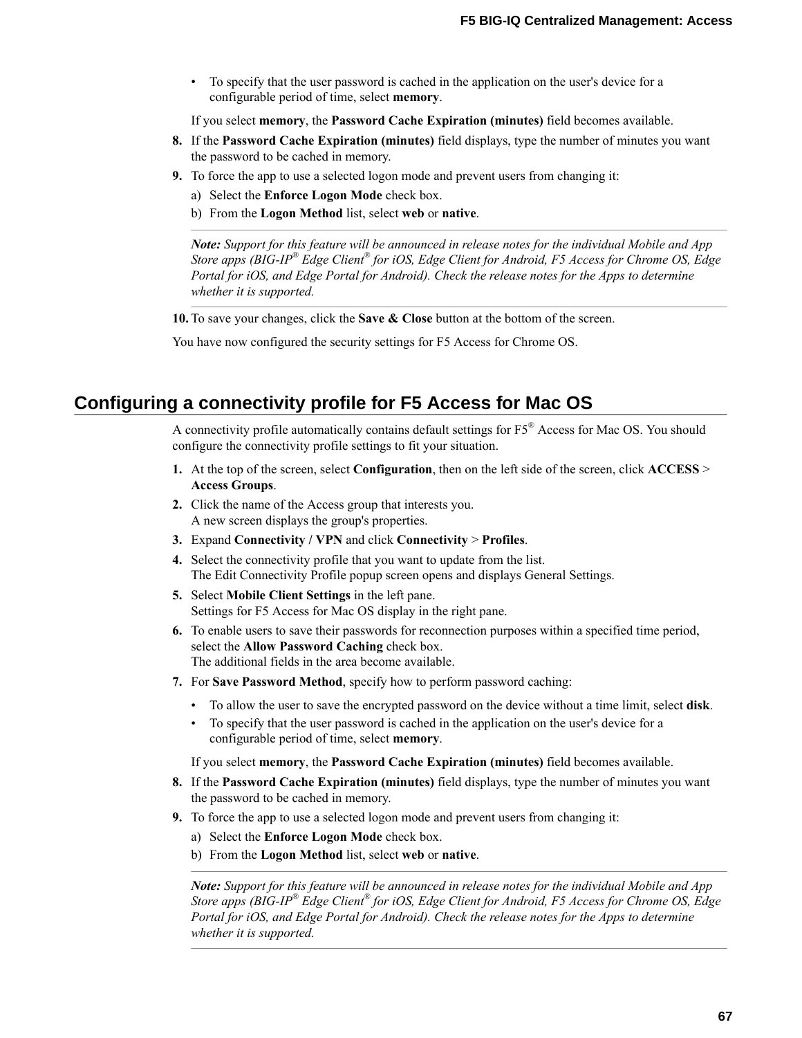- To specify that the user password is cached in the application on the user's device for a configurable period of time, select **memory**.

   If you select **memory**, the **Password Cache Expiration (minutes)** field becomes available.

8. If the **Password Cache Expiration (minutes)** field displays, type the number of minutes you want the password to be cached in memory.
9. To force the app to use a selected logon mode and prevent users from changing it:
   a) Select the **Enforce Logon Mode** check box.
   b) From the **Logon Method** list, select **web** or **native**.

   ---

   ***Note:*** *Support for this feature will be announced in release notes for the individual Mobile and App Store apps (BIG-IP® Edge Client® for iOS, Edge Client for Android, F5 Access for Chrome OS, Edge Portal for iOS, and Edge Portal for Android). Check the release notes for the Apps to determine whether it is supported.*

   ---

10. To save your changes, click the **Save & Close** button at the bottom of the screen.

You have now configured the security settings for F5 Access for Chrome OS.

## Configuring a connectivity profile for F5 Access for Mac OS

A connectivity profile automatically contains default settings for F5® Access for Mac OS. You should configure the connectivity profile settings to fit your situation.

1. At the top of the screen, select **Configuration**, then on the left side of the screen, click **ACCESS** > **Access Groups**.
2. Click the name of the Access group that interests you.
   A new screen displays the group's properties.
3. Expand **Connectivity / VPN** and click **Connectivity** > **Profiles**.
4. Select the connectivity profile that you want to update from the list.
   The Edit Connectivity Profile popup screen opens and displays General Settings.
5. Select **Mobile Client Settings** in the left pane.
   Settings for F5 Access for Mac OS display in the right pane.
6. To enable users to save their passwords for reconnection purposes within a specified time period, select the **Allow Password Caching** check box.
   The additional fields in the area become available.
7. For **Save Password Method**, specify how to perform password caching:
   - To allow the user to save the encrypted password on the device without a time limit, select **disk**.
   - To specify that the user password is cached in the application on the user's device for a configurable period of time, select **memory**.

   If you select **memory**, the **Password Cache Expiration (minutes)** field becomes available.

8. If the **Password Cache Expiration (minutes)** field displays, type the number of minutes you want the password to be cached in memory.
9. To force the app to use a selected logon mode and prevent users from changing it:
   a) Select the **Enforce Logon Mode** check box.
   b) From the **Logon Method** list, select **web** or **native**.

   ---

   ***Note:*** *Support for this feature will be announced in release notes for the individual Mobile and App Store apps (BIG-IP® Edge Client® for iOS, Edge Client for Android, F5 Access for Chrome OS, Edge Portal for iOS, and Edge Portal for Android). Check the release notes for the Apps to determine whether it is supported.*

   ---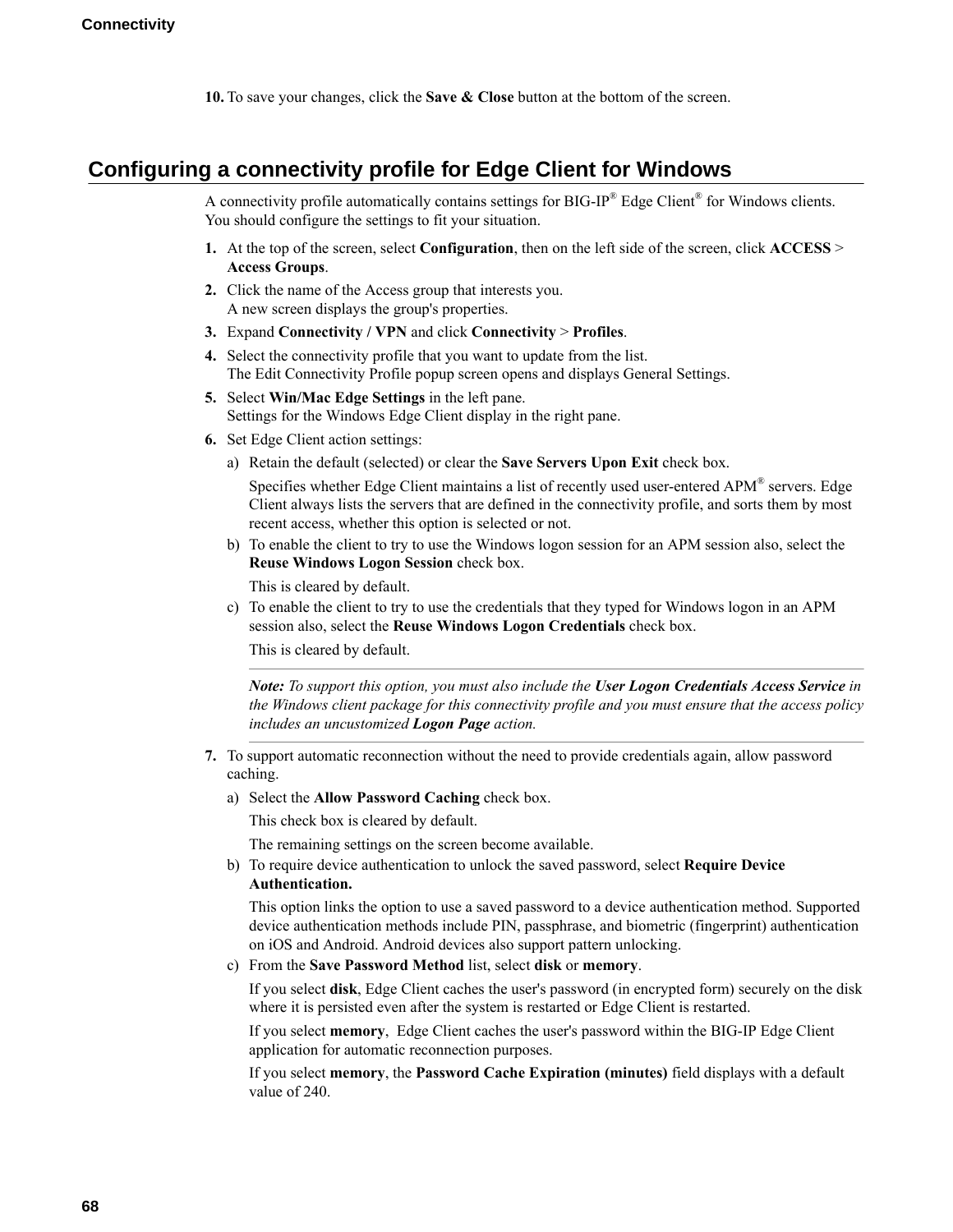10. To save your changes, click the **Save & Close** button at the bottom of the screen.

## Configuring a connectivity profile for Edge Client for Windows

A connectivity profile automatically contains settings for BIG-IP® Edge Client® for Windows clients. You should configure the settings to fit your situation.

1. At the top of the screen, select **Configuration**, then on the left side of the screen, click **ACCESS** > **Access Groups**.
2. Click the name of the Access group that interests you.
   A new screen displays the group's properties.
3. Expand **Connectivity / VPN** and click **Connectivity** > **Profiles**.
4. Select the connectivity profile that you want to update from the list.
   The Edit Connectivity Profile popup screen opens and displays General Settings.
5. Select **Win/Mac Edge Settings** in the left pane.
   Settings for the Windows Edge Client display in the right pane.
6. Set Edge Client action settings:
   a) Retain the default (selected) or clear the **Save Servers Upon Exit** check box.

      Specifies whether Edge Client maintains a list of recently used user-entered APM® servers. Edge Client always lists the servers that are defined in the connectivity profile, and sorts them by most recent access, whether this option is selected or not.
   b) To enable the client to try to use the Windows logon session for an APM session also, select the **Reuse Windows Logon Session** check box.

      This is cleared by default.
   c) To enable the client to try to use the credentials that they typed for Windows logon in an APM session also, select the **Reuse Windows Logon Credentials** check box.

      This is cleared by default.

      ---

      ***Note:*** *To support this option, you must also include the* ***User Logon Credentials Access Service*** *in the Windows client package for this connectivity profile and you must ensure that the access policy includes an uncustomized* ***Logon Page*** *action.*

      ---
7. To support automatic reconnection without the need to provide credentials again, allow password caching.
   a) Select the **Allow Password Caching** check box.

      This check box is cleared by default.

      The remaining settings on the screen become available.
   b) To require device authentication to unlock the saved password, select **Require Device Authentication.**

      This option links the option to use a saved password to a device authentication method. Supported device authentication methods include PIN, passphrase, and biometric (fingerprint) authentication on iOS and Android. Android devices also support pattern unlocking.
   c) From the **Save Password Method** list, select **disk** or **memory**.

      If you select **disk**, Edge Client caches the user's password (in encrypted form) securely on the disk where it is persisted even after the system is restarted or Edge Client is restarted.

      If you select **memory**, Edge Client caches the user's password within the BIG-IP Edge Client application for automatic reconnection purposes.

      If you select **memory**, the **Password Cache Expiration (minutes)** field displays with a default value of 240.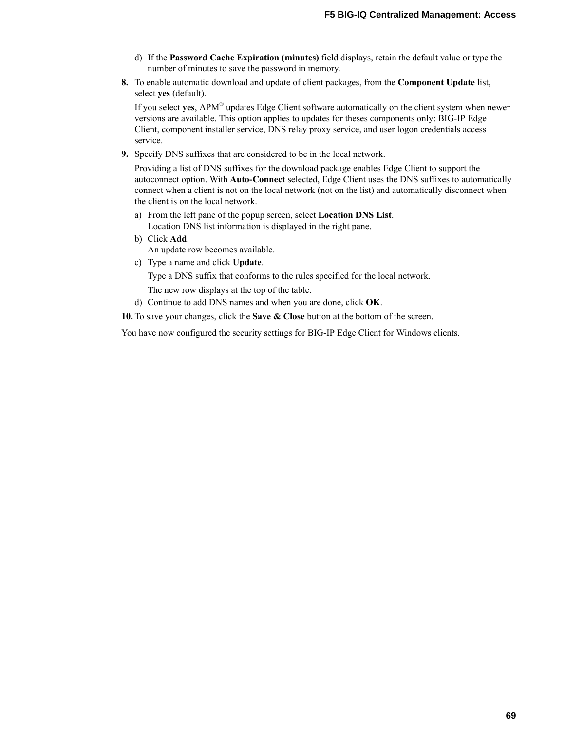d) If the **Password Cache Expiration (minutes)** field displays, retain the default value or type the number of minutes to save the password in memory.

**8.** To enable automatic download and update of client packages, from the **Component Update** list, select **yes** (default).

If you select **yes**, APM® updates Edge Client software automatically on the client system when newer versions are available. This option applies to updates for theses components only: BIG-IP Edge Client, component installer service, DNS relay proxy service, and user logon credentials access service.

**9.** Specify DNS suffixes that are considered to be in the local network.

Providing a list of DNS suffixes for the download package enables Edge Client to support the autoconnect option. With **Auto-Connect** selected, Edge Client uses the DNS suffixes to automatically connect when a client is not on the local network (not on the list) and automatically disconnect when the client is on the local network.

a) From the left pane of the popup screen, select **Location DNS List**.
Location DNS list information is displayed in the right pane.

b) Click **Add**.
An update row becomes available.

c) Type a name and click **Update**.

Type a DNS suffix that conforms to the rules specified for the local network.

The new row displays at the top of the table.

d) Continue to add DNS names and when you are done, click **OK**.

**10.** To save your changes, click the **Save & Close** button at the bottom of the screen.

You have now configured the security settings for BIG-IP Edge Client for Windows clients.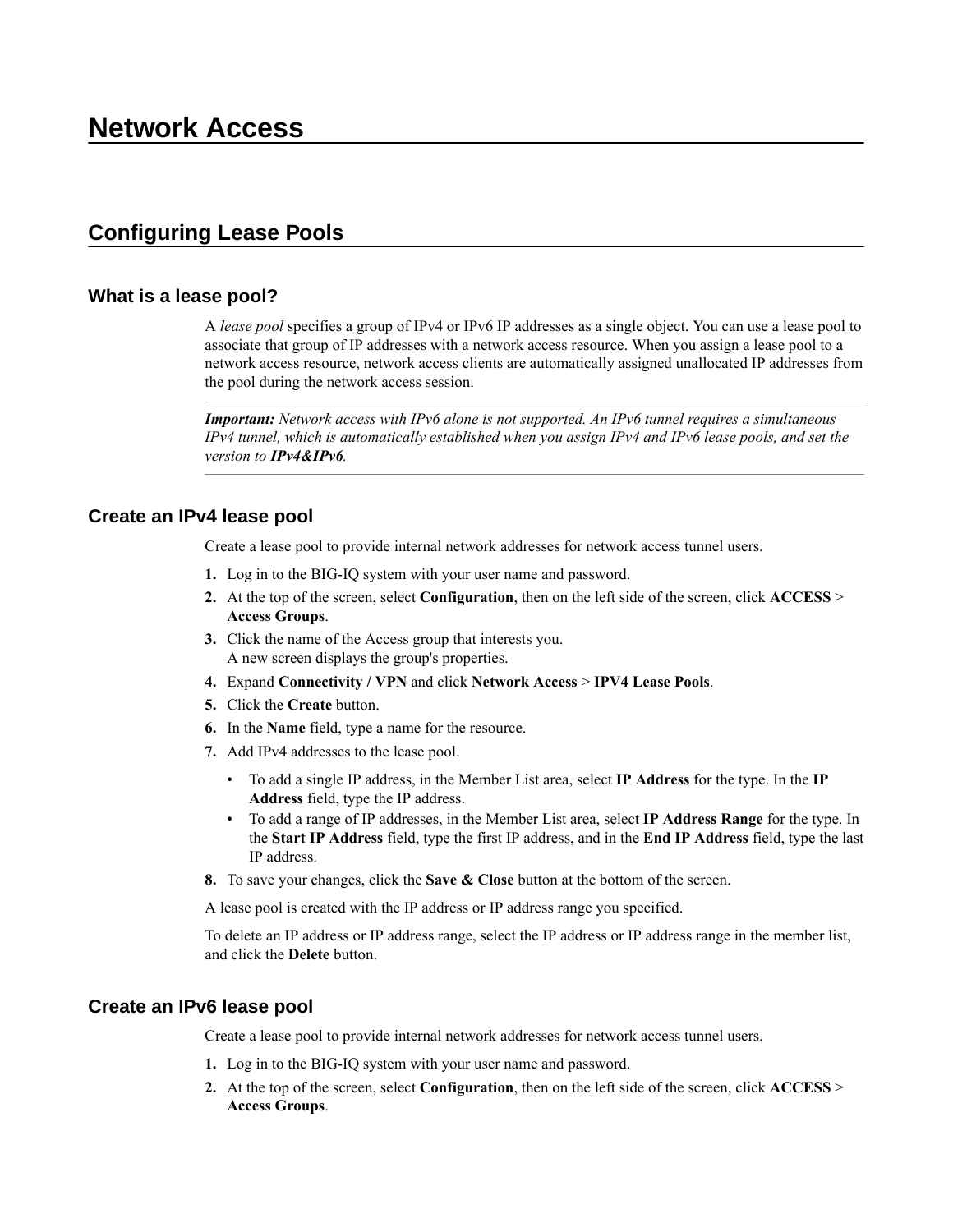# Network Access

## Configuring Lease Pools

### What is a lease pool?

A *lease pool* specifies a group of IPv4 or IPv6 IP addresses as a single object. You can use a lease pool to associate that group of IP addresses with a network access resource. When you assign a lease pool to a network access resource, network access clients are automatically assigned unallocated IP addresses from the pool during the network access session.

***Important:*** *Network access with IPv6 alone is not supported. An IPv6 tunnel requires a simultaneous IPv4 tunnel, which is automatically established when you assign IPv4 and IPv6 lease pools, and set the version to* ***IPv4&IPv6****.*

### Create an IPv4 lease pool

Create a lease pool to provide internal network addresses for network access tunnel users.

1. Log in to the BIG-IQ system with your user name and password.
2. At the top of the screen, select **Configuration**, then on the left side of the screen, click **ACCESS** > **Access Groups**.
3. Click the name of the Access group that interests you.
   A new screen displays the group's properties.
4. Expand **Connectivity / VPN** and click **Network Access** > **IPV4 Lease Pools**.
5. Click the **Create** button.
6. In the **Name** field, type a name for the resource.
7. Add IPv4 addresses to the lease pool.
   - To add a single IP address, in the Member List area, select **IP Address** for the type. In the **IP Address** field, type the IP address.
   - To add a range of IP addresses, in the Member List area, select **IP Address Range** for the type. In the **Start IP Address** field, type the first IP address, and in the **End IP Address** field, type the last IP address.
8. To save your changes, click the **Save & Close** button at the bottom of the screen.

A lease pool is created with the IP address or IP address range you specified.

To delete an IP address or IP address range, select the IP address or IP address range in the member list, and click the **Delete** button.

### Create an IPv6 lease pool

Create a lease pool to provide internal network addresses for network access tunnel users.

1. Log in to the BIG-IQ system with your user name and password.
2. At the top of the screen, select **Configuration**, then on the left side of the screen, click **ACCESS** > **Access Groups**.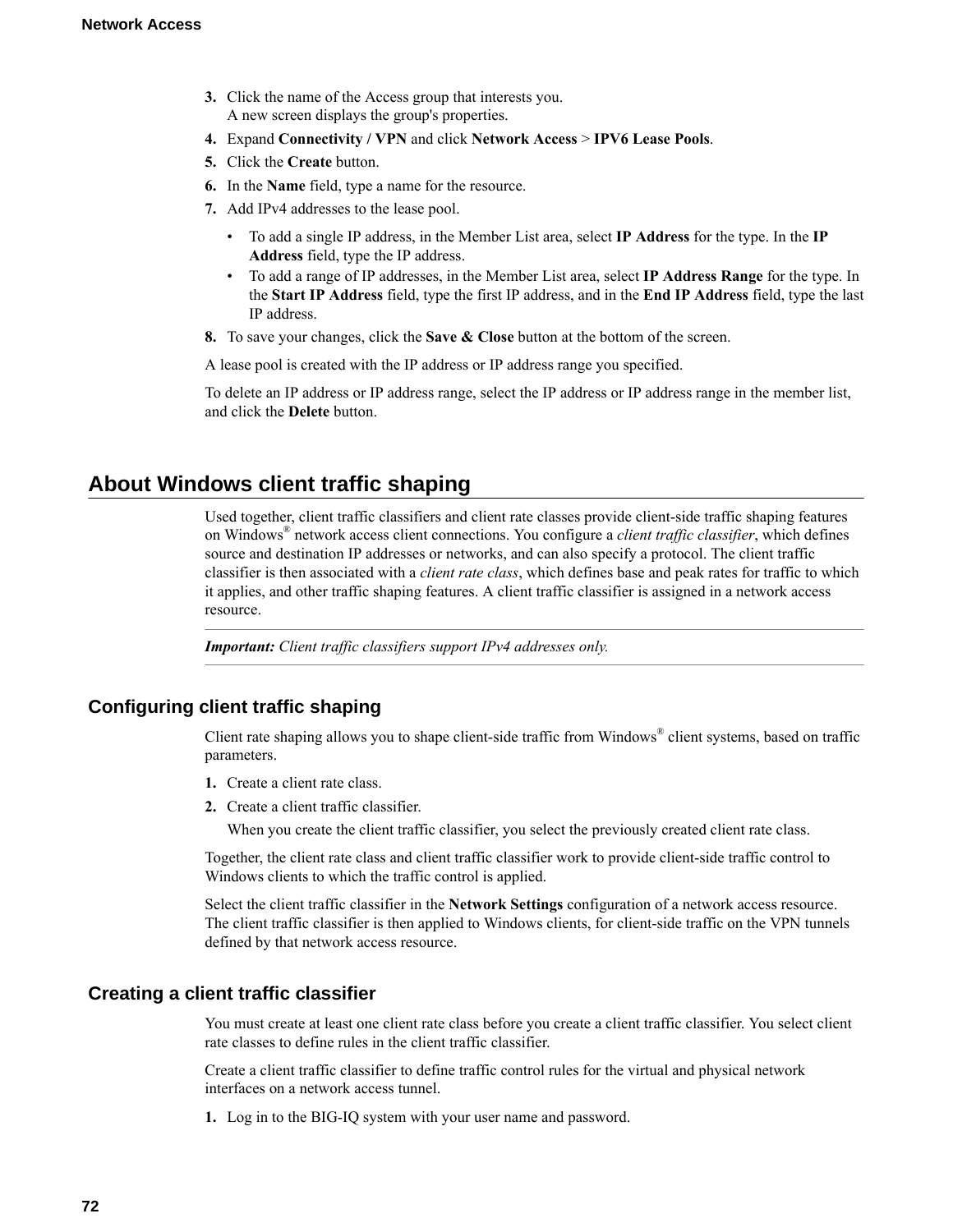3. Click the name of the Access group that interests you.
   A new screen displays the group's properties.
4. Expand **Connectivity / VPN** and click **Network Access** > **IPV6 Lease Pools**.
5. Click the **Create** button.
6. In the **Name** field, type a name for the resource.
7. Add IPv4 addresses to the lease pool.
   - To add a single IP address, in the Member List area, select **IP Address** for the type. In the **IP Address** field, type the IP address.
   - To add a range of IP addresses, in the Member List area, select **IP Address Range** for the type. In the **Start IP Address** field, type the first IP address, and in the **End IP Address** field, type the last IP address.
8. To save your changes, click the **Save & Close** button at the bottom of the screen.

A lease pool is created with the IP address or IP address range you specified.

To delete an IP address or IP address range, select the IP address or IP address range in the member list, and click the **Delete** button.

## About Windows client traffic shaping

Used together, client traffic classifiers and client rate classes provide client-side traffic shaping features on Windows® network access client connections. You configure a *client traffic classifier*, which defines source and destination IP addresses or networks, and can also specify a protocol. The client traffic classifier is then associated with a *client rate class*, which defines base and peak rates for traffic to which it applies, and other traffic shaping features. A client traffic classifier is assigned in a network access resource.

***Important:*** *Client traffic classifiers support IPv4 addresses only.*

### Configuring client traffic shaping

Client rate shaping allows you to shape client-side traffic from Windows® client systems, based on traffic parameters.

1. Create a client rate class.
2. Create a client traffic classifier.
   When you create the client traffic classifier, you select the previously created client rate class.

Together, the client rate class and client traffic classifier work to provide client-side traffic control to Windows clients to which the traffic control is applied.

Select the client traffic classifier in the **Network Settings** configuration of a network access resource. The client traffic classifier is then applied to Windows clients, for client-side traffic on the VPN tunnels defined by that network access resource.

### Creating a client traffic classifier

You must create at least one client rate class before you create a client traffic classifier. You select client rate classes to define rules in the client traffic classifier.

Create a client traffic classifier to define traffic control rules for the virtual and physical network interfaces on a network access tunnel.

1. Log in to the BIG-IQ system with your user name and password.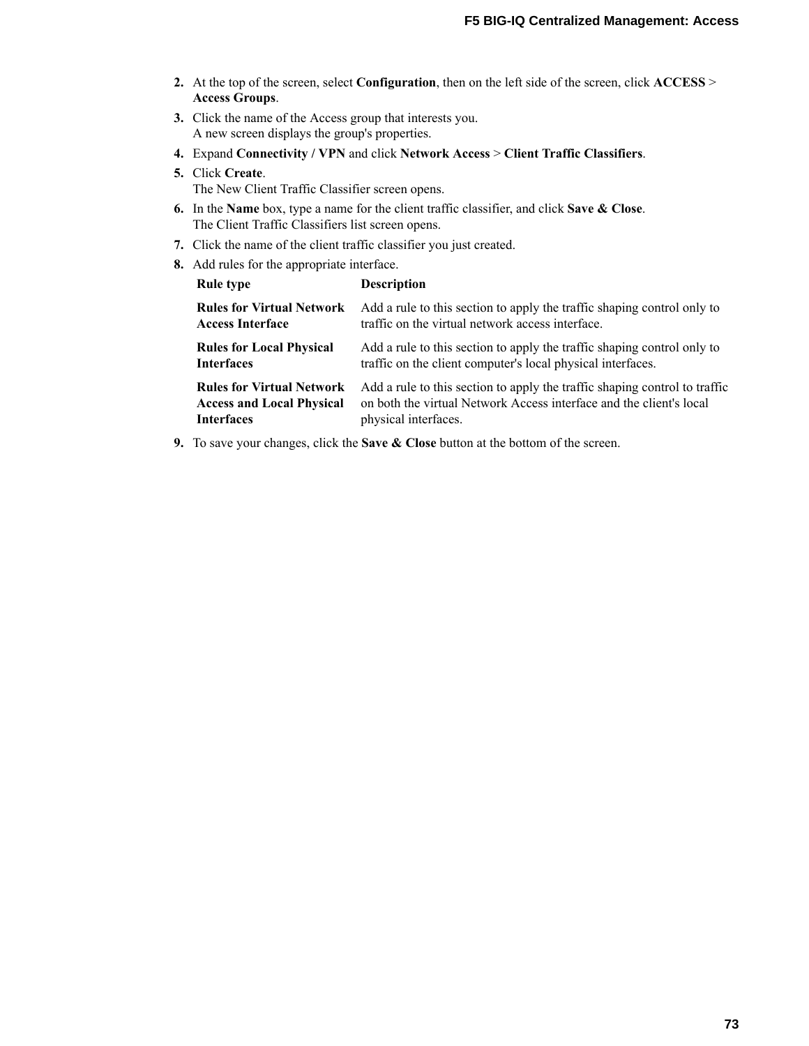2. At the top of the screen, select **Configuration**, then on the left side of the screen, click **ACCESS** > **Access Groups**.
3. Click the name of the Access group that interests you.
   A new screen displays the group's properties.
4. Expand **Connectivity / VPN** and click **Network Access** > **Client Traffic Classifiers**.
5. Click **Create**.
   The New Client Traffic Classifier screen opens.
6. In the **Name** box, type a name for the client traffic classifier, and click **Save & Close**.
   The Client Traffic Classifiers list screen opens.
7. Click the name of the client traffic classifier you just created.
8. Add rules for the appropriate interface.

| Rule type | Description |
| --- | --- |
| **Rules for Virtual Network Access Interface** | Add a rule to this section to apply the traffic shaping control only to traffic on the virtual network access interface. |
| **Rules for Local Physical Interfaces** | Add a rule to this section to apply the traffic shaping control only to traffic on the client computer's local physical interfaces. |
| **Rules for Virtual Network Access and Local Physical Interfaces** | Add a rule to this section to apply the traffic shaping control to traffic on both the virtual Network Access interface and the client's local physical interfaces. |

9. To save your changes, click the **Save & Close** button at the bottom of the screen.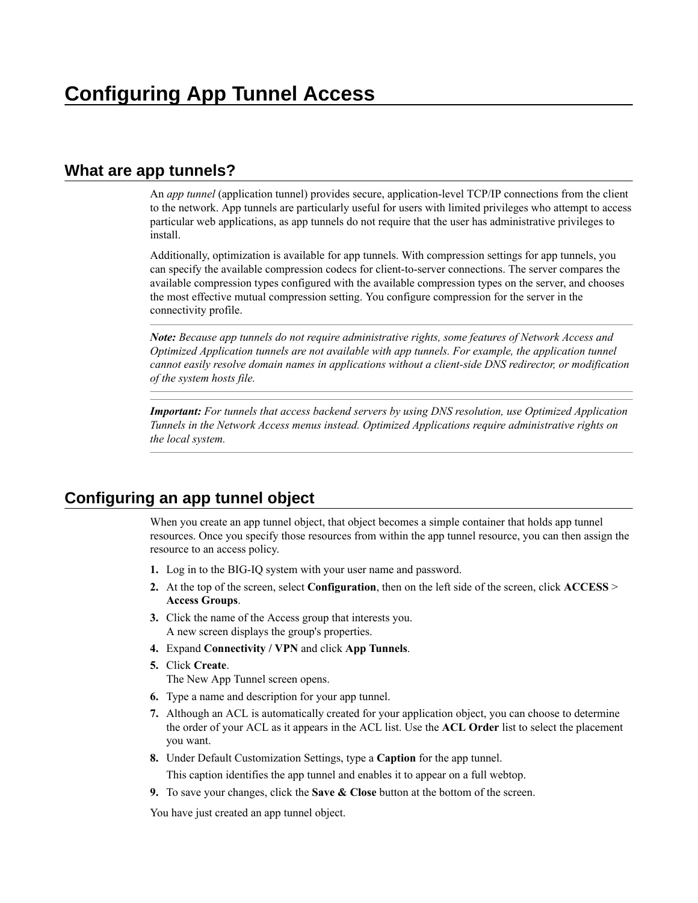# Configuring App Tunnel Access

## What are app tunnels?

An *app tunnel* (application tunnel) provides secure, application-level TCP/IP connections from the client to the network. App tunnels are particularly useful for users with limited privileges who attempt to access particular web applications, as app tunnels do not require that the user has administrative privileges to install.

Additionally, optimization is available for app tunnels. With compression settings for app tunnels, you can specify the available compression codecs for client-to-server connections. The server compares the available compression types configured with the available compression types on the server, and chooses the most effective mutual compression setting. You configure compression for the server in the connectivity profile.

***Note:*** *Because app tunnels do not require administrative rights, some features of Network Access and Optimized Application tunnels are not available with app tunnels. For example, the application tunnel cannot easily resolve domain names in applications without a client-side DNS redirector, or modification of the system hosts file.*

***Important:*** *For tunnels that access backend servers by using DNS resolution, use Optimized Application Tunnels in the Network Access menus instead. Optimized Applications require administrative rights on the local system.*

## Configuring an app tunnel object

When you create an app tunnel object, that object becomes a simple container that holds app tunnel resources. Once you specify those resources from within the app tunnel resource, you can then assign the resource to an access policy.

1. Log in to the BIG-IQ system with your user name and password.
2. At the top of the screen, select **Configuration**, then on the left side of the screen, click **ACCESS** > **Access Groups**.
3. Click the name of the Access group that interests you.
   A new screen displays the group's properties.
4. Expand **Connectivity / VPN** and click **App Tunnels**.
5. Click **Create**.
   The New App Tunnel screen opens.
6. Type a name and description for your app tunnel.
7. Although an ACL is automatically created for your application object, you can choose to determine the order of your ACL as it appears in the ACL list. Use the **ACL Order** list to select the placement you want.
8. Under Default Customization Settings, type a **Caption** for the app tunnel.
   This caption identifies the app tunnel and enables it to appear on a full webtop.
9. To save your changes, click the **Save & Close** button at the bottom of the screen.

You have just created an app tunnel object.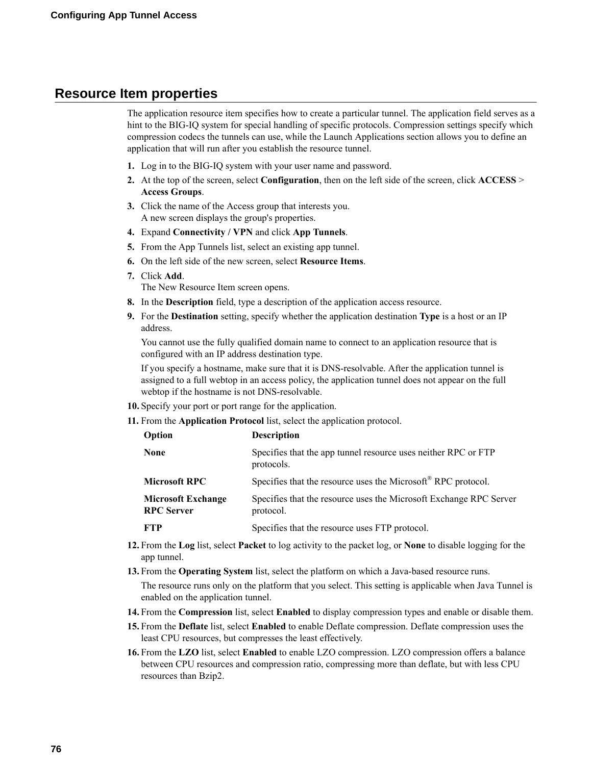## Resource Item properties

The application resource item specifies how to create a particular tunnel. The application field serves as a hint to the BIG-IQ system for special handling of specific protocols. Compression settings specify which compression codecs the tunnels can use, while the Launch Applications section allows you to define an application that will run after you establish the resource tunnel.

1. Log in to the BIG-IQ system with your user name and password.
2. At the top of the screen, select **Configuration**, then on the left side of the screen, click **ACCESS** > **Access Groups**.
3. Click the name of the Access group that interests you.
   A new screen displays the group's properties.
4. Expand **Connectivity / VPN** and click **App Tunnels**.
5. From the App Tunnels list, select an existing app tunnel.
6. On the left side of the new screen, select **Resource Items**.
7. Click **Add**.
   The New Resource Item screen opens.
8. In the **Description** field, type a description of the application access resource.
9. For the **Destination** setting, specify whether the application destination **Type** is a host or an IP address.

   You cannot use the fully qualified domain name to connect to an application resource that is configured with an IP address destination type.

   If you specify a hostname, make sure that it is DNS-resolvable. After the application tunnel is assigned to a full webtop in an access policy, the application tunnel does not appear on the full webtop if the hostname is not DNS-resolvable.
10. Specify your port or port range for the application.
11. From the **Application Protocol** list, select the application protocol.

    | Option | Description |
    | --- | --- |
    | **None** | Specifies that the app tunnel resource uses neither RPC or FTP protocols. |
    | **Microsoft RPC** | Specifies that the resource uses the Microsoft® RPC protocol. |
    | **Microsoft Exchange RPC Server** | Specifies that the resource uses the Microsoft Exchange RPC Server protocol. |
    | **FTP** | Specifies that the resource uses FTP protocol. |

12. From the **Log** list, select **Packet** to log activity to the packet log, or **None** to disable logging for the app tunnel.
13. From the **Operating System** list, select the platform on which a Java-based resource runs.

    The resource runs only on the platform that you select. This setting is applicable when Java Tunnel is enabled on the application tunnel.
14. From the **Compression** list, select **Enabled** to display compression types and enable or disable them.
15. From the **Deflate** list, select **Enabled** to enable Deflate compression. Deflate compression uses the least CPU resources, but compresses the least effectively.
16. From the **LZO** list, select **Enabled** to enable LZO compression. LZO compression offers a balance between CPU resources and compression ratio, compressing more than deflate, but with less CPU resources than Bzip2.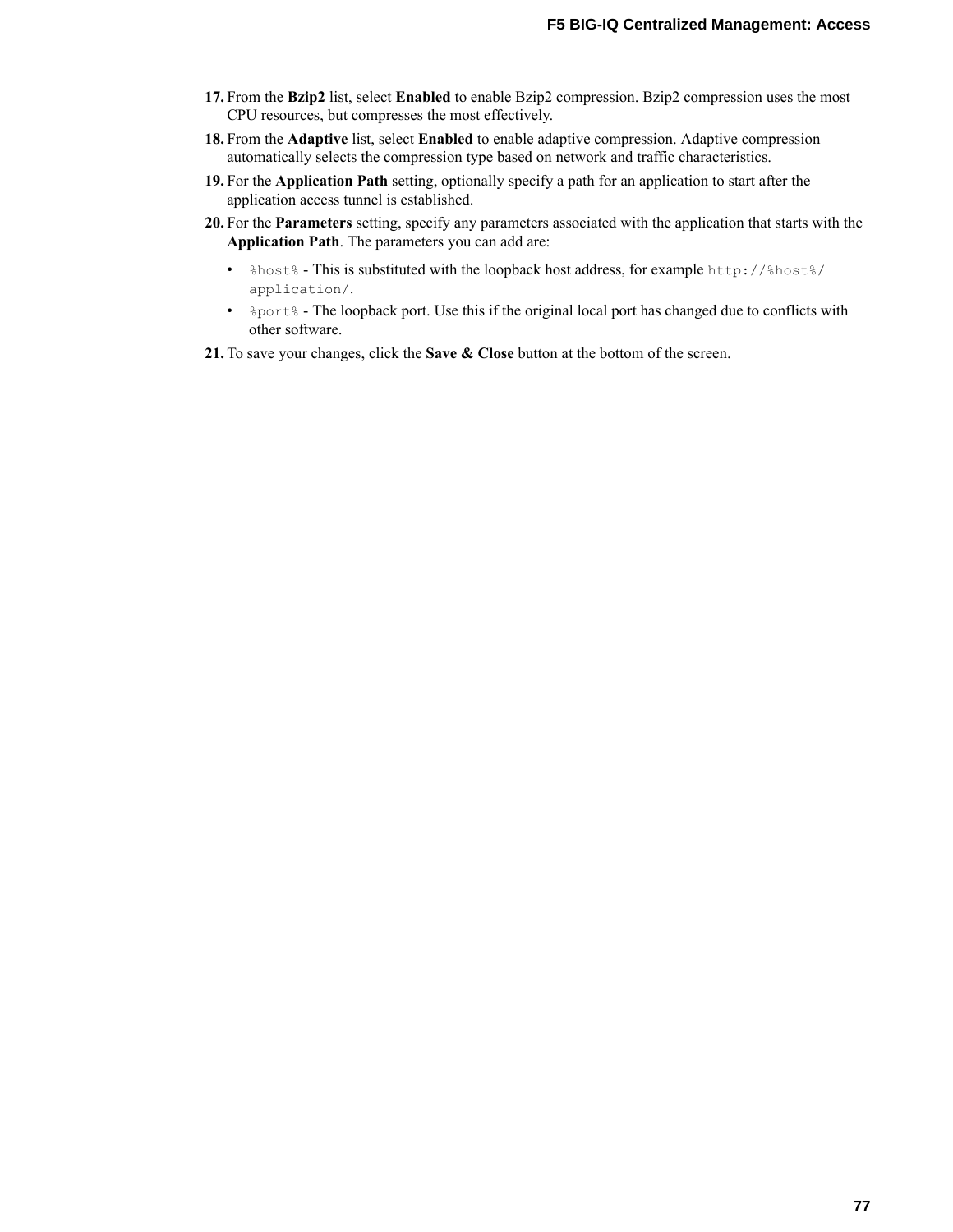17. From the **Bzip2** list, select **Enabled** to enable Bzip2 compression. Bzip2 compression uses the most CPU resources, but compresses the most effectively.
18. From the **Adaptive** list, select **Enabled** to enable adaptive compression. Adaptive compression automatically selects the compression type based on network and traffic characteristics.
19. For the **Application Path** setting, optionally specify a path for an application to start after the application access tunnel is established.
20. For the **Parameters** setting, specify any parameters associated with the application that starts with the **Application Path**. The parameters you can add are:
    - `%host%` - This is substituted with the loopback host address, for example `http://%host%/application/`.
    - `%port%` - The loopback port. Use this if the original local port has changed due to conflicts with other software.
21. To save your changes, click the **Save & Close** button at the bottom of the screen.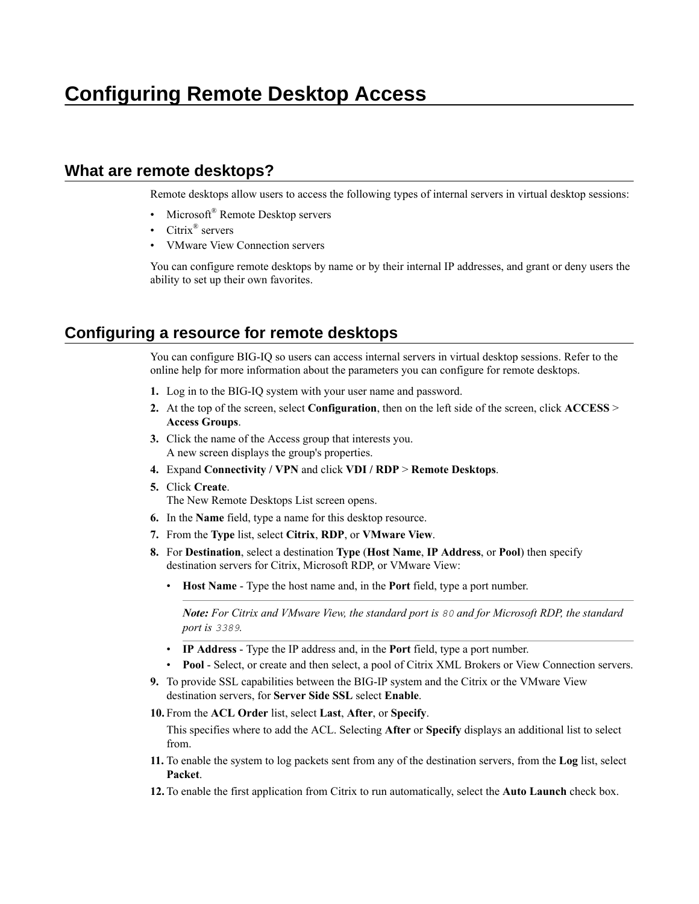# Configuring Remote Desktop Access

## What are remote desktops?

Remote desktops allow users to access the following types of internal servers in virtual desktop sessions:

- Microsoft® Remote Desktop servers
- Citrix® servers
- VMware View Connection servers

You can configure remote desktops by name or by their internal IP addresses, and grant or deny users the ability to set up their own favorites.

## Configuring a resource for remote desktops

You can configure BIG-IQ so users can access internal servers in virtual desktop sessions. Refer to the online help for more information about the parameters you can configure for remote desktops.

1. Log in to the BIG-IQ system with your user name and password.
2. At the top of the screen, select **Configuration**, then on the left side of the screen, click **ACCESS** > **Access Groups**.
3. Click the name of the Access group that interests you.
   A new screen displays the group's properties.
4. Expand **Connectivity / VPN** and click **VDI / RDP** > **Remote Desktops**.
5. Click **Create**.
   The New Remote Desktops List screen opens.
6. In the **Name** field, type a name for this desktop resource.
7. From the **Type** list, select **Citrix**, **RDP**, or **VMware View**.
8. For **Destination**, select a destination **Type** (**Host Name**, **IP Address**, or **Pool**) then specify destination servers for Citrix, Microsoft RDP, or VMware View:
   - **Host Name** - Type the host name and, in the **Port** field, type a port number.

     ***Note:*** *For Citrix and VMware View, the standard port is `80` and for Microsoft RDP, the standard port is `3389`.*

   - **IP Address** - Type the IP address and, in the **Port** field, type a port number.
   - **Pool** - Select, or create and then select, a pool of Citrix XML Brokers or View Connection servers.
9. To provide SSL capabilities between the BIG-IP system and the Citrix or the VMware View destination servers, for **Server Side SSL** select **Enable**.
10. From the **ACL Order** list, select **Last**, **After**, or **Specify**.

    This specifies where to add the ACL. Selecting **After** or **Specify** displays an additional list to select from.
11. To enable the system to log packets sent from any of the destination servers, from the **Log** list, select **Packet**.
12. To enable the first application from Citrix to run automatically, select the **Auto Launch** check box.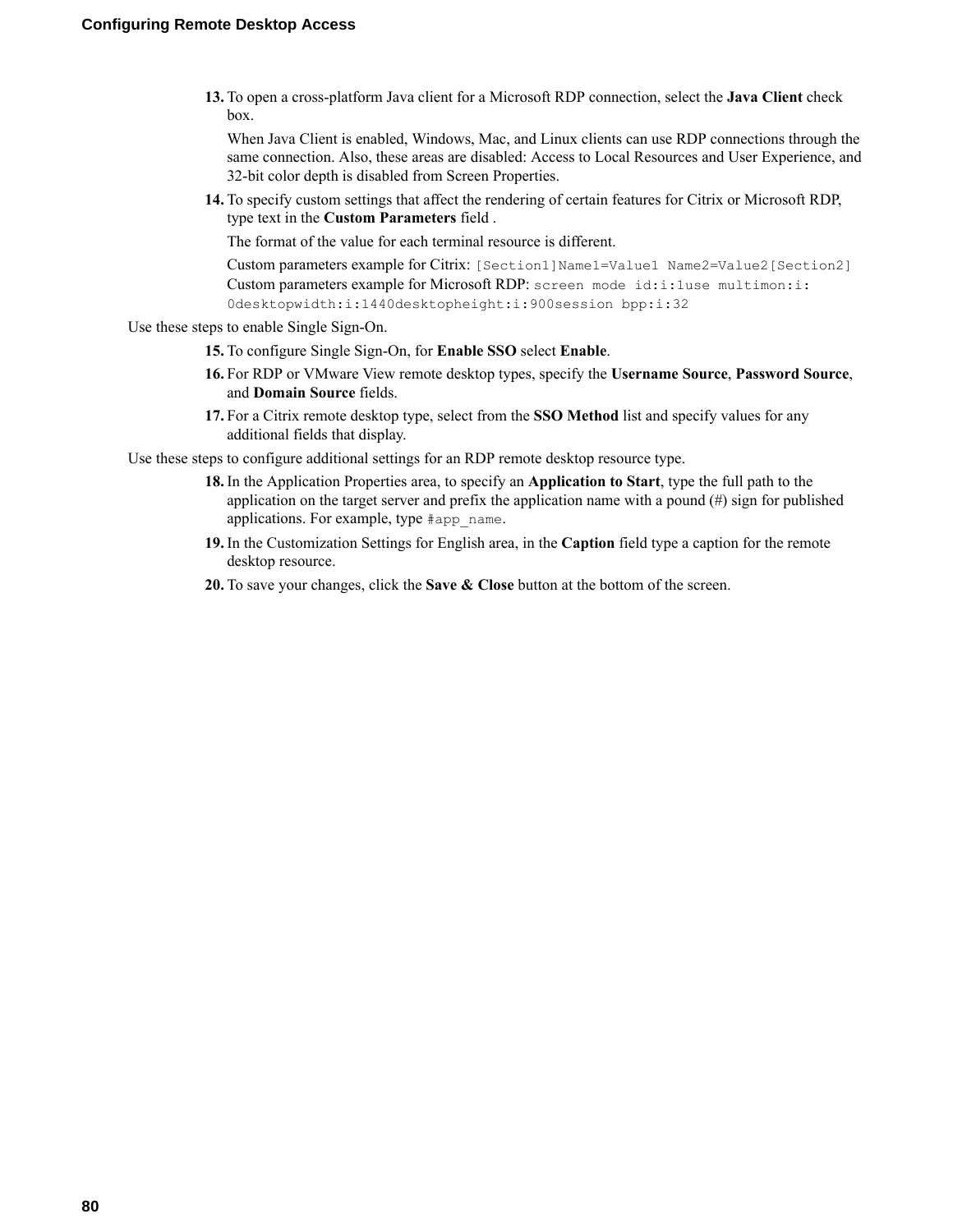13. To open a cross-platform Java client for a Microsoft RDP connection, select the **Java Client** check box.

    When Java Client is enabled, Windows, Mac, and Linux clients can use RDP connections through the same connection. Also, these areas are disabled: Access to Local Resources and User Experience, and 32-bit color depth is disabled from Screen Properties.

14. To specify custom settings that affect the rendering of certain features for Citrix or Microsoft RDP, type text in the **Custom Parameters** field .

    The format of the value for each terminal resource is different.

    Custom parameters example for Citrix: `[Section1]Name1=Value1 Name2=Value2[Section2]`
    Custom parameters example for Microsoft RDP: `screen mode id:i:1use multimon:i:0desktopwidth:i:1440desktopheight:i:900session bpp:i:32`

Use these steps to enable Single Sign-On.

15. To configure Single Sign-On, for **Enable SSO** select **Enable**.
16. For RDP or VMware View remote desktop types, specify the **Username Source**, **Password Source**, and **Domain Source** fields.
17. For a Citrix remote desktop type, select from the **SSO Method** list and specify values for any additional fields that display.

Use these steps to configure additional settings for an RDP remote desktop resource type.

18. In the Application Properties area, to specify an **Application to Start**, type the full path to the application on the target server and prefix the application name with a pound (#) sign for published applications. For example, type `#app_name`.
19. In the Customization Settings for English area, in the **Caption** field type a caption for the remote desktop resource.
20. To save your changes, click the **Save & Close** button at the bottom of the screen.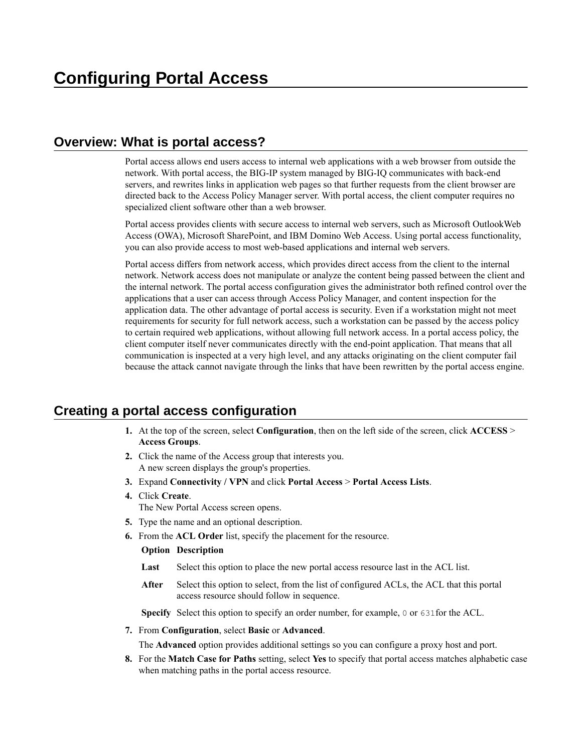# Configuring Portal Access

## Overview: What is portal access?

Portal access allows end users access to internal web applications with a web browser from outside the network. With portal access, the BIG-IP system managed by BIG-IQ communicates with back-end servers, and rewrites links in application web pages so that further requests from the client browser are directed back to the Access Policy Manager server. With portal access, the client computer requires no specialized client software other than a web browser.

Portal access provides clients with secure access to internal web servers, such as Microsoft OutlookWeb Access (OWA), Microsoft SharePoint, and IBM Domino Web Access. Using portal access functionality, you can also provide access to most web-based applications and internal web servers.

Portal access differs from network access, which provides direct access from the client to the internal network. Network access does not manipulate or analyze the content being passed between the client and the internal network. The portal access configuration gives the administrator both refined control over the applications that a user can access through Access Policy Manager, and content inspection for the application data. The other advantage of portal access is security. Even if a workstation might not meet requirements for security for full network access, such a workstation can be passed by the access policy to certain required web applications, without allowing full network access. In a portal access policy, the client computer itself never communicates directly with the end-point application. That means that all communication is inspected at a very high level, and any attacks originating on the client computer fail because the attack cannot navigate through the links that have been rewritten by the portal access engine.

## Creating a portal access configuration

1. At the top of the screen, select **Configuration**, then on the left side of the screen, click **ACCESS** > **Access Groups**.
2. Click the name of the Access group that interests you.
   A new screen displays the group's properties.
3. Expand **Connectivity / VPN** and click **Portal Access** > **Portal Access Lists**.
4. Click **Create**.
   The New Portal Access screen opens.
5. Type the name and an optional description.
6. From the **ACL Order** list, specify the placement for the resource.

   | Option | Description |
   |---|---|
   | **Last** | Select this option to place the new portal access resource last in the ACL list. |
   | **After** | Select this option to select, from the list of configured ACLs, the ACL that this portal access resource should follow in sequence. |
   | **Specify** | Select this option to specify an order number, for example, `0` or `631`for the ACL. |

7. From **Configuration**, select **Basic** or **Advanced**.

   The **Advanced** option provides additional settings so you can configure a proxy host and port.
8. For the **Match Case for Paths** setting, select **Yes** to specify that portal access matches alphabetic case when matching paths in the portal access resource.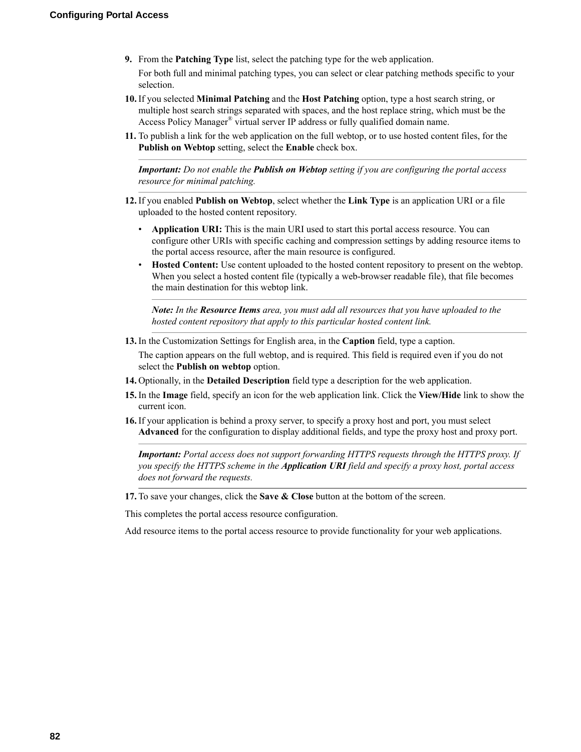9. From the **Patching Type** list, select the patching type for the web application.

   For both full and minimal patching types, you can select or clear patching methods specific to your selection.
10. If you selected **Minimal Patching** and the **Host Patching** option, type a host search string, or multiple host search strings separated with spaces, and the host replace string, which must be the Access Policy Manager® virtual server IP address or fully qualified domain name.
11. To publish a link for the web application on the full webtop, or to use hosted content files, for the **Publish on Webtop** setting, select the **Enable** check box.

    ***Important:*** *Do not enable the **Publish on Webtop** setting if you are configuring the portal access resource for minimal patching.*
12. If you enabled **Publish on Webtop**, select whether the **Link Type** is an application URI or a file uploaded to the hosted content repository.
    - **Application URI:** This is the main URI used to start this portal access resource. You can configure other URIs with specific caching and compression settings by adding resource items to the portal access resource, after the main resource is configured.
    - **Hosted Content:** Use content uploaded to the hosted content repository to present on the webtop. When you select a hosted content file (typically a web-browser readable file), that file becomes the main destination for this webtop link.

      ***Note:*** *In the **Resource Items** area, you must add all resources that you have uploaded to the hosted content repository that apply to this particular hosted content link.*
13. In the Customization Settings for English area, in the **Caption** field, type a caption.

    The caption appears on the full webtop, and is required. This field is required even if you do not select the **Publish on webtop** option.
14. Optionally, in the **Detailed Description** field type a description for the web application.
15. In the **Image** field, specify an icon for the web application link. Click the **View/Hide** link to show the current icon.
16. If your application is behind a proxy server, to specify a proxy host and port, you must select **Advanced** for the configuration to display additional fields, and type the proxy host and proxy port.

    ***Important:*** *Portal access does not support forwarding HTTPS requests through the HTTPS proxy. If you specify the HTTPS scheme in the **Application URI** field and specify a proxy host, portal access does not forward the requests.*
17. To save your changes, click the **Save & Close** button at the bottom of the screen.

This completes the portal access resource configuration.

Add resource items to the portal access resource to provide functionality for your web applications.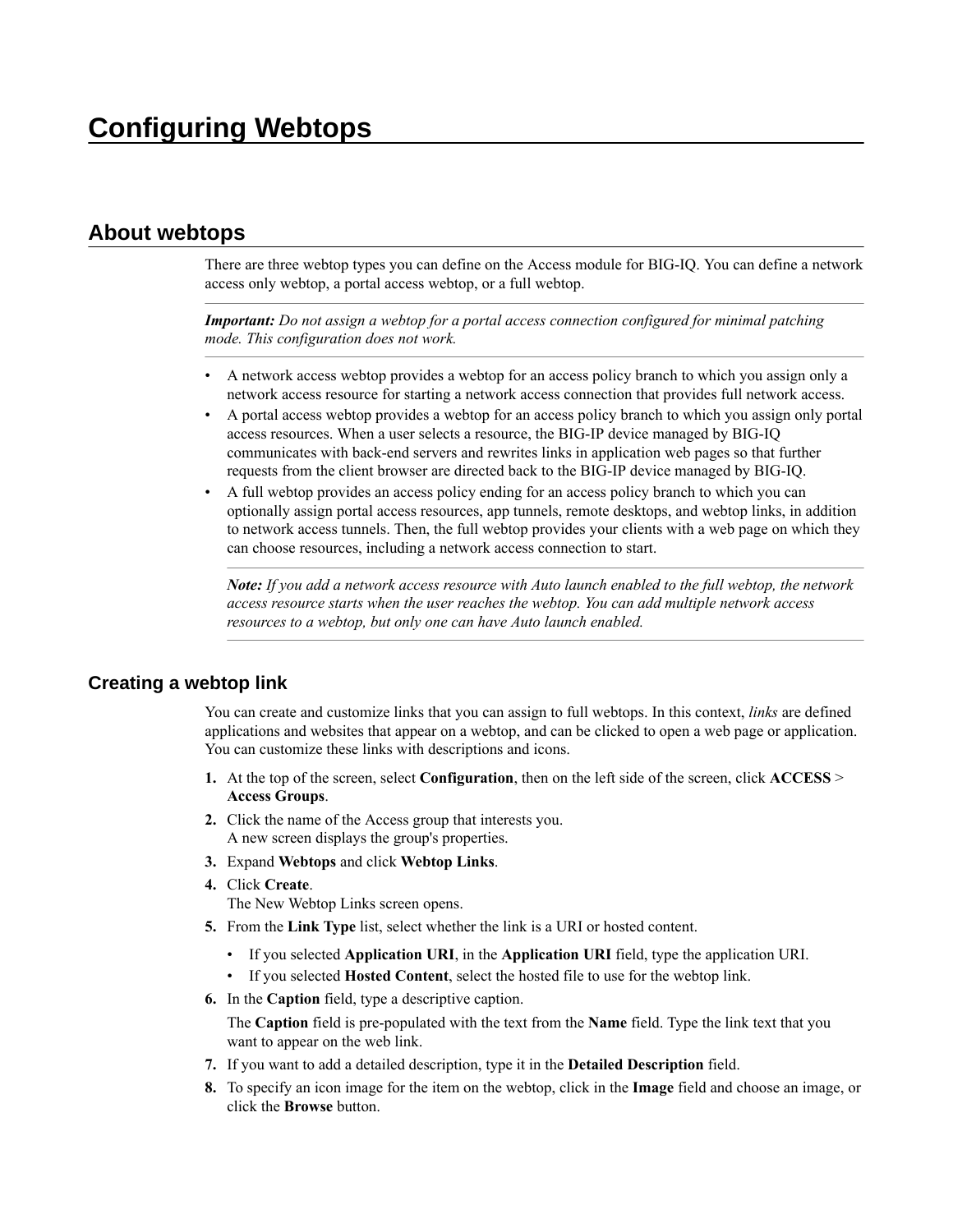# Configuring Webtops

## About webtops

There are three webtop types you can define on the Access module for BIG-IQ. You can define a network access only webtop, a portal access webtop, or a full webtop.

***Important:*** *Do not assign a webtop for a portal access connection configured for minimal patching mode. This configuration does not work.*

- A network access webtop provides a webtop for an access policy branch to which you assign only a network access resource for starting a network access connection that provides full network access.
- A portal access webtop provides a webtop for an access policy branch to which you assign only portal access resources. When a user selects a resource, the BIG-IP device managed by BIG-IQ communicates with back-end servers and rewrites links in application web pages so that further requests from the client browser are directed back to the BIG-IP device managed by BIG-IQ.
- A full webtop provides an access policy ending for an access policy branch to which you can optionally assign portal access resources, app tunnels, remote desktops, and webtop links, in addition to network access tunnels. Then, the full webtop provides your clients with a web page on which they can choose resources, including a network access connection to start.

  ***Note:*** *If you add a network access resource with Auto launch enabled to the full webtop, the network access resource starts when the user reaches the webtop. You can add multiple network access resources to a webtop, but only one can have Auto launch enabled.*

### Creating a webtop link

You can create and customize links that you can assign to full webtops. In this context, *links* are defined applications and websites that appear on a webtop, and can be clicked to open a web page or application. You can customize these links with descriptions and icons.

1. At the top of the screen, select **Configuration**, then on the left side of the screen, click **ACCESS** > **Access Groups**.
2. Click the name of the Access group that interests you.
   A new screen displays the group's properties.
3. Expand **Webtops** and click **Webtop Links**.
4. Click **Create**.
   The New Webtop Links screen opens.
5. From the **Link Type** list, select whether the link is a URI or hosted content.
   - If you selected **Application URI**, in the **Application URI** field, type the application URI.
   - If you selected **Hosted Content**, select the hosted file to use for the webtop link.
6. In the **Caption** field, type a descriptive caption.

   The **Caption** field is pre-populated with the text from the **Name** field. Type the link text that you want to appear on the web link.
7. If you want to add a detailed description, type it in the **Detailed Description** field.
8. To specify an icon image for the item on the webtop, click in the **Image** field and choose an image, or click the **Browse** button.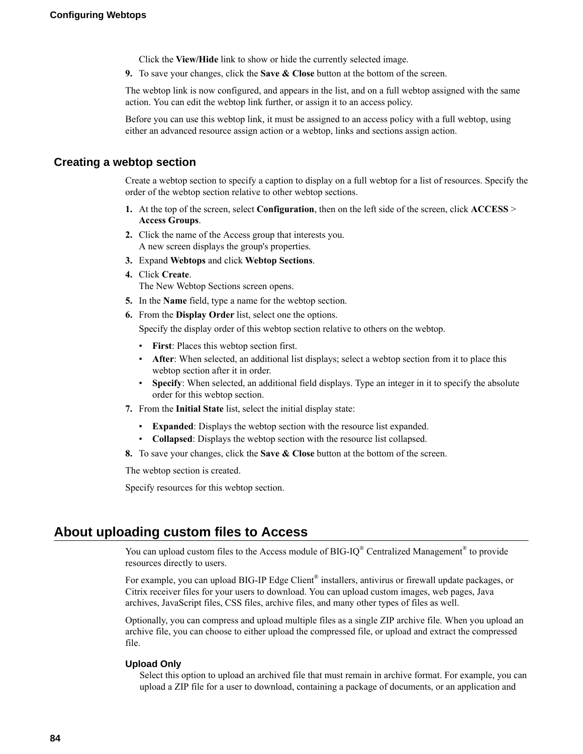Click the **View/Hide** link to show or hide the currently selected image.

9. To save your changes, click the **Save & Close** button at the bottom of the screen.

The webtop link is now configured, and appears in the list, and on a full webtop assigned with the same action. You can edit the webtop link further, or assign it to an access policy.

Before you can use this webtop link, it must be assigned to an access policy with a full webtop, using either an advanced resource assign action or a webtop, links and sections assign action.

## Creating a webtop section

Create a webtop section to specify a caption to display on a full webtop for a list of resources. Specify the order of the webtop section relative to other webtop sections.

1. At the top of the screen, select **Configuration**, then on the left side of the screen, click **ACCESS** > **Access Groups**.
2. Click the name of the Access group that interests you.
   A new screen displays the group's properties.
3. Expand **Webtops** and click **Webtop Sections**.
4. Click **Create**.
   The New Webtop Sections screen opens.
5. In the **Name** field, type a name for the webtop section.
6. From the **Display Order** list, select one the options.

   Specify the display order of this webtop section relative to others on the webtop.

   - **First**: Places this webtop section first.
   - **After**: When selected, an additional list displays; select a webtop section from it to place this webtop section after it in order.
   - **Specify**: When selected, an additional field displays. Type an integer in it to specify the absolute order for this webtop section.
7. From the **Initial State** list, select the initial display state:
   - **Expanded**: Displays the webtop section with the resource list expanded.
   - **Collapsed**: Displays the webtop section with the resource list collapsed.
8. To save your changes, click the **Save & Close** button at the bottom of the screen.

The webtop section is created.

Specify resources for this webtop section.

# About uploading custom files to Access

You can upload custom files to the Access module of BIG-IQ® Centralized Management® to provide resources directly to users.

For example, you can upload BIG-IP Edge Client® installers, antivirus or firewall update packages, or Citrix receiver files for your users to download. You can upload custom images, web pages, Java archives, JavaScript files, CSS files, archive files, and many other types of files as well.

Optionally, you can compress and upload multiple files as a single ZIP archive file. When you upload an archive file, you can choose to either upload the compressed file, or upload and extract the compressed file.

**Upload Only**

Select this option to upload an archived file that must remain in archive format. For example, you can upload a ZIP file for a user to download, containing a package of documents, or an application and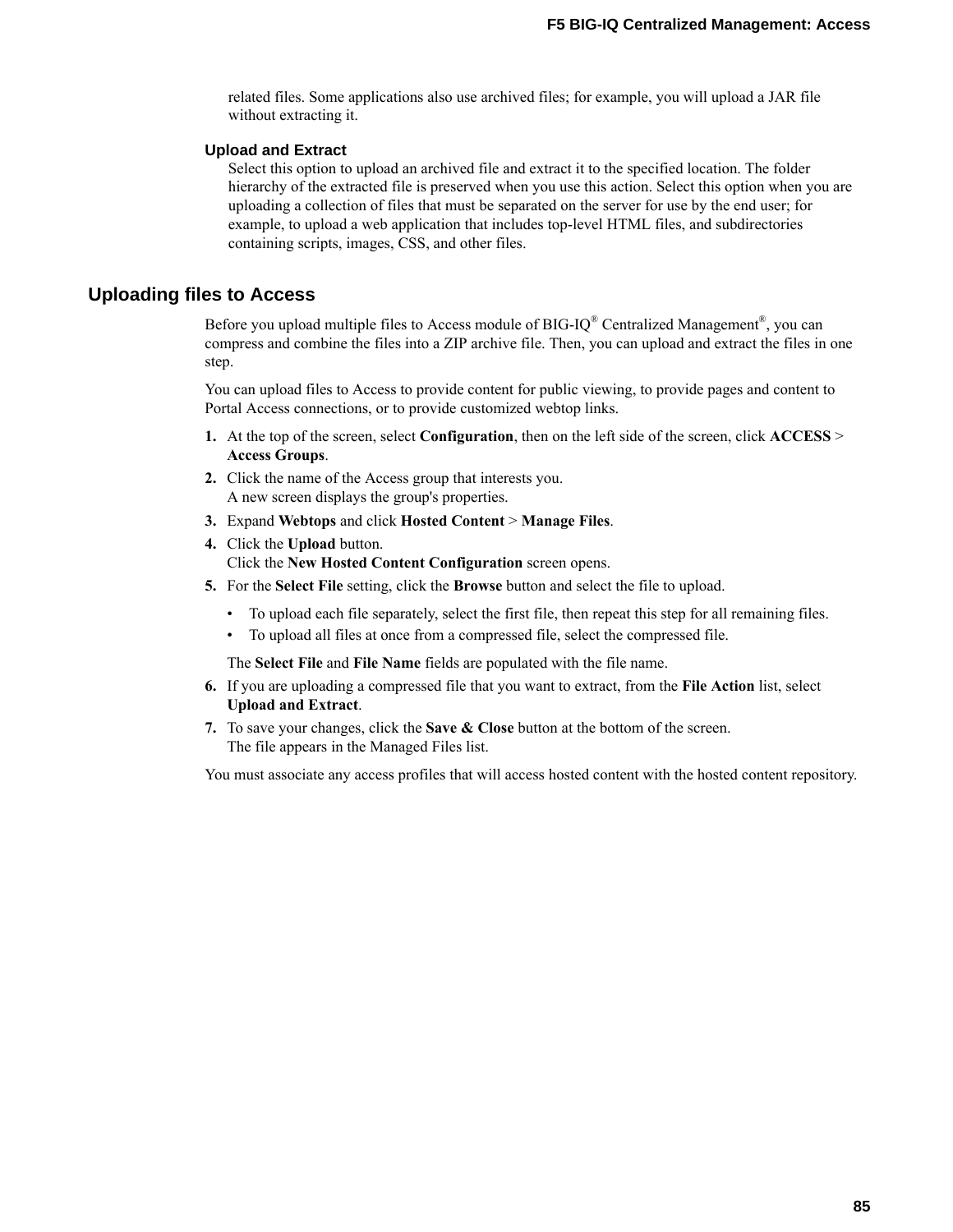related files. Some applications also use archived files; for example, you will upload a JAR file without extracting it.

**Upload and Extract**

Select this option to upload an archived file and extract it to the specified location. The folder hierarchy of the extracted file is preserved when you use this action. Select this option when you are uploading a collection of files that must be separated on the server for use by the end user; for example, to upload a web application that includes top-level HTML files, and subdirectories containing scripts, images, CSS, and other files.

## Uploading files to Access

Before you upload multiple files to Access module of BIG-IQ® Centralized Management®, you can compress and combine the files into a ZIP archive file. Then, you can upload and extract the files in one step.

You can upload files to Access to provide content for public viewing, to provide pages and content to Portal Access connections, or to provide customized webtop links.

1. At the top of the screen, select **Configuration**, then on the left side of the screen, click **ACCESS** > **Access Groups**.
2. Click the name of the Access group that interests you.
   A new screen displays the group's properties.
3. Expand **Webtops** and click **Hosted Content** > **Manage Files**.
4. Click the **Upload** button.
   Click the **New Hosted Content Configuration** screen opens.
5. For the **Select File** setting, click the **Browse** button and select the file to upload.
   - To upload each file separately, select the first file, then repeat this step for all remaining files.
   - To upload all files at once from a compressed file, select the compressed file.

   The **Select File** and **File Name** fields are populated with the file name.
6. If you are uploading a compressed file that you want to extract, from the **File Action** list, select **Upload and Extract**.
7. To save your changes, click the **Save & Close** button at the bottom of the screen.
   The file appears in the Managed Files list.

You must associate any access profiles that will access hosted content with the hosted content repository.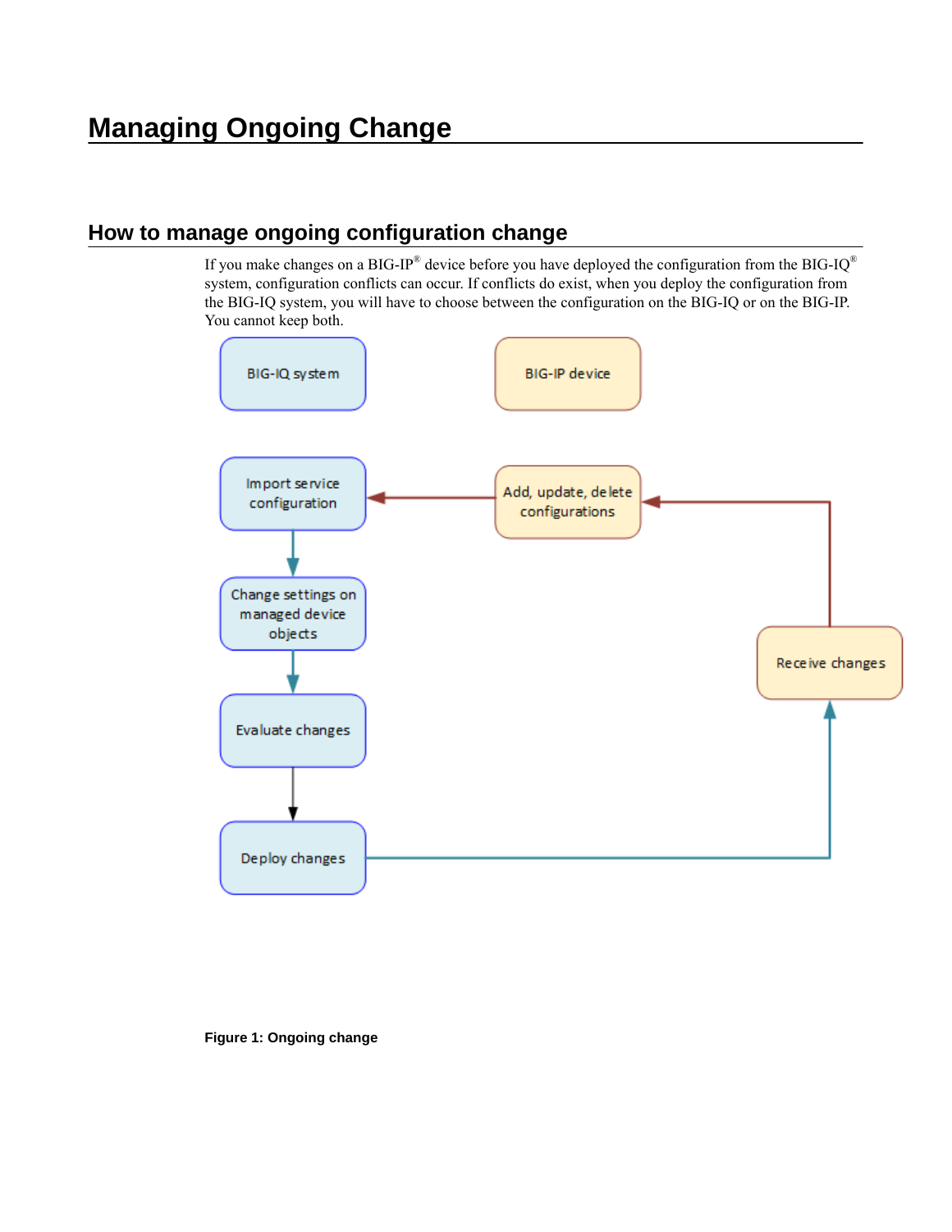# Managing Ongoing Change

## How to manage ongoing configuration change

If you make changes on a BIG-IP® device before you have deployed the configuration from the BIG-IQ® system, configuration conflicts can occur. If conflicts do exist, when you deploy the configuration from the BIG-IQ system, you will have to choose between the configuration on the BIG-IQ or on the BIG-IP. You cannot keep both.

**Figure 1: Ongoing change**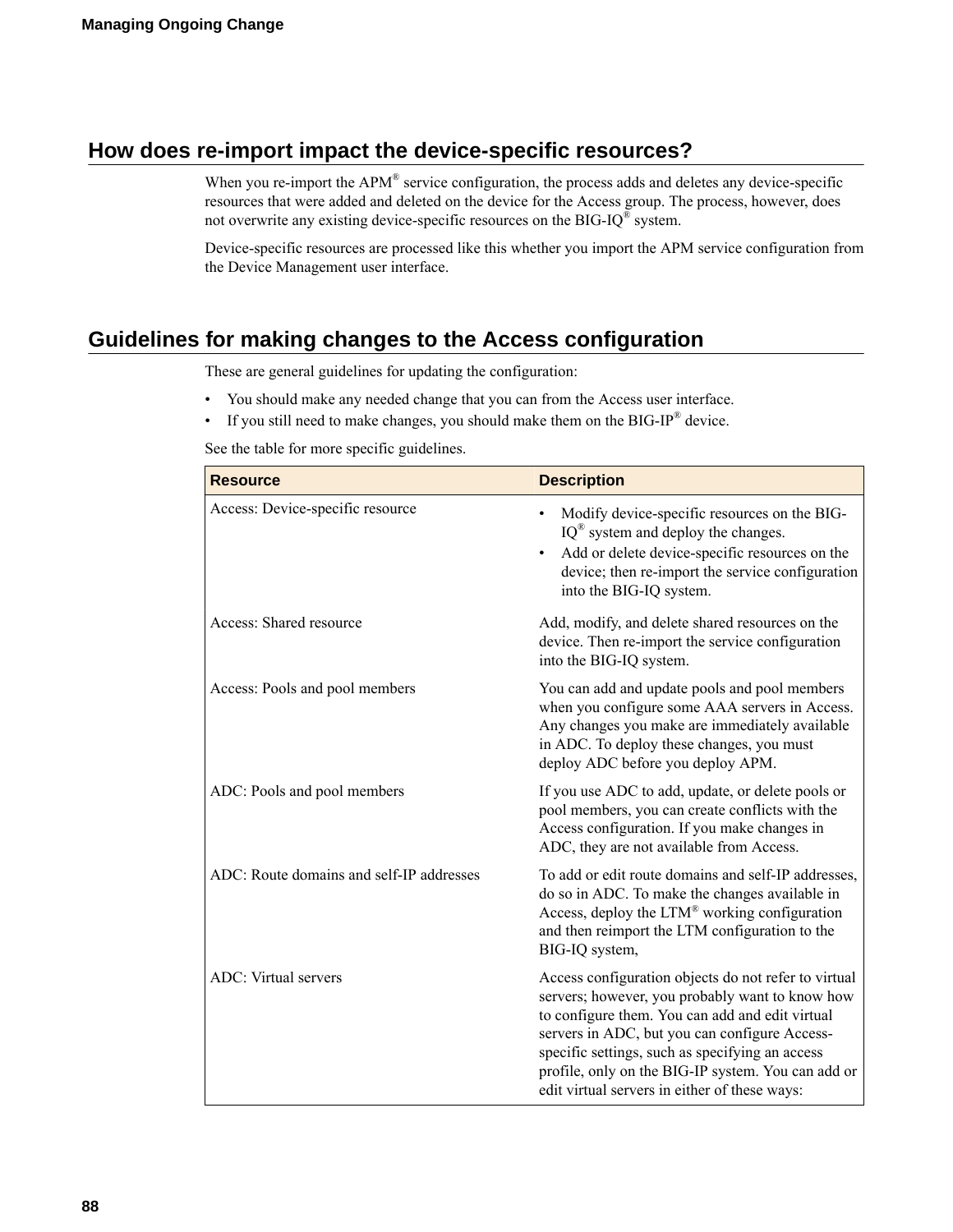## How does re-import impact the device-specific resources?

When you re-import the APM® service configuration, the process adds and deletes any device-specific resources that were added and deleted on the device for the Access group. The process, however, does not overwrite any existing device-specific resources on the BIG-IQ® system.

Device-specific resources are processed like this whether you import the APM service configuration from the Device Management user interface.

## Guidelines for making changes to the Access configuration

These are general guidelines for updating the configuration:

- You should make any needed change that you can from the Access user interface.
- If you still need to make changes, you should make them on the BIG-IP® device.

See the table for more specific guidelines.

| Resource | Description |
| --- | --- |
| Access: Device-specific resource | • Modify device-specific resources on the BIG-IQ® system and deploy the changes.<br>• Add or delete device-specific resources on the device; then re-import the service configuration into the BIG-IQ system. |
| Access: Shared resource | Add, modify, and delete shared resources on the device. Then re-import the service configuration into the BIG-IQ system. |
| Access: Pools and pool members | You can add and update pools and pool members when you configure some AAA servers in Access. Any changes you make are immediately available in ADC. To deploy these changes, you must deploy ADC before you deploy APM. |
| ADC: Pools and pool members | If you use ADC to add, update, or delete pools or pool members, you can create conflicts with the Access configuration. If you make changes in ADC, they are not available from Access. |
| ADC: Route domains and self-IP addresses | To add or edit route domains and self-IP addresses, do so in ADC. To make the changes available in Access, deploy the LTM® working configuration and then reimport the LTM configuration to the BIG-IQ system, |
| ADC: Virtual servers | Access configuration objects do not refer to virtual servers; however, you probably want to know how to configure them. You can add and edit virtual servers in ADC, but you can configure Access-specific settings, such as specifying an access profile, only on the BIG-IP system. You can add or edit virtual servers in either of these ways: |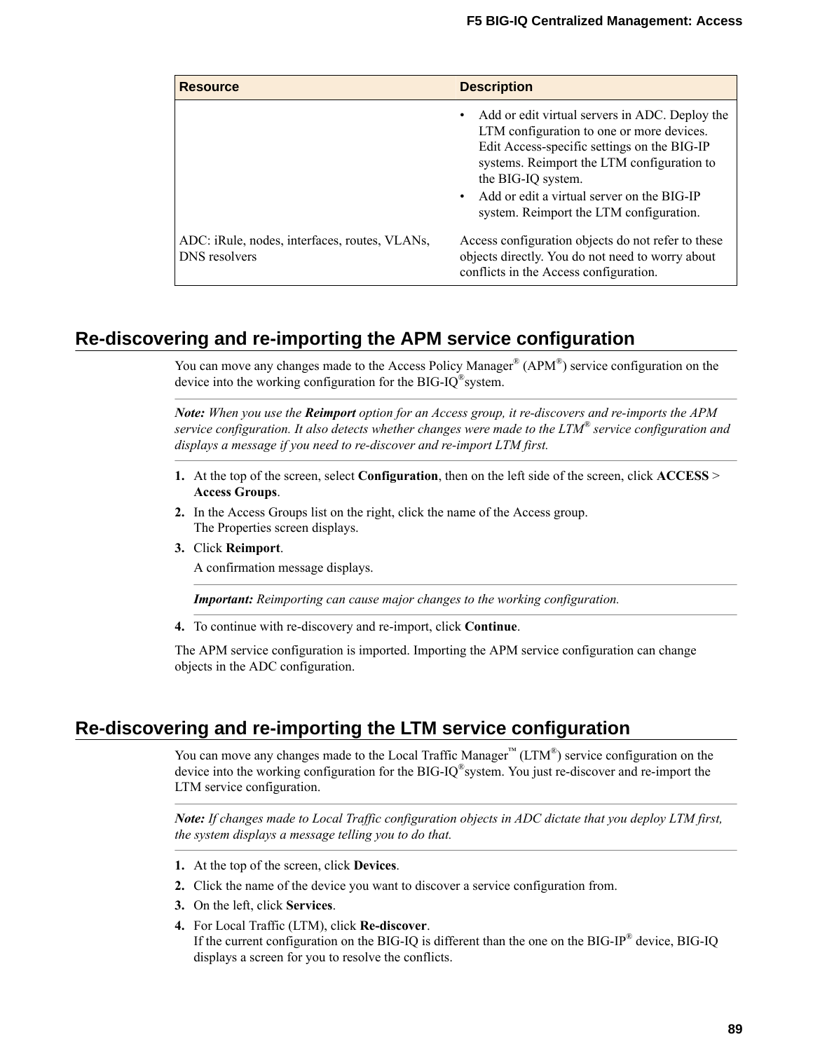| Resource | Description |
| --- | --- |
| | • Add or edit virtual servers in ADC. Deploy the LTM configuration to one or more devices. Edit Access-specific settings on the BIG-IP systems. Reimport the LTM configuration to the BIG-IQ system.<br>• Add or edit a virtual server on the BIG-IP system. Reimport the LTM configuration. |
| ADC: iRule, nodes, interfaces, routes, VLANs, DNS resolvers | Access configuration objects do not refer to these objects directly. You do not need to worry about conflicts in the Access configuration. |

## Re-discovering and re-importing the APM service configuration

You can move any changes made to the Access Policy Manager® (APM®) service configuration on the device into the working configuration for the BIG-IQ®system.

***Note:** When you use the **Reimport** option for an Access group, it re-discovers and re-imports the APM service configuration. It also detects whether changes were made to the LTM® service configuration and displays a message if you need to re-discover and re-import LTM first.*

1. At the top of the screen, select **Configuration**, then on the left side of the screen, click **ACCESS** > **Access Groups**.
2. In the Access Groups list on the right, click the name of the Access group.
   The Properties screen displays.
3. Click **Reimport**.

   A confirmation message displays.

   ***Important:** Reimporting can cause major changes to the working configuration.*
4. To continue with re-discovery and re-import, click **Continue**.

The APM service configuration is imported. Importing the APM service configuration can change objects in the ADC configuration.

## Re-discovering and re-importing the LTM service configuration

You can move any changes made to the Local Traffic Manager™ (LTM®) service configuration on the device into the working configuration for the BIG-IQ®system. You just re-discover and re-import the LTM service configuration.

***Note:** If changes made to Local Traffic configuration objects in ADC dictate that you deploy LTM first, the system displays a message telling you to do that.*

1. At the top of the screen, click **Devices**.
2. Click the name of the device you want to discover a service configuration from.
3. On the left, click **Services**.
4. For Local Traffic (LTM), click **Re-discover**.
   If the current configuration on the BIG-IQ is different than the one on the BIG-IP® device, BIG-IQ displays a screen for you to resolve the conflicts.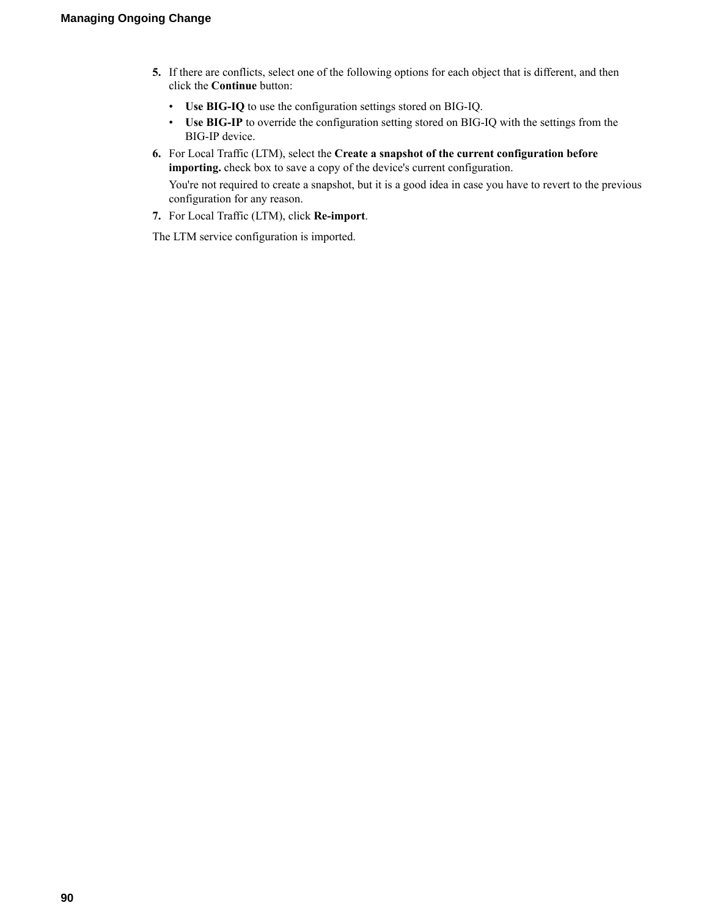5. If there are conflicts, select one of the following options for each object that is different, and then click the **Continue** button:
   - **Use BIG-IQ** to use the configuration settings stored on BIG-IQ.
   - **Use BIG-IP** to override the configuration setting stored on BIG-IQ with the settings from the BIG-IP device.
6. For Local Traffic (LTM), select the **Create a snapshot of the current configuration before importing.** check box to save a copy of the device's current configuration.

   You're not required to create a snapshot, but it is a good idea in case you have to revert to the previous configuration for any reason.
7. For Local Traffic (LTM), click **Re-import**.

The LTM service configuration is imported.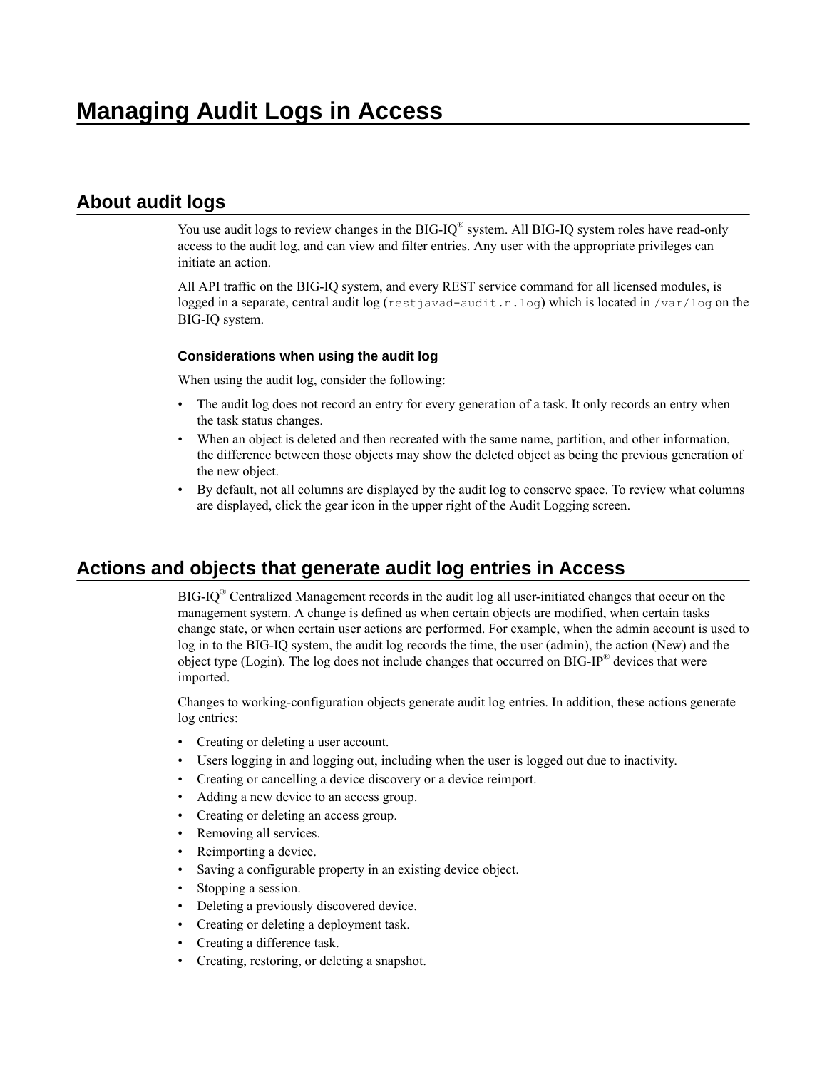# Managing Audit Logs in Access

## About audit logs

You use audit logs to review changes in the BIG-IQ® system. All BIG-IQ system roles have read-only access to the audit log, and can view and filter entries. Any user with the appropriate privileges can initiate an action.

All API traffic on the BIG-IQ system, and every REST service command for all licensed modules, is logged in a separate, central audit log (`restjavad-audit.n.log`) which is located in `/var/log` on the BIG-IQ system.

### Considerations when using the audit log

When using the audit log, consider the following:

- The audit log does not record an entry for every generation of a task. It only records an entry when the task status changes.
- When an object is deleted and then recreated with the same name, partition, and other information, the difference between those objects may show the deleted object as being the previous generation of the new object.
- By default, not all columns are displayed by the audit log to conserve space. To review what columns are displayed, click the gear icon in the upper right of the Audit Logging screen.

## Actions and objects that generate audit log entries in Access

BIG-IQ® Centralized Management records in the audit log all user-initiated changes that occur on the management system. A change is defined as when certain objects are modified, when certain tasks change state, or when certain user actions are performed. For example, when the admin account is used to log in to the BIG-IQ system, the audit log records the time, the user (admin), the action (New) and the object type (Login). The log does not include changes that occurred on BIG-IP® devices that were imported.

Changes to working-configuration objects generate audit log entries. In addition, these actions generate log entries:

- Creating or deleting a user account.
- Users logging in and logging out, including when the user is logged out due to inactivity.
- Creating or cancelling a device discovery or a device reimport.
- Adding a new device to an access group.
- Creating or deleting an access group.
- Removing all services.
- Reimporting a device.
- Saving a configurable property in an existing device object.
- Stopping a session.
- Deleting a previously discovered device.
- Creating or deleting a deployment task.
- Creating a difference task.
- Creating, restoring, or deleting a snapshot.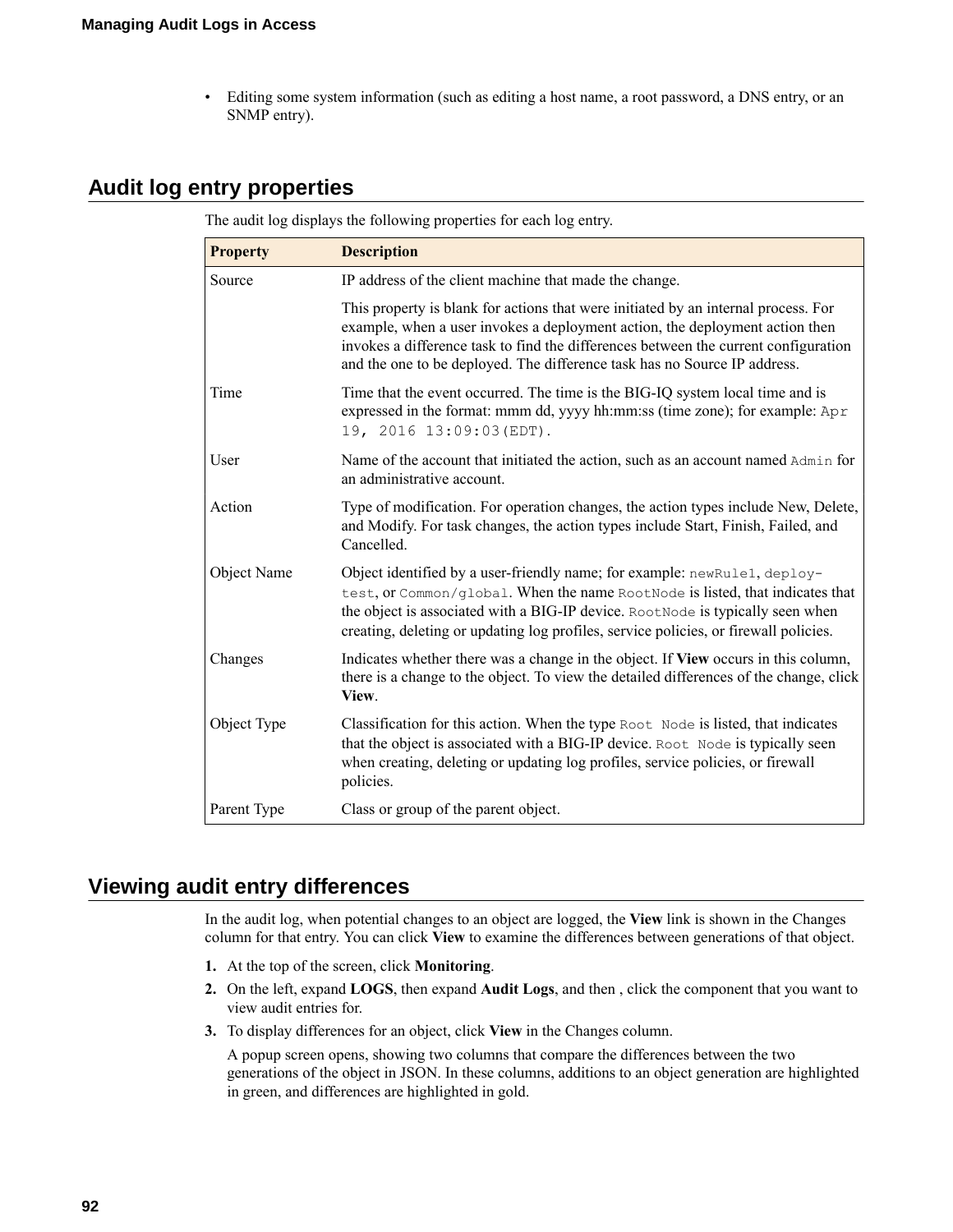- Editing some system information (such as editing a host name, a root password, a DNS entry, or an SNMP entry).

## Audit log entry properties

The audit log displays the following properties for each log entry.

| Property | Description |
| --- | --- |
| Source | IP address of the client machine that made the change.<br><br>This property is blank for actions that were initiated by an internal process. For example, when a user invokes a deployment action, the deployment action then invokes a difference task to find the differences between the current configuration and the one to be deployed. The difference task has no Source IP address. |
| Time | Time that the event occurred. The time is the BIG-IQ system local time and is expressed in the format: mmm dd, yyyy hh:mm:ss (time zone); for example: `Apr 19, 2016 13:09:03(EDT).` |
| User | Name of the account that initiated the action, such as an account named `Admin` for an administrative account. |
| Action | Type of modification. For operation changes, the action types include New, Delete, and Modify. For task changes, the action types include Start, Finish, Failed, and Cancelled. |
| Object Name | Object identified by a user-friendly name; for example: `newRule1`, `deploy-test`, or `Common/global`. When the name `RootNode` is listed, that indicates that the object is associated with a BIG-IP device. `RootNode` is typically seen when creating, deleting or updating log profiles, service policies, or firewall policies. |
| Changes | Indicates whether there was a change in the object. If **View** occurs in this column, there is a change to the object. To view the detailed differences of the change, click **View**. |
| Object Type | Classification for this action. When the type `Root Node` is listed, that indicates that the object is associated with a BIG-IP device. `Root Node` is typically seen when creating, deleting or updating log profiles, service policies, or firewall policies. |
| Parent Type | Class or group of the parent object. |

## Viewing audit entry differences

In the audit log, when potential changes to an object are logged, the **View** link is shown in the Changes column for that entry. You can click **View** to examine the differences between generations of that object.

1. At the top of the screen, click **Monitoring**.
2. On the left, expand **LOGS**, then expand **Audit Logs**, and then , click the component that you want to view audit entries for.
3. To display differences for an object, click **View** in the Changes column.

   A popup screen opens, showing two columns that compare the differences between the two generations of the object in JSON. In these columns, additions to an object generation are highlighted in green, and differences are highlighted in gold.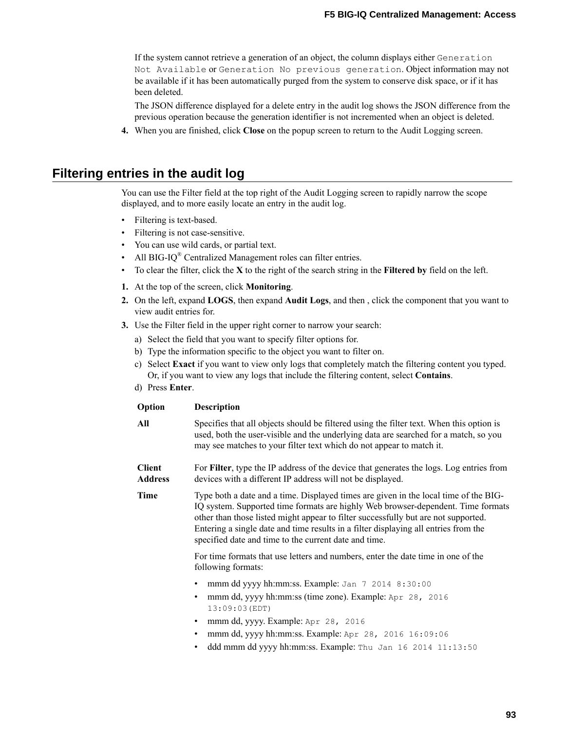If the system cannot retrieve a generation of an object, the column displays either `Generation Not Available` or `Generation No previous generation`. Object information may not be available if it has been automatically purged from the system to conserve disk space, or if it has been deleted.

The JSON difference displayed for a delete entry in the audit log shows the JSON difference from the previous operation because the generation identifier is not incremented when an object is deleted.

4. When you are finished, click **Close** on the popup screen to return to the Audit Logging screen.

## Filtering entries in the audit log

You can use the Filter field at the top right of the Audit Logging screen to rapidly narrow the scope displayed, and to more easily locate an entry in the audit log.

- Filtering is text-based.
- Filtering is not case-sensitive.
- You can use wild cards, or partial text.
- All BIG-IQ® Centralized Management roles can filter entries.
- To clear the filter, click the **X** to the right of the search string in the **Filtered by** field on the left.

1. At the top of the screen, click **Monitoring**.
2. On the left, expand **LOGS**, then expand **Audit Logs**, and then , click the component that you want to view audit entries for.
3. Use the Filter field in the upper right corner to narrow your search:
   a) Select the field that you want to specify filter options for.
   b) Type the information specific to the object you want to filter on.
   c) Select **Exact** if you want to view only logs that completely match the filtering content you typed. Or, if you want to view any logs that include the filtering content, select **Contains**.
   d) Press **Enter**.

| Option | Description |
|---|---|
| **All** | Specifies that all objects should be filtered using the filter text. When this option is used, both the user-visible and the underlying data are searched for a match, so you may see matches to your filter text which do not appear to match it. |
| **Client Address** | For **Filter**, type the IP address of the device that generates the logs. Log entries from devices with a different IP address will not be displayed. |
| **Time** | Type both a date and a time. Displayed times are given in the local time of the BIG-IQ system. Supported time formats are highly Web browser-dependent. Time formats other than those listed might appear to filter successfully but are not supported. Entering a single date and time results in a filter displaying all entries from the specified date and time to the current date and time.<br><br>For time formats that use letters and numbers, enter the date time in one of the following formats:<br><br>• mmm dd yyyy hh:mm:ss. Example: `Jan 7 2014 8:30:00`<br>• mmm dd, yyyy hh:mm:ss (time zone). Example: `Apr 28, 2016 13:09:03(EDT)`<br>• mmm dd, yyyy. Example: `Apr 28, 2016`<br>• mmm dd, yyyy hh:mm:ss. Example: `Apr 28, 2016 16:09:06`<br>• ddd mmm dd yyyy hh:mm:ss. Example: `Thu Jan 16 2014 11:13:50` |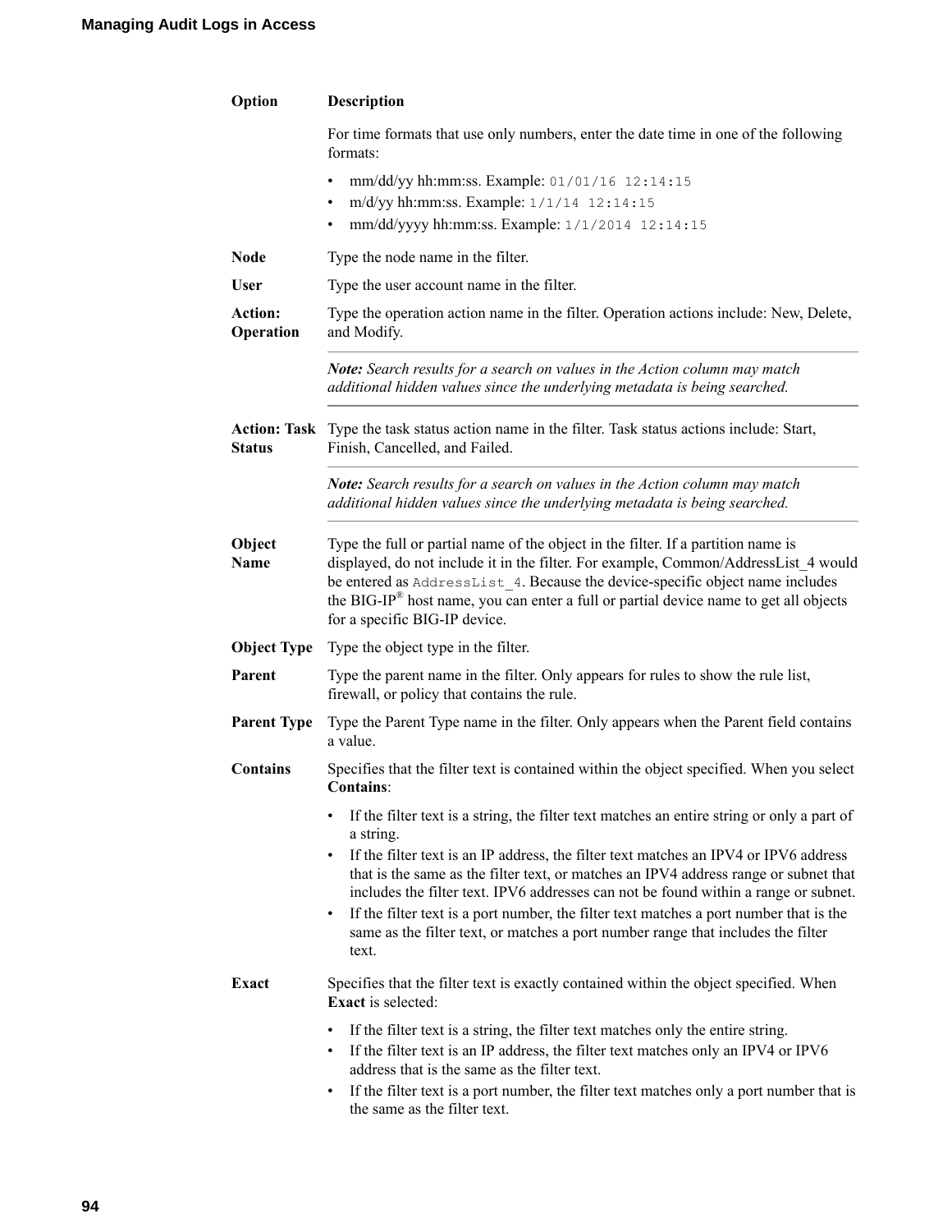| Option | Description |
| --- | --- |
| | For time formats that use only numbers, enter the date time in one of the following formats:<br>• mm/dd/yy hh:mm:ss. Example: `01/01/16 12:14:15`<br>• m/d/yy hh:mm:ss. Example: `1/1/14 12:14:15`<br>• mm/dd/yyyy hh:mm:ss. Example: `1/1/2014 12:14:15` |
| **Node** | Type the node name in the filter. |
| **User** | Type the user account name in the filter. |
| **Action: Operation** | Type the operation action name in the filter. Operation actions include: New, Delete, and Modify.<br>***Note:*** *Search results for a search on values in the Action column may match additional hidden values since the underlying metadata is being searched.* |
| **Action: Task Status** | Type the task status action name in the filter. Task status actions include: Start, Finish, Cancelled, and Failed.<br>***Note:*** *Search results for a search on values in the Action column may match additional hidden values since the underlying metadata is being searched.* |
| **Object Name** | Type the full or partial name of the object in the filter. If a partition name is displayed, do not include it in the filter. For example, Common/AddressList_4 would be entered as `AddressList_4`. Because the device-specific object name includes the BIG-IP® host name, you can enter a full or partial device name to get all objects for a specific BIG-IP device. |
| **Object Type** | Type the object type in the filter. |
| **Parent** | Type the parent name in the filter. Only appears for rules to show the rule list, firewall, or policy that contains the rule. |
| **Parent Type** | Type the Parent Type name in the filter. Only appears when the Parent field contains a value. |
| **Contains** | Specifies that the filter text is contained within the object specified. When you select **Contains**:<br>• If the filter text is a string, the filter text matches an entire string or only a part of a string.<br>• If the filter text is an IP address, the filter text matches an IPV4 or IPV6 address that is the same as the filter text, or matches an IPV4 address range or subnet that includes the filter text. IPV6 addresses can not be found within a range or subnet.<br>• If the filter text is a port number, the filter text matches a port number that is the same as the filter text, or matches a port number range that includes the filter text. |
| **Exact** | Specifies that the filter text is exactly contained within the object specified. When **Exact** is selected:<br>• If the filter text is a string, the filter text matches only the entire string.<br>• If the filter text is an IP address, the filter text matches only an IPV4 or IPV6 address that is the same as the filter text.<br>• If the filter text is a port number, the filter text matches only a port number that is the same as the filter text. |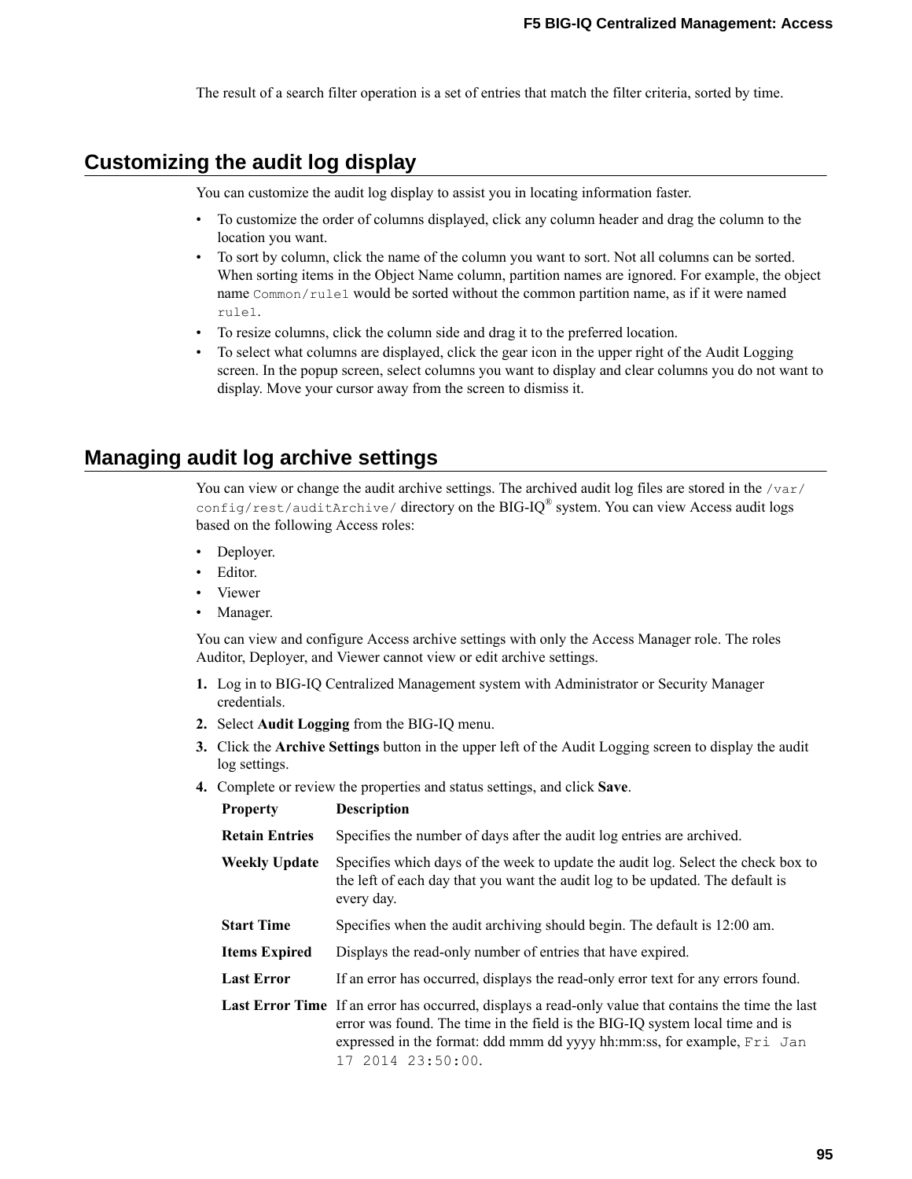The result of a search filter operation is a set of entries that match the filter criteria, sorted by time.

## Customizing the audit log display

You can customize the audit log display to assist you in locating information faster.

- To customize the order of columns displayed, click any column header and drag the column to the location you want.
- To sort by column, click the name of the column you want to sort. Not all columns can be sorted. When sorting items in the Object Name column, partition names are ignored. For example, the object name `Common/rule1` would be sorted without the common partition name, as if it were named `rule1`.
- To resize columns, click the column side and drag it to the preferred location.
- To select what columns are displayed, click the gear icon in the upper right of the Audit Logging screen. In the popup screen, select columns you want to display and clear columns you do not want to display. Move your cursor away from the screen to dismiss it.

## Managing audit log archive settings

You can view or change the audit archive settings. The archived audit log files are stored in the `/var/config/rest/auditArchive/` directory on the BIG-IQ® system. You can view Access audit logs based on the following Access roles:

- Deployer.
- Editor.
- Viewer
- Manager.

You can view and configure Access archive settings with only the Access Manager role. The roles Auditor, Deployer, and Viewer cannot view or edit archive settings.

1. Log in to BIG-IQ Centralized Management system with Administrator or Security Manager credentials.
2. Select **Audit Logging** from the BIG-IQ menu.
3. Click the **Archive Settings** button in the upper left of the Audit Logging screen to display the audit log settings.
4. Complete or review the properties and status settings, and click **Save**.

| Property | Description |
| --- | --- |
| **Retain Entries** | Specifies the number of days after the audit log entries are archived. |
| **Weekly Update** | Specifies which days of the week to update the audit log. Select the check box to the left of each day that you want the audit log to be updated. The default is every day. |
| **Start Time** | Specifies when the audit archiving should begin. The default is 12:00 am. |
| **Items Expired** | Displays the read-only number of entries that have expired. |
| **Last Error** | If an error has occurred, displays the read-only error text for any errors found. |
| **Last Error Time** | If an error has occurred, displays a read-only value that contains the time the last error was found. The time in the field is the BIG-IQ system local time and is expressed in the format: ddd mmm dd yyyy hh:mm:ss, for example, `Fri Jan 17 2014 23:50:00`. |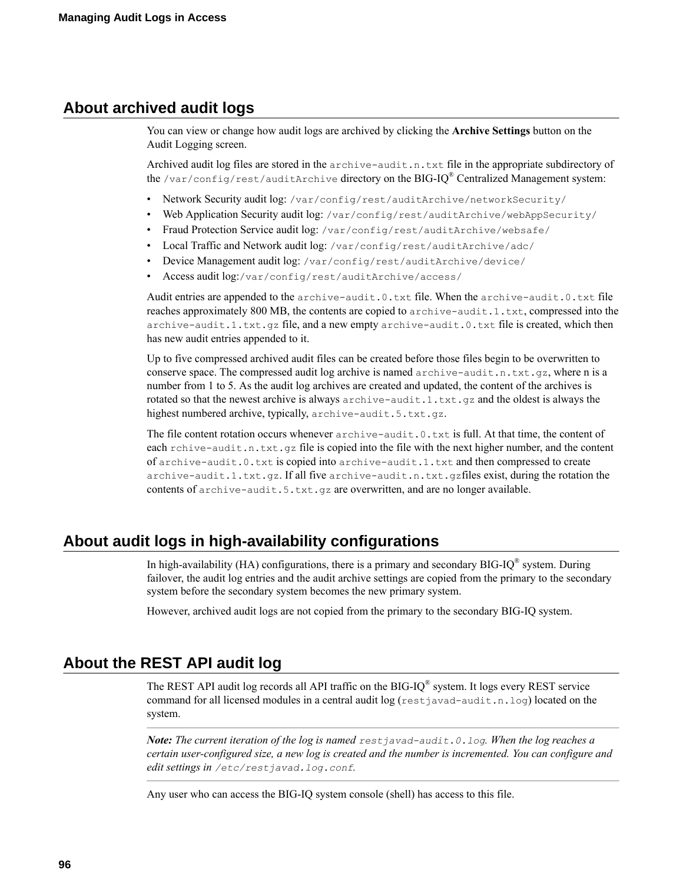## About archived audit logs

You can view or change how audit logs are archived by clicking the **Archive Settings** button on the Audit Logging screen.

Archived audit log files are stored in the `archive-audit.n.txt` file in the appropriate subdirectory of the `/var/config/rest/auditArchive` directory on the BIG-IQ® Centralized Management system:

- Network Security audit log: `/var/config/rest/auditArchive/networkSecurity/`
- Web Application Security audit log: `/var/config/rest/auditArchive/webAppSecurity/`
- Fraud Protection Service audit log: `/var/config/rest/auditArchive/websafe/`
- Local Traffic and Network audit log: `/var/config/rest/auditArchive/adc/`
- Device Management audit log: `/var/config/rest/auditArchive/device/`
- Access audit log:`/var/config/rest/auditArchive/access/`

Audit entries are appended to the `archive-audit.0.txt` file. When the `archive-audit.0.txt` file reaches approximately 800 MB, the contents are copied to `archive-audit.1.txt`, compressed into the `archive-audit.1.txt.gz` file, and a new empty `archive-audit.0.txt` file is created, which then has new audit entries appended to it.

Up to five compressed archived audit files can be created before those files begin to be overwritten to conserve space. The compressed audit log archive is named `archive-audit.n.txt.gz`, where n is a number from 1 to 5. As the audit log archives are created and updated, the content of the archives is rotated so that the newest archive is always `archive-audit.1.txt.gz` and the oldest is always the highest numbered archive, typically, `archive-audit.5.txt.gz`.

The file content rotation occurs whenever `archive-audit.0.txt` is full. At that time, the content of each `rchive-audit.n.txt.gz` file is copied into the file with the next higher number, and the content of `archive-audit.0.txt` is copied into `archive-audit.1.txt` and then compressed to create `archive-audit.1.txt.gz`. If all five `archive-audit.n.txt.gz`files exist, during the rotation the contents of `archive-audit.5.txt.gz` are overwritten, and are no longer available.

## About audit logs in high-availability configurations

In high-availability (HA) configurations, there is a primary and secondary BIG-IQ® system. During failover, the audit log entries and the audit archive settings are copied from the primary to the secondary system before the secondary system becomes the new primary system.

However, archived audit logs are not copied from the primary to the secondary BIG-IQ system.

## About the REST API audit log

The REST API audit log records all API traffic on the BIG-IQ® system. It logs every REST service command for all licensed modules in a central audit log (`restjavad-audit.n.log`) located on the system.

---

***Note:*** *The current iteration of the log is named `restjavad-audit.0.log`. When the log reaches a certain user-configured size, a new log is created and the number is incremented. You can configure and edit settings in `/etc/restjavad.log.conf`.*

---

Any user who can access the BIG-IQ system console (shell) has access to this file.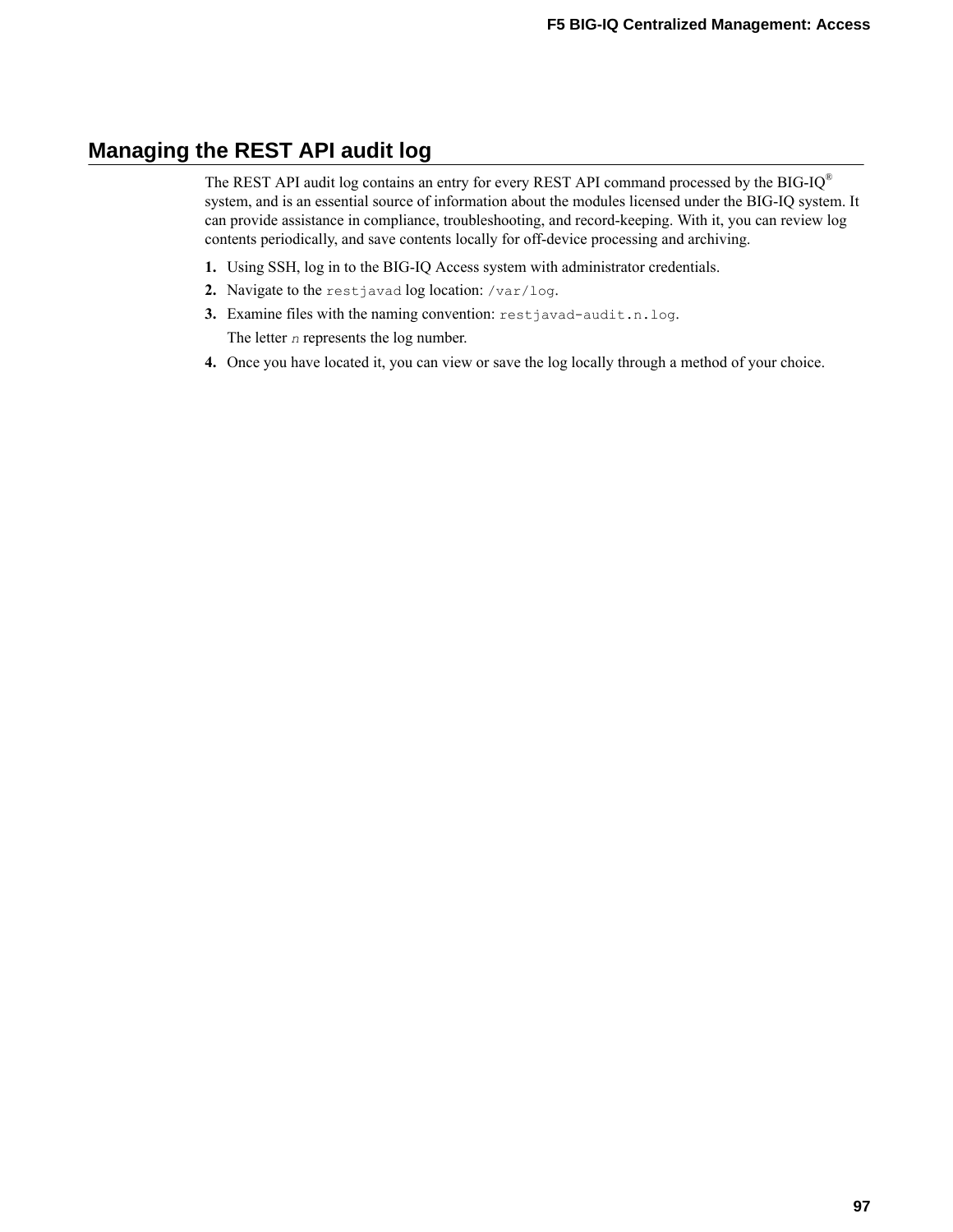## Managing the REST API audit log

The REST API audit log contains an entry for every REST API command processed by the BIG-IQ® system, and is an essential source of information about the modules licensed under the BIG-IQ system. It can provide assistance in compliance, troubleshooting, and record-keeping. With it, you can review log contents periodically, and save contents locally for off-device processing and archiving.

1. Using SSH, log in to the BIG-IQ Access system with administrator credentials.
2. Navigate to the `restjavad` log location: `/var/log`.
3. Examine files with the naming convention: `restjavad-audit.n.log`.

   The letter *n* represents the log number.
4. Once you have located it, you can view or save the log locally through a method of your choice.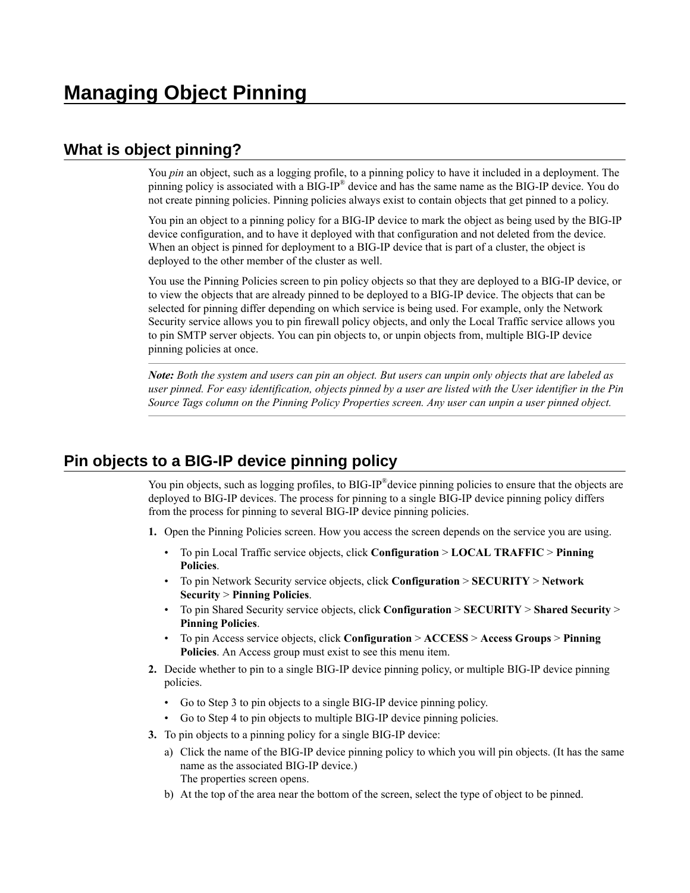# Managing Object Pinning

## What is object pinning?

You *pin* an object, such as a logging profile, to a pinning policy to have it included in a deployment. The pinning policy is associated with a BIG-IP® device and has the same name as the BIG-IP device. You do not create pinning policies. Pinning policies always exist to contain objects that get pinned to a policy.

You pin an object to a pinning policy for a BIG-IP device to mark the object as being used by the BIG-IP device configuration, and to have it deployed with that configuration and not deleted from the device. When an object is pinned for deployment to a BIG-IP device that is part of a cluster, the object is deployed to the other member of the cluster as well.

You use the Pinning Policies screen to pin policy objects so that they are deployed to a BIG-IP device, or to view the objects that are already pinned to be deployed to a BIG-IP device. The objects that can be selected for pinning differ depending on which service is being used. For example, only the Network Security service allows you to pin firewall policy objects, and only the Local Traffic service allows you to pin SMTP server objects. You can pin objects to, or unpin objects from, multiple BIG-IP device pinning policies at once.

***Note:*** *Both the system and users can pin an object. But users can unpin only objects that are labeled as user pinned. For easy identification, objects pinned by a user are listed with the User identifier in the Pin Source Tags column on the Pinning Policy Properties screen. Any user can unpin a user pinned object.*

## Pin objects to a BIG-IP device pinning policy

You pin objects, such as logging profiles, to BIG-IP®device pinning policies to ensure that the objects are deployed to BIG-IP devices. The process for pinning to a single BIG-IP device pinning policy differs from the process for pinning to several BIG-IP device pinning policies.

1. Open the Pinning Policies screen. How you access the screen depends on the service you are using.
   - To pin Local Traffic service objects, click **Configuration** > **LOCAL TRAFFIC** > **Pinning Policies**.
   - To pin Network Security service objects, click **Configuration** > **SECURITY** > **Network Security** > **Pinning Policies**.
   - To pin Shared Security service objects, click **Configuration** > **SECURITY** > **Shared Security** > **Pinning Policies**.
   - To pin Access service objects, click **Configuration** > **ACCESS** > **Access Groups** > **Pinning Policies**. An Access group must exist to see this menu item.
2. Decide whether to pin to a single BIG-IP device pinning policy, or multiple BIG-IP device pinning policies.
   - Go to Step 3 to pin objects to a single BIG-IP device pinning policy.
   - Go to Step 4 to pin objects to multiple BIG-IP device pinning policies.
3. To pin objects to a pinning policy for a single BIG-IP device:
   a) Click the name of the BIG-IP device pinning policy to which you will pin objects. (It has the same name as the associated BIG-IP device.)
      The properties screen opens.
   b) At the top of the area near the bottom of the screen, select the type of object to be pinned.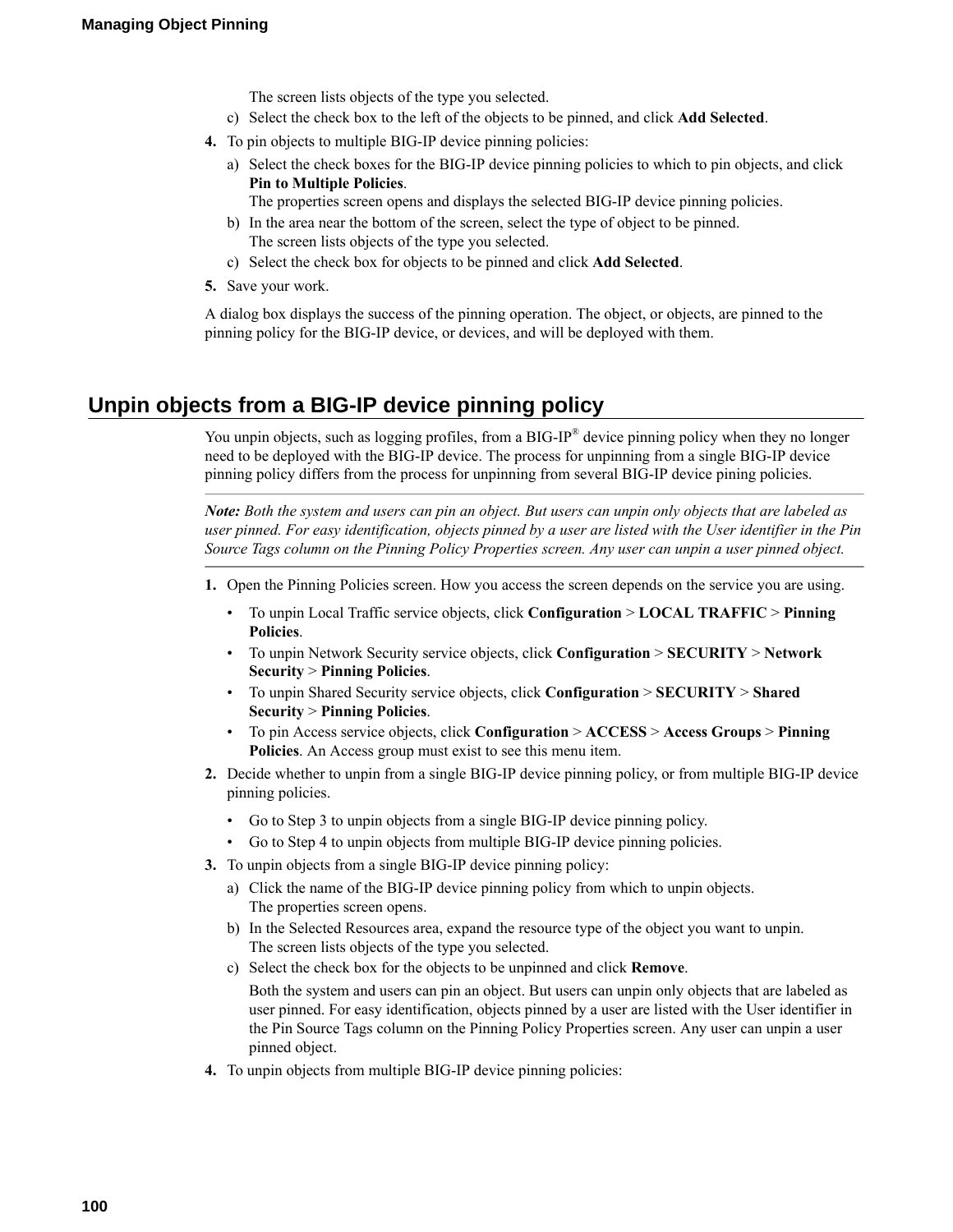The screen lists objects of the type you selected.

c) Select the check box to the left of the objects to be pinned, and click **Add Selected**.

4. To pin objects to multiple BIG-IP device pinning policies:

   a) Select the check boxes for the BIG-IP device pinning policies to which to pin objects, and click **Pin to Multiple Policies**.
   The properties screen opens and displays the selected BIG-IP device pinning policies.

   b) In the area near the bottom of the screen, select the type of object to be pinned.
   The screen lists objects of the type you selected.

   c) Select the check box for objects to be pinned and click **Add Selected**.

5. Save your work.

A dialog box displays the success of the pinning operation. The object, or objects, are pinned to the pinning policy for the BIG-IP device, or devices, and will be deployed with them.

## Unpin objects from a BIG-IP device pinning policy

You unpin objects, such as logging profiles, from a BIG-IP® device pinning policy when they no longer need to be deployed with the BIG-IP device. The process for unpinning from a single BIG-IP device pinning policy differs from the process for unpinning from several BIG-IP device pining policies.

***Note:*** *Both the system and users can pin an object. But users can unpin only objects that are labeled as user pinned. For easy identification, objects pinned by a user are listed with the User identifier in the Pin Source Tags column on the Pinning Policy Properties screen. Any user can unpin a user pinned object.*

1. Open the Pinning Policies screen. How you access the screen depends on the service you are using.
   - To unpin Local Traffic service objects, click **Configuration** > **LOCAL TRAFFIC** > **Pinning Policies**.
   - To unpin Network Security service objects, click **Configuration** > **SECURITY** > **Network Security** > **Pinning Policies**.
   - To unpin Shared Security service objects, click **Configuration** > **SECURITY** > **Shared Security** > **Pinning Policies**.
   - To pin Access service objects, click **Configuration** > **ACCESS** > **Access Groups** > **Pinning Policies**. An Access group must exist to see this menu item.
2. Decide whether to unpin from a single BIG-IP device pinning policy, or from multiple BIG-IP device pinning policies.
   - Go to Step 3 to unpin objects from a single BIG-IP device pinning policy.
   - Go to Step 4 to unpin objects from multiple BIG-IP device pinning policies.
3. To unpin objects from a single BIG-IP device pinning policy:

   a) Click the name of the BIG-IP device pinning policy from which to unpin objects.
   The properties screen opens.

   b) In the Selected Resources area, expand the resource type of the object you want to unpin.
   The screen lists objects of the type you selected.

   c) Select the check box for the objects to be unpinned and click **Remove**.

   Both the system and users can pin an object. But users can unpin only objects that are labeled as user pinned. For easy identification, objects pinned by a user are listed with the User identifier in the Pin Source Tags column on the Pinning Policy Properties screen. Any user can unpin a user pinned object.
4. To unpin objects from multiple BIG-IP device pinning policies: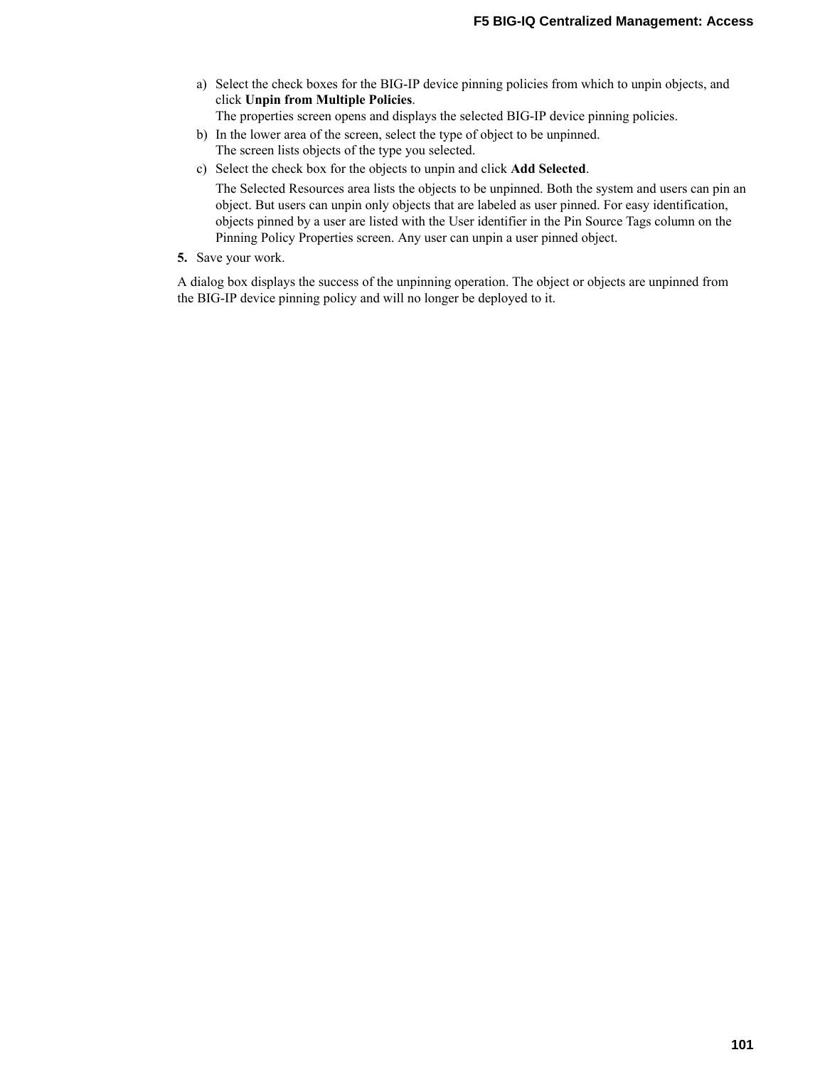a) Select the check boxes for the BIG-IP device pinning policies from which to unpin objects, and click **Unpin from Multiple Policies**.
   The properties screen opens and displays the selected BIG-IP device pinning policies.
b) In the lower area of the screen, select the type of object to be unpinned.
   The screen lists objects of the type you selected.
c) Select the check box for the objects to unpin and click **Add Selected**.

   The Selected Resources area lists the objects to be unpinned. Both the system and users can pin an object. But users can unpin only objects that are labeled as user pinned. For easy identification, objects pinned by a user are listed with the User identifier in the Pin Source Tags column on the Pinning Policy Properties screen. Any user can unpin a user pinned object.

**5.** Save your work.

A dialog box displays the success of the unpinning operation. The object or objects are unpinned from the BIG-IP device pinning policy and will no longer be deployed to it.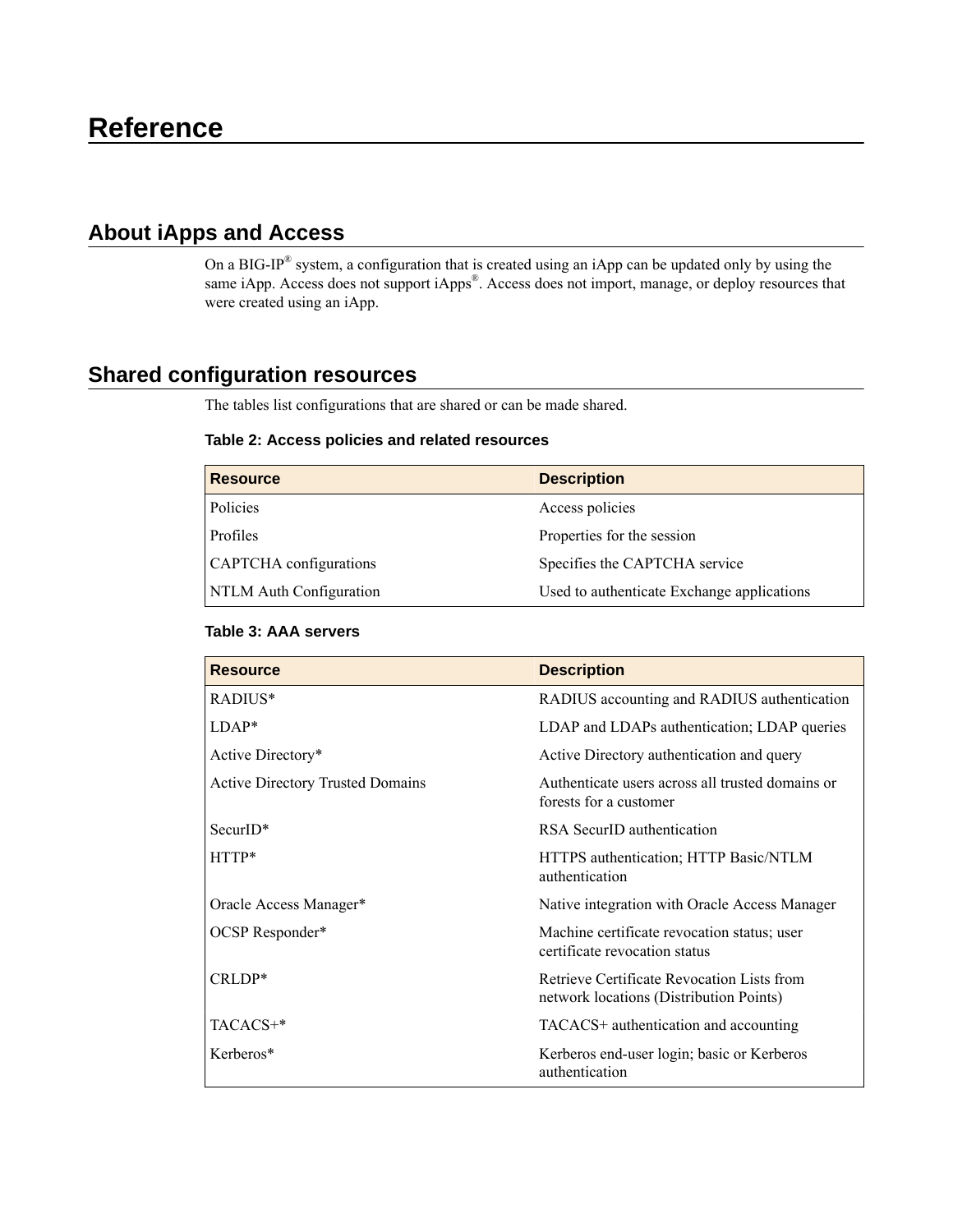# Reference

## About iApps and Access

On a BIG-IP® system, a configuration that is created using an iApp can be updated only by using the same iApp. Access does not support iApps®. Access does not import, manage, or deploy resources that were created using an iApp.

## Shared configuration resources

The tables list configurations that are shared or can be made shared.

**Table 2: Access policies and related resources**

| Resource | Description |
| --- | --- |
| Policies | Access policies |
| Profiles | Properties for the session |
| CAPTCHA configurations | Specifies the CAPTCHA service |
| NTLM Auth Configuration | Used to authenticate Exchange applications |

**Table 3: AAA servers**

| Resource | Description |
| --- | --- |
| RADIUS* | RADIUS accounting and RADIUS authentication |
| LDAP* | LDAP and LDAPs authentication; LDAP queries |
| Active Directory* | Active Directory authentication and query |
| Active Directory Trusted Domains | Authenticate users across all trusted domains or forests for a customer |
| SecurID* | RSA SecurID authentication |
| HTTP* | HTTPS authentication; HTTP Basic/NTLM authentication |
| Oracle Access Manager* | Native integration with Oracle Access Manager |
| OCSP Responder* | Machine certificate revocation status; user certificate revocation status |
| CRLDP* | Retrieve Certificate Revocation Lists from network locations (Distribution Points) |
| TACACS+* | TACACS+ authentication and accounting |
| Kerberos* | Kerberos end-user login; basic or Kerberos authentication |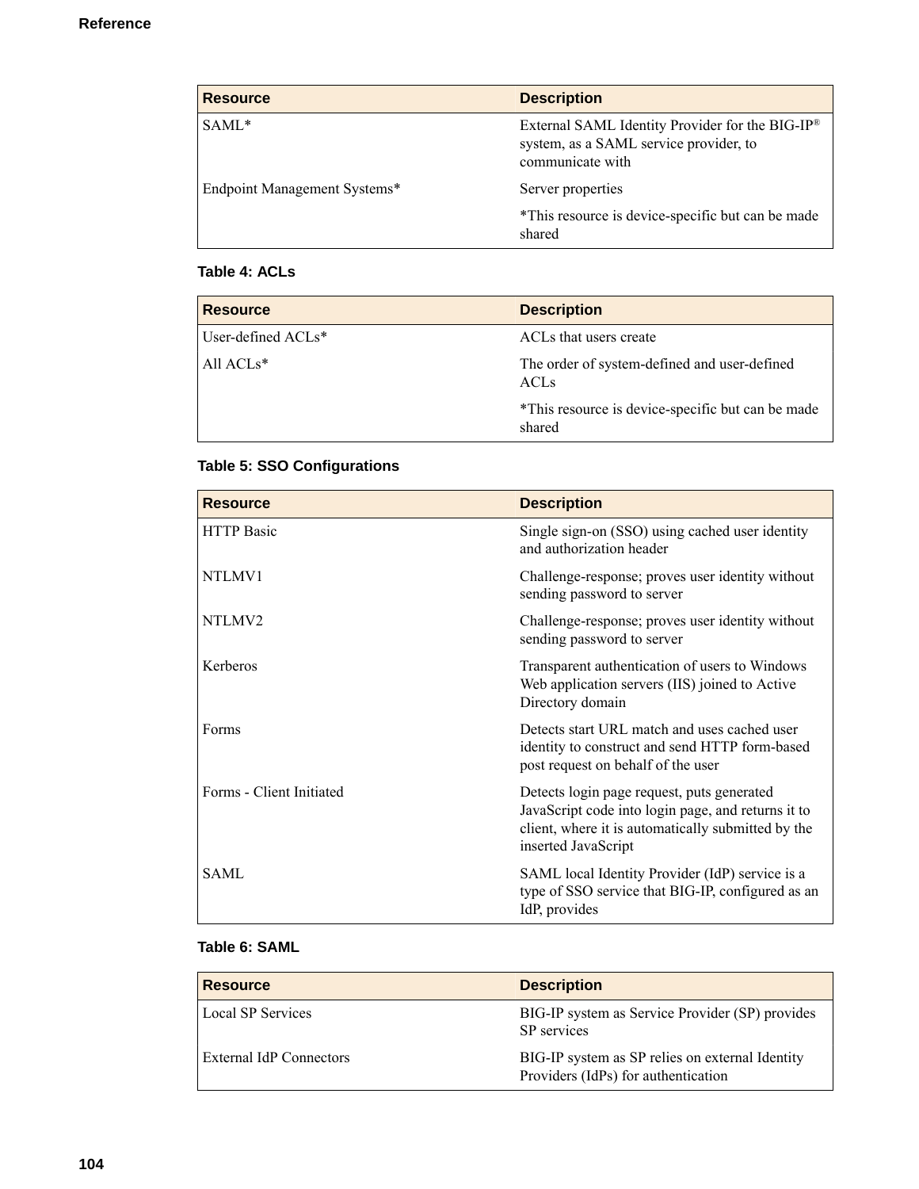| Resource | Description |
| --- | --- |
| SAML* | External SAML Identity Provider for the BIG-IP® system, as a SAML service provider, to communicate with |
| Endpoint Management Systems* | Server properties |
| | *This resource is device-specific but can be made shared |

**Table 4: ACLs**

| Resource | Description |
| --- | --- |
| User-defined ACLs* | ACLs that users create |
| All ACLs* | The order of system-defined and user-defined ACLs |
| | *This resource is device-specific but can be made shared |

**Table 5: SSO Configurations**

| Resource | Description |
| --- | --- |
| HTTP Basic | Single sign-on (SSO) using cached user identity and authorization header |
| NTLMV1 | Challenge-response; proves user identity without sending password to server |
| NTLMV2 | Challenge-response; proves user identity without sending password to server |
| Kerberos | Transparent authentication of users to Windows Web application servers (IIS) joined to Active Directory domain |
| Forms | Detects start URL match and uses cached user identity to construct and send HTTP form-based post request on behalf of the user |
| Forms - Client Initiated | Detects login page request, puts generated JavaScript code into login page, and returns it to client, where it is automatically submitted by the inserted JavaScript |
| SAML | SAML local Identity Provider (IdP) service is a type of SSO service that BIG-IP, configured as an IdP, provides |

**Table 6: SAML**

| Resource | Description |
| --- | --- |
| Local SP Services | BIG-IP system as Service Provider (SP) provides SP services |
| External IdP Connectors | BIG-IP system as SP relies on external Identity Providers (IdPs) for authentication |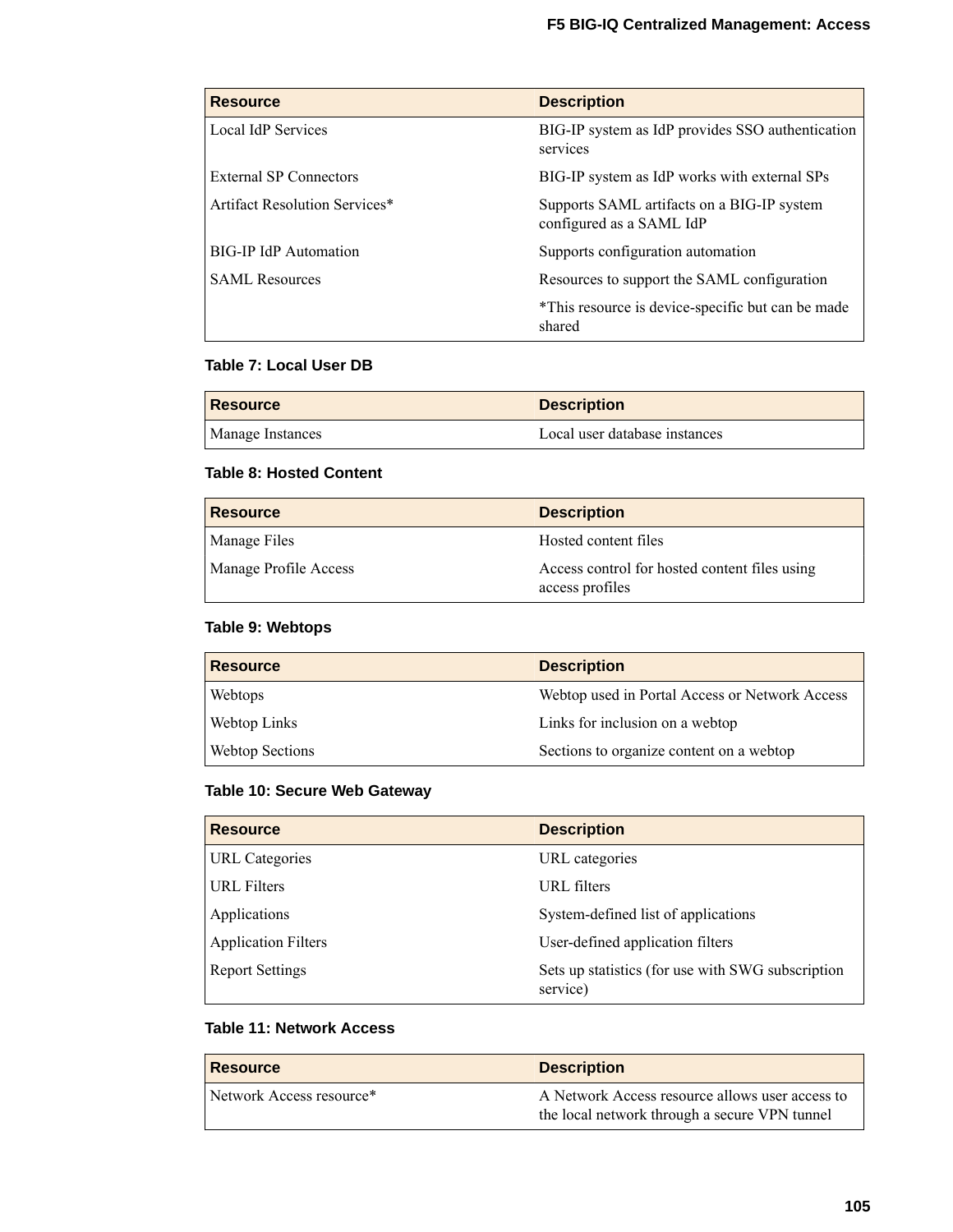| Resource | Description |
| --- | --- |
| Local IdP Services | BIG-IP system as IdP provides SSO authentication services |
| External SP Connectors | BIG-IP system as IdP works with external SPs |
| Artifact Resolution Services* | Supports SAML artifacts on a BIG-IP system configured as a SAML IdP |
| BIG-IP IdP Automation | Supports configuration automation |
| SAML Resources | Resources to support the SAML configuration |
| | *This resource is device-specific but can be made shared |

**Table 7: Local User DB**

| Resource | Description |
| --- | --- |
| Manage Instances | Local user database instances |

**Table 8: Hosted Content**

| Resource | Description |
| --- | --- |
| Manage Files | Hosted content files |
| Manage Profile Access | Access control for hosted content files using access profiles |

**Table 9: Webtops**

| Resource | Description |
| --- | --- |
| Webtops | Webtop used in Portal Access or Network Access |
| Webtop Links | Links for inclusion on a webtop |
| Webtop Sections | Sections to organize content on a webtop |

**Table 10: Secure Web Gateway**

| Resource | Description |
| --- | --- |
| URL Categories | URL categories |
| URL Filters | URL filters |
| Applications | System-defined list of applications |
| Application Filters | User-defined application filters |
| Report Settings | Sets up statistics (for use with SWG subscription service) |

**Table 11: Network Access**

| Resource | Description |
| --- | --- |
| Network Access resource* | A Network Access resource allows user access to the local network through a secure VPN tunnel |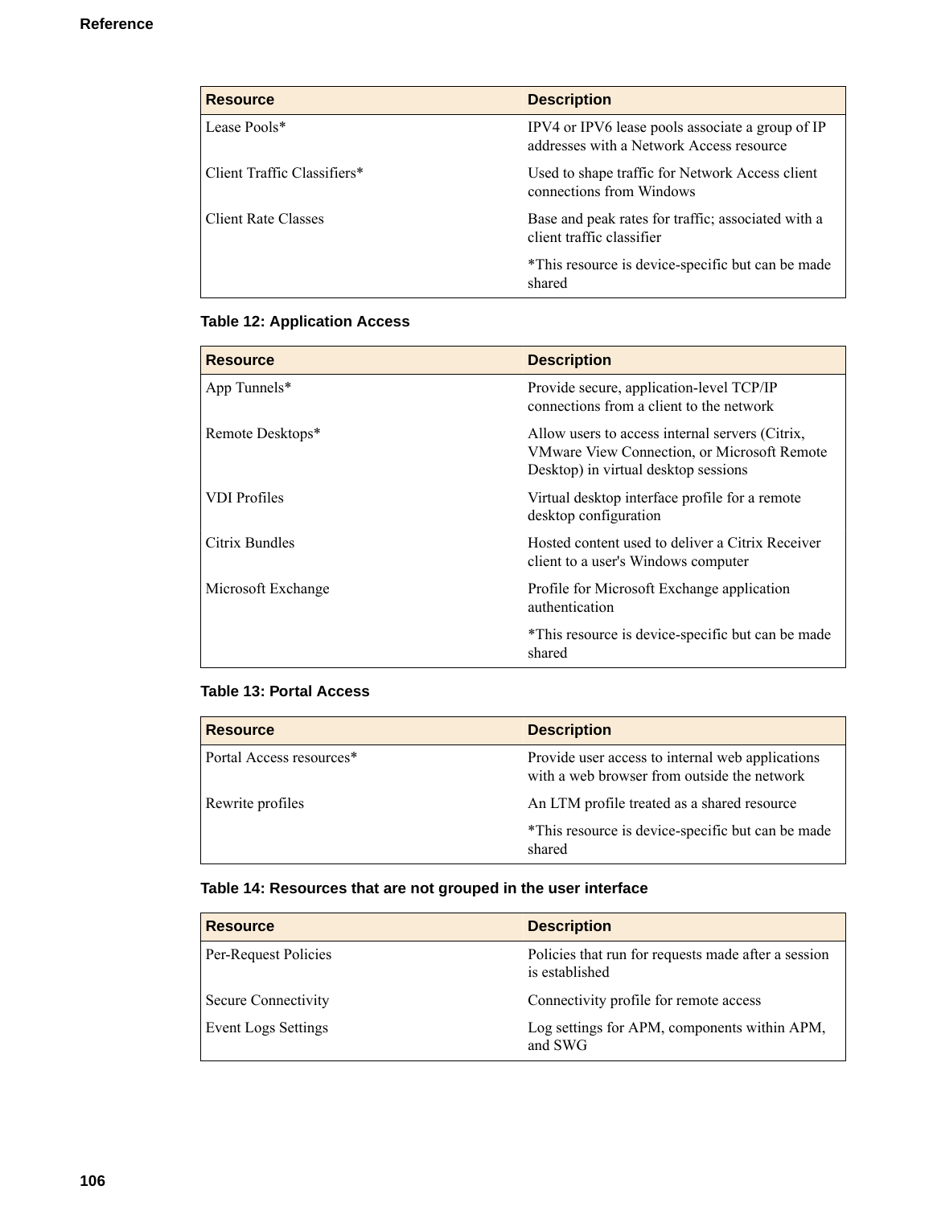| Resource | Description |
| --- | --- |
| Lease Pools* | IPV4 or IPV6 lease pools associate a group of IP addresses with a Network Access resource |
| Client Traffic Classifiers* | Used to shape traffic for Network Access client connections from Windows |
| Client Rate Classes | Base and peak rates for traffic; associated with a client traffic classifier |
| | *This resource is device-specific but can be made shared |

**Table 12: Application Access**

| Resource | Description |
| --- | --- |
| App Tunnels* | Provide secure, application-level TCP/IP connections from a client to the network |
| Remote Desktops* | Allow users to access internal servers (Citrix, VMware View Connection, or Microsoft Remote Desktop) in virtual desktop sessions |
| VDI Profiles | Virtual desktop interface profile for a remote desktop configuration |
| Citrix Bundles | Hosted content used to deliver a Citrix Receiver client to a user's Windows computer |
| Microsoft Exchange | Profile for Microsoft Exchange application authentication |
| | *This resource is device-specific but can be made shared |

**Table 13: Portal Access**

| Resource | Description |
| --- | --- |
| Portal Access resources* | Provide user access to internal web applications with a web browser from outside the network |
| Rewrite profiles | An LTM profile treated as a shared resource |
| | *This resource is device-specific but can be made shared |

**Table 14: Resources that are not grouped in the user interface**

| Resource | Description |
| --- | --- |
| Per-Request Policies | Policies that run for requests made after a session is established |
| Secure Connectivity | Connectivity profile for remote access |
| Event Logs Settings | Log settings for APM, components within APM, and SWG |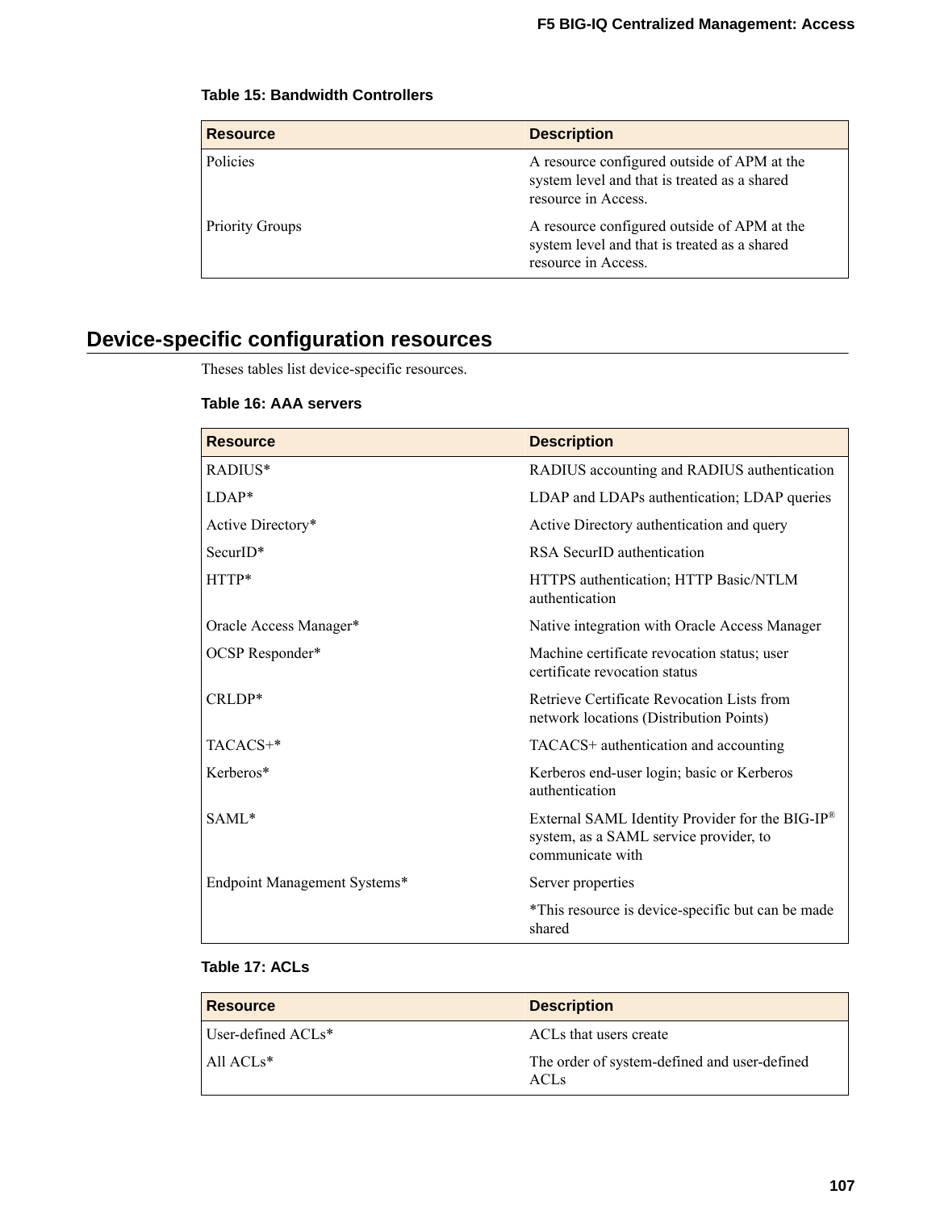**Table 15: Bandwidth Controllers**

| Resource | Description |
| --- | --- |
| Policies | A resource configured outside of APM at the system level and that is treated as a shared resource in Access. |
| Priority Groups | A resource configured outside of APM at the system level and that is treated as a shared resource in Access. |

## Device-specific configuration resources

Theses tables list device-specific resources.

**Table 16: AAA servers**

| Resource | Description |
| --- | --- |
| RADIUS* | RADIUS accounting and RADIUS authentication |
| LDAP* | LDAP and LDAPs authentication; LDAP queries |
| Active Directory* | Active Directory authentication and query |
| SecurID* | RSA SecurID authentication |
| HTTP* | HTTPS authentication; HTTP Basic/NTLM authentication |
| Oracle Access Manager* | Native integration with Oracle Access Manager |
| OCSP Responder* | Machine certificate revocation status; user certificate revocation status |
| CRLDP* | Retrieve Certificate Revocation Lists from network locations (Distribution Points) |
| TACACS+* | TACACS+ authentication and accounting |
| Kerberos* | Kerberos end-user login; basic or Kerberos authentication |
| SAML* | External SAML Identity Provider for the BIG-IP® system, as a SAML service provider, to communicate with |
| Endpoint Management Systems* | Server properties |
| | *This resource is device-specific but can be made shared |

**Table 17: ACLs**

| Resource | Description |
| --- | --- |
| User-defined ACLs* | ACLs that users create |
| All ACLs* | The order of system-defined and user-defined ACLs |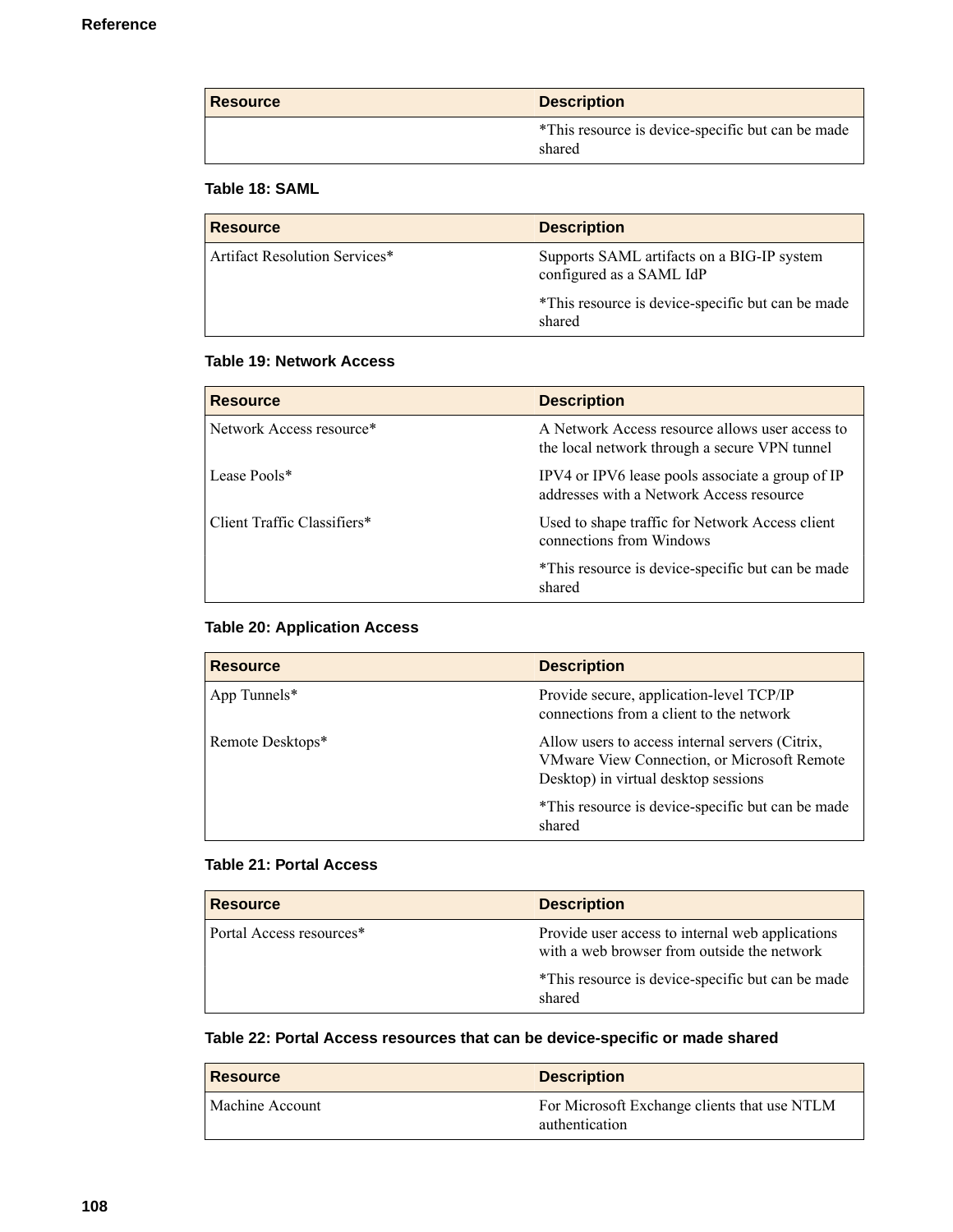| Resource | Description |
| --- | --- |
| | *This resource is device-specific but can be made shared |

**Table 18: SAML**

| Resource | Description |
| --- | --- |
| Artifact Resolution Services* | Supports SAML artifacts on a BIG-IP system configured as a SAML IdP<br><br>*This resource is device-specific but can be made shared |

**Table 19: Network Access**

| Resource | Description |
| --- | --- |
| Network Access resource* | A Network Access resource allows user access to the local network through a secure VPN tunnel |
| Lease Pools* | IPV4 or IPV6 lease pools associate a group of IP addresses with a Network Access resource |
| Client Traffic Classifiers* | Used to shape traffic for Network Access client connections from Windows<br><br>*This resource is device-specific but can be made shared |

**Table 20: Application Access**

| Resource | Description |
| --- | --- |
| App Tunnels* | Provide secure, application-level TCP/IP connections from a client to the network |
| Remote Desktops* | Allow users to access internal servers (Citrix, VMware View Connection, or Microsoft Remote Desktop) in virtual desktop sessions<br><br>*This resource is device-specific but can be made shared |

**Table 21: Portal Access**

| Resource | Description |
| --- | --- |
| Portal Access resources* | Provide user access to internal web applications with a web browser from outside the network<br><br>*This resource is device-specific but can be made shared |

**Table 22: Portal Access resources that can be device-specific or made shared**

| Resource | Description |
| --- | --- |
| Machine Account | For Microsoft Exchange clients that use NTLM authentication |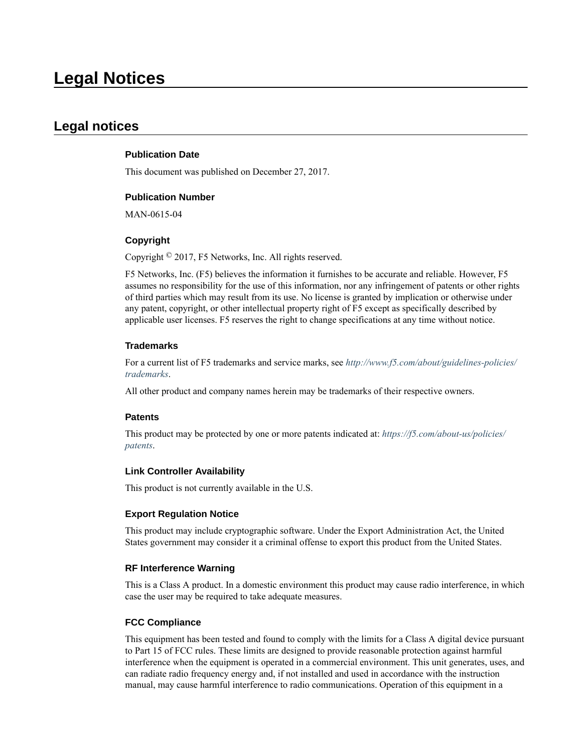# Legal Notices

## Legal notices

### Publication Date

This document was published on December 27, 2017.

### Publication Number

MAN-0615-04

### Copyright

Copyright © 2017, F5 Networks, Inc. All rights reserved.

F5 Networks, Inc. (F5) believes the information it furnishes to be accurate and reliable. However, F5 assumes no responsibility for the use of this information, nor any infringement of patents or other rights of third parties which may result from its use. No license is granted by implication or otherwise under any patent, copyright, or other intellectual property right of F5 except as specifically described by applicable user licenses. F5 reserves the right to change specifications at any time without notice.

### Trademarks

For a current list of F5 trademarks and service marks, see *http://www.f5.com/about/guidelines-policies/trademarks*.

All other product and company names herein may be trademarks of their respective owners.

### Patents

This product may be protected by one or more patents indicated at: *https://f5.com/about-us/policies/patents*.

### Link Controller Availability

This product is not currently available in the U.S.

### Export Regulation Notice

This product may include cryptographic software. Under the Export Administration Act, the United States government may consider it a criminal offense to export this product from the United States.

### RF Interference Warning

This is a Class A product. In a domestic environment this product may cause radio interference, in which case the user may be required to take adequate measures.

### FCC Compliance

This equipment has been tested and found to comply with the limits for a Class A digital device pursuant to Part 15 of FCC rules. These limits are designed to provide reasonable protection against harmful interference when the equipment is operated in a commercial environment. This unit generates, uses, and can radiate radio frequency energy and, if not installed and used in accordance with the instruction manual, may cause harmful interference to radio communications. Operation of this equipment in a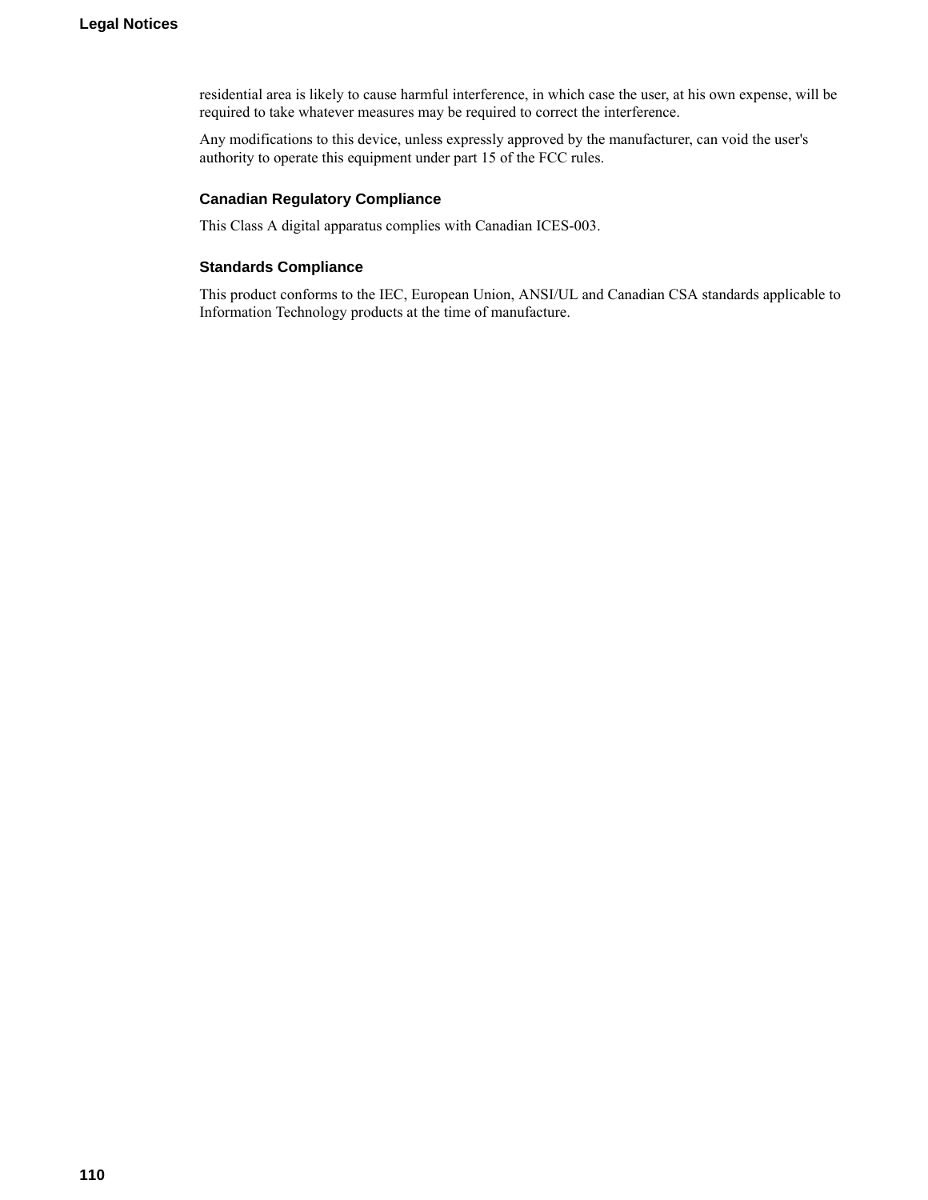residential area is likely to cause harmful interference, in which case the user, at his own expense, will be required to take whatever measures may be required to correct the interference.

Any modifications to this device, unless expressly approved by the manufacturer, can void the user's authority to operate this equipment under part 15 of the FCC rules.

### Canadian Regulatory Compliance

This Class A digital apparatus complies with Canadian ICES-003.

### Standards Compliance

This product conforms to the IEC, European Union, ANSI/UL and Canadian CSA standards applicable to Information Technology products at the time of manufacture.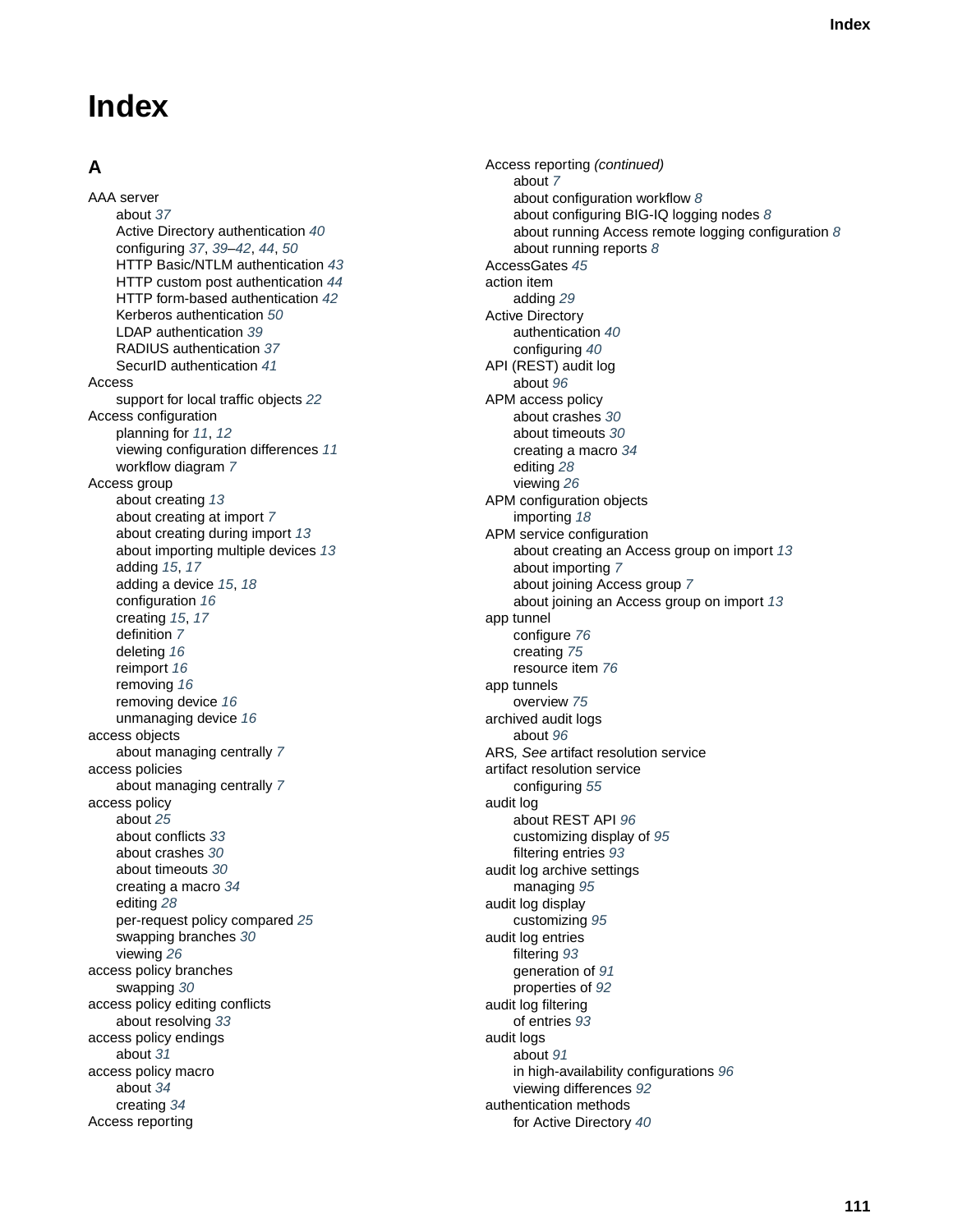# Index

## A

AAA server
- about 37
- Active Directory authentication 40
- configuring 37, 39–42, 44, 50
- HTTP Basic/NTLM authentication 43
- HTTP custom post authentication 44
- HTTP form-based authentication 42
- Kerberos authentication 50
- LDAP authentication 39
- RADIUS authentication 37
- SecurID authentication 41

Access
- support for local traffic objects 22

Access configuration
- planning for 11, 12
- viewing configuration differences 11
- workflow diagram 7

Access group
- about creating 13
- about creating at import 7
- about creating during import 13
- about importing multiple devices 13
- adding 15, 17
- adding a device 15, 18
- configuration 16
- creating 15, 17
- definition 7
- deleting 16
- reimport 16
- removing 16
- removing device 16
- unmanaging device 16

access objects
- about managing centrally 7

access policies
- about managing centrally 7

access policy
- about 25
- about conflicts 33
- about crashes 30
- about timeouts 30
- creating a macro 34
- editing 28
- per-request policy compared 25
- swapping branches 30
- viewing 26

access policy branches
- swapping 30

access policy editing conflicts
- about resolving 33

access policy endings
- about 31

access policy macro
- about 34
- creating 34

Access reporting

Access reporting *(continued)*
- about 7
- about configuration workflow 8
- about configuring BIG-IQ logging nodes 8
- about running Access remote logging configuration 8
- about running reports 8

AccessGates 45

action item
- adding 29

Active Directory
- authentication 40
- configuring 40

API (REST) audit log
- about 96

APM access policy
- about crashes 30
- about timeouts 30
- creating a macro 34
- editing 28
- viewing 26

APM configuration objects
- importing 18

APM service configuration
- about creating an Access group on import 13
- about importing 7
- about joining Access group 7
- about joining an Access group on import 13

app tunnel
- configure 76
- creating 75
- resource item 76

app tunnels
- overview 75

archived audit logs
- about 96

ARS*, See* artifact resolution service

artifact resolution service
- configuring 55

audit log
- about REST API 96
- customizing display of 95
- filtering entries 93

audit log archive settings
- managing 95

audit log display
- customizing 95

audit log entries
- filtering 93
- generation of 91
- properties of 92

audit log filtering
- of entries 93

audit logs
- about 91
- in high-availability configurations 96
- viewing differences 92

authentication methods
- for Active Directory 40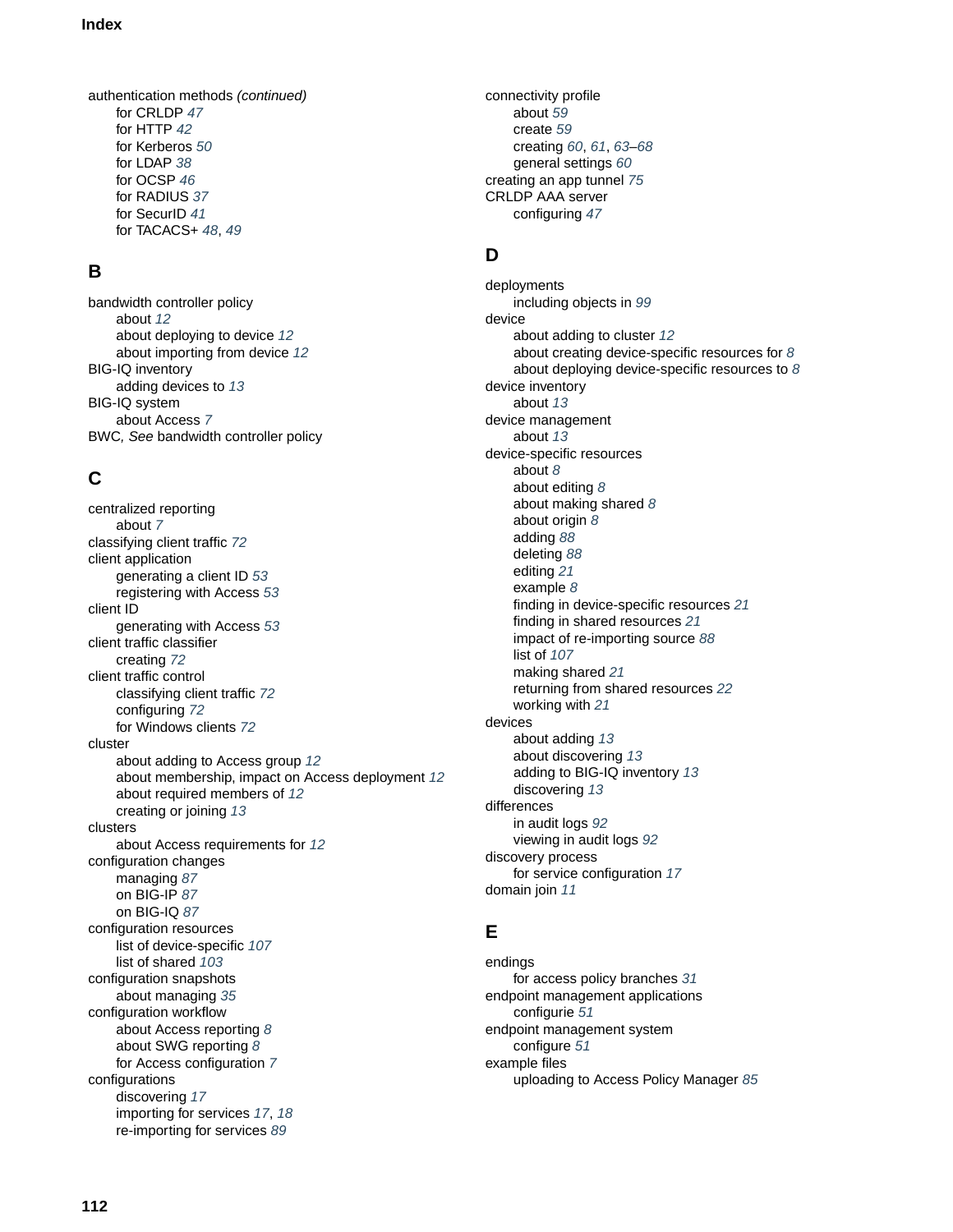authentication methods *(continued)*
- for CRLDP *47*
- for HTTP *42*
- for Kerberos *50*
- for LDAP *38*
- for OCSP *46*
- for RADIUS *37*
- for SecurID *41*
- for TACACS+ *48*, *49*

## B

bandwidth controller policy
- about *12*
- about deploying to device *12*
- about importing from device *12*

BIG-IQ inventory
- adding devices to *13*

BIG-IQ system
- about Access *7*

BWC*, See* bandwidth controller policy

## C

centralized reporting
- about *7*

classifying client traffic *72*

client application
- generating a client ID *53*
- registering with Access *53*

client ID
- generating with Access *53*

client traffic classifier
- creating *72*

client traffic control
- classifying client traffic *72*
- configuring *72*
- for Windows clients *72*

cluster
- about adding to Access group *12*
- about membership, impact on Access deployment *12*
- about required members of *12*
- creating or joining *13*

clusters
- about Access requirements for *12*

configuration changes
- managing *87*
- on BIG-IP *87*
- on BIG-IQ *87*

configuration resources
- list of device-specific *107*
- list of shared *103*

configuration snapshots
- about managing *35*

configuration workflow
- about Access reporting *8*
- about SWG reporting *8*
- for Access configuration *7*

configurations
- discovering *17*
- importing for services *17*, *18*
- re-importing for services *89*

connectivity profile
- about *59*
- create *59*
- creating *60*, *61*, *63*–*68*
- general settings *60*

creating an app tunnel *75*

CRLDP AAA server
- configuring *47*

## D

deployments
- including objects in *99*

device
- about adding to cluster *12*
- about creating device-specific resources for *8*
- about deploying device-specific resources to *8*

device inventory
- about *13*

device management
- about *13*

device-specific resources
- about *8*
- about editing *8*
- about making shared *8*
- about origin *8*
- adding *88*
- deleting *88*
- editing *21*
- example *8*
- finding in device-specific resources *21*
- finding in shared resources *21*
- impact of re-importing source *88*
- list of *107*
- making shared *21*
- returning from shared resources *22*
- working with *21*

devices
- about adding *13*
- about discovering *13*
- adding to BIG-IQ inventory *13*
- discovering *13*

differences
- in audit logs *92*
- viewing in audit logs *92*

discovery process
- for service configuration *17*

domain join *11*

## E

endings
- for access policy branches *31*

endpoint management applications
- configurie *51*

endpoint management system
- configure *51*

example files
- uploading to Access Policy Manager *85*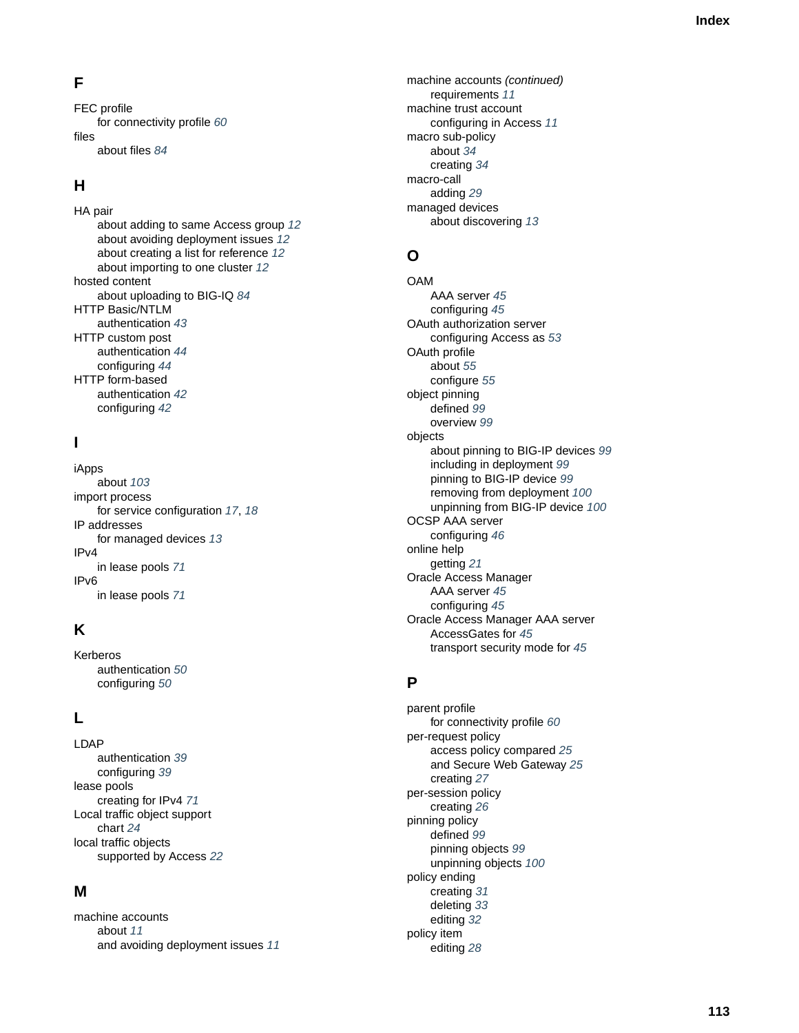## F

FEC profile
  for connectivity profile *60*

files
  about files *84*

## H

HA pair
  about adding to same Access group *12*
  about avoiding deployment issues *12*
  about creating a list for reference *12*
  about importing to one cluster *12*

hosted content
  about uploading to BIG-IQ *84*

HTTP Basic/NTLM
  authentication *43*

HTTP custom post
  authentication *44*
  configuring *44*

HTTP form-based
  authentication *42*
  configuring *42*

## I

iApps
  about *103*

import process
  for service configuration *17*, *18*

IP addresses
  for managed devices *13*

IPv4
  in lease pools *71*

IPv6
  in lease pools *71*

## K

Kerberos
  authentication *50*
  configuring *50*

## L

LDAP
  authentication *39*
  configuring *39*

lease pools
  creating for IPv4 *71*

Local traffic object support
  chart *24*

local traffic objects
  supported by Access *22*

## M

machine accounts
  about *11*
  and avoiding deployment issues *11*

machine accounts *(continued)*
  requirements *11*

machine trust account
  configuring in Access *11*

macro sub-policy
  about *34*
  creating *34*

macro-call
  adding *29*

managed devices
  about discovering *13*

## O

OAM
  AAA server *45*
  configuring *45*

OAuth authorization server
  configuring Access as *53*

OAuth profile
  about *55*
  configure *55*

object pinning
  defined *99*
  overview *99*

objects
  about pinning to BIG-IP devices *99*
  including in deployment *99*
  pinning to BIG-IP device *99*
  removing from deployment *100*
  unpinning from BIG-IP device *100*

OCSP AAA server
  configuring *46*

online help
  getting *21*

Oracle Access Manager
  AAA server *45*
  configuring *45*

Oracle Access Manager AAA server
  AccessGates for *45*
  transport security mode for *45*

## P

parent profile
  for connectivity profile *60*

per-request policy
  access policy compared *25*
  and Secure Web Gateway *25*
  creating *27*

per-session policy
  creating *26*

pinning policy
  defined *99*
  pinning objects *99*
  unpinning objects *100*

policy ending
  creating *31*
  deleting *33*
  editing *32*

policy item
  editing *28*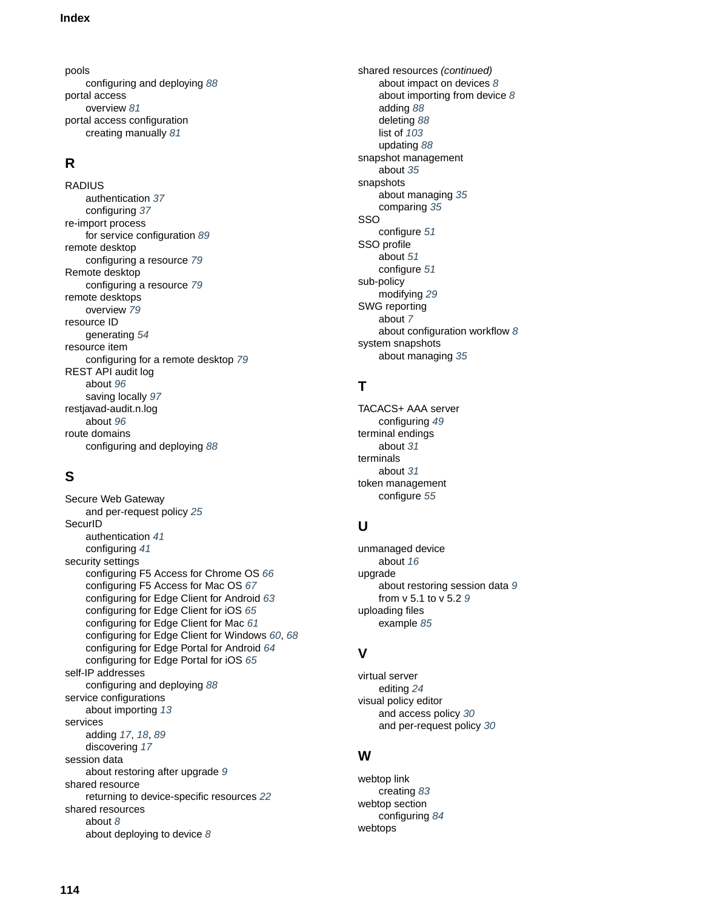pools
- configuring and deploying 88

portal access
- overview 81

portal access configuration
- creating manually 81

## R

RADIUS
- authentication 37
- configuring 37

re-import process
- for service configuration 89

remote desktop
- configuring a resource 79

Remote desktop
- configuring a resource 79

remote desktops
- overview 79

resource ID
- generating 54

resource item
- configuring for a remote desktop 79

REST API audit log
- about 96
- saving locally 97

restjavad-audit.n.log
- about 96

route domains
- configuring and deploying 88

## S

Secure Web Gateway
- and per-request policy 25

SecurID
- authentication 41
- configuring 41

security settings
- configuring F5 Access for Chrome OS 66
- configuring F5 Access for Mac OS 67
- configuring for Edge Client for Android 63
- configuring for Edge Client for iOS 65
- configuring for Edge Client for Mac 61
- configuring for Edge Client for Windows 60, 68
- configuring for Edge Portal for Android 64
- configuring for Edge Portal for iOS 65

self-IP addresses
- configuring and deploying 88

service configurations
- about importing 13

services
- adding 17, 18, 89
- discovering 17

session data
- about restoring after upgrade 9

shared resource
- returning to device-specific resources 22

shared resources
- about 8
- about deploying to device 8

shared resources *(continued)*
- about impact on devices 8
- about importing from device 8
- adding 88
- deleting 88
- list of 103
- updating 88

snapshot management
- about 35

snapshots
- about managing 35
- comparing 35

SSO
- configure 51

SSO profile
- about 51
- configure 51

sub-policy
- modifying 29

SWG reporting
- about 7
- about configuration workflow 8

system snapshots
- about managing 35

## T

TACACS+ AAA server
- configuring 49

terminal endings
- about 31

terminals
- about 31

token management
- configure 55

## U

unmanaged device
- about 16

upgrade
- about restoring session data 9
- from v 5.1 to v 5.2 9

uploading files
- example 85

## V

virtual server
- editing 24

visual policy editor
- and access policy 30
- and per-request policy 30

## W

webtop link
- creating 83

webtop section
- configuring 84

webtops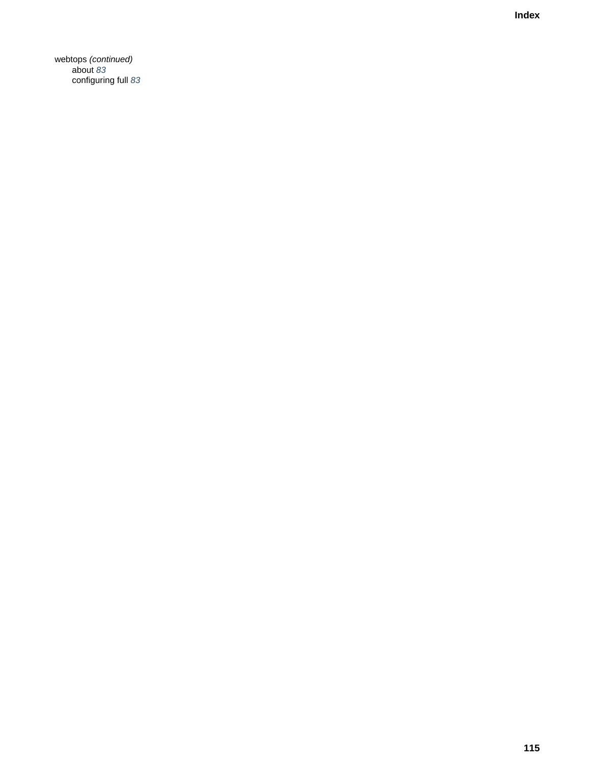webtops *(continued)*
- about *83*
- configuring full *83*